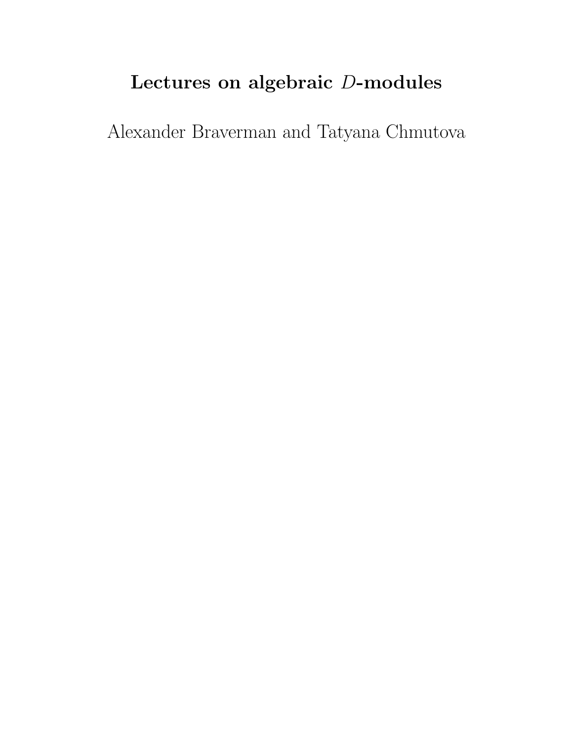# Lectures on algebraic $D$-modules

Alexander Braverman and Tatyana Chmutova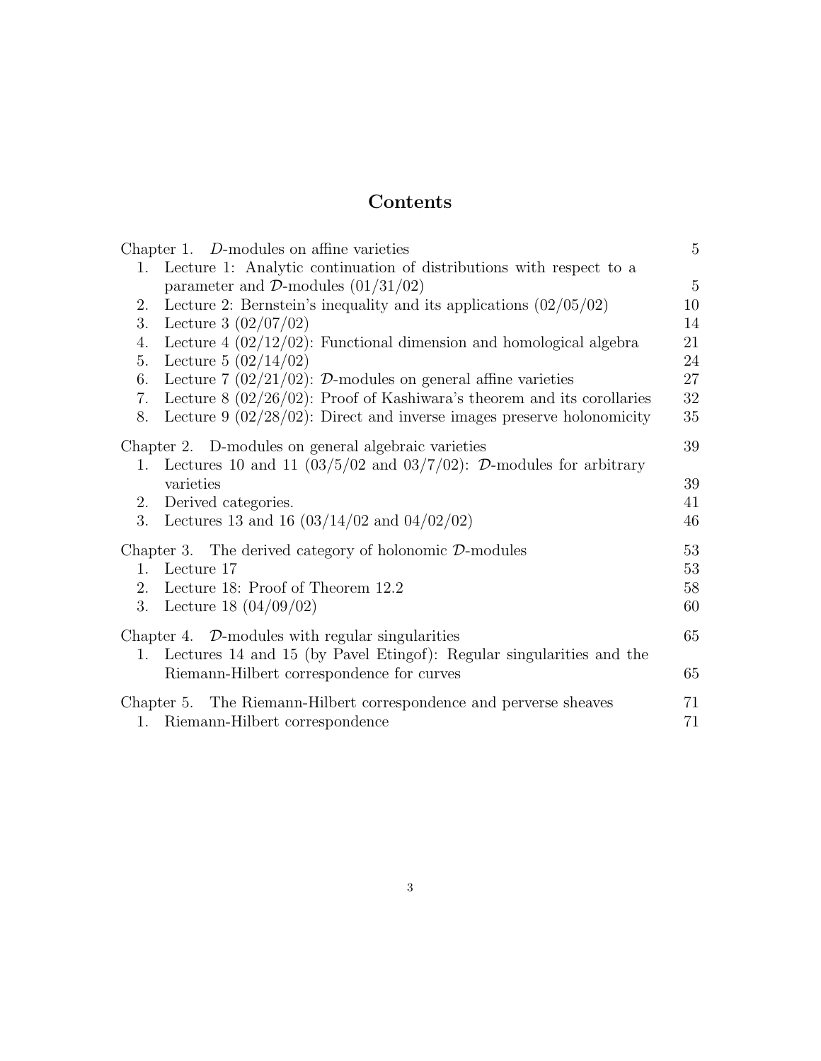# Contents

Chapter 1. $D$-modules on affine varieties — 5

1. Lecture 1: Analytic continuation of distributions with respect to a parameter and $\mathcal{D}$-modules (01/31/02) — 5
2. Lecture 2: Bernstein's inequality and its applications (02/05/02) — 10
3. Lecture 3 (02/07/02) — 14
4. Lecture 4 (02/12/02): Functional dimension and homological algebra — 21
5. Lecture 5 (02/14/02) — 24
6. Lecture 7 (02/21/02): $\mathcal{D}$-modules on general affine varieties — 27
7. Lecture 8 (02/26/02): Proof of Kashiwara's theorem and its corollaries — 32
8. Lecture 9 (02/28/02): Direct and inverse images preserve holonomicity — 35

Chapter 2. D-modules on general algebraic varieties — 39

1. Lectures 10 and 11 (03/5/02 and 03/7/02): $\mathcal{D}$-modules for arbitrary varieties — 39
2. Derived categories. — 41
3. Lectures 13 and 16 (03/14/02 and 04/02/02) — 46

Chapter 3. The derived category of holonomic $\mathcal{D}$-modules — 53

1. Lecture 17 — 53
2. Lecture 18: Proof of Theorem 12.2 — 58
3. Lecture 18 (04/09/02) — 60

Chapter 4. $\mathcal{D}$-modules with regular singularities — 65

1. Lectures 14 and 15 (by Pavel Etingof): Regular singularities and the Riemann-Hilbert correspondence for curves — 65

Chapter 5. The Riemann-Hilbert correspondence and perverse sheaves — 71

1. Riemann-Hilbert correspondence — 71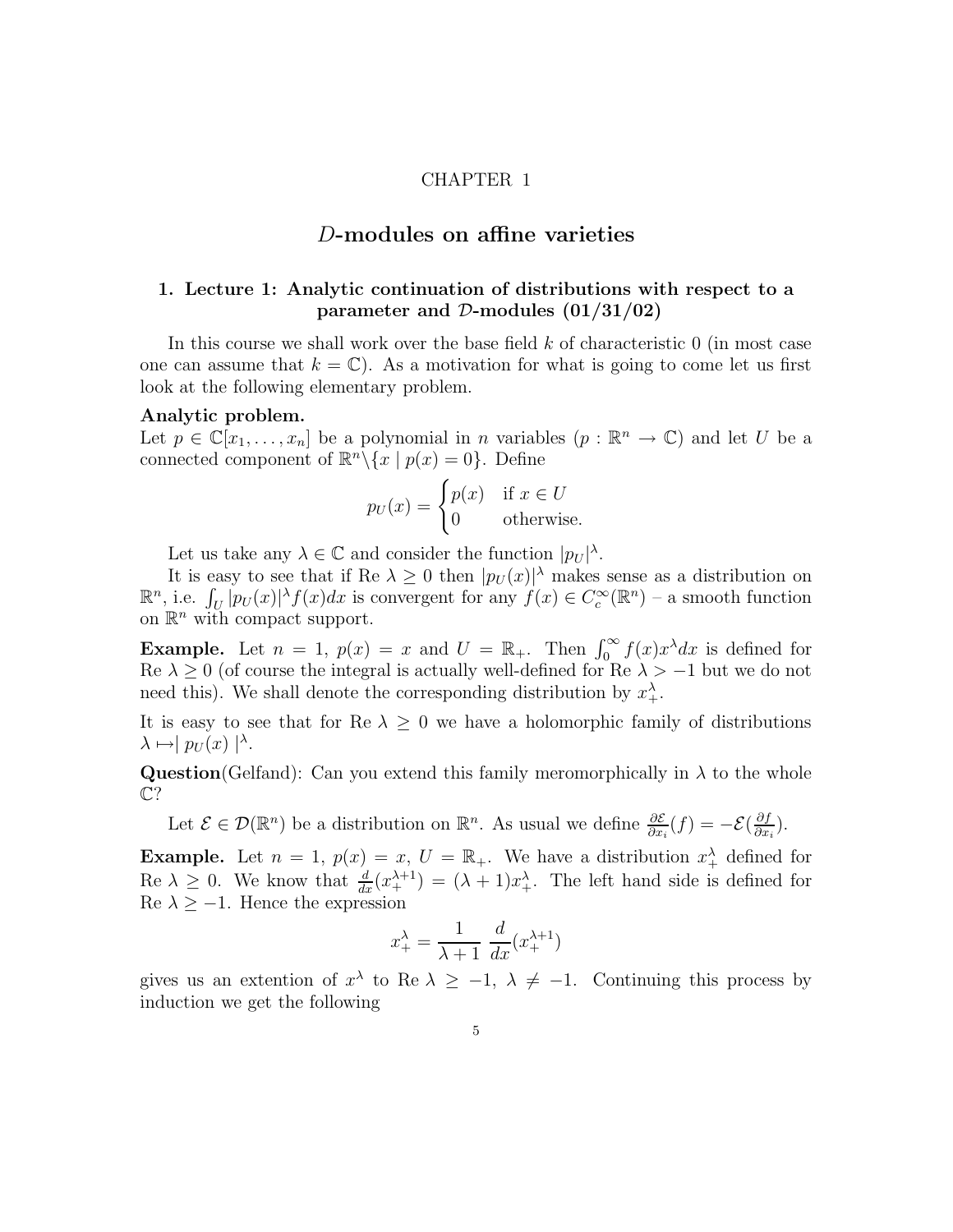CHAPTER 1

# $D$-modules on affine varieties

## 1. Lecture 1: Analytic continuation of distributions with respect to a parameter and $\mathcal{D}$-modules (01/31/02)

In this course we shall work over the base field $k$ of characteristic 0 (in most case one can assume that $k = \mathbb{C}$). As a motivation for what is going to come let us first look at the following elementary problem.

**Analytic problem.**
Let $p \in \mathbb{C}[x_1, \ldots, x_n]$ be a polynomial in $n$ variables ($p : \mathbb{R}^n \to \mathbb{C}$) and let $U$ be a connected component of $\mathbb{R}^n \backslash \{x \mid p(x) = 0\}$. Define

$$p_U(x) = \begin{cases} p(x) & \text{if } x \in U \\ 0 & \text{otherwise.} \end{cases}$$

Let us take any $\lambda \in \mathbb{C}$ and consider the function $|p_U|^\lambda$.

It is easy to see that if Re $\lambda \geq 0$ then $|p_U(x)|^\lambda$ makes sense as a distribution on $\mathbb{R}^n$, i.e. $\int_U |p_U(x)|^\lambda f(x)dx$ is convergent for any $f(x) \in C_c^\infty(\mathbb{R}^n)$ – a smooth function on $\mathbb{R}^n$ with compact support.

**Example.** Let $n = 1$, $p(x) = x$ and $U = \mathbb{R}_+$. Then $\int_0^\infty f(x)x^\lambda dx$ is defined for Re $\lambda \geq 0$ (of course the integral is actually well-defined for Re $\lambda > -1$ but we do not need this). We shall denote the corresponding distribution by $x_+^\lambda$.

It is easy to see that for Re $\lambda \geq 0$ we have a holomorphic family of distributions $\lambda \mapsto | p_U(x) |^\lambda$.

**Question**(Gelfand): Can you extend this family meromorphically in $\lambda$ to the whole $\mathbb{C}$?

Let $\mathcal{E} \in \mathcal{D}(\mathbb{R}^n)$ be a distribution on $\mathbb{R}^n$. As usual we define $\frac{\partial \mathcal{E}}{\partial x_i}(f) = -\mathcal{E}(\frac{\partial f}{\partial x_i})$.

**Example.** Let $n = 1$, $p(x) = x$, $U = \mathbb{R}_+$. We have a distribution $x_+^\lambda$ defined for Re $\lambda \geq 0$. We know that $\frac{d}{dx}(x_+^{\lambda+1}) = (\lambda + 1)x_+^\lambda$. The left hand side is defined for Re $\lambda \geq -1$. Hence the expression

$$x_+^\lambda = \frac{1}{\lambda + 1} \; \frac{d}{dx}(x_+^{\lambda+1})$$

gives us an extention of $x^\lambda$ to Re $\lambda \geq -1$, $\lambda \neq -1$. Continuing this process by induction we get the following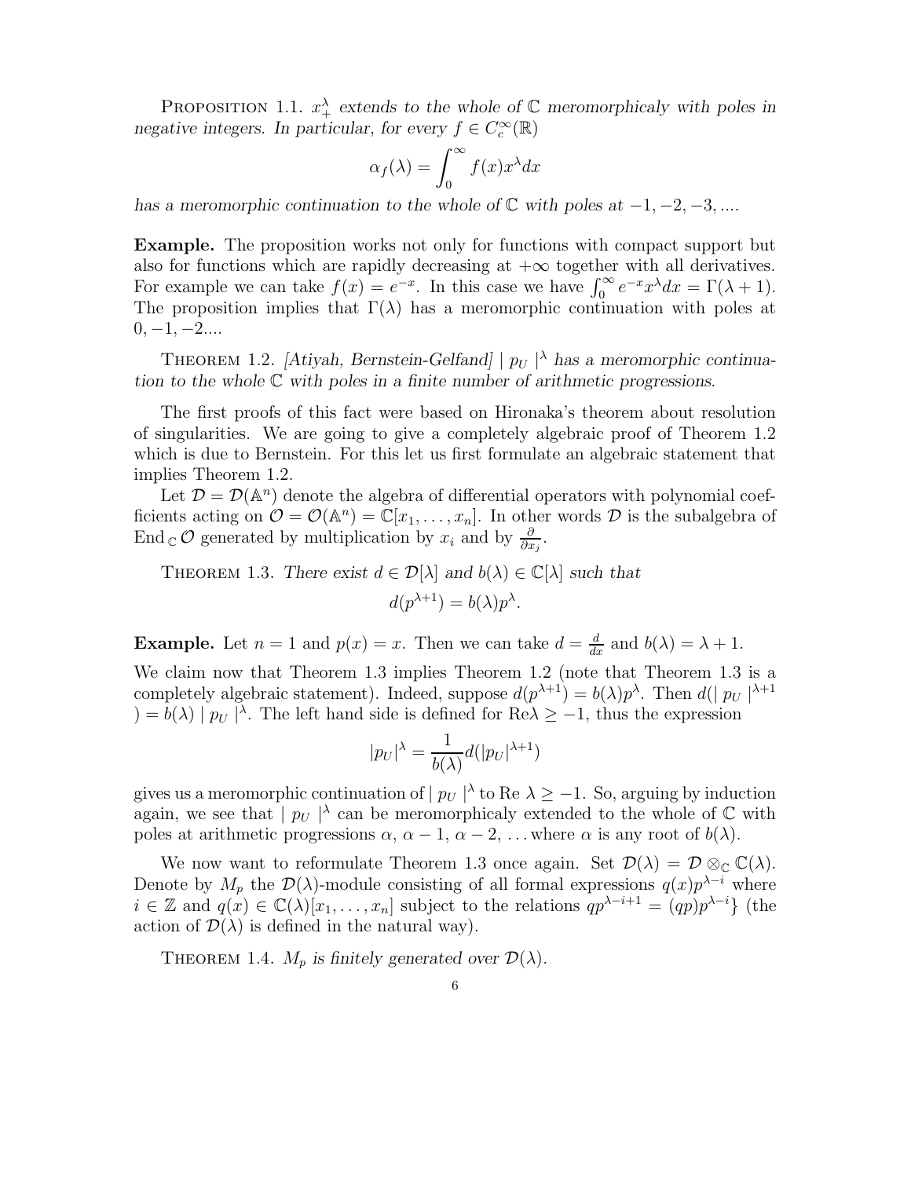PROPOSITION 1.1. *$x_+^\lambda$ extends to the whole of $\mathbb{C}$ meromorphicaly with poles in negative integers. In particular, for every $f \in C_c^\infty(\mathbb{R})$*

$$\alpha_f(\lambda) = \int_0^\infty f(x)x^\lambda dx$$

*has a meromorphic continuation to the whole of $\mathbb{C}$ with poles at $-1, -2, -3, ....$*

**Example.** The proposition works not only for functions with compact support but also for functions which are rapidly decreasing at $+\infty$ together with all derivatives. For example we can take $f(x) = e^{-x}$. In this case we have $\int_0^\infty e^{-x}x^\lambda dx = \Gamma(\lambda + 1)$. The proposition implies that $\Gamma(\lambda)$ has a meromorphic continuation with poles at $0, -1, -2....$

THEOREM 1.2. *[Atiyah, Bernstein-Gelfand] $| \, p_U \, |^\lambda$ has a meromorphic continuation to the whole $\mathbb{C}$ with poles in a finite number of arithmetic progressions.*

The first proofs of this fact were based on Hironaka's theorem about resolution of singularities. We are going to give a completely algebraic proof of Theorem 1.2 which is due to Bernstein. For this let us first formulate an algebraic statement that implies Theorem 1.2.

Let $\mathcal{D} = \mathcal{D}(\mathbb{A}^n)$ denote the algebra of differential operators with polynomial coefficients acting on $\mathcal{O} = \mathcal{O}(\mathbb{A}^n) = \mathbb{C}[x_1, \ldots, x_n]$. In other words $\mathcal{D}$ is the subalgebra of $\operatorname{End}_{\mathbb{C}} \mathcal{O}$ generated by multiplication by $x_i$ and by $\frac{\partial}{\partial x_j}$.

THEOREM 1.3. *There exist $d \in \mathcal{D}[\lambda]$ and $b(\lambda) \in \mathbb{C}[\lambda]$ such that*

$$d(p^{\lambda+1}) = b(\lambda)p^\lambda.$$

**Example.** Let $n = 1$ and $p(x) = x$. Then we can take $d = \frac{d}{dx}$ and $b(\lambda) = \lambda + 1$.

We claim now that Theorem 1.3 implies Theorem 1.2 (note that Theorem 1.3 is a completely algebraic statement). Indeed, suppose $d(p^{\lambda+1}) = b(\lambda)p^\lambda$. Then $d(| \, p_U \, |^{\lambda+1}) = b(\lambda) \, | \, p_U \, |^\lambda$. The left hand side is defined for $\mathrm{Re}\lambda \geq -1$, thus the expression

$$|p_U|^\lambda = \frac{1}{b(\lambda)} d(|p_U|^{\lambda+1})$$

gives us a meromorphic continuation of $| \, p_U \, |^\lambda$ to $\mathrm{Re}\, \lambda \geq -1$. So, arguing by induction again, we see that $| \, p_U \, |^\lambda$ can be meromorphicaly extended to the whole of $\mathbb{C}$ with poles at arithmetic progressions $\alpha, \, \alpha - 1, \, \alpha - 2, \, \ldots$ where $\alpha$ is any root of $b(\lambda)$.

We now want to reformulate Theorem 1.3 once again. Set $\mathcal{D}(\lambda) = \mathcal{D} \otimes_{\mathbb{C}} \mathbb{C}(\lambda)$. Denote by $M_p$ the $\mathcal{D}(\lambda)$-module consisting of all formal expressions $q(x)p^{\lambda-i}$ where $i \in \mathbb{Z}$ and $q(x) \in \mathbb{C}(\lambda)[x_1, \ldots, x_n]$ subject to the relations $qp^{\lambda-i+1} = (qp)p^{\lambda-i}\}$ (the action of $\mathcal{D}(\lambda)$ is defined in the natural way).

THEOREM 1.4. *$M_p$ is finitely generated over $\mathcal{D}(\lambda)$.*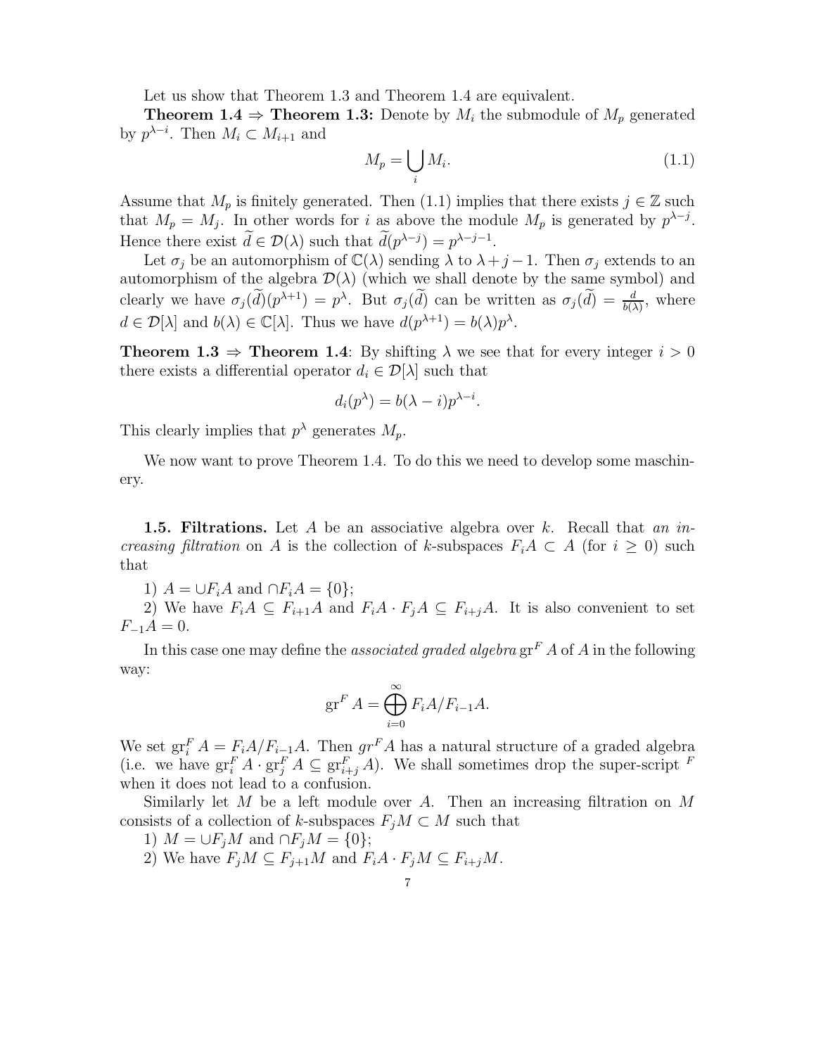Let us show that Theorem 1.3 and Theorem 1.4 are equivalent.

**Theorem 1.4 ⇒ Theorem 1.3:** Denote by $M_i$ the submodule of $M_p$ generated by $p^{\lambda-i}$. Then $M_i \subset M_{i+1}$ and

$$M_p = \bigcup_i M_i. \tag{1.1}$$

Assume that $M_p$ is finitely generated. Then (1.1) implies that there exists $j \in \mathbb{Z}$ such that $M_p = M_j$. In other words for $i$ as above the module $M_p$ is generated by $p^{\lambda-j}$. Hence there exist $\widetilde{d} \in \mathcal{D}(\lambda)$ such that $\widetilde{d}(p^{\lambda-j}) = p^{\lambda-j-1}$.

Let $\sigma_j$ be an automorphism of $\mathbb{C}(\lambda)$ sending $\lambda$ to $\lambda + j - 1$. Then $\sigma_j$ extends to an automorphism of the algebra $\mathcal{D}(\lambda)$ (which we shall denote by the same symbol) and clearly we have $\sigma_j(\widetilde{d})(p^{\lambda+1}) = p^{\lambda}$. But $\sigma_j(\widetilde{d})$ can be written as $\sigma_j(\widetilde{d}) = \frac{d}{b(\lambda)}$, where $d \in \mathcal{D}[\lambda]$ and $b(\lambda) \in \mathbb{C}[\lambda]$. Thus we have $d(p^{\lambda+1}) = b(\lambda)p^{\lambda}$.

**Theorem 1.3 ⇒ Theorem 1.4**: By shifting $\lambda$ we see that for every integer $i > 0$ there exists a differential operator $d_i \in \mathcal{D}[\lambda]$ such that

$$d_i(p^{\lambda}) = b(\lambda - i)p^{\lambda-i}.$$

This clearly implies that $p^{\lambda}$ generates $M_p$.

We now want to prove Theorem 1.4. To do this we need to develop some maschinery.

**1.5. Filtrations.** Let $A$ be an associative algebra over $k$. Recall that *an increasing filtration* on $A$ is the collection of $k$-subspaces $F_iA \subset A$ (for $i \geq 0$) such that

1) $A = \cup F_iA$ and $\cap F_iA = \{0\}$;

2) We have $F_iA \subseteq F_{i+1}A$ and $F_iA \cdot F_jA \subseteq F_{i+j}A$. It is also convenient to set $F_{-1}A = 0$.

In this case one may define the *associated graded algebra* $\operatorname{gr}^F A$ of $A$ in the following way:

$$\operatorname{gr}^F A = \bigoplus_{i=0}^{\infty} F_iA/F_{i-1}A.$$

We set $\operatorname{gr}_i^F A = F_iA/F_{i-1}A$. Then $gr^F A$ has a natural structure of a graded algebra (i.e. we have $\operatorname{gr}_i^F A \cdot \operatorname{gr}_j^F A \subseteq \operatorname{gr}_{i+j}^F A$). We shall sometimes drop the super-script $^F$ when it does not lead to a confusion.

Similarly let $M$ be a left module over $A$. Then an increasing filtration on $M$ consists of a collection of $k$-subspaces $F_jM \subset M$ such that

1) $M = \cup F_jM$ and $\cap F_jM = \{0\}$;

2) We have $F_jM \subseteq F_{j+1}M$ and $F_iA \cdot F_jM \subseteq F_{i+j}M$.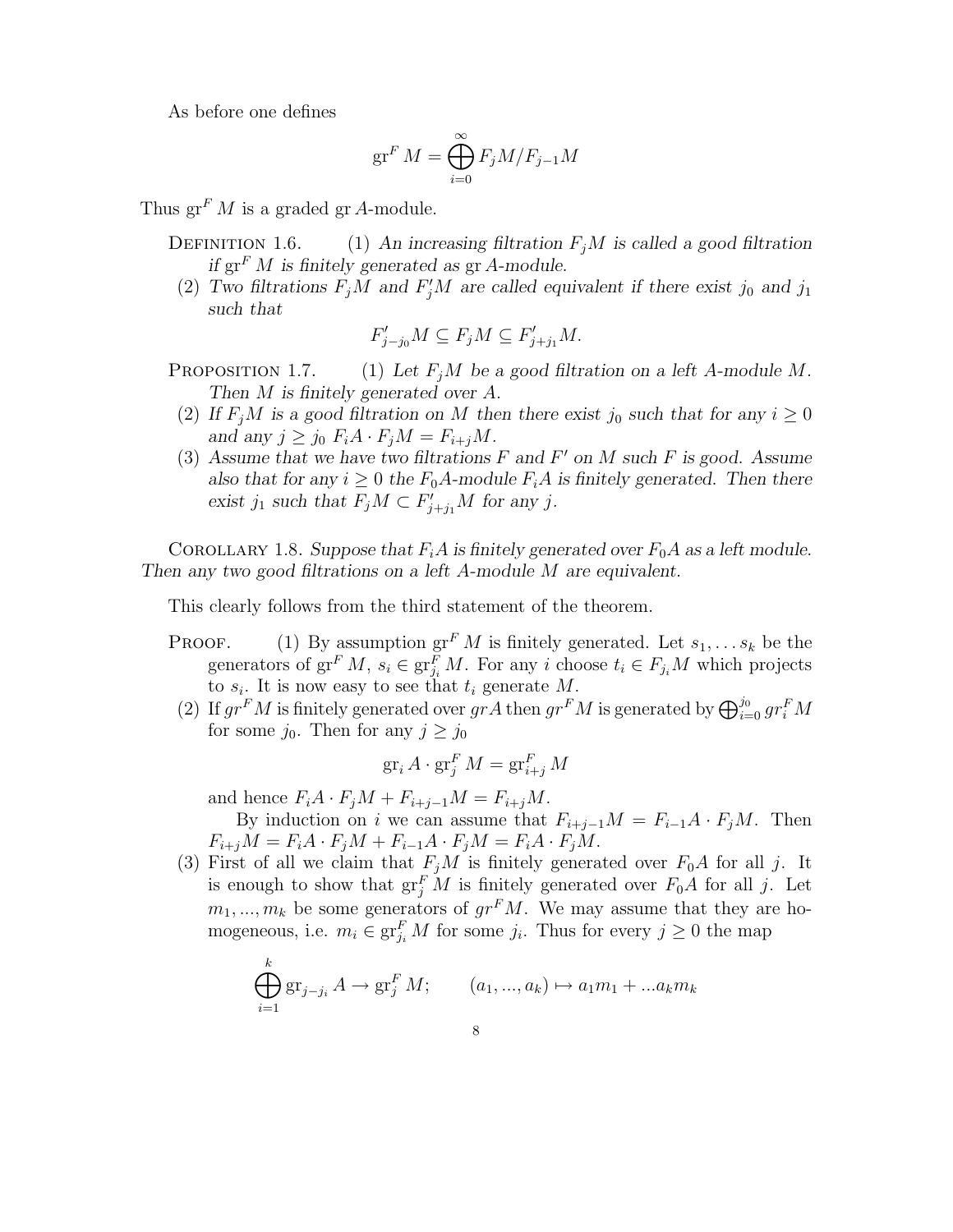As before one defines

$$\operatorname{gr}^F M = \bigoplus_{i=0}^{\infty} F_j M / F_{j-1} M$$

Thus $\operatorname{gr}^F M$ is a graded $\operatorname{gr} A$-module.

Definition 1.6. (1) *An increasing filtration $F_j M$ is called a good filtration if $\operatorname{gr}^F M$ is finitely generated as $\operatorname{gr} A$-module.*

(2) *Two filtrations $F_j M$ and $F'_j M$ are called equivalent if there exist $j_0$ and $j_1$ such that*

$$F'_{j-j_0} M \subseteq F_j M \subseteq F'_{j+j_1} M.$$

Proposition 1.7. (1) *Let $F_j M$ be a good filtration on a left $A$-module $M$. Then $M$ is finitely generated over $A$.*

(2) *If $F_j M$ is a good filtration on $M$ then there exist $j_0$ such that for any $i \geq 0$ and any $j \geq j_0$ $F_i A \cdot F_j M = F_{i+j} M$.*

(3) *Assume that we have two filtrations $F$ and $F'$ on $M$ such $F$ is good. Assume also that for any $i \geq 0$ the $F_0 A$-module $F_i A$ is finitely generated. Then there exist $j_1$ such that $F_j M \subset F'_{j+j_1} M$ for any $j$.*

Corollary 1.8. *Suppose that $F_i A$ is finitely generated over $F_0 A$ as a left module. Then any two good filtrations on a left $A$-module $M$ are equivalent.*

This clearly follows from the third statement of the theorem.

Proof. (1) By assumption $\operatorname{gr}^F M$ is finitely generated. Let $s_1, \ldots s_k$ be the generators of $\operatorname{gr}^F M$, $s_i \in \operatorname{gr}^F_{j_i} M$. For any $i$ choose $t_i \in F_{j_i} M$ which projects to $s_i$. It is now easy to see that $t_i$ generate $M$.

(2) If $gr^F M$ is finitely generated over $gr A$ then $gr^F M$ is generated by $\bigoplus_{i=0}^{j_0} gr^F_i M$ for some $j_0$. Then for any $j \geq j_0$

$$\operatorname{gr}_i A \cdot \operatorname{gr}^F_j M = \operatorname{gr}^F_{i+j} M$$

and hence $F_i A \cdot F_j M + F_{i+j-1} M = F_{i+j} M$.

By induction on $i$ we can assume that $F_{i+j-1} M = F_{i-1} A \cdot F_j M$. Then $F_{i+j} M = F_i A \cdot F_j M + F_{i-1} A \cdot F_j M = F_i A \cdot F_j M$.

(3) First of all we claim that $F_j M$ is finitely generated over $F_0 A$ for all $j$. It is enough to show that $\operatorname{gr}^F_j M$ is finitely generated over $F_0 A$ for all $j$. Let $m_1, ..., m_k$ be some generators of $gr^F M$. We may assume that they are homogeneous, i.e. $m_i \in \operatorname{gr}^F_{j_i} M$ for some $j_i$. Thus for every $j \geq 0$ the map

$$\bigoplus_{i=1}^{k} \operatorname{gr}_{j-j_i} A \to \operatorname{gr}^F_j M; \qquad (a_1, ..., a_k) \mapsto a_1 m_1 + ... a_k m_k$$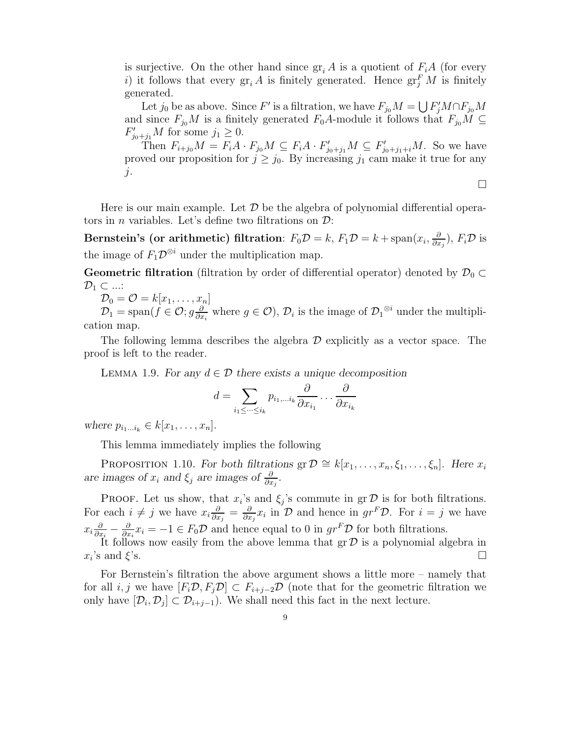is surjective. On the other hand since $\operatorname{gr}_i A$ is a quotient of $F_i A$ (for every $i$) it follows that every $\operatorname{gr}_i A$ is finitely generated. Hence $\operatorname{gr}^F_j M$ is finitely generated.

Let $j_0$ be as above. Since $F'$ is a filtration, we have $F_{j_0} M = \bigcup F'_j M \cap F_{j_0} M$ and since $F_{j_0} M$ is a finitely generated $F_0 A$-module it follows that $F_{j_0} M \subseteq F'_{j_0+j_1} M$ for some $j_1 \geq 0$.

Then $F_{i+j_0} M = F_i A \cdot F_{j_0} M \subseteq F_i A \cdot F'_{j_0+j_1} M \subseteq F'_{j_0+j_1+i} M$. So we have proved our proposition for $j \geq j_0$. By increasing $j_1$ cam make it true for any $j$.

$\square$

Here is our main example. Let $\mathcal{D}$ be the algebra of polynomial differential operators in $n$ variables. Let's define two filtrations on $\mathcal{D}$:

**Bernstein's (or arithmetic) filtration**: $F_0\mathcal{D} = k$, $F_1\mathcal{D} = k + \operatorname{span}(x_i, \frac{\partial}{\partial x_j})$, $F_i\mathcal{D}$ is the image of $F_1\mathcal{D}^{\otimes i}$ under the multiplication map.

**Geometric filtration** (filtration by order of differential operator) denoted by $\mathcal{D}_0 \subset \mathcal{D}_1 \subset \ldots$:

$\mathcal{D}_0 = \mathcal{O} = k[x_1, \ldots, x_n]$

$\mathcal{D}_1 = \operatorname{span}(f \in \mathcal{O}; g\frac{\partial}{\partial x_i}$ where $g \in \mathcal{O})$, $\mathcal{D}_i$ is the image of ${\mathcal{D}_1}^{\otimes i}$ under the multiplication map.

The following lemma describes the algebra $\mathcal{D}$ explicitly as a vector space. The proof is left to the reader.

LEMMA 1.9. *For any $d \in \mathcal{D}$ there exists a unique decomposition*

$$d = \sum_{i_1 \leq \cdots \leq i_k} p_{i_1,\ldots i_k} \frac{\partial}{\partial x_{i_1}} \cdots \frac{\partial}{\partial x_{i_k}}$$

*where $p_{i_1\ldots i_k} \in k[x_1, \ldots, x_n]$.*

This lemma immediately implies the following

PROPOSITION 1.10. *For both filtrations $\operatorname{gr}\mathcal{D} \cong k[x_1, \ldots, x_n, \xi_1, \ldots, \xi_n]$. Here $x_i$ are images of $x_i$ and $\xi_j$ are images of $\frac{\partial}{\partial x_j}$.*

PROOF. Let us show, that $x_i$'s and $\xi_j$'s commute in $\operatorname{gr}\mathcal{D}$ is for both filtrations. For each $i \neq j$ we have $x_i \frac{\partial}{\partial x_j} = \frac{\partial}{\partial x_j} x_i$ in $\mathcal{D}$ and hence in $gr^F\mathcal{D}$. For $i = j$ we have $x_i \frac{\partial}{\partial x_i} - \frac{\partial}{\partial x_i} x_i = -1 \in F_0\mathcal{D}$ and hence equal to 0 in $gr^F\mathcal{D}$ for both filtrations.

It follows now easily from the above lemma that $\operatorname{gr}\mathcal{D}$ is a polynomial algebra in $x_i$'s and $\xi$'s. $\square$

For Bernstein's filtration the above argument shows a little more – namely that for all $i, j$ we have $[F_i\mathcal{D}, F_j\mathcal{D}] \subset F_{i+j-2}\mathcal{D}$ (note that for the geometric filtration we only have $[\mathcal{D}_i, \mathcal{D}_j] \subset \mathcal{D}_{i+j-1}$). We shall need this fact in the next lecture.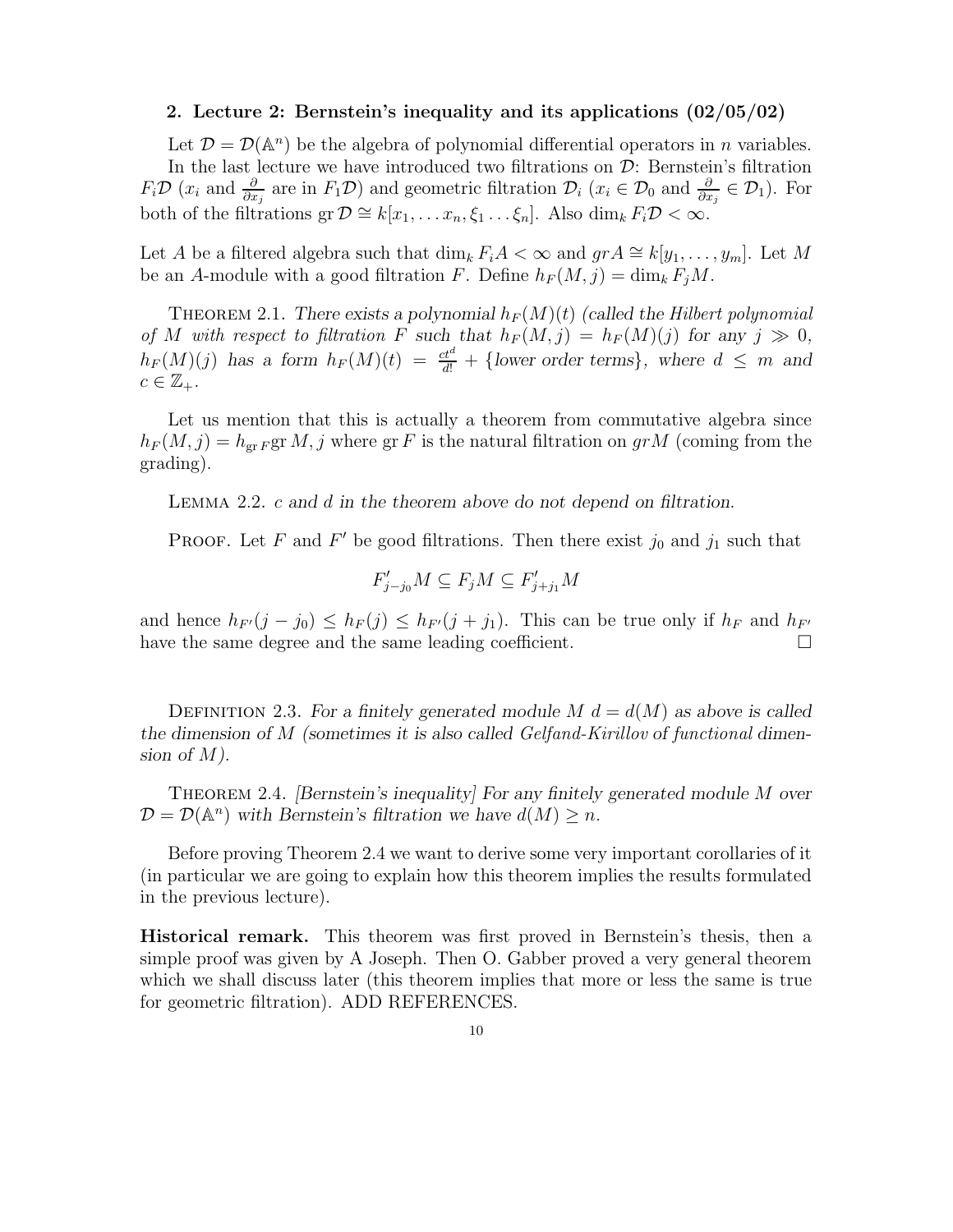## 2. Lecture 2: Bernstein's inequality and its applications (02/05/02)

Let $\mathcal{D} = \mathcal{D}(\mathbb{A}^n)$ be the algebra of polynomial differential operators in $n$ variables.

In the last lecture we have introduced two filtrations on $\mathcal{D}$: Bernstein's filtration $F_i\mathcal{D}$ ($x_i$ and $\frac{\partial}{\partial x_j}$ are in $F_1\mathcal{D}$) and geometric filtration $\mathcal{D}_i$ ($x_i \in \mathcal{D}_0$ and $\frac{\partial}{\partial x_j} \in \mathcal{D}_1$). For both of the filtrations $\operatorname{gr}\mathcal{D} \cong k[x_1, \ldots x_n, \xi_1 \ldots \xi_n]$. Also $\dim_k F_i\mathcal{D} < \infty$.

Let $A$ be a filtered algebra such that $\dim_k F_iA < \infty$ and $grA \cong k[y_1, \ldots, y_m]$. Let $M$ be an $A$-module with a good filtration $F$. Define $h_F(M, j) = \dim_k F_jM$.

Theorem 2.1. *There exists a polynomial $h_F(M)(t)$ (called the Hilbert polynomial of $M$ with respect to filtration $F$ such that $h_F(M, j) = h_F(M)(j)$ for any $j \gg 0$, $h_F(M)(j)$ has a form $h_F(M)(t) = \frac{ct^d}{d!} + \{$lower order terms$\}$, where $d \leq m$ and $c \in \mathbb{Z}_+$.*

Let us mention that this is actually a theorem from commutative algebra since $h_F(M, j) = h_{\operatorname{gr} F}\operatorname{gr} M, j$ where $\operatorname{gr} F$ is the natural filtration on $grM$ (coming from the grading).

Lemma 2.2. *$c$ and $d$ in the theorem above do not depend on filtration.*

Proof. Let $F$ and $F'$ be good filtrations. Then there exist $j_0$ and $j_1$ such that

$$F'_{j-j_0}M \subseteq F_jM \subseteq F'_{j+j_1}M$$

and hence $h_{F'}(j - j_0) \leq h_F(j) \leq h_{F'}(j + j_1)$. This can be true only if $h_F$ and $h_{F'}$ have the same degree and the same leading coefficient. □

Definition 2.3. *For a finitely generated module $M$ $d = d(M)$ as above is called the dimension of $M$ (sometimes it is also called Gelfand-Kirillov of functional dimension of $M$).*

Theorem 2.4. *[Bernstein's inequality] For any finitely generated module $M$ over $\mathcal{D} = \mathcal{D}(\mathbb{A}^n)$ with Bernstein's filtration we have $d(M) \geq n$.*

Before proving Theorem 2.4 we want to derive some very important corollaries of it (in particular we are going to explain how this theorem implies the results formulated in the previous lecture).

**Historical remark.** This theorem was first proved in Bernstein's thesis, then a simple proof was given by A Joseph. Then O. Gabber proved a very general theorem which we shall discuss later (this theorem implies that more or less the same is true for geometric filtration). ADD REFERENCES.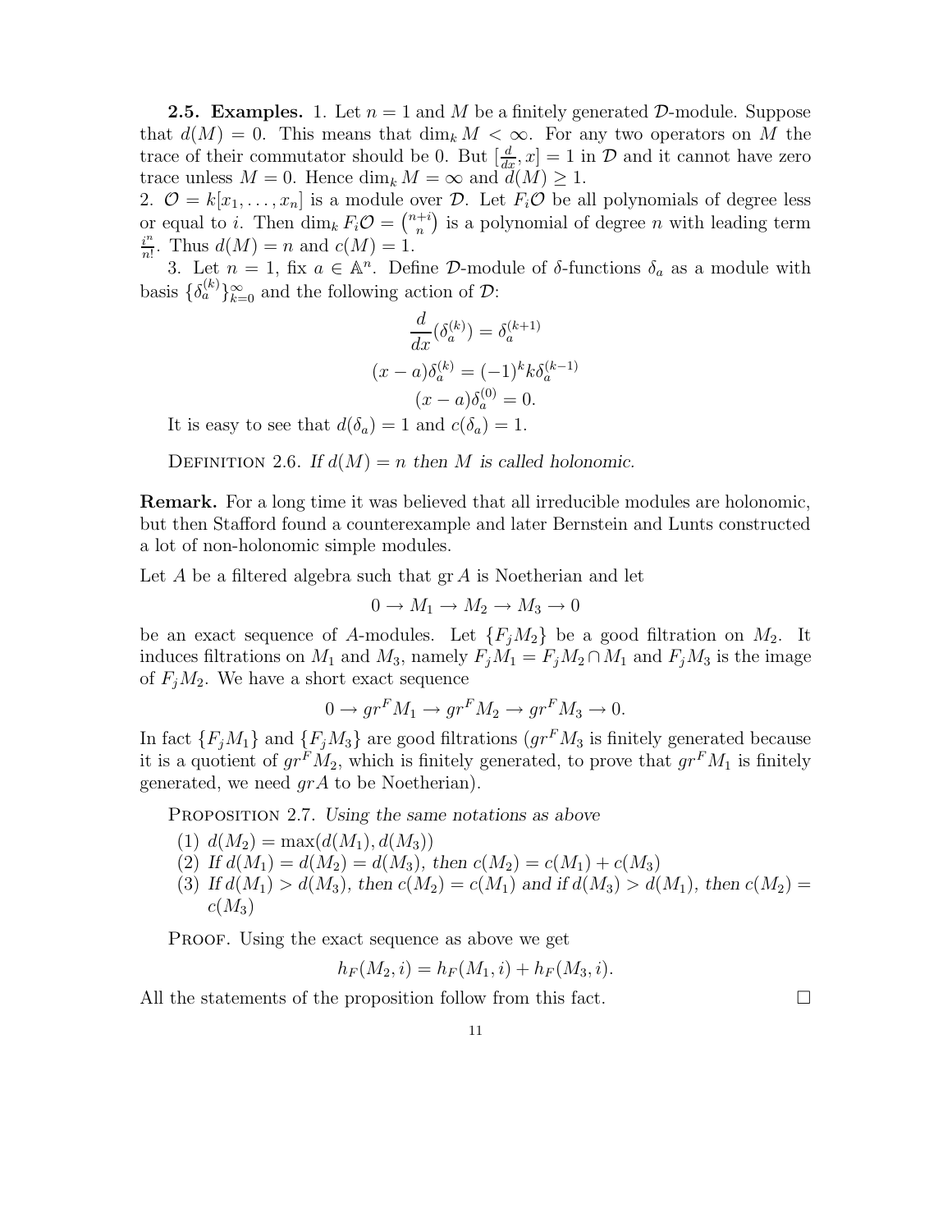**2.5. Examples.** 1. Let $n = 1$ and $M$ be a finitely generated $\mathcal{D}$-module. Suppose that $d(M) = 0$. This means that $\dim_k M < \infty$. For any two operators on $M$ the trace of their commutator should be 0. But $[\frac{d}{dx}, x] = 1$ in $\mathcal{D}$ and it cannot have zero trace unless $M = 0$. Hence $\dim_k M = \infty$ and $d(M) \geq 1$.
2. $\mathcal{O} = k[x_1, \ldots, x_n]$ is a module over $\mathcal{D}$. Let $F_i\mathcal{O}$ be all polynomials of degree less or equal to $i$. Then $\dim_k F_i\mathcal{O} = \binom{n+i}{n}$ is a polynomial of degree $n$ with leading term $\frac{i^n}{n!}$. Thus $d(M) = n$ and $c(M) = 1$.

3. Let $n = 1$, fix $a \in \mathbb{A}^n$. Define $\mathcal{D}$-module of $\delta$-functions $\delta_a$ as a module with basis $\{\delta_a^{(k)}\}_{k=0}^{\infty}$ and the following action of $\mathcal{D}$:

$$\frac{d}{dx}(\delta_a^{(k)}) = \delta_a^{(k+1)}$$
$$(x - a)\delta_a^{(k)} = (-1)^k k \delta_a^{(k-1)}$$
$$(x - a)\delta_a^{(0)} = 0.$$

It is easy to see that $d(\delta_a) = 1$ and $c(\delta_a) = 1$.

Definition 2.6. *If $d(M) = n$ then $M$ is called holonomic.*

**Remark.** For a long time it was believed that all irreducible modules are holonomic, but then Stafford found a counterexample and later Bernstein and Lunts constructed a lot of non-holonomic simple modules.

Let $A$ be a filtered algebra such that $\operatorname{gr} A$ is Noetherian and let

$$0 \to M_1 \to M_2 \to M_3 \to 0$$

be an exact sequence of $A$-modules. Let $\{F_j M_2\}$ be a good filtration on $M_2$. It induces filtrations on $M_1$ and $M_3$, namely $F_j M_1 = F_j M_2 \cap M_1$ and $F_j M_3$ is the image of $F_j M_2$. We have a short exact sequence

$$0 \to gr^F M_1 \to gr^F M_2 \to gr^F M_3 \to 0.$$

In fact $\{F_j M_1\}$ and $\{F_j M_3\}$ are good filtrations ($gr^F M_3$ is finitely generated because it is a quotient of $gr^F M_2$, which is finitely generated, to prove that $gr^F M_1$ is finitely generated, we need $grA$ to be Noetherian).

Proposition 2.7. *Using the same notations as above*

1. $d(M_2) = \max(d(M_1), d(M_3))$
2. *If* $d(M_1) = d(M_2) = d(M_3)$, *then* $c(M_2) = c(M_1) + c(M_3)$
3. *If* $d(M_1) > d(M_3)$, *then* $c(M_2) = c(M_1)$ *and if* $d(M_3) > d(M_1)$, *then* $c(M_2) = c(M_3)$

Proof. Using the exact sequence as above we get

$$h_F(M_2, i) = h_F(M_1, i) + h_F(M_3, i).$$

All the statements of the proposition follow from this fact. □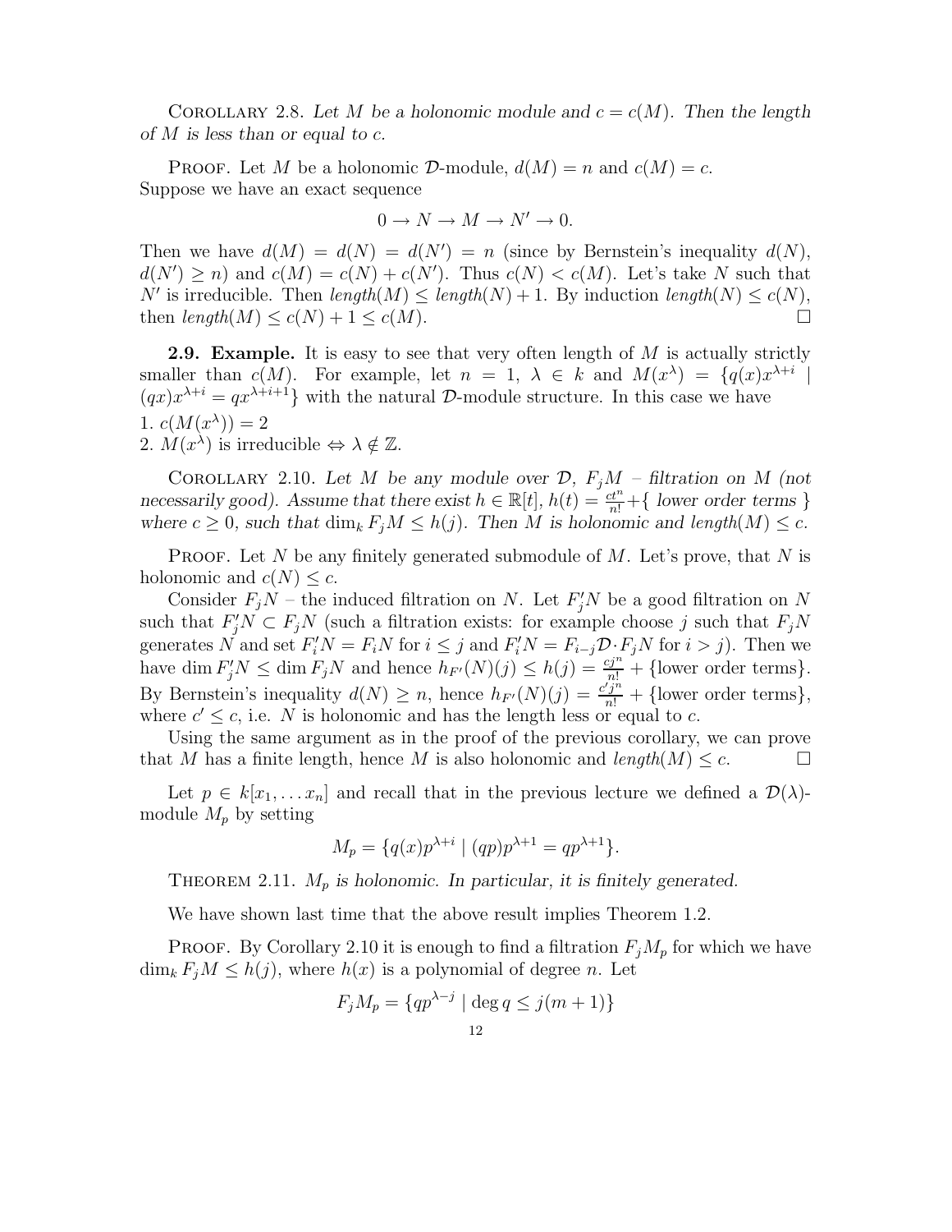Corollary 2.8. *Let $M$ be a holonomic module and $c = c(M)$. Then the length of $M$ is less than or equal to $c$.*

Proof. Let $M$ be a holonomic $\mathcal{D}$-module, $d(M) = n$ and $c(M) = c$. Suppose we have an exact sequence

$$0 \to N \to M \to N' \to 0.$$

Then we have $d(M) = d(N) = d(N') = n$ (since by Bernstein's inequality $d(N)$, $d(N') \geq n$) and $c(M) = c(N) + c(N')$. Thus $c(N) < c(M)$. Let's take $N$ such that $N'$ is irreducible. Then $length(M) \leq length(N) + 1$. By induction $length(N) \leq c(N)$, then $length(M) \leq c(N) + 1 \leq c(M)$. □

**2.9. Example.** It is easy to see that very often length of $M$ is actually strictly smaller than $c(M)$. For example, let $n = 1$, $\lambda \in k$ and $M(x^\lambda) = \{q(x)x^{\lambda+i} \mid (qx)x^{\lambda+i} = qx^{\lambda+i+1}\}$ with the natural $\mathcal{D}$-module structure. In this case we have

1. $c(M(x^\lambda)) = 2$
2. $M(x^\lambda)$ is irreducible $\Leftrightarrow \lambda \notin \mathbb{Z}$.

Corollary 2.10. *Let $M$ be any module over $\mathcal{D}$, $F_jM$ – filtration on $M$ (not necessarily good). Assume that there exist $h \in \mathbb{R}[t]$, $h(t) = \frac{ct^n}{n!} + \{$ lower order terms $\}$ where $c \geq 0$, such that $\dim_k F_jM \leq h(j)$. Then $M$ is holonomic and $length(M) \leq c$.*

Proof. Let $N$ be any finitely generated submodule of $M$. Let's prove, that $N$ is holonomic and $c(N) \leq c$.

Consider $F_jN$ – the induced filtration on $N$. Let $F'_jN$ be a good filtration on $N$ such that $F'_jN \subset F_jN$ (such a filtration exists: for example choose $j$ such that $F_jN$ generates $N$ and set $F'_iN = F_iN$ for $i \leq j$ and $F'_iN = F_{i-j}\mathcal{D} \cdot F_jN$ for $i > j$). Then we have $\dim F'_jN \leq \dim F_jN$ and hence $h_{F'}(N)(j) \leq h(j) = \frac{cj^n}{n!} + \{\text{lower order terms}\}$. By Bernstein's inequality $d(N) \geq n$, hence $h_{F'}(N)(j) = \frac{c'j^n}{n!} + \{\text{lower order terms}\}$, where $c' \leq c$, i.e. $N$ is holonomic and has the length less or equal to $c$.

Using the same argument as in the proof of the previous corollary, we can prove that $M$ has a finite length, hence $M$ is also holonomic and $length(M) \leq c$. □

Let $p \in k[x_1, \ldots x_n]$ and recall that in the previous lecture we defined a $\mathcal{D}(\lambda)$-module $M_p$ by setting

$$M_p = \{q(x)p^{\lambda+i} \mid (qp)p^{\lambda+1} = qp^{\lambda+1}\}.$$

Theorem 2.11. *$M_p$ is holonomic. In particular, it is finitely generated.*

We have shown last time that the above result implies Theorem 1.2.

Proof. By Corollary 2.10 it is enough to find a filtration $F_jM_p$ for which we have $\dim_k F_jM \leq h(j)$, where $h(x)$ is a polynomial of degree $n$. Let

$$F_jM_p = \{qp^{\lambda-j} \mid \deg q \leq j(m+1)\}$$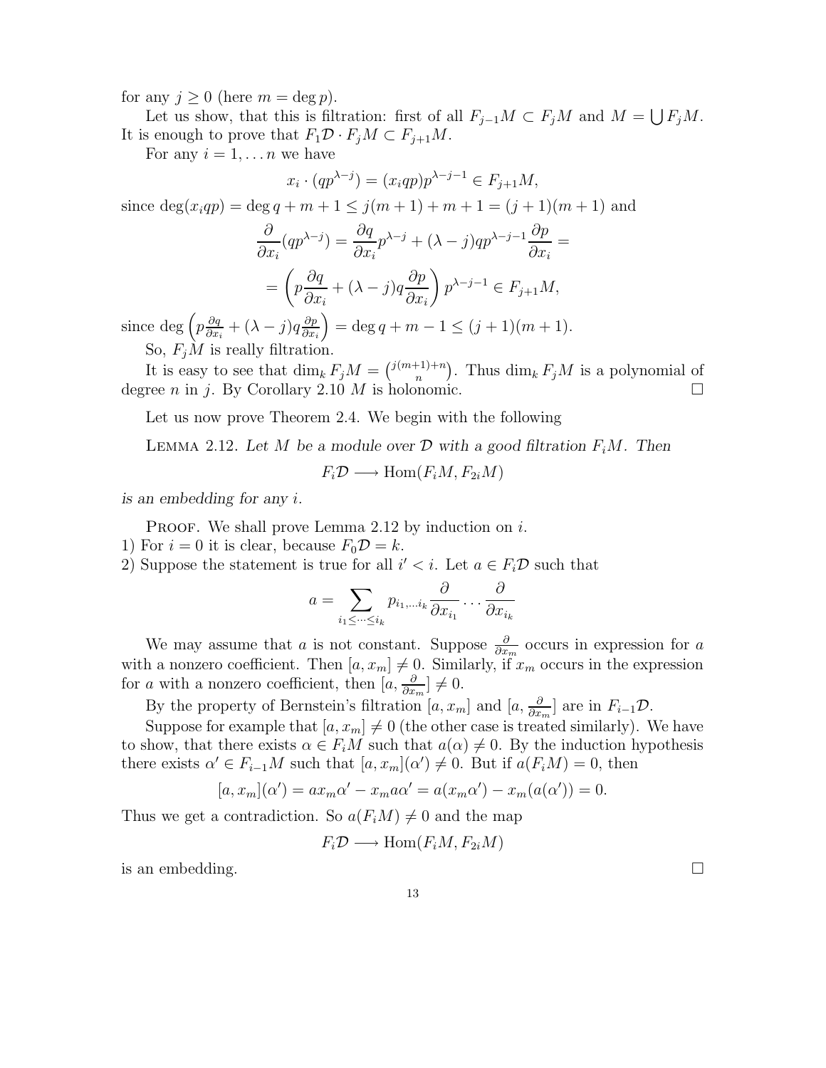for any $j \geq 0$ (here $m = \deg p$).

Let us show, that this is filtration: first of all $F_{j-1}M \subset F_jM$ and $M = \bigcup F_jM$. It is enough to prove that $F_1\mathcal{D} \cdot F_jM \subset F_{j+1}M$.

For any $i = 1, \dots n$ we have

$$x_i \cdot (qp^{\lambda - j}) = (x_i qp)p^{\lambda-j-1} \in F_{j+1}M,$$

since $\deg(x_i qp) = \deg q + m + 1 \leq j(m+1) + m + 1 = (j+1)(m+1)$ and

$$\frac{\partial}{\partial x_i}(qp^{\lambda-j}) = \frac{\partial q}{\partial x_i}p^{\lambda-j} + (\lambda - j)qp^{\lambda-j-1}\frac{\partial p}{\partial x_i} =$$

$$= \left(p\frac{\partial q}{\partial x_i} + (\lambda - j)q\frac{\partial p}{\partial x_i}\right)p^{\lambda-j-1} \in F_{j+1}M,$$

since $\deg\left(p\frac{\partial q}{\partial x_i} + (\lambda - j)q\frac{\partial p}{\partial x_i}\right) = \deg q + m - 1 \leq (j+1)(m+1)$.

So, $F_jM$ is really filtration.

It is easy to see that $\dim_k F_jM = \binom{j(m+1)+n}{n}$. Thus $\dim_k F_jM$ is a polynomial of degree $n$ in $j$. By Corollary 2.10 $M$ is holonomic. $\square$

Let us now prove Theorem 2.4. We begin with the following

Lemma 2.12. *Let $M$ be a module over $\mathcal{D}$ with a good filtration $F_iM$. Then*

$$F_i\mathcal{D} \longrightarrow \mathrm{Hom}(F_iM, F_{2i}M)$$

*is an embedding for any $i$.*

Proof. We shall prove Lemma 2.12 by induction on $i$.

1) For $i = 0$ it is clear, because $F_0\mathcal{D} = k$.

2) Suppose the statement is true for all $i' < i$. Let $a \in F_i\mathcal{D}$ such that

$$a = \sum_{i_1 \leq \dots \leq i_k} p_{i_1, \dots i_k}\frac{\partial}{\partial x_{i_1}}\dots\frac{\partial}{\partial x_{i_k}}$$

We may assume that $a$ is not constant. Suppose $\frac{\partial}{\partial x_m}$ occurs in expression for $a$ with a nonzero coefficient. Then $[a, x_m] \neq 0$. Similarly, if $x_m$ occurs in the expression for $a$ with a nonzero coefficient, then $[a, \frac{\partial}{\partial x_m}] \neq 0$.

By the property of Bernstein's filtration $[a, x_m]$ and $[a, \frac{\partial}{\partial x_m}]$ are in $F_{i-1}\mathcal{D}$.

Suppose for example that $[a, x_m] \neq 0$ (the other case is treated similarly). We have to show, that there exists $\alpha \in F_iM$ such that $a(\alpha) \neq 0$. By the induction hypothesis there exists $\alpha' \in F_{i-1}M$ such that $[a, x_m](\alpha') \neq 0$. But if $a(F_iM) = 0$, then

$$[a, x_m](\alpha') = ax_m\alpha' - x_m a\alpha' = a(x_m\alpha') - x_m(a(\alpha')) = 0.$$

Thus we get a contradiction. So $a(F_iM) \neq 0$ and the map

$$F_i\mathcal{D} \longrightarrow \mathrm{Hom}(F_iM, F_{2i}M)$$

is an embedding. $\square$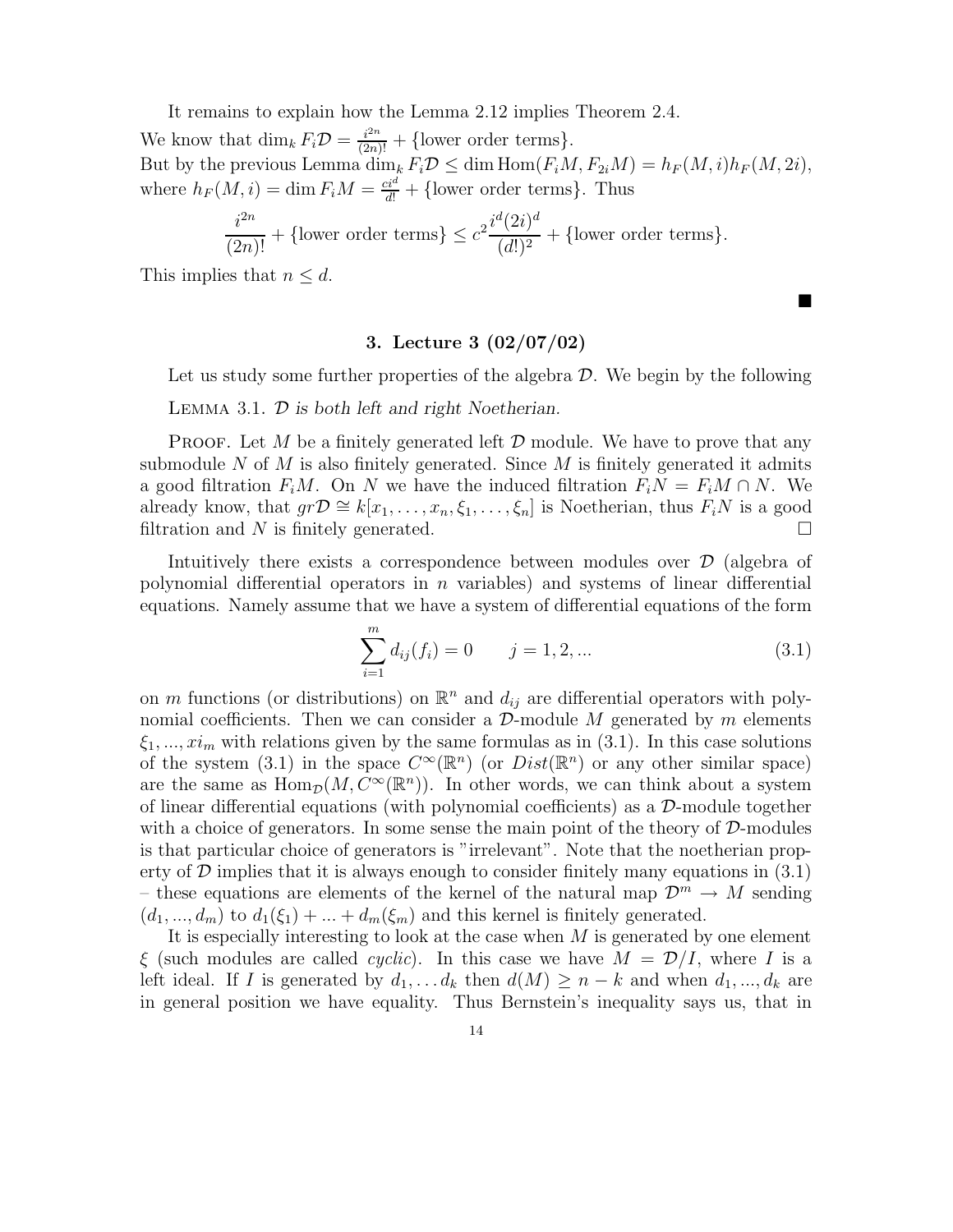It remains to explain how the Lemma 2.12 implies Theorem 2.4.

We know that $\dim_k F_i\mathcal{D} = \frac{i^{2n}}{(2n)!} + \{\text{lower order terms}\}$.

But by the previous Lemma $\dim_k F_i\mathcal{D} \leq \dim \mathrm{Hom}(F_iM, F_{2i}M) = h_F(M,i)h_F(M,2i)$, where $h_F(M,i) = \dim F_iM = \frac{ci^d}{d!} + \{\text{lower order terms}\}$. Thus

$$\frac{i^{2n}}{(2n)!} + \{\text{lower order terms}\} \leq c^2\frac{i^d(2i)^d}{(d!)^2} + \{\text{lower order terms}\}.$$

This implies that $n \leq d$.

■

### 3. Lecture 3 (02/07/02)

Let us study some further properties of the algebra $\mathcal{D}$. We begin by the following

Lemma 3.1. *$\mathcal{D}$ is both left and right Noetherian.*

Proof. Let $M$ be a finitely generated left $\mathcal{D}$ module. We have to prove that any submodule $N$ of $M$ is also finitely generated. Since $M$ is finitely generated it admits a good filtration $F_iM$. On $N$ we have the induced filtration $F_iN = F_iM \cap N$. We already know, that $gr\mathcal{D} \cong k[x_1, \ldots, x_n, \xi_1, \ldots, \xi_n]$ is Noetherian, thus $F_iN$ is a good filtration and $N$ is finitely generated. □

Intuitively there exists a correspondence between modules over $\mathcal{D}$ (algebra of polynomial differential operators in $n$ variables) and systems of linear differential equations. Namely assume that we have a system of differential equations of the form

$$\sum_{i=1}^{m} d_{ij}(f_i) = 0 \qquad j = 1, 2, ... \tag{3.1}$$

on $m$ functions (or distributions) on $\mathbb{R}^n$ and $d_{ij}$ are differential operators with polynomial coefficients. Then we can consider a $\mathcal{D}$-module $M$ generated by $m$ elements $\xi_1, ..., xi_m$ with relations given by the same formulas as in (3.1). In this case solutions of the system (3.1) in the space $C^\infty(\mathbb{R}^n)$ (or $Dist(\mathbb{R}^n)$ or any other similar space) are the same as $\mathrm{Hom}_{\mathcal{D}}(M, C^\infty(\mathbb{R}^n))$. In other words, we can think about a system of linear differential equations (with polynomial coefficients) as a $\mathcal{D}$-module together with a choice of generators. In some sense the main point of the theory of $\mathcal{D}$-modules is that particular choice of generators is "irrelevant". Note that the noetherian property of $\mathcal{D}$ implies that it is always enough to consider finitely many equations in (3.1) – these equations are elements of the kernel of the natural map $\mathcal{D}^m \to M$ sending $(d_1, ..., d_m)$ to $d_1(\xi_1) + ... + d_m(\xi_m)$ and this kernel is finitely generated.

It is especially interesting to look at the case when $M$ is generated by one element $\xi$ (such modules are called *cyclic*). In this case we have $M = \mathcal{D}/I$, where $I$ is a left ideal. If $I$ is generated by $d_1, \ldots d_k$ then $d(M) \geq n - k$ and when $d_1, ..., d_k$ are in general position we have equality. Thus Bernstein's inequality says us, that in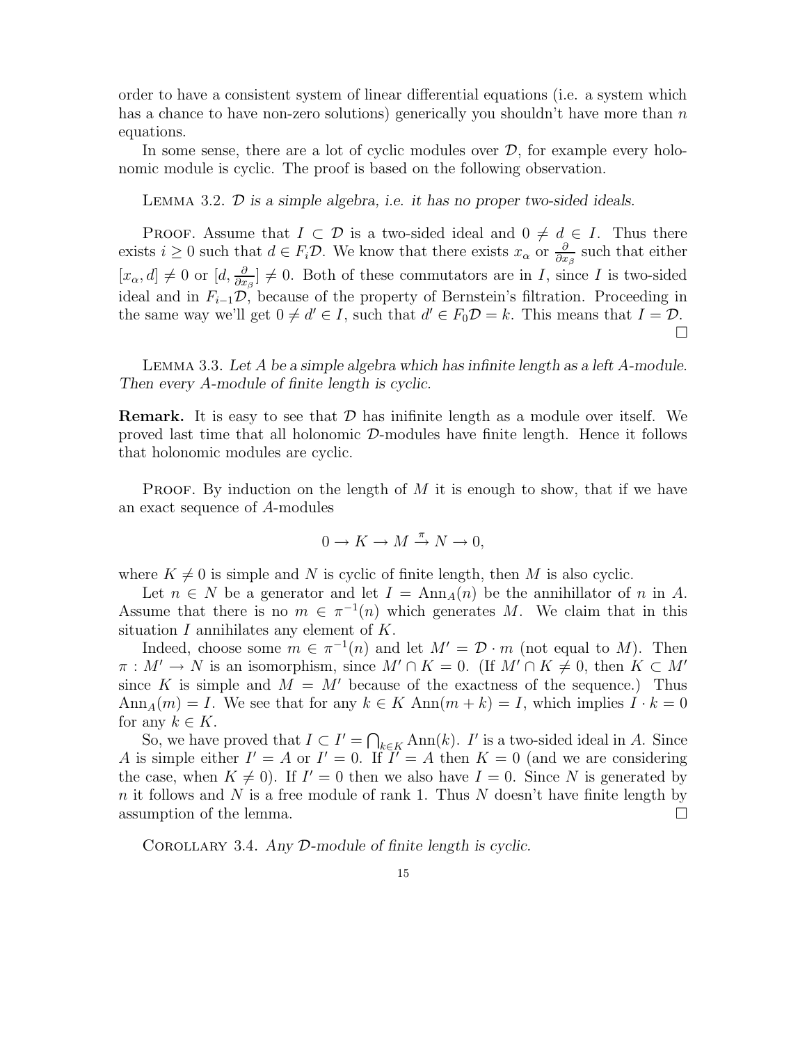order to have a consistent system of linear differential equations (i.e. a system which has a chance to have non-zero solutions) generically you shouldn't have more than $n$ equations.

In some sense, there are a lot of cyclic modules over $\mathcal{D}$, for example every holonomic module is cyclic. The proof is based on the following observation.

Lemma 3.2. *$\mathcal{D}$ is a simple algebra, i.e. it has no proper two-sided ideals.*

Proof. Assume that $I \subset \mathcal{D}$ is a two-sided ideal and $0 \neq d \in I$. Thus there exists $i \geq 0$ such that $d \in F_i\mathcal{D}$. We know that there exists $x_\alpha$ or $\frac{\partial}{\partial x_\beta}$ such that either $[x_\alpha, d] \neq 0$ or $[d, \frac{\partial}{\partial x_\beta}] \neq 0$. Both of these commutators are in $I$, since $I$ is two-sided ideal and in $F_{i-1}\mathcal{D}$, because of the property of Bernstein's filtration. Proceeding in the same way we'll get $0 \neq d' \in I$, such that $d' \in F_0\mathcal{D} = k$. This means that $I = \mathcal{D}$. □

Lemma 3.3. *Let $A$ be a simple algebra which has infinite length as a left $A$-module. Then every $A$-module of finite length is cyclic.*

**Remark.** It is easy to see that $\mathcal{D}$ has inifinite length as a module over itself. We proved last time that all holonomic $\mathcal{D}$-modules have finite length. Hence it follows that holonomic modules are cyclic.

Proof. By induction on the length of $M$ it is enough to show, that if we have an exact sequence of $A$-modules

$$0 \to K \to M \xrightarrow{\pi} N \to 0,$$

where $K \neq 0$ is simple and $N$ is cyclic of finite length, then $M$ is also cyclic.

Let $n \in N$ be a generator and let $I = \mathrm{Ann}_A(n)$ be the annihillator of $n$ in $A$. Assume that there is no $m \in \pi^{-1}(n)$ which generates $M$. We claim that in this situation $I$ annihilates any element of $K$.

Indeed, choose some $m \in \pi^{-1}(n)$ and let $M' = \mathcal{D} \cdot m$ (not equal to $M$). Then $\pi : M' \to N$ is an isomorphism, since $M' \cap K = 0$. (If $M' \cap K \neq 0$, then $K \subset M'$ since $K$ is simple and $M = M'$ because of the exactness of the sequence.) Thus $\mathrm{Ann}_A(m) = I$. We see that for any $k \in K$ $\mathrm{Ann}(m + k) = I$, which implies $I \cdot k = 0$ for any $k \in K$.

So, we have proved that $I \subset I' = \bigcap_{k \in K} \mathrm{Ann}(k)$. $I'$ is a two-sided ideal in $A$. Since $A$ is simple either $I' = A$ or $I' = 0$. If $I' = A$ then $K = 0$ (and we are considering the case, when $K \neq 0$). If $I' = 0$ then we also have $I = 0$. Since $N$ is generated by $n$ it follows and $N$ is a free module of rank 1. Thus $N$ doesn't have finite length by assumption of the lemma. □

Corollary 3.4. *Any $\mathcal{D}$-module of finite length is cyclic.*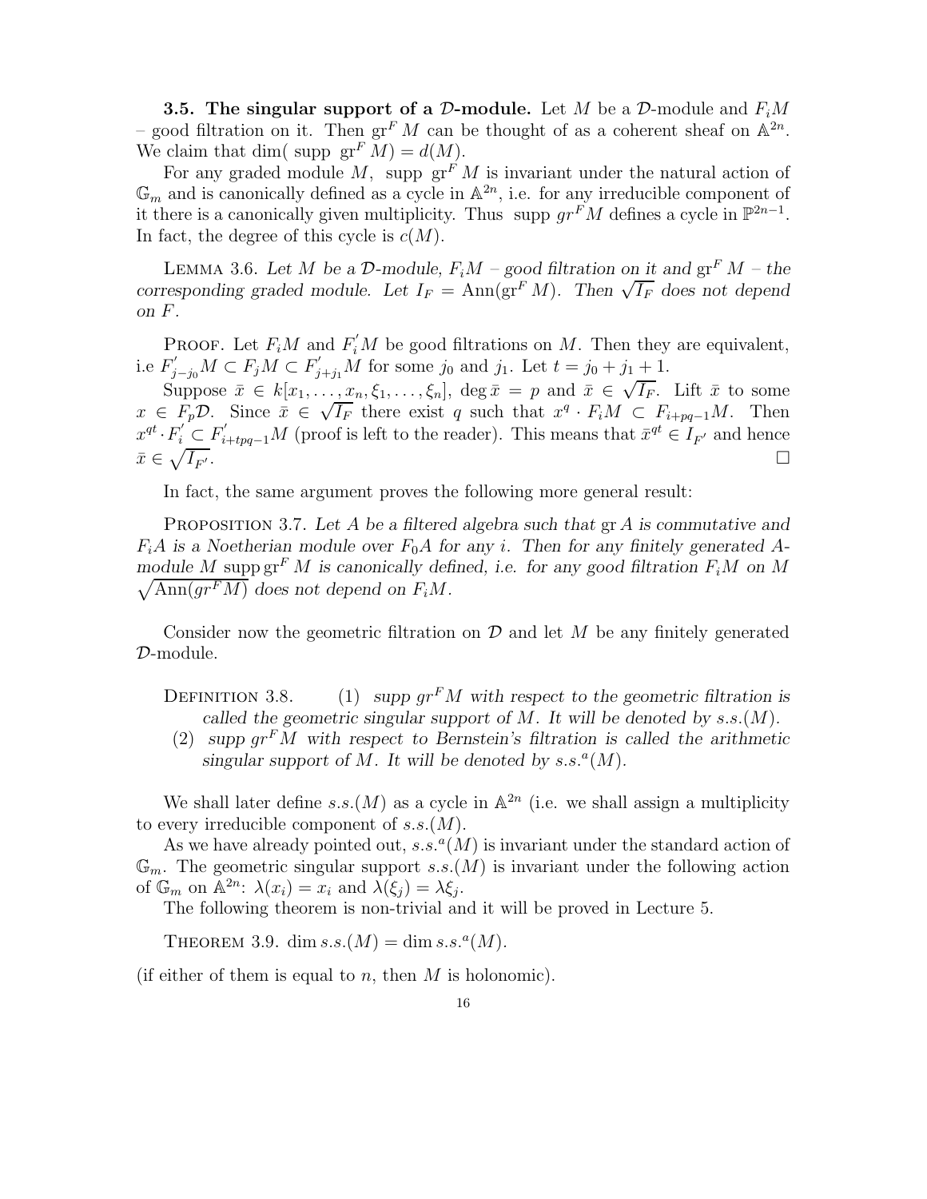**3.5. The singular support of a $\mathcal{D}$-module.** Let $M$ be a $\mathcal{D}$-module and $F_iM$ – good filtration on it. Then $\mathrm{gr}^F M$ can be thought of as a coherent sheaf on $\mathbb{A}^{2n}$. We claim that $\dim(\text{ supp } \mathrm{gr}^F M) = d(M)$.

For any graded module $M$, supp $\mathrm{gr}^F M$ is invariant under the natural action of $\mathbb{G}_m$ and is canonically defined as a cycle in $\mathbb{A}^{2n}$, i.e. for any irreducible component of it there is a canonically given multiplicity. Thus supp $gr^F M$ defines a cycle in $\mathbb{P}^{2n-1}$. In fact, the degree of this cycle is $c(M)$.

LEMMA 3.6. *Let $M$ be a $\mathcal{D}$-module, $F_iM$ – good filtration on it and $\mathrm{gr}^F M$ – the corresponding graded module. Let $I_F = \mathrm{Ann}(\mathrm{gr}^F M)$. Then $\sqrt{I_F}$ does not depend on $F$.*

PROOF. Let $F_iM$ and $F_i^{'}M$ be good filtrations on $M$. Then they are equivalent, i.e $F^{'}_{j-j_0}M \subset F_jM \subset F^{'}_{j+j_1}M$ for some $j_0$ and $j_1$. Let $t = j_0 + j_1 + 1$.

Suppose $\bar{x} \in k[x_1, \ldots, x_n, \xi_1, \ldots, \xi_n]$, $\deg \bar{x} = p$ and $\bar{x} \in \sqrt{I_F}$. Lift $\bar{x}$ to some $x \in F_p\mathcal{D}$. Since $\bar{x} \in \sqrt{I_F}$ there exist $q$ such that $x^q \cdot F_iM \subset F_{i+pq-1}M$. Then $x^{qt} \cdot F_i^{'} \subset F^{'}_{i+tpq-1}M$ (proof is left to the reader). This means that $\bar{x}^{qt} \in I_{F'}$ and hence $\bar{x} \in \sqrt{I_{F'}}$. $\square$

In fact, the same argument proves the following more general result:

PROPOSITION 3.7. *Let $A$ be a filtered algebra such that $\mathrm{gr}\, A$ is commutative and $F_iA$ is a Noetherian module over $F_0A$ for any $i$. Then for any finitely generated $A$-module $M$ $\mathrm{supp}\,\mathrm{gr}^F M$ is canonically defined, i.e. for any good filtration $F_iM$ on $M$ $\sqrt{\mathrm{Ann}(gr^F M)}$ does not depend on $F_iM$.*

Consider now the geometric filtration on $\mathcal{D}$ and let $M$ be any finitely generated $\mathcal{D}$-module.

DEFINITION 3.8.
1. *supp $gr^F M$ with respect to the geometric filtration is called the geometric singular support of $M$. It will be denoted by $s.s.(M)$.*
2. *supp $gr^F M$ with respect to Bernstein's filtration is called the arithmetic singular support of $M$. It will be denoted by $s.s.^a(M)$.*

We shall later define $s.s.(M)$ as a cycle in $\mathbb{A}^{2n}$ (i.e. we shall assign a multiplicity to every irreducible component of $s.s.(M)$).

As we have already pointed out, $s.s.^a(M)$ is invariant under the standard action of $\mathbb{G}_m$. The geometric singular support $s.s.(M)$ is invariant under the following action of $\mathbb{G}_m$ on $\mathbb{A}^{2n}$: $\lambda(x_i) = x_i$ and $\lambda(\xi_j) = \lambda\xi_j$.

The following theorem is non-trivial and it will be proved in Lecture 5.

THEOREM 3.9. $\dim s.s.(M) = \dim s.s.^a(M)$.

(if either of them is equal to $n$, then $M$ is holonomic).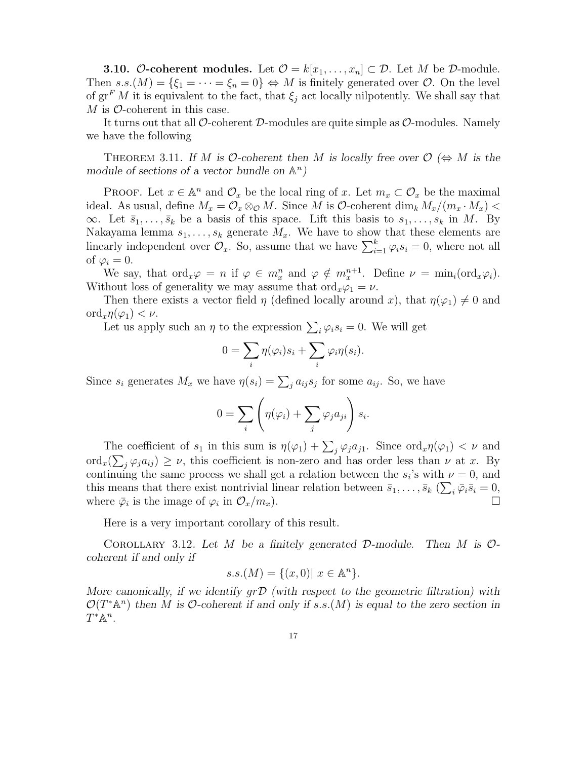**3.10. $\mathcal{O}$-coherent modules.** Let $\mathcal{O} = k[x_1, \dots, x_n] \subset \mathcal{D}$. Let $M$ be $\mathcal{D}$-module. Then $s.s.(M) = \{\xi_1 = \dots = \xi_n = 0\} \Leftrightarrow M$ is finitely generated over $\mathcal{O}$. On the level of $\mathrm{gr}^F M$ it is equivalent to the fact, that $\xi_j$ act locally nilpotently. We shall say that $M$ is $\mathcal{O}$-coherent in this case.

It turns out that all $\mathcal{O}$-coherent $\mathcal{D}$-modules are quite simple as $\mathcal{O}$-modules. Namely we have the following

Theorem 3.11. *If $M$ is $\mathcal{O}$-coherent then $M$ is locally free over $\mathcal{O}$ ($\Leftrightarrow$ $M$ is the module of sections of a vector bundle on $\mathbb{A}^n$)*

Proof. Let $x \in \mathbb{A}^n$ and $\mathcal{O}_x$ be the local ring of $x$. Let $m_x \subset \mathcal{O}_x$ be the maximal ideal. As usual, define $M_x = \mathcal{O}_x \otimes_{\mathcal{O}} M$. Since $M$ is $\mathcal{O}$-coherent $\dim_k M_x/(m_x \cdot M_x) < \infty$. Let $\bar{s}_1, \dots, \bar{s}_k$ be a basis of this space. Lift this basis to $s_1, \dots, s_k$ in $M$. By Nakayama lemma $s_1, \dots, s_k$ generate $M_x$. We have to show that these elements are linearly independent over $\mathcal{O}_x$. So, assume that we have $\sum_{i=1}^k \varphi_i s_i = 0$, where not all of $\varphi_i = 0$.

We say, that $\mathrm{ord}_x \varphi = n$ if $\varphi \in m_x^n$ and $\varphi \notin m_x^{n+1}$. Define $\nu = \min_i(\mathrm{ord}_x \varphi_i)$. Without loss of generality we may assume that $\mathrm{ord}_x \varphi_1 = \nu$.

Then there exists a vector field $\eta$ (defined locally around $x$), that $\eta(\varphi_1) \neq 0$ and $\mathrm{ord}_x \eta(\varphi_1) < \nu$.

Let us apply such an $\eta$ to the expression $\sum_i \varphi_i s_i = 0$. We will get

$$0 = \sum_i \eta(\varphi_i) s_i + \sum_i \varphi_i \eta(s_i).$$

Since $s_i$ generates $M_x$ we have $\eta(s_i) = \sum_j a_{ij} s_j$ for some $a_{ij}$. So, we have

$$0 = \sum_i \left( \eta(\varphi_i) + \sum_j \varphi_j a_{ji} \right) s_i.$$

The coefficient of $s_1$ in this sum is $\eta(\varphi_1) + \sum_j \varphi_j a_{j1}$. Since $\mathrm{ord}_x \eta(\varphi_1) < \nu$ and $\mathrm{ord}_x(\sum_j \varphi_j a_{ij}) \geq \nu$, this coefficient is non-zero and has order less than $\nu$ at $x$. By continuing the same process we shall get a relation between the $s_i$'s with $\nu = 0$, and this means that there exist nontrivial linear relation between $\bar{s}_1, \dots, \bar{s}_k$ ($\sum_i \bar{\varphi}_i \bar{s}_i = 0$, where $\bar{\varphi}_i$ is the image of $\varphi_i$ in $\mathcal{O}_x/m_x$). $\square$

Here is a very important corollary of this result.

Corollary 3.12. *Let $M$ be a finitely generated $\mathcal{D}$-module. Then $M$ is $\mathcal{O}$-coherent if and only if*

$$s.s.(M) = \{(x, 0) |\ x \in \mathbb{A}^n\}.$$

*More canonically, if we identify $gr\mathcal{D}$ (with respect to the geometric filtration) with $\mathcal{O}(T^*\mathbb{A}^n)$ then $M$ is $\mathcal{O}$-coherent if and only if $s.s.(M)$ is equal to the zero section in $T^*\mathbb{A}^n$.*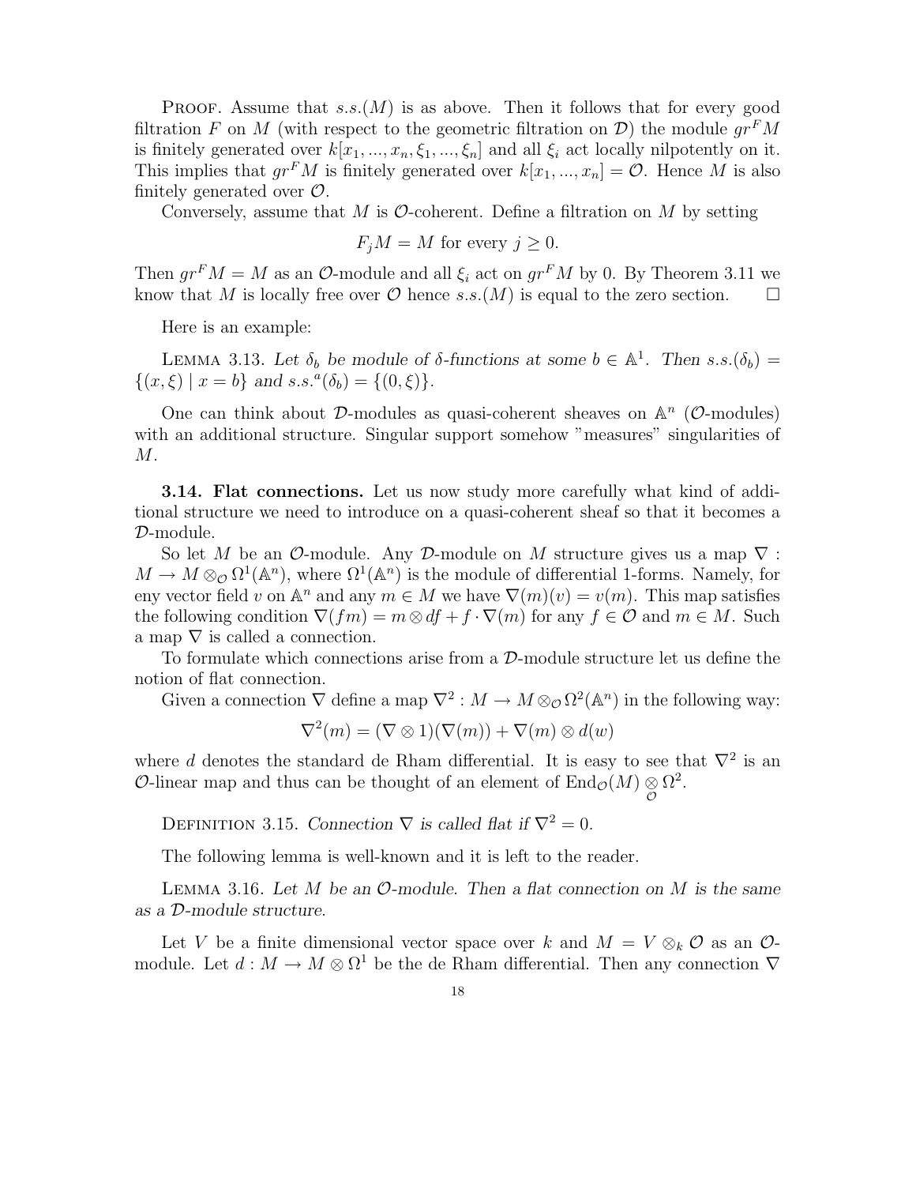Proof. Assume that $s.s.(M)$ is as above. Then it follows that for every good filtration $F$ on $M$ (with respect to the geometric filtration on $\mathcal{D}$) the module $gr^F M$ is finitely generated over $k[x_1, ..., x_n, \xi_1, ..., \xi_n]$ and all $\xi_i$ act locally nilpotently on it. This implies that $gr^F M$ is finitely generated over $k[x_1, ..., x_n] = \mathcal{O}$. Hence $M$ is also finitely generated over $\mathcal{O}$.

Conversely, assume that $M$ is $\mathcal{O}$-coherent. Define a filtration on $M$ by setting

$$F_j M = M \text{ for every } j \geq 0.$$

Then $gr^F M = M$ as an $\mathcal{O}$-module and all $\xi_i$ act on $gr^F M$ by 0. By Theorem 3.11 we know that $M$ is locally free over $\mathcal{O}$ hence $s.s.(M)$ is equal to the zero section. □

Here is an example:

Lemma 3.13. *Let $\delta_b$ be module of $\delta$-functions at some $b \in \mathbb{A}^1$. Then $s.s.(\delta_b) = \{(x, \xi) \mid x = b\}$ and $s.s.^a(\delta_b) = \{(0, \xi)\}$.*

One can think about $\mathcal{D}$-modules as quasi-coherent sheaves on $\mathbb{A}^n$ ($\mathcal{O}$-modules) with an additional structure. Singular support somehow "measures" singularities of $M$.

**3.14. Flat connections.** Let us now study more carefully what kind of additional structure we need to introduce on a quasi-coherent sheaf so that it becomes a $\mathcal{D}$-module.

So let $M$ be an $\mathcal{O}$-module. Any $\mathcal{D}$-module on $M$ structure gives us a map $\nabla : M \to M \otimes_{\mathcal{O}} \Omega^1(\mathbb{A}^n)$, where $\Omega^1(\mathbb{A}^n)$ is the module of differential 1-forms. Namely, for eny vector field $v$ on $\mathbb{A}^n$ and any $m \in M$ we have $\nabla(m)(v) = v(m)$. This map satisfies the following condition $\nabla(fm) = m \otimes df + f \cdot \nabla(m)$ for any $f \in \mathcal{O}$ and $m \in M$. Such a map $\nabla$ is called a connection.

To formulate which connections arise from a $\mathcal{D}$-module structure let us define the notion of flat connection.

Given a connection $\nabla$ define a map $\nabla^2 : M \to M \otimes_{\mathcal{O}} \Omega^2(\mathbb{A}^n)$ in the following way:

$$\nabla^2(m) = (\nabla \otimes 1)(\nabla(m)) + \nabla(m) \otimes d(w)$$

where $d$ denotes the standard de Rham differential. It is easy to see that $\nabla^2$ is an $\mathcal{O}$-linear map and thus can be thought of an element of $\mathrm{End}_{\mathcal{O}}(M) \underset{\mathcal{O}}{\otimes} \Omega^2$.

Definition 3.15. *Connection $\nabla$ is called flat if $\nabla^2 = 0$.*

The following lemma is well-known and it is left to the reader.

Lemma 3.16. *Let $M$ be an $\mathcal{O}$-module. Then a flat connection on $M$ is the same as a $\mathcal{D}$-module structure.*

Let $V$ be a finite dimensional vector space over $k$ and $M = V \otimes_k \mathcal{O}$ as an $\mathcal{O}$-module. Let $d : M \to M \otimes \Omega^1$ be the de Rham differential. Then any connection $\nabla$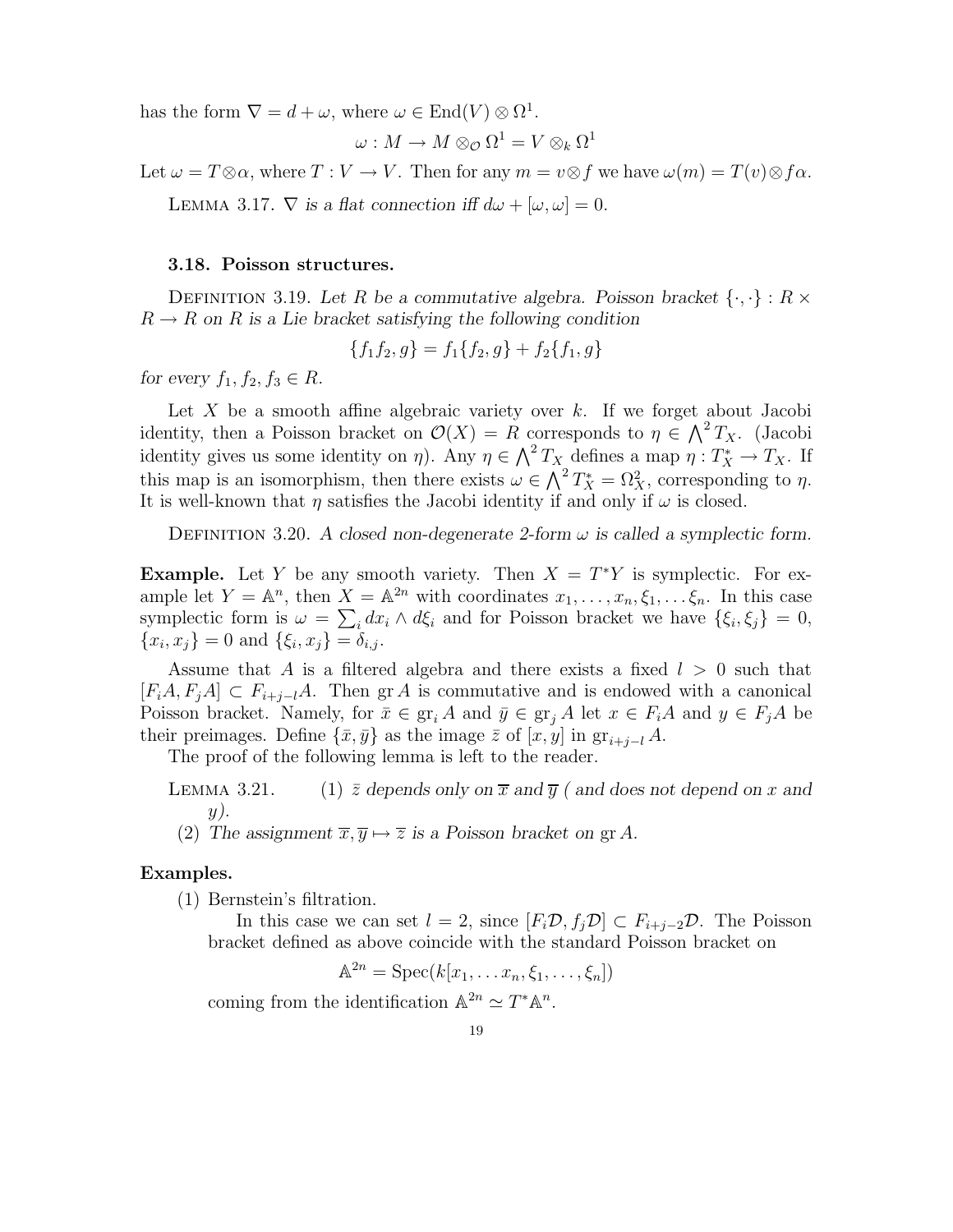has the form $\nabla = d + \omega$, where $\omega \in \mathrm{End}(V) \otimes \Omega^1$.

$$\omega : M \to M \otimes_{\mathcal{O}} \Omega^1 = V \otimes_k \Omega^1$$

Let $\omega = T \otimes \alpha$, where $T : V \to V$. Then for any $m = v \otimes f$ we have $\omega(m) = T(v) \otimes f\alpha$.

LEMMA 3.17. *$\nabla$ is a flat connection iff $d\omega + [\omega, \omega] = 0$.*

### 3.18. Poisson structures.

DEFINITION 3.19. *Let $R$ be a commutative algebra. Poisson bracket $\{\cdot, \cdot\} : R \times R \to R$ on $R$ is a Lie bracket satisfying the following condition*

$$\{f_1 f_2, g\} = f_1\{f_2, g\} + f_2\{f_1, g\}$$

*for every $f_1, f_2, f_3 \in R$.*

Let $X$ be a smooth affine algebraic variety over $k$. If we forget about Jacobi identity, then a Poisson bracket on $\mathcal{O}(X) = R$ corresponds to $\eta \in \bigwedge^2 T_X$. (Jacobi identity gives us some identity on $\eta$). Any $\eta \in \bigwedge^2 T_X$ defines a map $\eta : T_X^* \to T_X$. If this map is an isomorphism, then there exists $\omega \in \bigwedge^2 T_X^* = \Omega_X^2$, corresponding to $\eta$. It is well-known that $\eta$ satisfies the Jacobi identity if and only if $\omega$ is closed.

DEFINITION 3.20. *A closed non-degenerate 2-form $\omega$ is called a symplectic form.*

**Example.** Let $Y$ be any smooth variety. Then $X = T^*Y$ is symplectic. For example let $Y = \mathbb{A}^n$, then $X = \mathbb{A}^{2n}$ with coordinates $x_1, \dots, x_n, \xi_1, \dots \xi_n$. In this case symplectic form is $\omega = \sum_i dx_i \wedge d\xi_i$ and for Poisson bracket we have $\{\xi_i, \xi_j\} = 0$, $\{x_i, x_j\} = 0$ and $\{\xi_i, x_j\} = \delta_{i,j}$.

Assume that $A$ is a filtered algebra and there exists a fixed $l > 0$ such that $[F_iA, F_jA] \subset F_{i+j-l}A$. Then $\mathrm{gr}\, A$ is commutative and is endowed with a canonical Poisson bracket. Namely, for $\bar{x} \in \mathrm{gr}_i A$ and $\bar{y} \in \mathrm{gr}_j A$ let $x \in F_iA$ and $y \in F_jA$ be their preimages. Define $\{\bar{x}, \bar{y}\}$ as the image $\bar{z}$ of $[x, y]$ in $\mathrm{gr}_{i+j-l} A$.

The proof of the following lemma is left to the reader.

LEMMA 3.21.
1. *$\bar{z}$ depends only on $\overline{x}$ and $\overline{y}$ ( and does not depend on $x$ and $y$).*
2. *The assignment $\overline{x}, \overline{y} \mapsto \overline{z}$ is a Poisson bracket on $\mathrm{gr}\, A$.*

**Examples.**

1. Bernstein's filtration.

   In this case we can set $l = 2$, since $[F_i\mathcal{D}, f_j\mathcal{D}] \subset F_{i+j-2}\mathcal{D}$. The Poisson bracket defined as above coincide with the standard Poisson bracket on

   $$\mathbb{A}^{2n} = \mathrm{Spec}(k[x_1, \dots x_n, \xi_1, \dots, \xi_n])$$

   coming from the identification $\mathbb{A}^{2n} \simeq T^*\mathbb{A}^n$.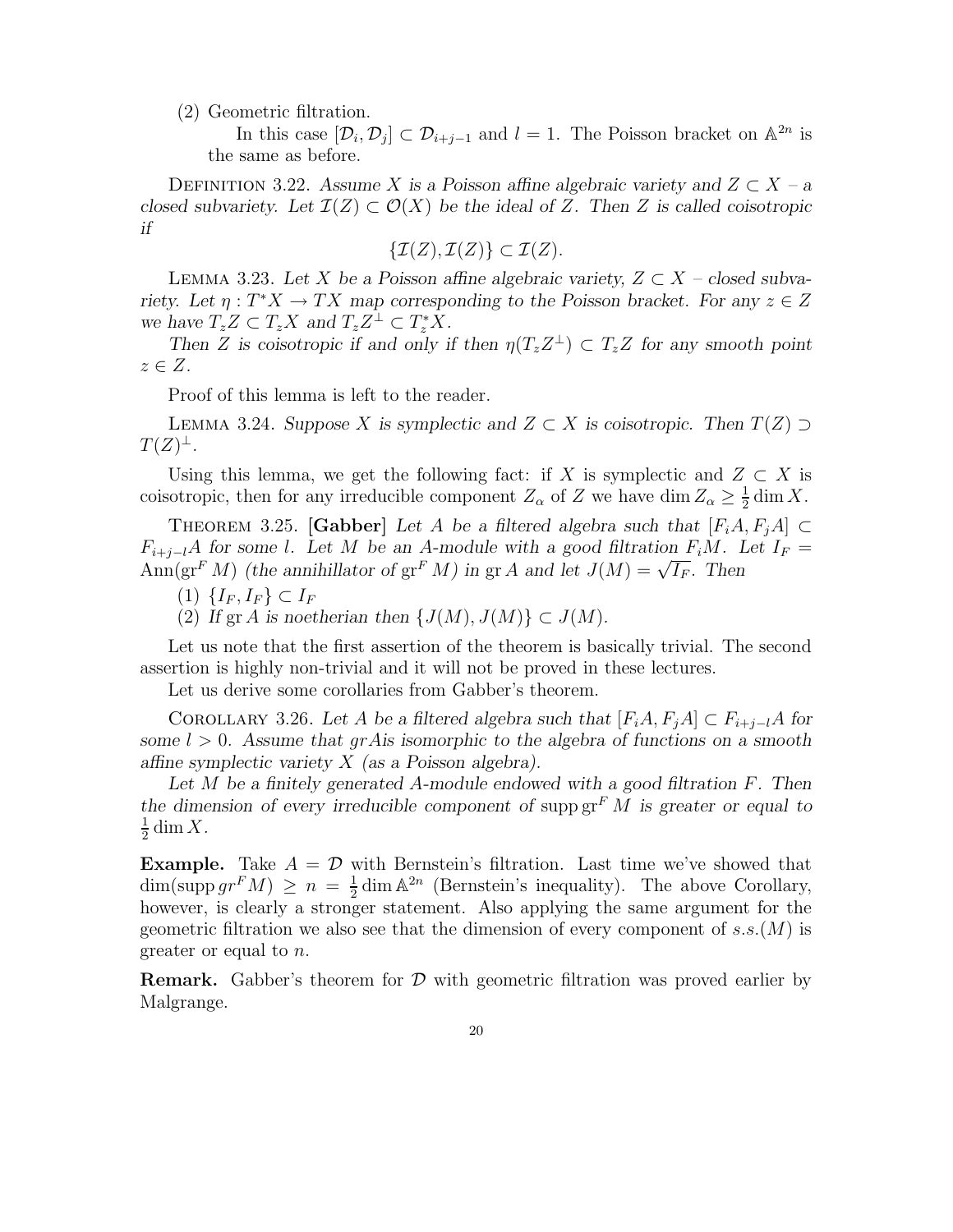(2) Geometric filtration.

In this case $[\mathcal{D}_i, \mathcal{D}_j] \subset \mathcal{D}_{i+j-1}$ and $l = 1$. The Poisson bracket on $\mathbb{A}^{2n}$ is the same as before.

Definition 3.22. *Assume $X$ is a Poisson affine algebraic variety and $Z \subset X$ – a closed subvariety. Let $\mathcal{I}(Z) \subset \mathcal{O}(X)$ be the ideal of $Z$. Then $Z$ is called coisotropic if*

$$\{\mathcal{I}(Z), \mathcal{I}(Z)\} \subset \mathcal{I}(Z).$$

Lemma 3.23. *Let $X$ be a Poisson affine algebraic variety, $Z \subset X$ – closed subvariety. Let $\eta : T^*X \to TX$ map corresponding to the Poisson bracket. For any $z \in Z$ we have $T_zZ \subset T_zX$ and $T_zZ^\perp \subset T_z^*X$.*

*Then $Z$ is coisotropic if and only if then $\eta(T_zZ^\perp) \subset T_zZ$ for any smooth point $z \in Z$.*

Proof of this lemma is left to the reader.

Lemma 3.24. *Suppose $X$ is symplectic and $Z \subset X$ is coisotropic. Then $T(Z) \supset T(Z)^\perp$.*

Using this lemma, we get the following fact: if $X$ is symplectic and $Z \subset X$ is coisotropic, then for any irreducible component $Z_\alpha$ of $Z$ we have $\dim Z_\alpha \geq \frac{1}{2}\dim X$.

Theorem 3.25. **[Gabber]** *Let $A$ be a filtered algebra such that $[F_iA, F_jA] \subset F_{i+j-l}A$ for some $l$. Let $M$ be an $A$-module with a good filtration $F_iM$. Let $I_F = \operatorname{Ann}(\operatorname{gr}^F M)$ (the annihillator of $\operatorname{gr}^F M$) in $\operatorname{gr} A$ and let $J(M) = \sqrt{I_F}$. Then*

1. $\{I_F, I_F\} \subset I_F$
2. *If $\operatorname{gr} A$ is noetherian then $\{J(M), J(M)\} \subset J(M)$.*

Let us note that the first assertion of the theorem is basically trivial. The second assertion is highly non-trivial and it will not be proved in these lectures.

Let us derive some corollaries from Gabber's theorem.

Corollary 3.26. *Let $A$ be a filtered algebra such that $[F_iA, F_jA] \subset F_{i+j-l}A$ for some $l > 0$. Assume that $grA$is isomorphic to the algebra of functions on a smooth affine symplectic variety $X$ (as a Poisson algebra).*

*Let $M$ be a finitely generated $A$-module endowed with a good filtration $F$. Then the dimension of every irreducible component of $\operatorname{supp}\operatorname{gr}^F M$ is greater or equal to $\frac{1}{2}\dim X$.*

**Example.** Take $A = \mathcal{D}$ with Bernstein's filtration. Last time we've showed that $\dim(\operatorname{supp} gr^F M) \geq n = \frac{1}{2}\dim \mathbb{A}^{2n}$ (Bernstein's inequality). The above Corollary, however, is clearly a stronger statement. Also applying the same argument for the geometric filtration we also see that the dimension of every component of $s.s.(M)$ is greater or equal to $n$.

**Remark.** Gabber's theorem for $\mathcal{D}$ with geometric filtration was proved earlier by Malgrange.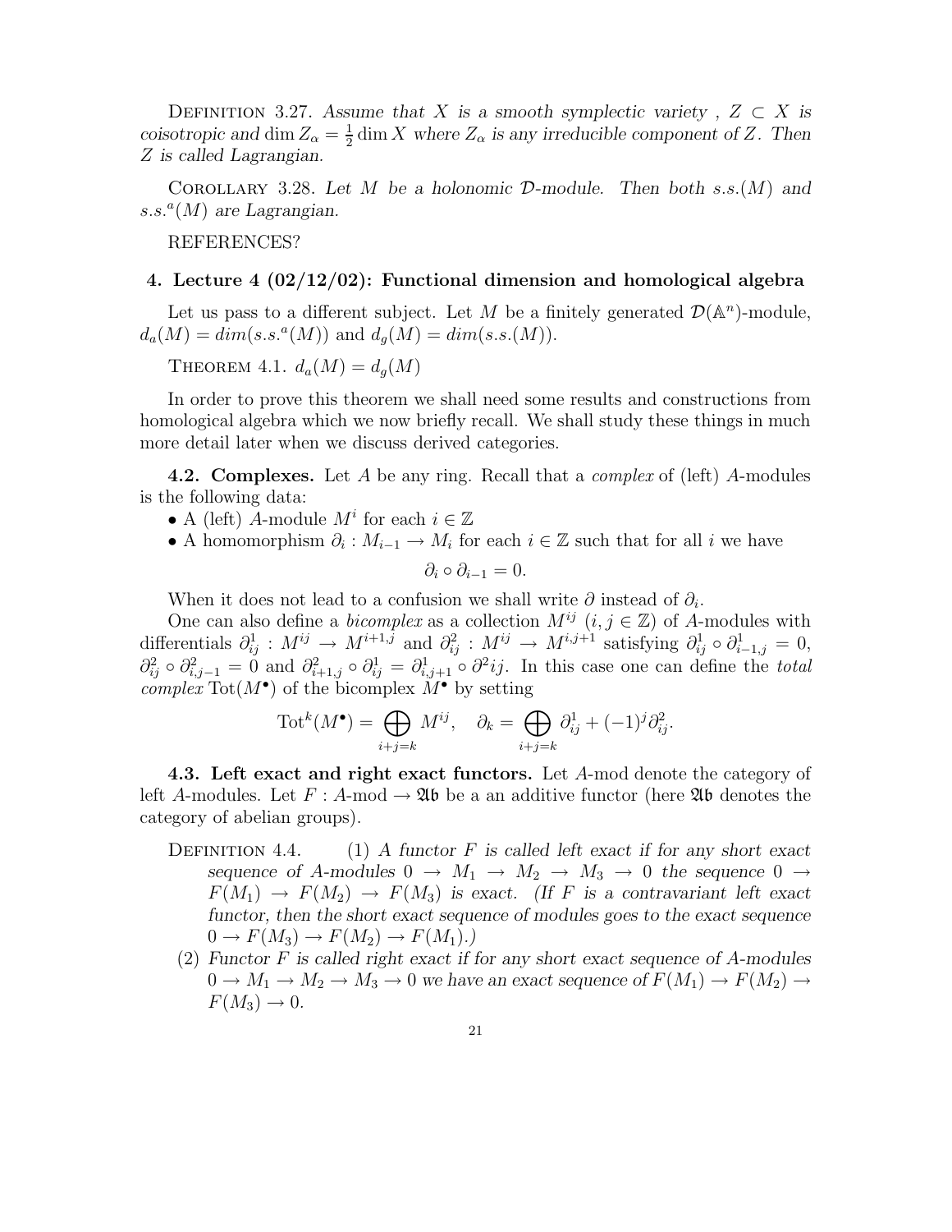Definition 3.27. *Assume that $X$ is a smooth symplectic variety , $Z \subset X$ is coisotropic and $\dim Z_\alpha = \frac{1}{2}\dim X$ where $Z_\alpha$ is any irreducible component of $Z$. Then $Z$ is called Lagrangian.*

Corollary 3.28. *Let $M$ be a holonomic $\mathcal{D}$-module. Then both $s.s.(M)$ and $s.s.^a(M)$ are Lagrangian.*

REFERENCES?

## 4. Lecture 4 (02/12/02): Functional dimension and homological algebra

Let us pass to a different subject. Let $M$ be a finitely generated $\mathcal{D}(\mathbb{A}^n)$-module, $d_a(M) = dim(s.s.^a(M))$ and $d_g(M) = dim(s.s.(M))$.

Theorem 4.1. $d_a(M) = d_g(M)$

In order to prove this theorem we shall need some results and constructions from homological algebra which we now briefly recall. We shall study these things in much more detail later when we discuss derived categories.

**4.2. Complexes.** Let $A$ be any ring. Recall that a *complex* of (left) $A$-modules is the following data:

- A (left) $A$-module $M^i$ for each $i \in \mathbb{Z}$
- A homomorphism $\partial_i : M_{i-1} \to M_i$ for each $i \in \mathbb{Z}$ such that for all $i$ we have

$$\partial_i \circ \partial_{i-1} = 0.$$

When it does not lead to a confusion we shall write $\partial$ instead of $\partial_i$.

One can also define a *bicomplex* as a collection $M^{ij}$ $(i, j \in \mathbb{Z})$ of $A$-modules with differentials $\partial^1_{ij} : M^{ij} \to M^{i+1,j}$ and $\partial^2_{ij} : M^{ij} \to M^{i,j+1}$ satisfying $\partial^1_{ij} \circ \partial^1_{i-1,j} = 0$, $\partial^2_{ij} \circ \partial^2_{i,j-1} = 0$ and $\partial^2_{i+1,j} \circ \partial^1_{ij} = \partial^1_{i,j+1} \circ \partial^2 ij$. In this case one can define the *total complex* $\mathrm{Tot}(M^\bullet)$ of the bicomplex $M^\bullet$ by setting

$$\mathrm{Tot}^k(M^\bullet) = \bigoplus_{i+j=k} M^{ij}, \quad \partial_k = \bigoplus_{i+j=k} \partial^1_{ij} + (-1)^j \partial^2_{ij}.$$

**4.3. Left exact and right exact functors.** Let $A$-mod denote the category of left $A$-modules. Let $F : A\text{-mod} \to \mathfrak{Ab}$ be a an additive functor (here $\mathfrak{Ab}$ denotes the category of abelian groups).

Definition 4.4.

1. *A functor $F$ is called left exact if for any short exact sequence of $A$-modules $0 \to M_1 \to M_2 \to M_3 \to 0$ the sequence $0 \to F(M_1) \to F(M_2) \to F(M_3)$ is exact. (If $F$ is a contravariant left exact functor, then the short exact sequence of modules goes to the exact sequence $0 \to F(M_3) \to F(M_2) \to F(M_1)$.)*
2. *Functor $F$ is called right exact if for any short exact sequence of $A$-modules $0 \to M_1 \to M_2 \to M_3 \to 0$ we have an exact sequence of $F(M_1) \to F(M_2) \to F(M_3) \to 0$.*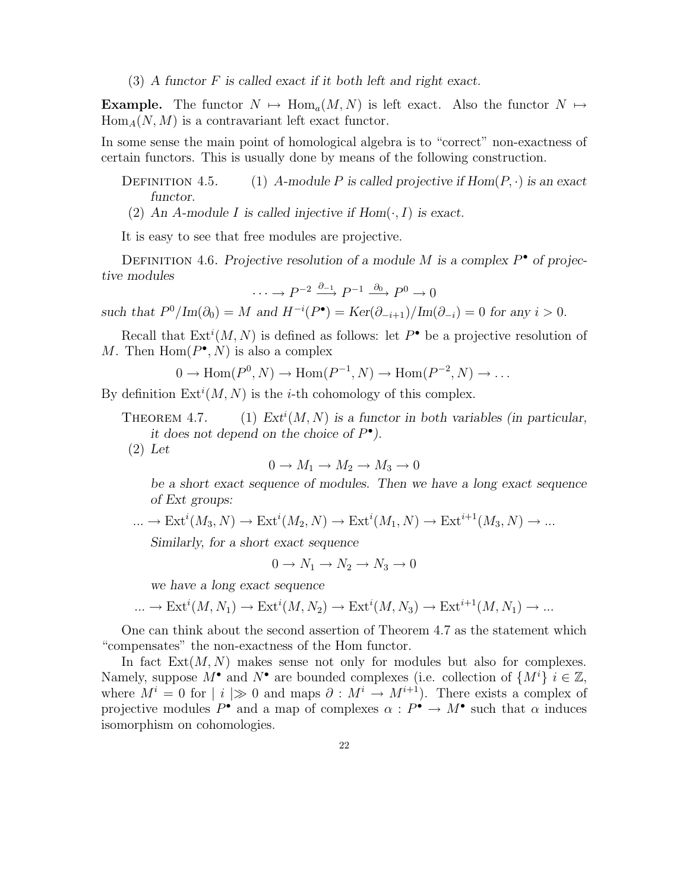(3) *A functor $F$ is called exact if it both left and right exact.*

**Example.** The functor $N \mapsto \mathrm{Hom}_a(M, N)$ is left exact. Also the functor $N \mapsto \mathrm{Hom}_A(N, M)$ is a contravariant left exact functor.

In some sense the main point of homological algebra is to "correct" non-exactness of certain functors. This is usually done by means of the following construction.

Definition 4.5. (1) *$A$-module $P$ is called projective if $Hom(P, \cdot)$ is an exact functor.*

(2) *An $A$-module $I$ is called injective if $Hom(\cdot, I)$ is exact.*

It is easy to see that free modules are projective.

Definition 4.6. *Projective resolution of a module $M$ is a complex $P^\bullet$ of projective modules*

$$\cdots \to P^{-2} \xrightarrow{\partial_{-1}} P^{-1} \xrightarrow{\partial_0} P^0 \to 0$$

*such that $P^0/\mathrm{Im}(\partial_0) = M$ and $H^{-i}(P^\bullet) = Ker(\partial_{-i+1})/\mathrm{Im}(\partial_{-i}) = 0$ for any $i > 0$.*

Recall that $\mathrm{Ext}^i(M, N)$ is defined as follows: let $P^\bullet$ be a projective resolution of $M$. Then $\mathrm{Hom}(P^\bullet, N)$ is also a complex

$$0 \to \mathrm{Hom}(P^0, N) \to \mathrm{Hom}(P^{-1}, N) \to \mathrm{Hom}(P^{-2}, N) \to \dots$$

By definition $\mathrm{Ext}^i(M, N)$ is the $i$-th cohomology of this complex.

Theorem 4.7. (1) *$Ext^i(M, N)$ is a functor in both variables (in particular, it does not depend on the choice of $P^\bullet$).*

(2) *Let*

$$0 \to M_1 \to M_2 \to M_3 \to 0$$

*be a short exact sequence of modules. Then we have a long exact sequence of Ext groups:*

$$\dots \to \mathrm{Ext}^i(M_3, N) \to \mathrm{Ext}^i(M_2, N) \to \mathrm{Ext}^i(M_1, N) \to \mathrm{Ext}^{i+1}(M_3, N) \to \dots$$

*Similarly, for a short exact sequence*

$$0 \to N_1 \to N_2 \to N_3 \to 0$$

*we have a long exact sequence*

$$\dots \to \mathrm{Ext}^i(M, N_1) \to \mathrm{Ext}^i(M, N_2) \to \mathrm{Ext}^i(M, N_3) \to \mathrm{Ext}^{i+1}(M, N_1) \to \dots$$

One can think about the second assertion of Theorem 4.7 as the statement which "compensates" the non-exactness of the Hom functor.

In fact $\mathrm{Ext}(M, N)$ makes sense not only for modules but also for complexes. Namely, suppose $M^\bullet$ and $N^\bullet$ are bounded complexes (i.e. collection of $\{M^i\}$ $i \in \mathbb{Z}$, where $M^i = 0$ for $|\, i \,| \gg 0$ and maps $\partial : M^i \to M^{i+1}$). There exists a complex of projective modules $P^\bullet$ and a map of complexes $\alpha : P^\bullet \to M^\bullet$ such that $\alpha$ induces isomorphism on cohomologies.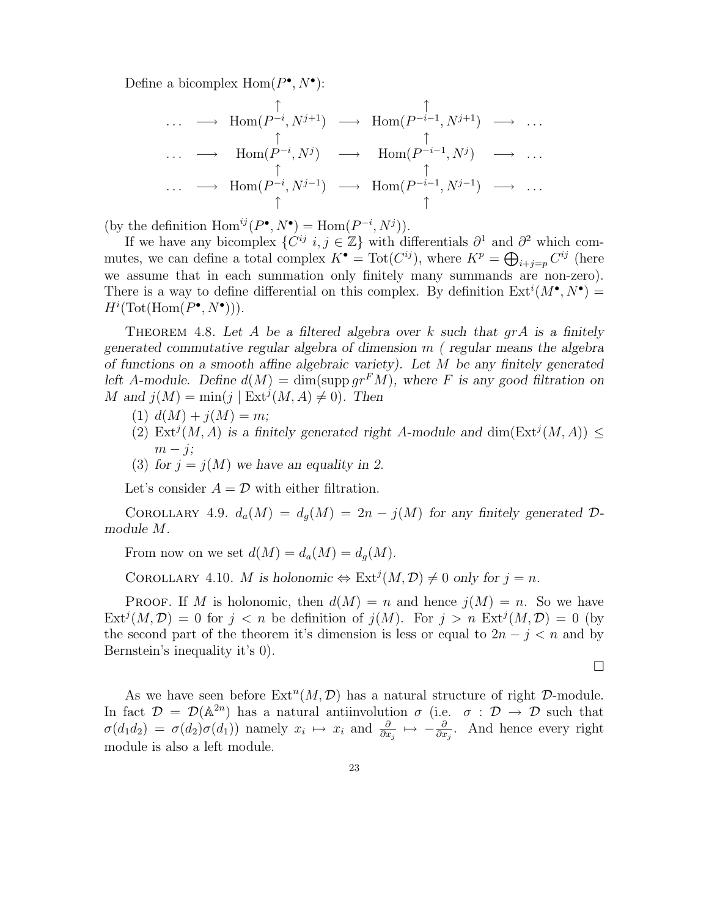Define a bicomplex $\mathrm{Hom}(P^\bullet, N^\bullet)$:

$$
\begin{array}{ccccccc}
 & & \uparrow & & \uparrow & & \\
\dots & \longrightarrow & \mathrm{Hom}(P^{-i}, N^{j+1}) & \longrightarrow & \mathrm{Hom}(P^{-i-1}, N^{j+1}) & \longrightarrow & \dots \\
 & & \uparrow & & \uparrow & & \\
\dots & \longrightarrow & \mathrm{Hom}(P^{-i}, N^{j}) & \longrightarrow & \mathrm{Hom}(P^{-i-1}, N^{j}) & \longrightarrow & \dots \\
 & & \uparrow & & \uparrow & & \\
\dots & \longrightarrow & \mathrm{Hom}(P^{-i}, N^{j-1}) & \longrightarrow & \mathrm{Hom}(P^{-i-1}, N^{j-1}) & \longrightarrow & \dots \\
 & & \uparrow & & \uparrow & &
\end{array}
$$

(by the definition $\mathrm{Hom}^{ij}(P^\bullet, N^\bullet) = \mathrm{Hom}(P^{-i}, N^j)$).

If we have any bicomplex $\{C^{ij}\ i, j \in \mathbb{Z}\}$ with differentials $\partial^1$ and $\partial^2$ which commutes, we can define a total complex $K^\bullet = \mathrm{Tot}(C^{ij})$, where $K^p = \bigoplus_{i+j=p} C^{ij}$ (here we assume that in each summation only finitely many summands are non-zero). There is a way to define differential on this complex. By definition $\mathrm{Ext}^i(M^\bullet, N^\bullet) = H^i(\mathrm{Tot}(\mathrm{Hom}(P^\bullet, N^\bullet)))$.

THEOREM 4.8. *Let $A$ be a filtered algebra over $k$ such that $grA$ is a finitely generated commutative regular algebra of dimension $m$ ( regular means the algebra of functions on a smooth affine algebraic variety). Let $M$ be any finitely generated left $A$-module. Define $d(M) = \dim(\operatorname{supp} gr^F M)$, where $F$ is any good filtration on $M$ and $j(M) = \min(j \mid \mathrm{Ext}^j(M, A) \neq 0)$. Then*

1. *$d(M) + j(M) = m$;*
2. *$\mathrm{Ext}^j(M, A)$ is a finitely generated right $A$-module and $\dim(\mathrm{Ext}^j(M, A)) \leq m - j$;*
3. *for $j = j(M)$ we have an equality in 2.*

Let's consider $A = \mathcal{D}$ with either filtration.

COROLLARY 4.9. *$d_a(M) = d_g(M) = 2n - j(M)$ for any finitely generated $\mathcal{D}$-module $M$.*

From now on we set $d(M) = d_a(M) = d_g(M)$.

COROLLARY 4.10. *$M$ is holonomic $\Leftrightarrow \mathrm{Ext}^j(M, \mathcal{D}) \neq 0$ only for $j = n$.*

PROOF. If $M$ is holonomic, then $d(M) = n$ and hence $j(M) = n$. So we have $\mathrm{Ext}^j(M, \mathcal{D}) = 0$ for $j < n$ be definition of $j(M)$. For $j > n$ $\mathrm{Ext}^j(M, \mathcal{D}) = 0$ (by the second part of the theorem it's dimension is less or equal to $2n - j < n$ and by Bernstein's inequality it's 0).

$\square$

As we have seen before $\mathrm{Ext}^n(M, \mathcal{D})$ has a natural structure of right $\mathcal{D}$-module. In fact $\mathcal{D} = \mathcal{D}(\mathbb{A}^{2n})$ has a natural antiinvolution $\sigma$ (i.e. $\sigma : \mathcal{D} \to \mathcal{D}$ such that $\sigma(d_1 d_2) = \sigma(d_2)\sigma(d_1)$) namely $x_i \mapsto x_i$ and $\frac{\partial}{\partial x_j} \mapsto -\frac{\partial}{\partial x_j}$. And hence every right module is also a left module.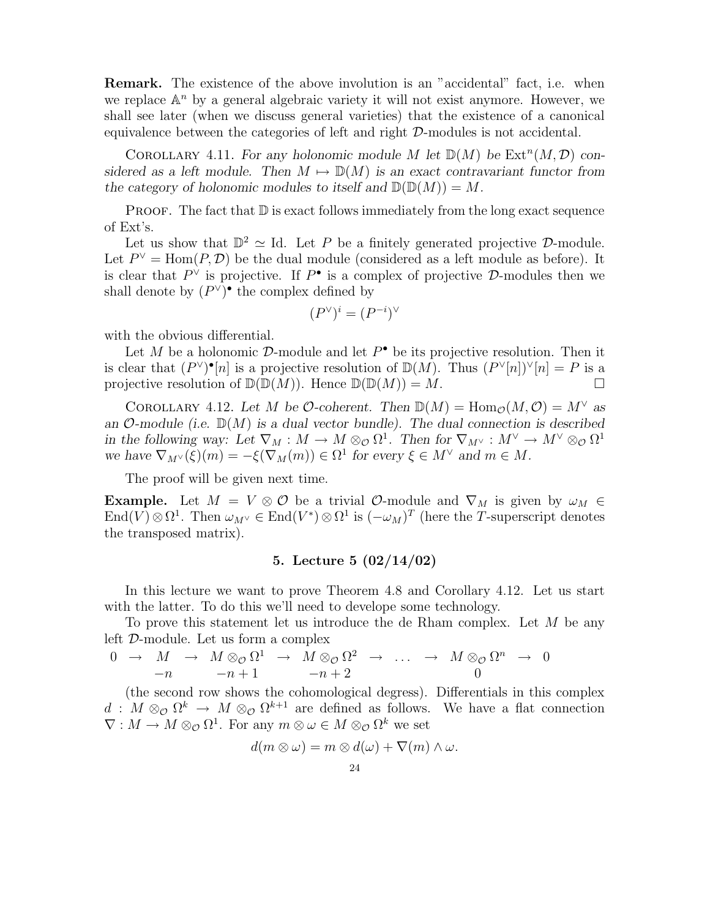**Remark.** The existence of the above involution is an "accidental" fact, i.e. when we replace $\mathbb{A}^n$ by a general algebraic variety it will not exist anymore. However, we shall see later (when we discuss general varieties) that the existence of a canonical equivalence between the categories of left and right $\mathcal{D}$-modules is not accidental.

COROLLARY 4.11. *For any holonomic module $M$ let $\mathbb{D}(M)$ be $\operatorname{Ext}^n(M, \mathcal{D})$ considered as a left module. Then $M \mapsto \mathbb{D}(M)$ is an exact contravariant functor from the category of holonomic modules to itself and $\mathbb{D}(\mathbb{D}(M)) = M$.*

PROOF. The fact that $\mathbb{D}$ is exact follows immediately from the long exact sequence of Ext's.

Let us show that $\mathbb{D}^2 \simeq \mathrm{Id}$. Let $P$ be a finitely generated projective $\mathcal{D}$-module. Let $P^\vee = \operatorname{Hom}(P, \mathcal{D})$ be the dual module (considered as a left module as before). It is clear that $P^\vee$ is projective. If $P^\bullet$ is a complex of projective $\mathcal{D}$-modules then we shall denote by $(P^\vee)^\bullet$ the complex defined by

$$(P^\vee)^i = (P^{-i})^\vee$$

with the obvious differential.

Let $M$ be a holonomic $\mathcal{D}$-module and let $P^\bullet$ be its projective resolution. Then it is clear that $(P^\vee)^\bullet[n]$ is a projective resolution of $\mathbb{D}(M)$. Thus $(P^\vee[n])^\vee[n] = P$ is a projective resolution of $\mathbb{D}(\mathbb{D}(M))$. Hence $\mathbb{D}(\mathbb{D}(M)) = M$. □

COROLLARY 4.12. *Let $M$ be $\mathcal{O}$-coherent. Then $\mathbb{D}(M) = \operatorname{Hom}_{\mathcal{O}}(M, \mathcal{O}) = M^\vee$ as an $\mathcal{O}$-module (i.e. $\mathbb{D}(M)$ is a dual vector bundle). The dual connection is described in the following way: Let $\nabla_M : M \to M \otimes_{\mathcal{O}} \Omega^1$. Then for $\nabla_{M^\vee} : M^\vee \to M^\vee \otimes_{\mathcal{O}} \Omega^1$ we have $\nabla_{M^\vee}(\xi)(m) = -\xi(\nabla_M(m)) \in \Omega^1$ for every $\xi \in M^\vee$ and $m \in M$.*

The proof will be given next time.

**Example.** Let $M = V \otimes \mathcal{O}$ be a trivial $\mathcal{O}$-module and $\nabla_M$ is given by $\omega_M \in \operatorname{End}(V) \otimes \Omega^1$. Then $\omega_{M^\vee} \in \operatorname{End}(V^*) \otimes \Omega^1$ is $(-\omega_M)^T$ (here the $T$-superscript denotes the transposed matrix).

## 5. Lecture 5 (02/14/02)

In this lecture we want to prove Theorem 4.8 and Corollary 4.12. Let us start with the latter. To do this we'll need to develope some technology.

To prove this statement let us introduce the de Rham complex. Let $M$ be any left $\mathcal{D}$-module. Let us form a complex

$$\begin{array}{ccccccccccc} 0 & \to & M & \to & M \otimes_{\mathcal{O}} \Omega^1 & \to & M \otimes_{\mathcal{O}} \Omega^2 & \to & \ldots & \to & M \otimes_{\mathcal{O}} \Omega^n & \to & 0 \\ & & -n & & -n+1 & & -n+2 & & & & 0 & & \end{array}$$

(the second row shows the cohomological degress). Differentials in this complex $d : M \otimes_{\mathcal{O}} \Omega^k \to M \otimes_{\mathcal{O}} \Omega^{k+1}$ are defined as follows. We have a flat connection $\nabla : M \to M \otimes_{\mathcal{O}} \Omega^1$. For any $m \otimes \omega \in M \otimes_{\mathcal{O}} \Omega^k$ we set

$$d(m \otimes \omega) = m \otimes d(\omega) + \nabla(m) \wedge \omega.$$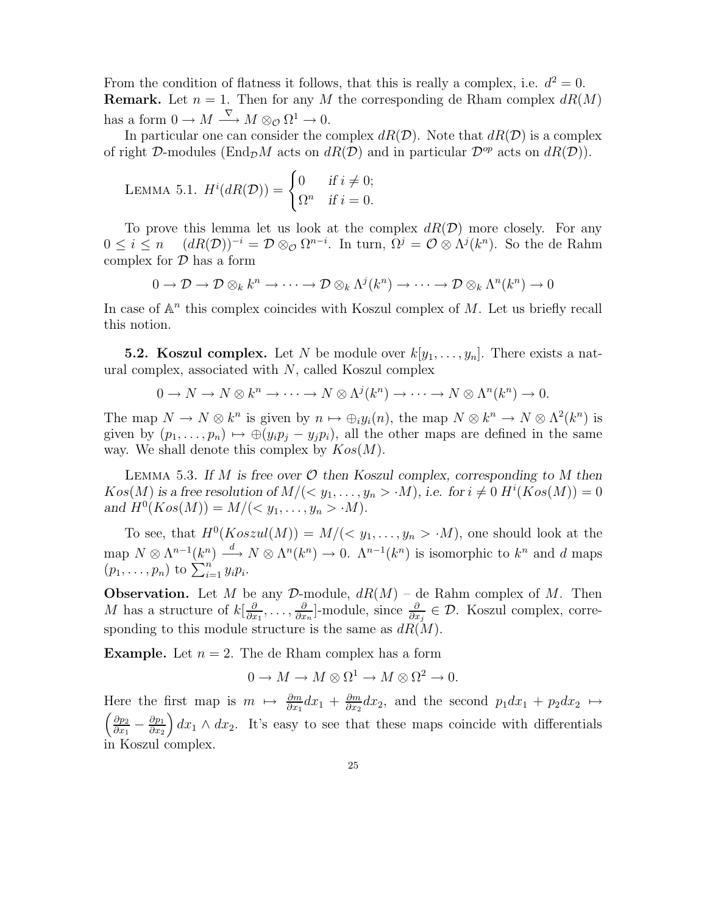From the condition of flatness it follows, that this is really a complex, i.e. $d^2 = 0$.

**Remark.** Let $n = 1$. Then for any $M$ the corresponding de Rham complex $dR(M)$ has a form $0 \to M \xrightarrow{\nabla} M \otimes_{\mathcal{O}} \Omega^1 \to 0$.

In particular one can consider the complex $dR(\mathcal{D})$. Note that $dR(\mathcal{D})$ is a complex of right $\mathcal{D}$-modules ($\mathrm{End}_{\mathcal{D}} M$ acts on $dR(\mathcal{D})$ and in particular $\mathcal{D}^{op}$ acts on $dR(\mathcal{D})$).

LEMMA 5.1. $H^i(dR(\mathcal{D})) = \begin{cases} 0 & \text{if } i \neq 0; \\ \Omega^n & \text{if } i = 0. \end{cases}$

To prove this lemma let us look at the complex $dR(\mathcal{D})$ more closely. For any $0 \leq i \leq n \quad (dR(\mathcal{D}))^{-i} = \mathcal{D} \otimes_{\mathcal{O}} \Omega^{n-i}$. In turn, $\Omega^j = \mathcal{O} \otimes \Lambda^j(k^n)$. So the de Rahm complex for $\mathcal{D}$ has a form

$$0 \to \mathcal{D} \to \mathcal{D} \otimes_k k^n \to \cdots \to \mathcal{D} \otimes_k \Lambda^j(k^n) \to \cdots \to \mathcal{D} \otimes_k \Lambda^n(k^n) \to 0$$

In case of $\mathbb{A}^n$ this complex coincides with Koszul complex of $M$. Let us briefly recall this notion.

**5.2. Koszul complex.** Let $N$ be module over $k[y_1, \ldots, y_n]$. There exists a natural complex, associated with $N$, called Koszul complex

$$0 \to N \to N \otimes k^n \to \cdots \to N \otimes \Lambda^j(k^n) \to \cdots \to N \otimes \Lambda^n(k^n) \to 0.$$

The map $N \to N \otimes k^n$ is given by $n \mapsto \oplus_i y_i(n)$, the map $N \otimes k^n \to N \otimes \Lambda^2(k^n)$ is given by $(p_1, \ldots, p_n) \mapsto \oplus(y_i p_j - y_j p_i)$, all the other maps are defined in the same way. We shall denote this complex by $Kos(M)$.

LEMMA 5.3. *If $M$ is free over $\mathcal{O}$ then Koszul complex, corresponding to $M$ then $Kos(M)$ is a free resolution of $M/(< y_1, \ldots, y_n > \cdot M)$, i.e. for $i \neq 0$ $H^i(Kos(M)) = 0$ and $H^0(Kos(M)) = M/(< y_1, \ldots, y_n > \cdot M)$.*

To see, that $H^0(Koszul(M)) = M/(< y_1, \ldots, y_n > \cdot M)$, one should look at the map $N \otimes \Lambda^{n-1}(k^n) \xrightarrow{d} N \otimes \Lambda^n(k^n) \to 0$. $\Lambda^{n-1}(k^n)$ is isomorphic to $k^n$ and $d$ maps $(p_1, \ldots, p_n)$ to $\sum_{i=1}^n y_i p_i$.

**Observation.** Let $M$ be any $\mathcal{D}$-module, $dR(M)$ – de Rahm complex of $M$. Then $M$ has a structure of $k[\frac{\partial}{\partial x_1}, \ldots, \frac{\partial}{\partial x_n}]$-module, since $\frac{\partial}{\partial x_j} \in \mathcal{D}$. Koszul complex, corresponding to this module structure is the same as $dR(M)$.

**Example.** Let $n = 2$. The de Rham complex has a form

$$0 \to M \to M \otimes \Omega^1 \to M \otimes \Omega^2 \to 0.$$

Here the first map is $m \mapsto \frac{\partial m}{\partial x_1} dx_1 + \frac{\partial m}{\partial x_2} dx_2$, and the second $p_1 dx_1 + p_2 dx_2 \mapsto \left(\frac{\partial p_2}{\partial x_1} - \frac{\partial p_1}{\partial x_2}\right) dx_1 \wedge dx_2$. It's easy to see that these maps coincide with differentials in Koszul complex.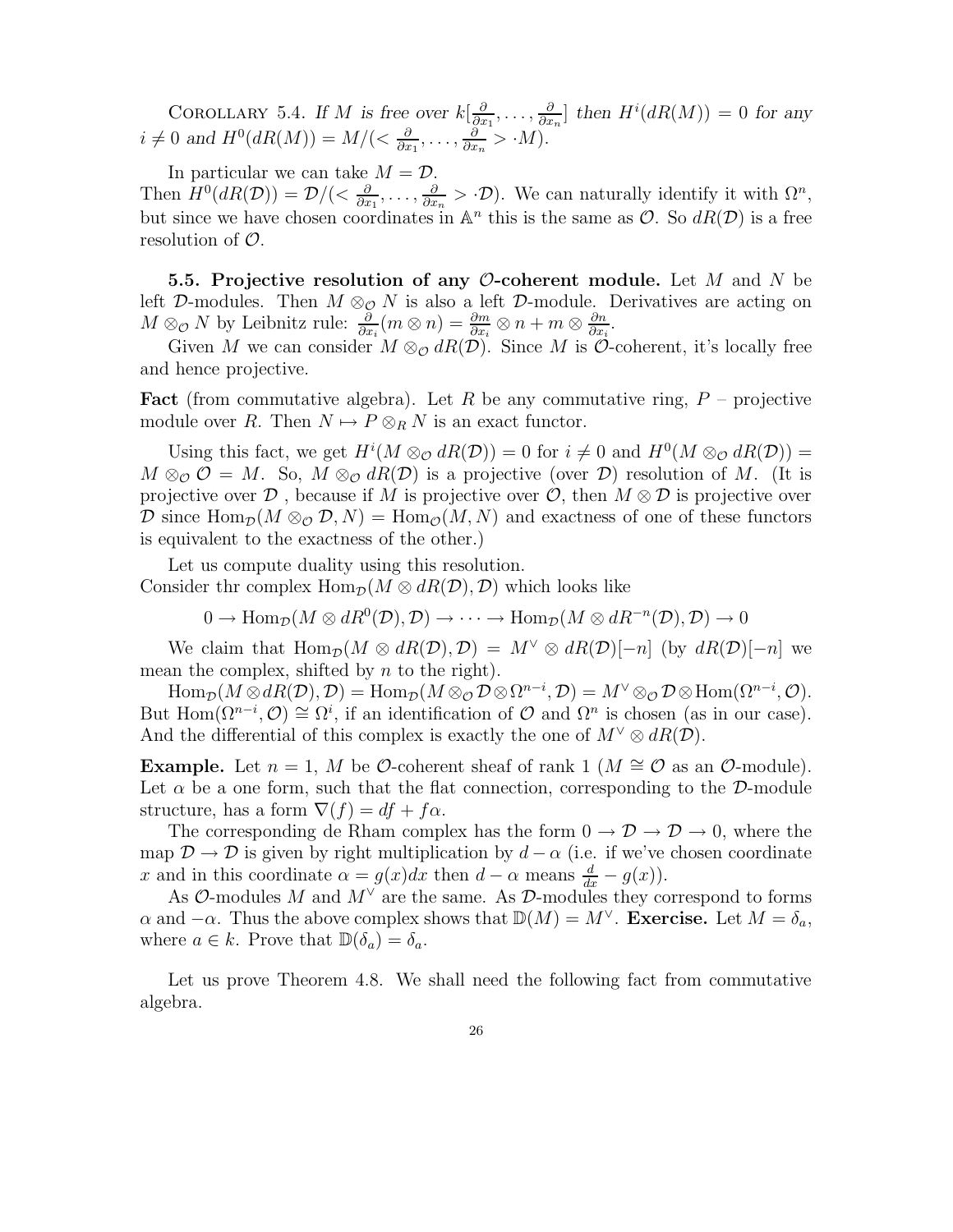Corollary 5.4. *If $M$ is free over $k[\frac{\partial}{\partial x_1}, \dots, \frac{\partial}{\partial x_n}]$ then $H^i(dR(M)) = 0$ for any $i \neq 0$ and $H^0(dR(M)) = M/(< \frac{\partial}{\partial x_1}, \dots, \frac{\partial}{\partial x_n} > \cdot M)$.*

In particular we can take $M = \mathcal{D}$.
Then $H^0(dR(\mathcal{D})) = \mathcal{D}/(< \frac{\partial}{\partial x_1}, \dots, \frac{\partial}{\partial x_n} > \cdot \mathcal{D})$. We can naturally identify it with $\Omega^n$, but since we have chosen coordinates in $\mathbb{A}^n$ this is the same as $\mathcal{O}$. So $dR(\mathcal{D})$ is a free resolution of $\mathcal{O}$.

**5.5. Projective resolution of any $\mathcal{O}$-coherent module.** Let $M$ and $N$ be left $\mathcal{D}$-modules. Then $M \otimes_{\mathcal{O}} N$ is also a left $\mathcal{D}$-module. Derivatives are acting on $M \otimes_{\mathcal{O}} N$ by Leibnitz rule: $\frac{\partial}{\partial x_i}(m \otimes n) = \frac{\partial m}{\partial x_i} \otimes n + m \otimes \frac{\partial n}{\partial x_i}$.

Given $M$ we can consider $M \otimes_{\mathcal{O}} dR(\mathcal{D})$. Since $M$ is $\mathcal{O}$-coherent, it's locally free and hence projective.

**Fact** (from commutative algebra). Let $R$ be any commutative ring, $P$ – projective module over $R$. Then $N \mapsto P \otimes_R N$ is an exact functor.

Using this fact, we get $H^i(M \otimes_{\mathcal{O}} dR(\mathcal{D})) = 0$ for $i \neq 0$ and $H^0(M \otimes_{\mathcal{O}} dR(\mathcal{D})) = M \otimes_{\mathcal{O}} \mathcal{O} = M$. So, $M \otimes_{\mathcal{O}} dR(\mathcal{D})$ is a projective (over $\mathcal{D}$) resolution of $M$. (It is projective over $\mathcal{D}$ , because if $M$ is projective over $\mathcal{O}$, then $M \otimes \mathcal{D}$ is projective over $\mathcal{D}$ since $\mathrm{Hom}_{\mathcal{D}}(M \otimes_{\mathcal{O}} \mathcal{D}, N) = \mathrm{Hom}_{\mathcal{O}}(M, N)$ and exactness of one of these functors is equivalent to the exactness of the other.)

Let us compute duality using this resolution.
Consider thr complex $\mathrm{Hom}_{\mathcal{D}}(M \otimes dR(\mathcal{D}), \mathcal{D})$ which looks like

$$0 \to \mathrm{Hom}_{\mathcal{D}}(M \otimes dR^0(\mathcal{D}), \mathcal{D}) \to \cdots \to \mathrm{Hom}_{\mathcal{D}}(M \otimes dR^{-n}(\mathcal{D}), \mathcal{D}) \to 0$$

We claim that $\mathrm{Hom}_{\mathcal{D}}(M \otimes dR(\mathcal{D}), \mathcal{D}) = M^\vee \otimes dR(\mathcal{D})[-n]$ (by $dR(\mathcal{D})[-n]$ we mean the complex, shifted by $n$ to the right).

$\mathrm{Hom}_{\mathcal{D}}(M \otimes dR(\mathcal{D}), \mathcal{D}) = \mathrm{Hom}_{\mathcal{D}}(M \otimes_{\mathcal{O}} \mathcal{D} \otimes \Omega^{n-i}, \mathcal{D}) = M^\vee \otimes_{\mathcal{O}} \mathcal{D} \otimes \mathrm{Hom}(\Omega^{n-i}, \mathcal{O})$. But $\mathrm{Hom}(\Omega^{n-i}, \mathcal{O}) \cong \Omega^i$, if an identification of $\mathcal{O}$ and $\Omega^n$ is chosen (as in our case). And the differential of this complex is exactly the one of $M^\vee \otimes dR(\mathcal{D})$.

**Example.** Let $n = 1$, $M$ be $\mathcal{O}$-coherent sheaf of rank 1 ($M \cong \mathcal{O}$ as an $\mathcal{O}$-module). Let $\alpha$ be a one form, such that the flat connection, corresponding to the $\mathcal{D}$-module structure, has a form $\nabla(f) = df + f\alpha$.

The corresponding de Rham complex has the form $0 \to \mathcal{D} \to \mathcal{D} \to 0$, where the map $\mathcal{D} \to \mathcal{D}$ is given by right multiplication by $d - \alpha$ (i.e. if we've chosen coordinate $x$ and in this coordinate $\alpha = g(x)dx$ then $d - \alpha$ means $\frac{d}{dx} - g(x)$).

As $\mathcal{O}$-modules $M$ and $M^\vee$ are the same. As $\mathcal{D}$-modules they correspond to forms $\alpha$ and $-\alpha$. Thus the above complex shows that $\mathbb{D}(M) = M^\vee$. **Exercise.** Let $M = \delta_a$, where $a \in k$. Prove that $\mathbb{D}(\delta_a) = \delta_a$.

Let us prove Theorem 4.8. We shall need the following fact from commutative algebra.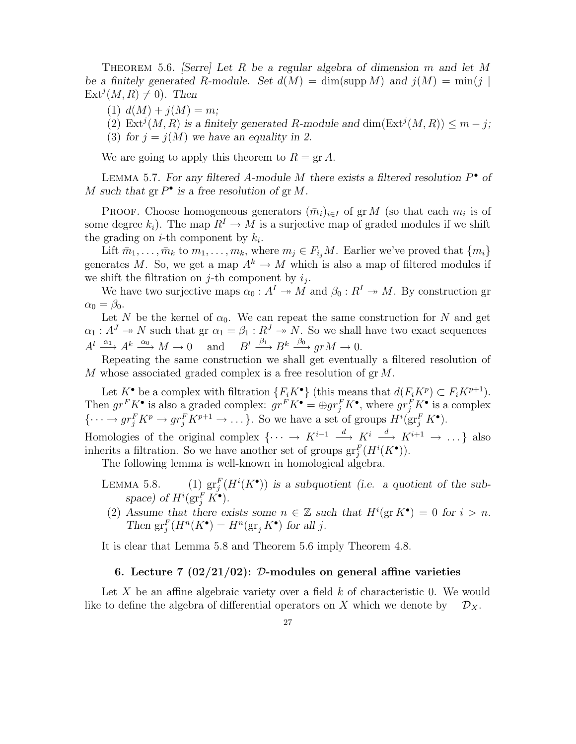Theorem 5.6. *[Serre] Let $R$ be a regular algebra of dimension $m$ and let $M$ be a finitely generated $R$-module. Set $d(M) = \dim(\operatorname{supp} M)$ and $j(M) = \min(j \mid \operatorname{Ext}^j(M, R) \neq 0)$. Then*

(1) *$d(M) + j(M) = m$;*

(2) *$\operatorname{Ext}^j(M, R)$ is a finitely generated $R$-module and $\dim(\operatorname{Ext}^j(M, R)) \leq m - j$;*

(3) *for $j = j(M)$ we have an equality in 2.*

We are going to apply this theorem to $R = \operatorname{gr} A$.

Lemma 5.7. *For any filtered $A$-module $M$ there exists a filtered resolution $P^\bullet$ of $M$ such that $\operatorname{gr} P^\bullet$ is a free resolution of $\operatorname{gr} M$.*

Proof. Choose homogeneous generators $(\bar{m}_i)_{i \in I}$ of $\operatorname{gr} M$ (so that each $m_i$ is of some degree $k_i$). The map $R^I \to M$ is a surjective map of graded modules if we shift the grading on $i$-th component by $k_i$.

Lift $\bar{m}_1, \ldots, \bar{m}_k$ to $m_1, \ldots, m_k$, where $m_j \in F_{i_j} M$. Earlier we've proved that $\{m_i\}$ generates $M$. So, we get a map $A^k \to M$ which is also a map of filtered modules if we shift the filtration on $j$-th component by $i_j$.

We have two surjective maps $\alpha_0 : A^I \twoheadrightarrow M$ and $\beta_0 : R^I \twoheadrightarrow M$. By construction gr $\alpha_0 = \beta_0$.

Let $N$ be the kernel of $\alpha_0$. We can repeat the same construction for $N$ and get $\alpha_1 : A^J \twoheadrightarrow N$ such that gr $\alpha_1 = \beta_1 : R^J \twoheadrightarrow N$. So we shall have two exact sequences $A^l \xrightarrow{\alpha_1} A^k \xrightarrow{\alpha_0} M \to 0$ and $B^l \xrightarrow{\beta_1} B^k \xrightarrow{\beta_0} grM \to 0$.

Repeating the same construction we shall get eventually a filtered resolution of $M$ whose associated graded complex is a free resolution of $\operatorname{gr} M$.

Let $K^\bullet$ be a complex with filtration $\{F_i K^\bullet\}$ (this means that $d(F_i K^p) \subset F_i K^{p+1}$). Then $gr^F K^\bullet$ is also a graded complex: $gr^F K^\bullet = \oplus gr_j^F K^\bullet$, where $gr_j^F K^\bullet$ is a complex $\{\cdots \to gr_j^F K^p \to gr_j^F K^{p+1} \to \ldots\}$. So we have a set of groups $H^i(\operatorname{gr}_j^F K^\bullet)$. Homologies of the original complex $\{\cdots \to K^{i-1} \xrightarrow{d} K^i \xrightarrow{d} K^{i+1} \to \ldots\}$ also inherits a filtration. So we have another set of groups $\operatorname{gr}_j^F(H^i(K^\bullet))$.

The following lemma is well-known in homological algebra.

Lemma 5.8. (1) *$\operatorname{gr}_j^F(H^i(K^\bullet))$ is a subquotient (i.e. a quotient of the subspace) of $H^i(\operatorname{gr}_j^F K^\bullet)$.*

(2) *Assume that there exists some $n \in \mathbb{Z}$ such that $H^i(\operatorname{gr} K^\bullet) = 0$ for $i > n$. Then $\operatorname{gr}_j^F(H^n(K^\bullet) = H^n(\operatorname{gr}_j K^\bullet)$ for all $j$.*

It is clear that Lemma 5.8 and Theorem 5.6 imply Theorem 4.8.

## 6. Lecture 7 (02/21/02): $\mathcal{D}$-modules on general affine varieties

Let $X$ be an affine algebraic variety over a field $k$ of characteristic 0. We would like to define the algebra of differential operators on $X$ which we denote by $\mathcal{D}_X$.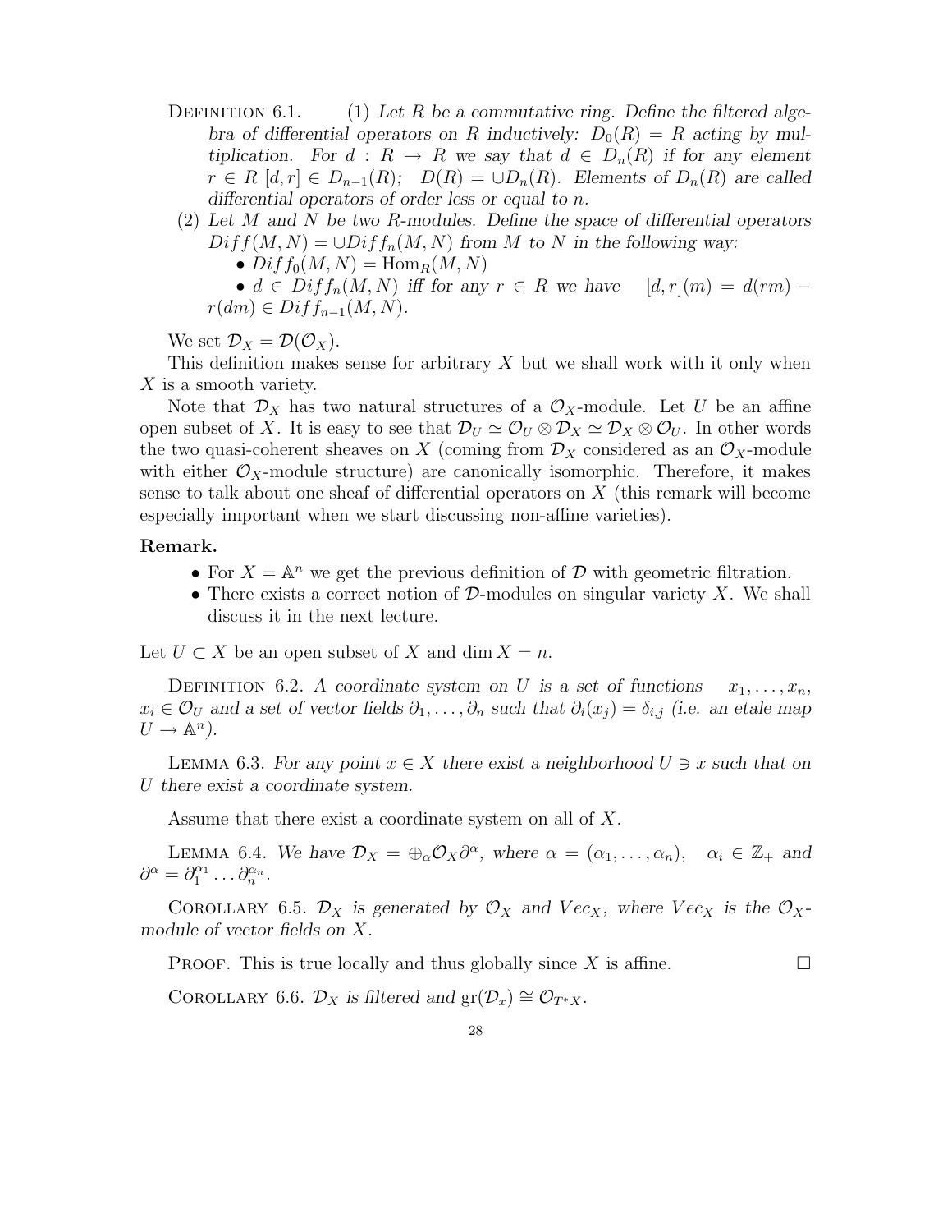DEFINITION 6.1. (1) *Let $R$ be a commutative ring. Define the filtered algebra of differential operators on $R$ inductively: $D_0(R) = R$ acting by multiplication. For $d : R \to R$ we say that $d \in D_n(R)$ if for any element $r \in R$ $[d, r] \in D_{n-1}(R)$; $D(R) = \cup D_n(R)$. Elements of $D_n(R)$ are called differential operators of order less or equal to $n$.*

(2) *Let $M$ and $N$ be two $R$-modules. Define the space of differential operators $Diff(M, N) = \cup Diff_n(M, N)$ from $M$ to $N$ in the following way:*
   - *$Diff_0(M, N) = \mathrm{Hom}_R(M, N)$*
   - *$d \in Diff_n(M, N)$ iff for any $r \in R$ we have $[d, r](m) = d(rm) - r(dm) \in Diff_{n-1}(M, N)$.*

We set $\mathcal{D}_X = \mathcal{D}(\mathcal{O}_X)$.

This definition makes sense for arbitrary $X$ but we shall work with it only when $X$ is a smooth variety.

Note that $\mathcal{D}_X$ has two natural structures of a $\mathcal{O}_X$-module. Let $U$ be an affine open subset of $X$. It is easy to see that $\mathcal{D}_U \simeq \mathcal{O}_U \otimes \mathcal{D}_X \simeq \mathcal{D}_X \otimes \mathcal{O}_U$. In other words the two quasi-coherent sheaves on $X$ (coming from $\mathcal{D}_X$ considered as an $\mathcal{O}_X$-module with either $\mathcal{O}_X$-module structure) are canonically isomorphic. Therefore, it makes sense to talk about one sheaf of differential operators on $X$ (this remark will become especially important when we start discussing non-affine varieties).

**Remark.**

- For $X = \mathbb{A}^n$ we get the previous definition of $\mathcal{D}$ with geometric filtration.
- There exists a correct notion of $\mathcal{D}$-modules on singular variety $X$. We shall discuss it in the next lecture.

Let $U \subset X$ be an open subset of $X$ and $\dim X = n$.

DEFINITION 6.2. *A coordinate system on $U$ is a set of functions $x_1, \ldots, x_n$, $x_i \in \mathcal{O}_U$ and a set of vector fields $\partial_1, \ldots, \partial_n$ such that $\partial_i(x_j) = \delta_{i,j}$ (i.e. an etale map $U \to \mathbb{A}^n$).*

LEMMA 6.3. *For any point $x \in X$ there exist a neighborhood $U \ni x$ such that on $U$ there exist a coordinate system.*

Assume that there exist a coordinate system on all of $X$.

LEMMA 6.4. *We have $\mathcal{D}_X = \oplus_\alpha \mathcal{O}_X \partial^\alpha$, where $\alpha = (\alpha_1, \ldots, \alpha_n)$, $\alpha_i \in \mathbb{Z}_+$ and $\partial^\alpha = \partial_1^{\alpha_1} \ldots \partial_n^{\alpha_n}$.*

COROLLARY 6.5. *$\mathcal{D}_X$ is generated by $\mathcal{O}_X$ and $Vec_X$, where $Vec_X$ is the $\mathcal{O}_X$-module of vector fields on $X$.*

PROOF. This is true locally and thus globally since $X$ is affine. □

COROLLARY 6.6. *$\mathcal{D}_X$ is filtered and $\mathrm{gr}(\mathcal{D}_x) \cong \mathcal{O}_{T^*X}$.*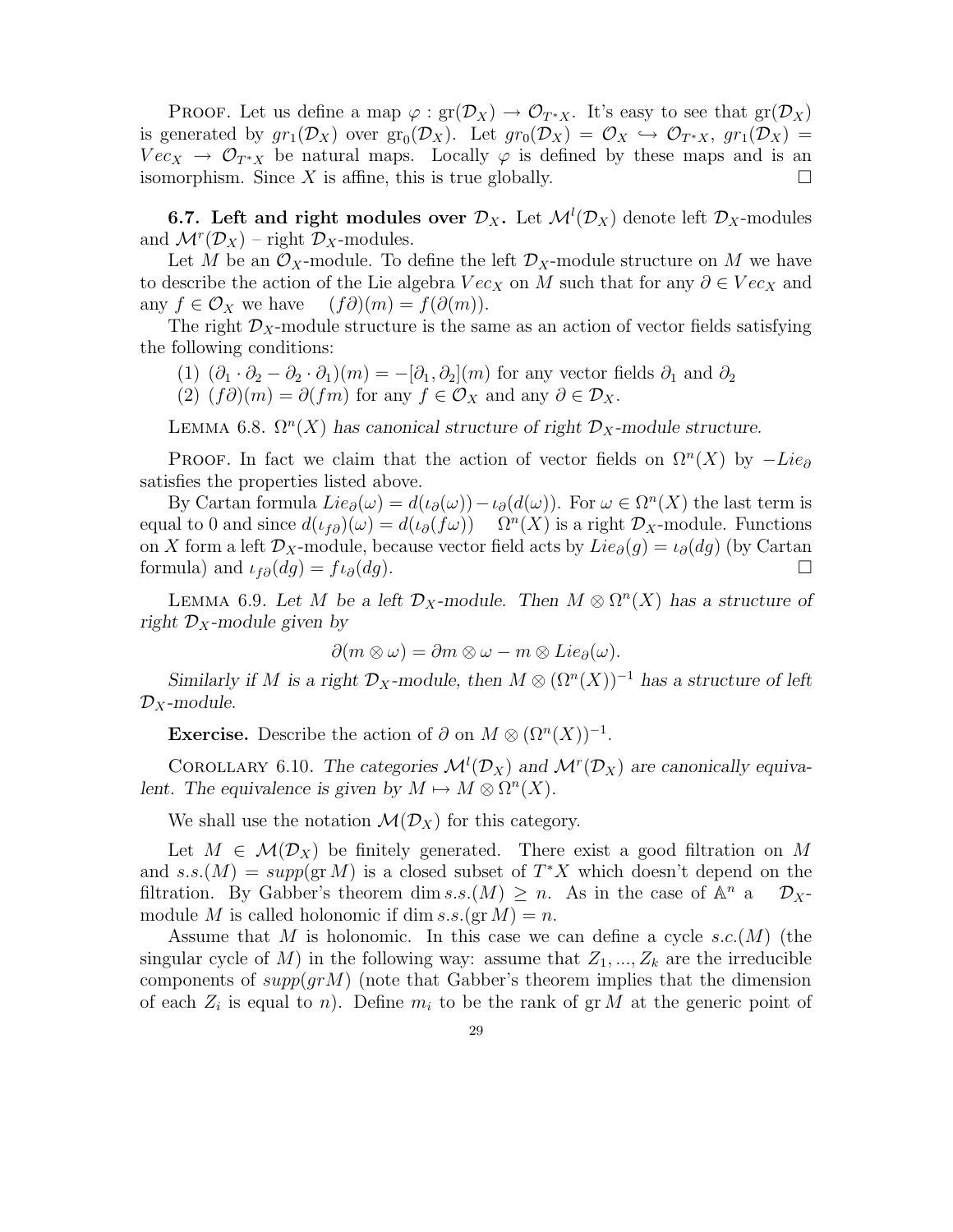Proof. Let us define a map $\varphi : \mathrm{gr}(\mathcal{D}_X) \to \mathcal{O}_{T^*X}$. It's easy to see that $\mathrm{gr}(\mathcal{D}_X)$ is generated by $gr_1(\mathcal{D}_X)$ over $\mathrm{gr}_0(\mathcal{D}_X)$. Let $gr_0(\mathcal{D}_X) = \mathcal{O}_X \hookrightarrow \mathcal{O}_{T^*X}$, $gr_1(\mathcal{D}_X) = Vec_X \to \mathcal{O}_{T^*X}$ be natural maps. Locally $\varphi$ is defined by these maps and is an isomorphism. Since $X$ is affine, this is true globally. □

**6.7. Left and right modules over $\mathcal{D}_X$.** Let $\mathcal{M}^l(\mathcal{D}_X)$ denote left $\mathcal{D}_X$-modules and $\mathcal{M}^r(\mathcal{D}_X)$ – right $\mathcal{D}_X$-modules.

Let $M$ be an $\mathcal{O}_X$-module. To define the left $\mathcal{D}_X$-module structure on $M$ we have to describe the action of the Lie algebra $Vec_X$ on $M$ such that for any $\partial \in Vec_X$ and any $f \in \mathcal{O}_X$ we have $(f\partial)(m) = f(\partial(m))$.

The right $\mathcal{D}_X$-module structure is the same as an action of vector fields satisfying the following conditions:

(1) $(\partial_1 \cdot \partial_2 - \partial_2 \cdot \partial_1)(m) = -[\partial_1, \partial_2](m)$ for any vector fields $\partial_1$ and $\partial_2$

(2) $(f\partial)(m) = \partial(fm)$ for any $f \in \mathcal{O}_X$ and any $\partial \in \mathcal{D}_X$.

Lemma 6.8. *$\Omega^n(X)$ has canonical structure of right $\mathcal{D}_X$-module structure.*

Proof. In fact we claim that the action of vector fields on $\Omega^n(X)$ by $-Lie_\partial$ satisfies the properties listed above.

By Cartan formula $Lie_\partial(\omega) = d(\iota_\partial(\omega)) - \iota_\partial(d(\omega))$. For $\omega \in \Omega^n(X)$ the last term is equal to 0 and since $d(\iota_{f\partial})(\omega) = d(\iota_\partial(f\omega))$ $\Omega^n(X)$ is a right $\mathcal{D}_X$-module. Functions on $X$ form a left $\mathcal{D}_X$-module, because vector field acts by $Lie_\partial(g) = \iota_\partial(dg)$ (by Cartan formula) and $\iota_{f\partial}(dg) = f\iota_\partial(dg)$. □

Lemma 6.9. *Let $M$ be a left $\mathcal{D}_X$-module. Then $M \otimes \Omega^n(X)$ has a structure of right $\mathcal{D}_X$-module given by*

$$\partial(m \otimes \omega) = \partial m \otimes \omega - m \otimes Lie_\partial(\omega).$$

*Similarly if $M$ is a right $\mathcal{D}_X$-module, then $M \otimes (\Omega^n(X))^{-1}$ has a structure of left $\mathcal{D}_X$-module.*

**Exercise.** Describe the action of $\partial$ on $M \otimes (\Omega^n(X))^{-1}$.

Corollary 6.10. *The categories $\mathcal{M}^l(\mathcal{D}_X)$ and $\mathcal{M}^r(\mathcal{D}_X)$ are canonically equivalent. The equivalence is given by $M \mapsto M \otimes \Omega^n(X)$.*

We shall use the notation $\mathcal{M}(\mathcal{D}_X)$ for this category.

Let $M \in \mathcal{M}(\mathcal{D}_X)$ be finitely generated. There exist a good filtration on $M$ and $s.s.(M) = supp(\mathrm{gr}\, M)$ is a closed subset of $T^*X$ which doesn't depend on the filtration. By Gabber's theorem $\dim s.s.(M) \geq n$. As in the case of $\mathbb{A}^n$ a $\mathcal{D}_X$-module $M$ is called holonomic if $\dim s.s.(\mathrm{gr}\, M) = n$.

Assume that $M$ is holonomic. In this case we can define a cycle $s.c.(M)$ (the singular cycle of $M$) in the following way: assume that $Z_1, ..., Z_k$ are the irreducible components of $supp(grM)$ (note that Gabber's theorem implies that the dimension of each $Z_i$ is equal to $n$). Define $m_i$ to be the rank of $\mathrm{gr}\, M$ at the generic point of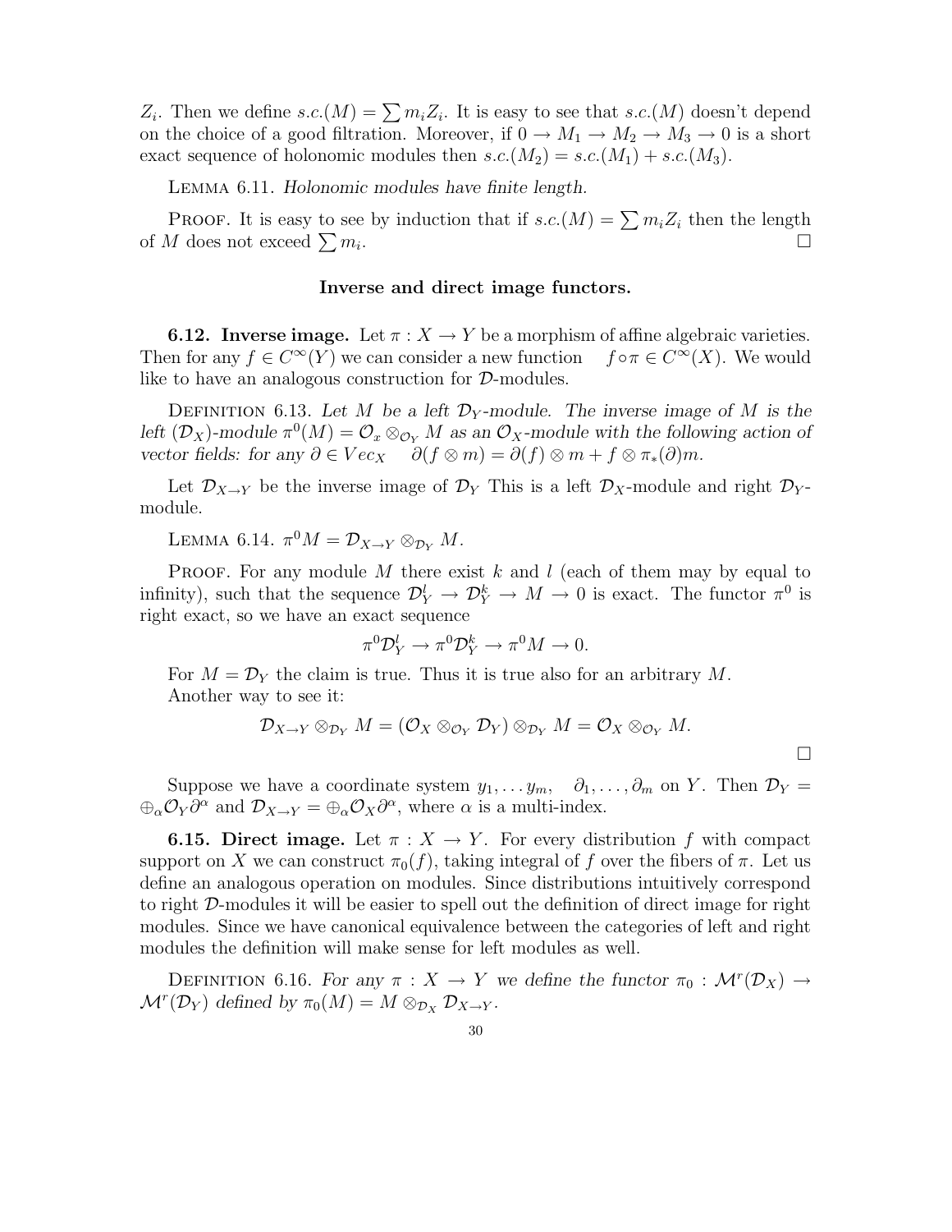$Z_i$. Then we define $s.c.(M) = \sum m_i Z_i$. It is easy to see that $s.c.(M)$ doesn't depend on the choice of a good filtration. Moreover, if $0 \to M_1 \to M_2 \to M_3 \to 0$ is a short exact sequence of holonomic modules then $s.c.(M_2) = s.c.(M_1) + s.c.(M_3)$.

Lemma 6.11. *Holonomic modules have finite length.*

Proof. It is easy to see by induction that if $s.c.(M) = \sum m_i Z_i$ then the length of $M$ does not exceed $\sum m_i$. □

### Inverse and direct image functors.

**6.12. Inverse image.** Let $\pi : X \to Y$ be a morphism of affine algebraic varieties. Then for any $f \in C^\infty(Y)$ we can consider a new function $f \circ \pi \in C^\infty(X)$. We would like to have an analogous construction for $\mathcal{D}$-modules.

Definition 6.13. *Let $M$ be a left $\mathcal{D}_Y$-module. The inverse image of $M$ is the left $(\mathcal{D}_X)$-module $\pi^0(M) = \mathcal{O}_x \otimes_{\mathcal{O}_Y} M$ as an $\mathcal{O}_X$-module with the following action of vector fields: for any $\partial \in Vec_X$ $\quad \partial(f \otimes m) = \partial(f) \otimes m + f \otimes \pi_*(\partial)m$.*

Let $\mathcal{D}_{X \to Y}$ be the inverse image of $\mathcal{D}_Y$ This is a left $\mathcal{D}_X$-module and right $\mathcal{D}_Y$-module.

Lemma 6.14. $\pi^0 M = \mathcal{D}_{X \to Y} \otimes_{\mathcal{D}_Y} M$.

Proof. For any module $M$ there exist $k$ and $l$ (each of them may by equal to infinity), such that the sequence $\mathcal{D}_Y^l \to \mathcal{D}_Y^k \to M \to 0$ is exact. The functor $\pi^0$ is right exact, so we have an exact sequence

$$\pi^0 \mathcal{D}_Y^l \to \pi^0 \mathcal{D}_Y^k \to \pi^0 M \to 0.$$

For $M = \mathcal{D}_Y$ the claim is true. Thus it is true also for an arbitrary $M$.
Another way to see it:

$$\mathcal{D}_{X \to Y} \otimes_{\mathcal{D}_Y} M = (\mathcal{O}_X \otimes_{\mathcal{O}_Y} \mathcal{D}_Y) \otimes_{\mathcal{D}_Y} M = \mathcal{O}_X \otimes_{\mathcal{O}_Y} M.$$

□

Suppose we have a coordinate system $y_1, \dots y_m, \quad \partial_1, \dots, \partial_m$ on $Y$. Then $\mathcal{D}_Y = \oplus_\alpha \mathcal{O}_Y \partial^\alpha$ and $\mathcal{D}_{X \to Y} = \oplus_\alpha \mathcal{O}_X \partial^\alpha$, where $\alpha$ is a multi-index.

**6.15. Direct image.** Let $\pi : X \to Y$. For every distribution $f$ with compact support on $X$ we can construct $\pi_0(f)$, taking integral of $f$ over the fibers of $\pi$. Let us define an analogous operation on modules. Since distributions intuitively correspond to right $\mathcal{D}$-modules it will be easier to spell out the definition of direct image for right modules. Since we have canonical equivalence between the categories of left and right modules the definition will make sense for left modules as well.

Definition 6.16. *For any $\pi : X \to Y$ we define the functor $\pi_0 : \mathcal{M}^r(\mathcal{D}_X) \to \mathcal{M}^r(\mathcal{D}_Y)$ defined by $\pi_0(M) = M \otimes_{\mathcal{D}_X} \mathcal{D}_{X \to Y}$.*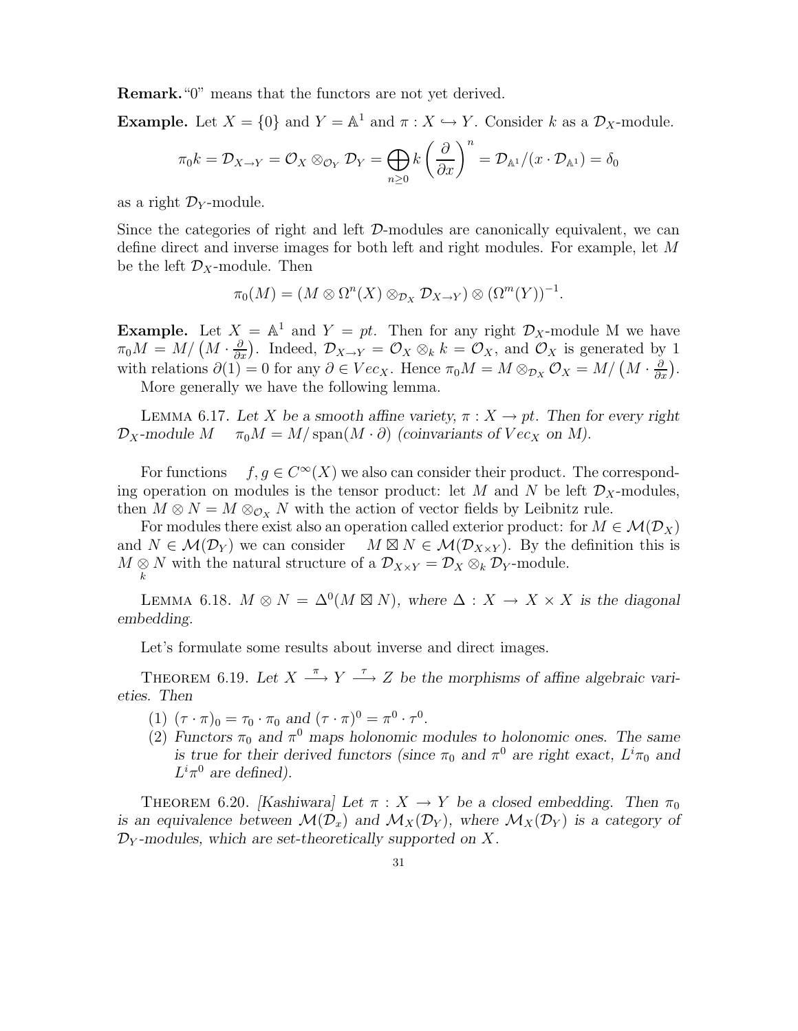**Remark.** "0" means that the functors are not yet derived.

**Example.** Let $X = \{0\}$ and $Y = \mathbb{A}^1$ and $\pi : X \hookrightarrow Y$. Consider $k$ as a $\mathcal{D}_X$-module.

$$\pi_0 k = \mathcal{D}_{X\to Y} = \mathcal{O}_X \otimes_{\mathcal{O}_Y} \mathcal{D}_Y = \bigoplus_{n\geq 0} k\left(\frac{\partial}{\partial x}\right)^n = \mathcal{D}_{\mathbb{A}^1}/(x\cdot \mathcal{D}_{\mathbb{A}^1}) = \delta_0$$

as a right $\mathcal{D}_Y$-module.

Since the categories of right and left $\mathcal{D}$-modules are canonically equivalent, we can define direct and inverse images for both left and right modules. For example, let $M$ be the left $\mathcal{D}_X$-module. Then

$$\pi_0(M) = (M \otimes \Omega^n(X) \otimes_{\mathcal{D}_X} \mathcal{D}_{X\to Y}) \otimes (\Omega^m(Y))^{-1}.$$

**Example.** Let $X = \mathbb{A}^1$ and $Y = pt$. Then for any right $\mathcal{D}_X$-module M we have $\pi_0 M = M/\left(M \cdot \frac{\partial}{\partial x}\right)$. Indeed, $\mathcal{D}_{X\to Y} = \mathcal{O}_X \otimes_k k = \mathcal{O}_X$, and $\mathcal{O}_X$ is generated by 1 with relations $\partial(1) = 0$ for any $\partial \in Vec_X$. Hence $\pi_0 M = M \otimes_{\mathcal{D}_X} \mathcal{O}_X = M/\left(M \cdot \frac{\partial}{\partial x}\right)$.

More generally we have the following lemma.

LEMMA 6.17. *Let $X$ be a smooth affine variety, $\pi : X \to pt$. Then for every right $\mathcal{D}_X$-module $M$ $\quad \pi_0 M = M/\operatorname{span}(M\cdot\partial)$ (coinvariants of $Vec_X$ on $M$).*

For functions $\quad f, g \in C^\infty(X)$ we also can consider their product. The corresponding operation on modules is the tensor product: let $M$ and $N$ be left $\mathcal{D}_X$-modules, then $M \otimes N = M \otimes_{\mathcal{O}_X} N$ with the action of vector fields by Leibnitz rule.

For modules there exist also an operation called exterior product: for $M \in \mathcal{M}(\mathcal{D}_X)$ and $N \in \mathcal{M}(\mathcal{D}_Y)$ we can consider $\quad M \boxtimes N \in \mathcal{M}(\mathcal{D}_{X\times Y})$. By the definition this is $M \underset{k}{\otimes} N$ with the natural structure of a $\mathcal{D}_{X\times Y} = \mathcal{D}_X \otimes_k \mathcal{D}_Y$-module.

LEMMA 6.18. *$M \otimes N = \Delta^0(M \boxtimes N)$, where $\Delta : X \to X \times X$ is the diagonal embedding.*

Let's formulate some results about inverse and direct images.

THEOREM 6.19. *Let $X \xrightarrow{\pi} Y \xrightarrow{\tau} Z$ be the morphisms of affine algebraic varieties. Then*

1. *$(\tau\cdot\pi)_0 = \tau_0 \cdot \pi_0$ and $(\tau \cdot \pi)^0 = \pi^0 \cdot \tau^0$.*
2. *Functors $\pi_0$ and $\pi^0$ maps holonomic modules to holonomic ones. The same is true for their derived functors (since $\pi_0$ and $\pi^0$ are right exact, $L^i\pi_0$ and $L^i\pi^0$ are defined).*

THEOREM 6.20. *[Kashiwara] Let $\pi : X \to Y$ be a closed embedding. Then $\pi_0$ is an equivalence between $\mathcal{M}(\mathcal{D}_x)$ and $\mathcal{M}_X(\mathcal{D}_Y)$, where $\mathcal{M}_X(\mathcal{D}_Y)$ is a category of $\mathcal{D}_Y$-modules, which are set-theoretically supported on $X$.*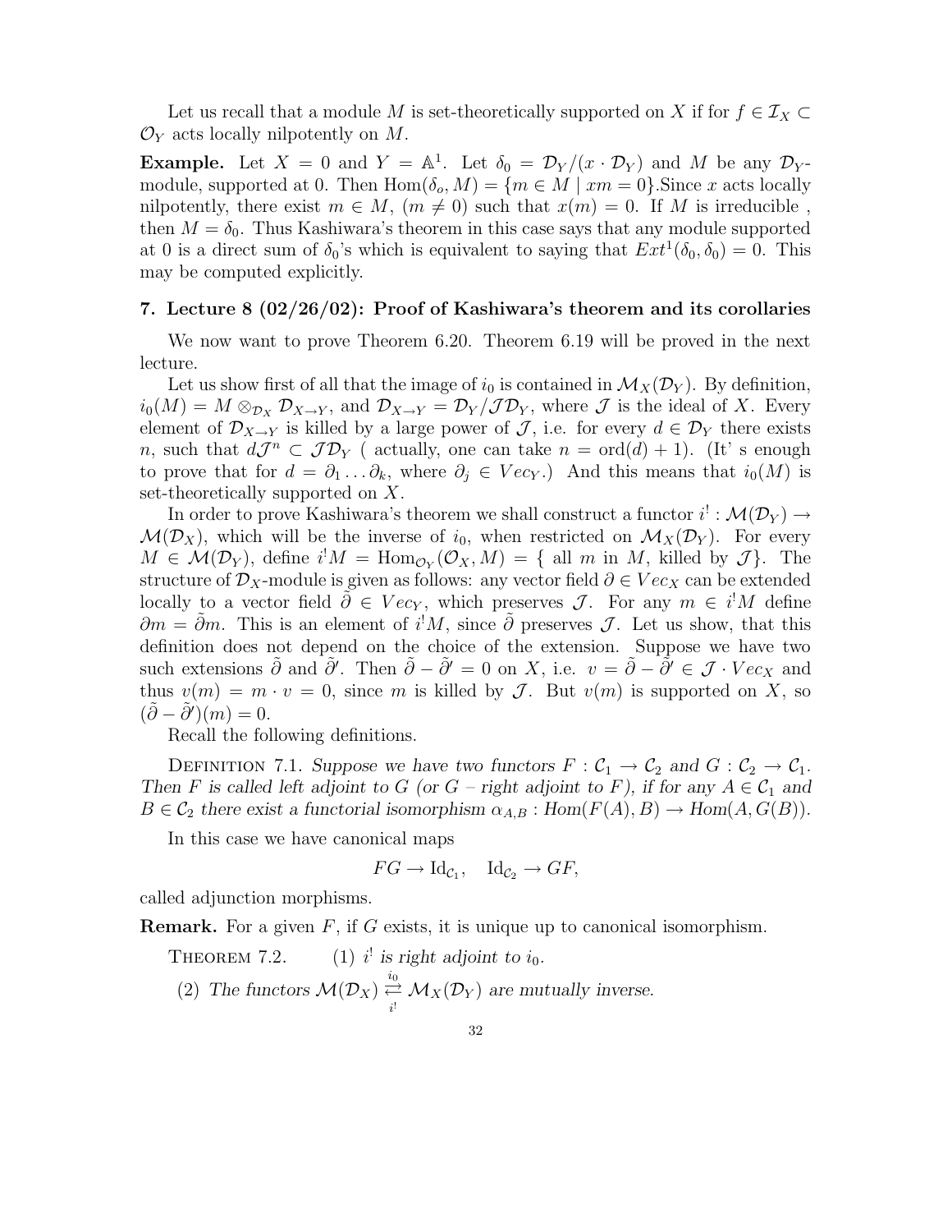Let us recall that a module $M$ is set-theoretically supported on $X$ if for $f \in \mathcal{I}_X \subset \mathcal{O}_Y$ acts locally nilpotently on $M$.

**Example.** Let $X = 0$ and $Y = \mathbb{A}^1$. Let $\delta_0 = \mathcal{D}_Y/(x \cdot \mathcal{D}_Y)$ and $M$ be any $\mathcal{D}_Y$-module, supported at 0. Then $\mathrm{Hom}(\delta_o, M) = \{m \in M \mid xm = 0\}$.Since $x$ acts locally nilpotently, there exist $m \in M$, $(m \neq 0)$ such that $x(m) = 0$. If $M$ is irreducible , then $M = \delta_0$. Thus Kashiwara's theorem in this case says that any module supported at 0 is a direct sum of $\delta_0$'s which is equivalent to saying that $Ext^1(\delta_0, \delta_0) = 0$. This may be computed explicitly.

## 7. Lecture 8 (02/26/02): Proof of Kashiwara's theorem and its corollaries

We now want to prove Theorem 6.20. Theorem 6.19 will be proved in the next lecture.

Let us show first of all that the image of $i_0$ is contained in $\mathcal{M}_X(\mathcal{D}_Y)$. By definition, $i_0(M) = M \otimes_{\mathcal{D}_X} \mathcal{D}_{X\to Y}$, and $\mathcal{D}_{X\to Y} = \mathcal{D}_Y/\mathcal{J}\mathcal{D}_Y$, where $\mathcal{J}$ is the ideal of $X$. Every element of $\mathcal{D}_{X\to Y}$ is killed by a large power of $\mathcal{J}$, i.e. for every $d \in \mathcal{D}_Y$ there exists $n$, such that $d\mathcal{J}^n \subset \mathcal{J}\mathcal{D}_Y$ ( actually, one can take $n = \mathrm{ord}(d) + 1$). (It' s enough to prove that for $d = \partial_1 \ldots \partial_k$, where $\partial_j \in Vec_Y$.) And this means that $i_0(M)$ is set-theoretically supported on $X$.

In order to prove Kashiwara's theorem we shall construct a functor $i^! : \mathcal{M}(\mathcal{D}_Y) \to \mathcal{M}(\mathcal{D}_X)$, which will be the inverse of $i_0$, when restricted on $\mathcal{M}_X(\mathcal{D}_Y)$. For every $M \in \mathcal{M}(\mathcal{D}_Y)$, define $i^!M = \mathrm{Hom}_{\mathcal{O}_Y}(\mathcal{O}_X, M) = \{$ all $m$ in $M$, killed by $\mathcal{J}\}$. The structure of $\mathcal{D}_X$-module is given as follows: any vector field $\partial \in Vec_X$ can be extended locally to a vector field $\tilde{\partial} \in Vec_Y$, which preserves $\mathcal{J}$. For any $m \in i^!M$ define $\partial m = \tilde{\partial} m$. This is an element of $i^!M$, since $\tilde{\partial}$ preserves $\mathcal{J}$. Let us show, that this definition does not depend on the choice of the extension. Suppose we have two such extensions $\tilde{\partial}$ and $\tilde{\partial}'$. Then $\tilde{\partial} - \tilde{\partial}' = 0$ on $X$, i.e. $v = \tilde{\partial} - \tilde{\partial}' \in \mathcal{J} \cdot Vec_X$ and thus $v(m) = m \cdot v = 0$, since $m$ is killed by $\mathcal{J}$. But $v(m)$ is supported on $X$, so $(\tilde{\partial} - \tilde{\partial}')(m) = 0$.

Recall the following definitions.

Definition 7.1. *Suppose we have two functors $F : \mathcal{C}_1 \to \mathcal{C}_2$ and $G : \mathcal{C}_2 \to \mathcal{C}_1$. Then $F$ is called left adjoint to $G$ (or $G$ – right adjoint to $F$), if for any $A \in \mathcal{C}_1$ and $B \in \mathcal{C}_2$ there exist a functorial isomorphism $\alpha_{A,B} : Hom(F(A), B) \to Hom(A, G(B))$.*

In this case we have canonical maps

$$FG \to \mathrm{Id}_{\mathcal{C}_1}, \quad \mathrm{Id}_{\mathcal{C}_2} \to GF,$$

called adjunction morphisms.

**Remark.** For a given $F$, if $G$ exists, it is unique up to canonical isomorphism.

Theorem 7.2. *(1) $i^!$ is right adjoint to $i_0$.*

*(2) The functors $\mathcal{M}(\mathcal{D}_X) \underset{i^!}{\overset{i_0}{\rightleftarrows}} \mathcal{M}_X(\mathcal{D}_Y)$ are mutually inverse.*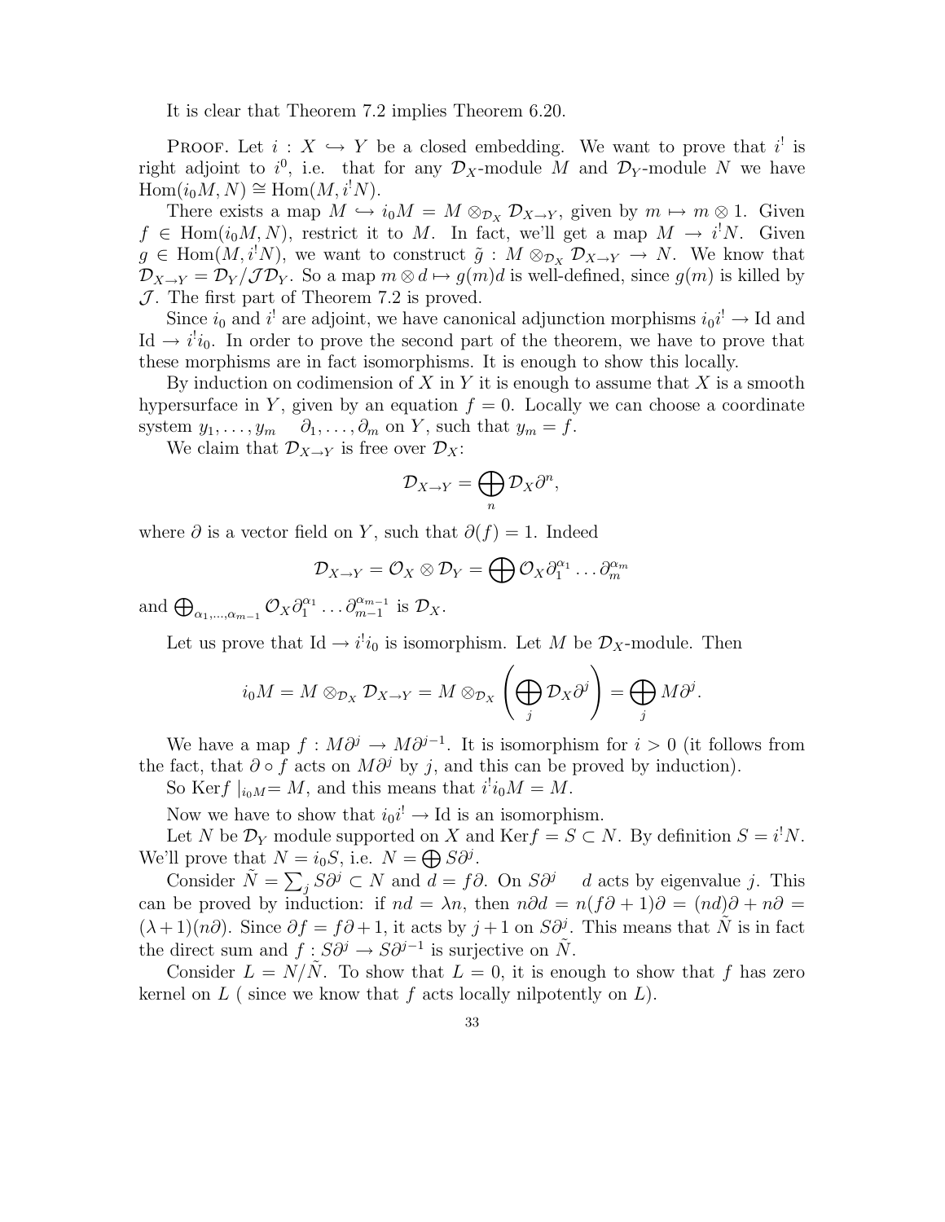It is clear that Theorem 7.2 implies Theorem 6.20.

Proof. Let $i : X \hookrightarrow Y$ be a closed embedding. We want to prove that $i^!$ is right adjoint to $i^0$, i.e. that for any $\mathcal{D}_X$-module $M$ and $\mathcal{D}_Y$-module $N$ we have $\mathrm{Hom}(i_0 M, N) \cong \mathrm{Hom}(M, i^! N)$.

There exists a map $M \hookrightarrow i_0 M = M \otimes_{\mathcal{D}_X} \mathcal{D}_{X\to Y}$, given by $m \mapsto m \otimes 1$. Given $f \in \mathrm{Hom}(i_0 M, N)$, restrict it to $M$. In fact, we'll get a map $M \to i^! N$. Given $g \in \mathrm{Hom}(M, i^! N)$, we want to construct $\tilde{g} : M \otimes_{\mathcal{D}_X} \mathcal{D}_{X\to Y} \to N$. We know that $\mathcal{D}_{X\to Y} = \mathcal{D}_Y / \mathcal{J}\mathcal{D}_Y$. So a map $m \otimes d \mapsto g(m)d$ is well-defined, since $g(m)$ is killed by $\mathcal{J}$. The first part of Theorem 7.2 is proved.

Since $i_0$ and $i^!$ are adjoint, we have canonical adjunction morphisms $i_0 i^! \to \mathrm{Id}$ and $\mathrm{Id} \to i^! i_0$. In order to prove the second part of the theorem, we have to prove that these morphisms are in fact isomorphisms. It is enough to show this locally.

By induction on codimension of $X$ in $Y$ it is enough to assume that $X$ is a smooth hypersurface in $Y$, given by an equation $f = 0$. Locally we can choose a coordinate system $y_1, \ldots, y_m \quad \partial_1, \ldots, \partial_m$ on $Y$, such that $y_m = f$.

We claim that $\mathcal{D}_{X\to Y}$ is free over $\mathcal{D}_X$:

$$\mathcal{D}_{X\to Y} = \bigoplus_n \mathcal{D}_X \partial^n,$$

where $\partial$ is a vector field on $Y$, such that $\partial(f) = 1$. Indeed

$$\mathcal{D}_{X\to Y} = \mathcal{O}_X \otimes \mathcal{D}_Y = \bigoplus \mathcal{O}_X \partial_1^{\alpha_1} \ldots \partial_m^{\alpha_m}$$

and $\bigoplus_{\alpha_1,\ldots,\alpha_{m-1}} \mathcal{O}_X \partial_1^{\alpha_1} \ldots \partial_{m-1}^{\alpha_{m-1}}$ is $\mathcal{D}_X$.

Let us prove that $\mathrm{Id} \to i^! i_0$ is isomorphism. Let $M$ be $\mathcal{D}_X$-module. Then

$$i_0 M = M \otimes_{\mathcal{D}_X} \mathcal{D}_{X\to Y} = M \otimes_{\mathcal{D}_X} \left( \bigoplus_j \mathcal{D}_X \partial^j \right) = \bigoplus_j M \partial^j.$$

We have a map $f : M\partial^j \to M\partial^{j-1}$. It is isomorphism for $i > 0$ (it follows from the fact, that $\partial \circ f$ acts on $M\partial^j$ by $j$, and this can be proved by induction).

So $\mathrm{Ker} f \mid_{i_0 M} = M$, and this means that $i^! i_0 M = M$.

Now we have to show that $i_0 i^! \to \mathrm{Id}$ is an isomorphism.

Let $N$ be $\mathcal{D}_Y$ module supported on $X$ and $\mathrm{Ker} f = S \subset N$. By definition $S = i^! N$. We'll prove that $N = i_0 S$, i.e. $N = \bigoplus S\partial^j$.

Consider $\tilde{N} = \sum_j S\partial^j \subset N$ and $d = f\partial$. On $S\partial^j \quad d$ acts by eigenvalue $j$. This can be proved by induction: if $nd = \lambda n$, then $n\partial d = n(f\partial + 1)\partial = (nd)\partial + n\partial = (\lambda + 1)(n\partial)$. Since $\partial f = f\partial + 1$, it acts by $j+1$ on $S\partial^j$. This means that $\tilde{N}$ is in fact the direct sum and $f : S\partial^j \to S\partial^{j-1}$ is surjective on $\tilde{N}$.

Consider $L = N/\tilde{N}$. To show that $L = 0$, it is enough to show that $f$ has zero kernel on $L$ ( since we know that $f$ acts locally nilpotently on $L$).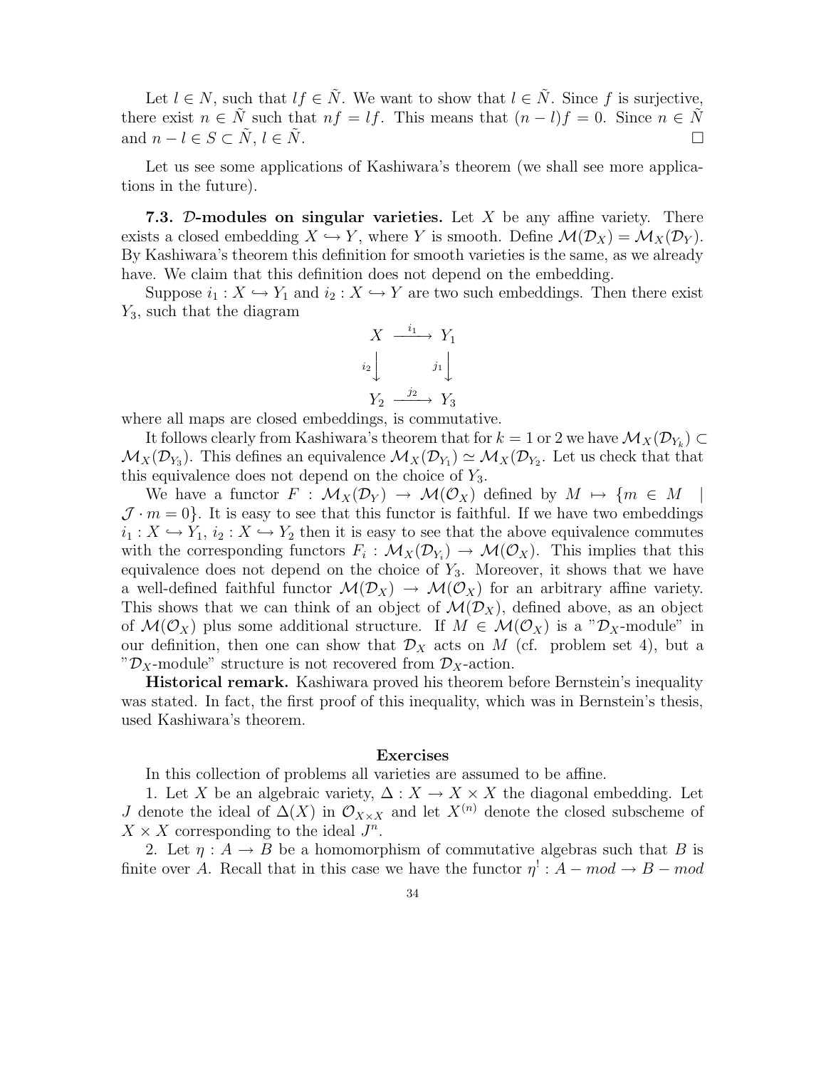Let $l \in N$, such that $lf \in \tilde{N}$. We want to show that $l \in \tilde{N}$. Since $f$ is surjective, there exist $n \in \tilde{N}$ such that $nf = lf$. This means that $(n-l)f = 0$. Since $n \in \tilde{N}$ and $n - l \in S \subset \tilde{N}$, $l \in \tilde{N}$. $\square$

Let us see some applications of Kashiwara's theorem (we shall see more applications in the future).

**7.3. $\mathcal{D}$-modules on singular varieties.** Let $X$ be any affine variety. There exists a closed embedding $X \hookrightarrow Y$, where $Y$ is smooth. Define $\mathcal{M}(\mathcal{D}_X) = \mathcal{M}_X(\mathcal{D}_Y)$. By Kashiwara's theorem this definition for smooth varieties is the same, as we already have. We claim that this definition does not depend on the embedding.

Suppose $i_1 : X \hookrightarrow Y_1$ and $i_2 : X \hookrightarrow Y$ are two such embeddings. Then there exist $Y_3$, such that the diagram

$$\begin{array}{ccc} X & \xrightarrow{i_1} & Y_1 \\ {\scriptstyle i_2}\downarrow & & \downarrow{\scriptstyle j_1} \\ Y_2 & \xrightarrow{j_2} & Y_3 \end{array}$$

where all maps are closed embeddings, is commutative.

It follows clearly from Kashiwara's theorem that for $k = 1$ or $2$ we have $\mathcal{M}_X(\mathcal{D}_{Y_k}) \subset \mathcal{M}_X(\mathcal{D}_{Y_3})$. This defines an equivalence $\mathcal{M}_X(\mathcal{D}_{Y_1}) \simeq \mathcal{M}_X(\mathcal{D}_{Y_2})$. Let us check that that this equivalence does not depend on the choice of $Y_3$.

We have a functor $F : \mathcal{M}_X(\mathcal{D}_Y) \to \mathcal{M}(\mathcal{O}_X)$ defined by $M \mapsto \{m \in M \mid \mathcal{J} \cdot m = 0\}$. It is easy to see that this functor is faithful. If we have two embeddings $i_1 : X \hookrightarrow Y_1$, $i_2 : X \hookrightarrow Y_2$ then it is easy to see that the above equivalence commutes with the corresponding functors $F_i : \mathcal{M}_X(\mathcal{D}_{Y_i}) \to \mathcal{M}(\mathcal{O}_X)$. This implies that this equivalence does not depend on the choice of $Y_3$. Moreover, it shows that we have a well-defined faithful functor $\mathcal{M}(\mathcal{D}_X) \to \mathcal{M}(\mathcal{O}_X)$ for an arbitrary affine variety. This shows that we can think of an object of $\mathcal{M}(\mathcal{D}_X)$, defined above, as an object of $\mathcal{M}(\mathcal{O}_X)$ plus some additional structure. If $M \in \mathcal{M}(\mathcal{O}_X)$ is a "$\mathcal{D}_X$-module" in our definition, then one can show that $\mathcal{D}_X$ acts on $M$ (cf. problem set 4), but a "$\mathcal{D}_X$-module" structure is not recovered from $\mathcal{D}_X$-action.

**Historical remark.** Kashiwara proved his theorem before Bernstein's inequality was stated. In fact, the first proof of this inequality, which was in Bernstein's thesis, used Kashiwara's theorem.

**Exercises**

In this collection of problems all varieties are assumed to be affine.

1. Let $X$ be an algebraic variety, $\Delta : X \to X \times X$ the diagonal embedding. Let $J$ denote the ideal of $\Delta(X)$ in $\mathcal{O}_{X \times X}$ and let $X^{(n)}$ denote the closed subscheme of $X \times X$ corresponding to the ideal $J^n$.

2. Let $\eta : A \to B$ be a homomorphism of commutative algebras such that $B$ is finite over $A$. Recall that in this case we have the functor $\eta^! : A - mod \to B - mod$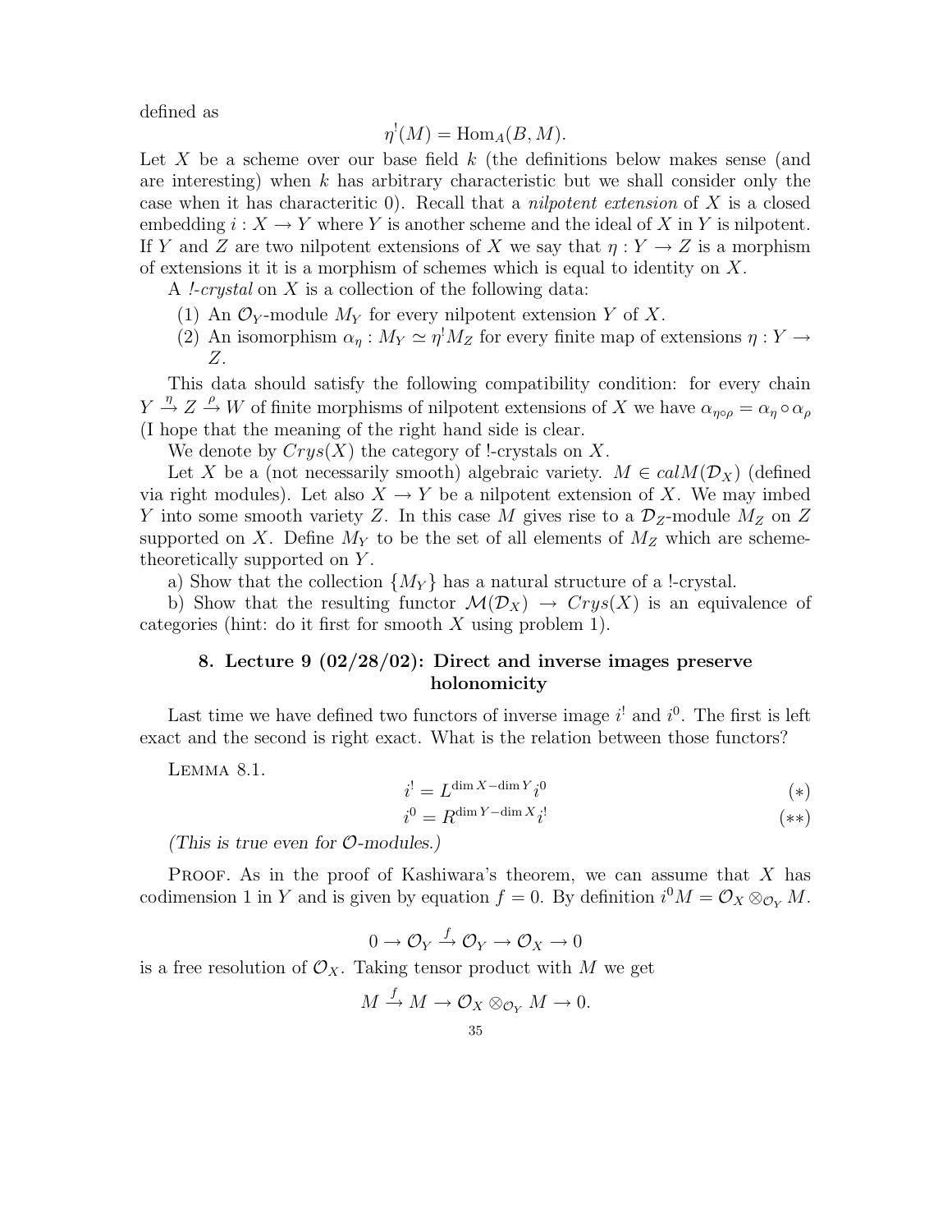defined as

$$\eta^!(M) = \mathrm{Hom}_A(B, M).$$

Let $X$ be a scheme over our base field $k$ (the definitions below makes sense (and are interesting) when $k$ has arbitrary characteristic but we shall consider only the case when it has characteritic 0). Recall that a *nilpotent extension* of $X$ is a closed embedding $i : X \to Y$ where $Y$ is another scheme and the ideal of $X$ in $Y$ is nilpotent. If $Y$ and $Z$ are two nilpotent extensions of $X$ we say that $\eta : Y \to Z$ is a morphism of extensions it it is a morphism of schemes which is equal to identity on $X$.

A *!-crystal* on $X$ is a collection of the following data:

(1) An $\mathcal{O}_Y$-module $M_Y$ for every nilpotent extension $Y$ of $X$.
(2) An isomorphism $\alpha_\eta : M_Y \simeq \eta^! M_Z$ for every finite map of extensions $\eta : Y \to Z$.

This data should satisfy the following compatibility condition: for every chain $Y \xrightarrow{\eta} Z \xrightarrow{\rho} W$ of finite morphisms of nilpotent extensions of $X$ we have $\alpha_{\eta\circ\rho} = \alpha_\eta \circ \alpha_\rho$ (I hope that the meaning of the right hand side is clear.

We denote by $Crys(X)$ the category of !-crystals on $X$.

Let $X$ be a (not necessarily smooth) algebraic variety. $M \in calM(\mathcal{D}_X)$ (defined via right modules). Let also $X \to Y$ be a nilpotent extension of $X$. We may imbed $Y$ into some smooth variety $Z$. In this case $M$ gives rise to a $\mathcal{D}_Z$-module $M_Z$ on $Z$ supported on $X$. Define $M_Y$ to be the set of all elements of $M_Z$ which are scheme-theoretically supported on $Y$.

a) Show that the collection $\{M_Y\}$ has a natural structure of a !-crystal.

b) Show that the resulting functor $\mathcal{M}(\mathcal{D}_X) \to Crys(X)$ is an equivalence of categories (hint: do it first for smooth $X$ using problem 1).

## 8. Lecture 9 (02/28/02): Direct and inverse images preserve holonomicity

Last time we have defined two functors of inverse image $i^!$ and $i^0$. The first is left exact and the second is right exact. What is the relation between those functors?

LEMMA 8.1.

$$i^! = L^{\dim X - \dim Y} i^0 \qquad (*)$$

$$i^0 = R^{\dim Y - \dim X} i^! \qquad (**)$$

*(This is true even for $\mathcal{O}$-modules.)*

PROOF. As in the proof of Kashiwara's theorem, we can assume that $X$ has codimension 1 in $Y$ and is given by equation $f = 0$. By definition $i^0 M = \mathcal{O}_X \otimes_{\mathcal{O}_Y} M$.

$$0 \to \mathcal{O}_Y \xrightarrow{f} \mathcal{O}_Y \to \mathcal{O}_X \to 0$$

is a free resolution of $\mathcal{O}_X$. Taking tensor product with $M$ we get

$$M \xrightarrow{f} M \to \mathcal{O}_X \otimes_{\mathcal{O}_Y} M \to 0.$$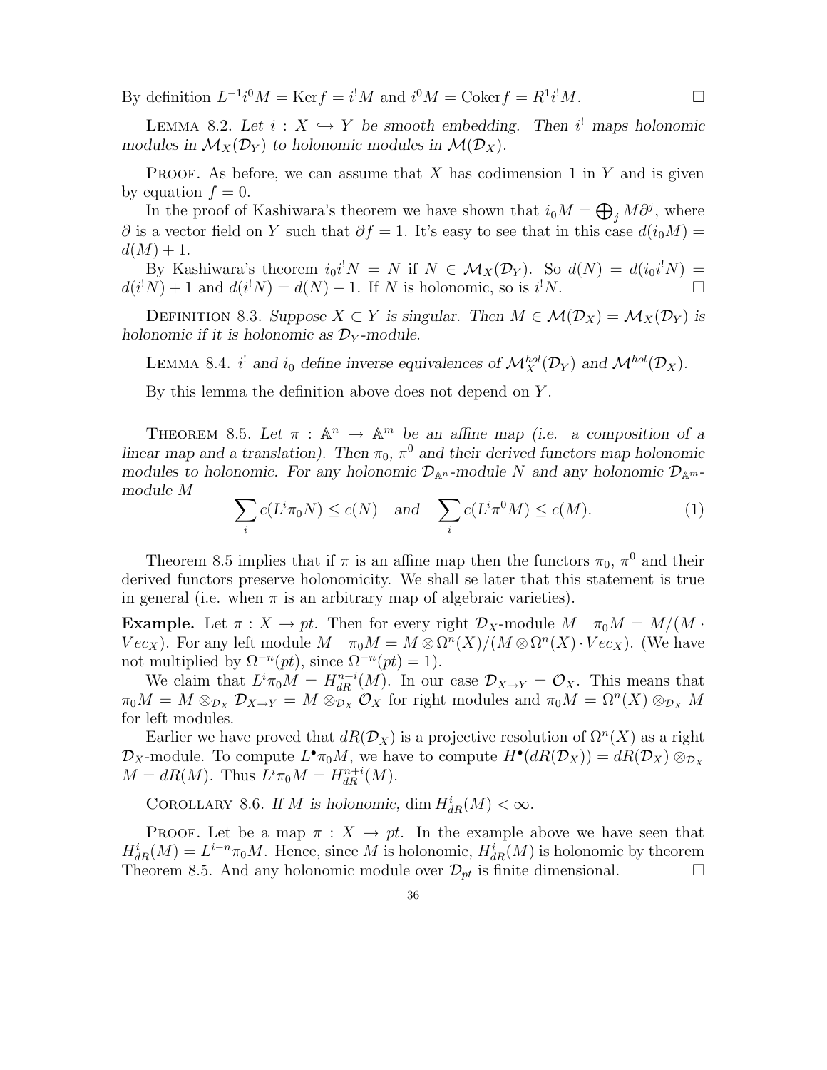By definition $L^{-1}i^0 M = \mathrm{Ker} f = i^! M$ and $i^0 M = \mathrm{Coker} f = R^1 i^! M$. $\square$

LEMMA 8.2. *Let $i : X \hookrightarrow Y$ be smooth embedding. Then $i^!$ maps holonomic modules in $\mathcal{M}_X(\mathcal{D}_Y)$ to holonomic modules in $\mathcal{M}(\mathcal{D}_X)$.*

PROOF. As before, we can assume that $X$ has codimension 1 in $Y$ and is given by equation $f = 0$.

In the proof of Kashiwara's theorem we have shown that $i_0 M = \bigoplus_j M\partial^j$, where $\partial$ is a vector field on $Y$ such that $\partial f = 1$. It's easy to see that in this case $d(i_0 M) = d(M) + 1$.

By Kashiwara's theorem $i_0 i^! N = N$ if $N \in \mathcal{M}_X(\mathcal{D}_Y)$. So $d(N) = d(i_0 i^! N) = d(i^! N) + 1$ and $d(i^! N) = d(N) - 1$. If $N$ is holonomic, so is $i^! N$. $\square$

DEFINITION 8.3. *Suppose $X \subset Y$ is singular. Then $M \in \mathcal{M}(\mathcal{D}_X) = \mathcal{M}_X(\mathcal{D}_Y)$ is holonomic if it is holonomic as $\mathcal{D}_Y$-module.*

LEMMA 8.4. *$i^!$ and $i_0$ define inverse equivalences of $\mathcal{M}_X^{hol}(\mathcal{D}_Y)$ and $\mathcal{M}^{hol}(\mathcal{D}_X)$.*

By this lemma the definition above does not depend on $Y$.

THEOREM 8.5. *Let $\pi : \mathbb{A}^n \to \mathbb{A}^m$ be an affine map (i.e. a composition of a linear map and a translation). Then $\pi_0$, $\pi^0$ and their derived functors map holonomic modules to holonomic. For any holonomic $\mathcal{D}_{\mathbb{A}^n}$-module $N$ and any holonomic $\mathcal{D}_{\mathbb{A}^m}$-module $M$*

$$\sum_i c(L^i \pi_0 N) \le c(N) \quad \text{and} \quad \sum_i c(L^i \pi^0 M) \le c(M). \tag{1}$$

Theorem 8.5 implies that if $\pi$ is an affine map then the functors $\pi_0$, $\pi^0$ and their derived functors preserve holonomicity. We shall se later that this statement is true in general (i.e. when $\pi$ is an arbitrary map of algebraic varieties).

**Example.** Let $\pi : X \to pt$. Then for every right $\mathcal{D}_X$-module $M$ $\pi_0 M = M/(M \cdot Vec_X)$. For any left module $M$ $\pi_0 M = M \otimes \Omega^n(X)/(M \otimes \Omega^n(X) \cdot Vec_X)$. (We have not multiplied by $\Omega^{-n}(pt)$, since $\Omega^{-n}(pt) = 1$).

We claim that $L^i \pi_0 M = H_{dR}^{n+i}(M)$. In our case $\mathcal{D}_{X \to Y} = \mathcal{O}_X$. This means that $\pi_0 M = M \otimes_{\mathcal{D}_X} \mathcal{D}_{X\to Y} = M \otimes_{\mathcal{D}_X} \mathcal{O}_X$ for right modules and $\pi_0 M = \Omega^n(X) \otimes_{\mathcal{D}_X} M$ for left modules.

Earlier we have proved that $dR(\mathcal{D}_X)$ is a projective resolution of $\Omega^n(X)$ as a right $\mathcal{D}_X$-module. To compute $L^\bullet \pi_0 M$, we have to compute $H^\bullet(dR(\mathcal{D}_X)) = dR(\mathcal{D}_X) \otimes_{\mathcal{D}_X} M = dR(M)$. Thus $L^i \pi_0 M = H_{dR}^{n+i}(M)$.

COROLLARY 8.6. *If $M$ is holonomic, $\dim H_{dR}^i(M) < \infty$.*

PROOF. Let be a map $\pi : X \to pt$. In the example above we have seen that $H_{dR}^i(M) = L^{i-n}\pi_0 M$. Hence, since $M$ is holonomic, $H_{dR}^i(M)$ is holonomic by theorem Theorem 8.5. And any holonomic module over $\mathcal{D}_{pt}$ is finite dimensional. $\square$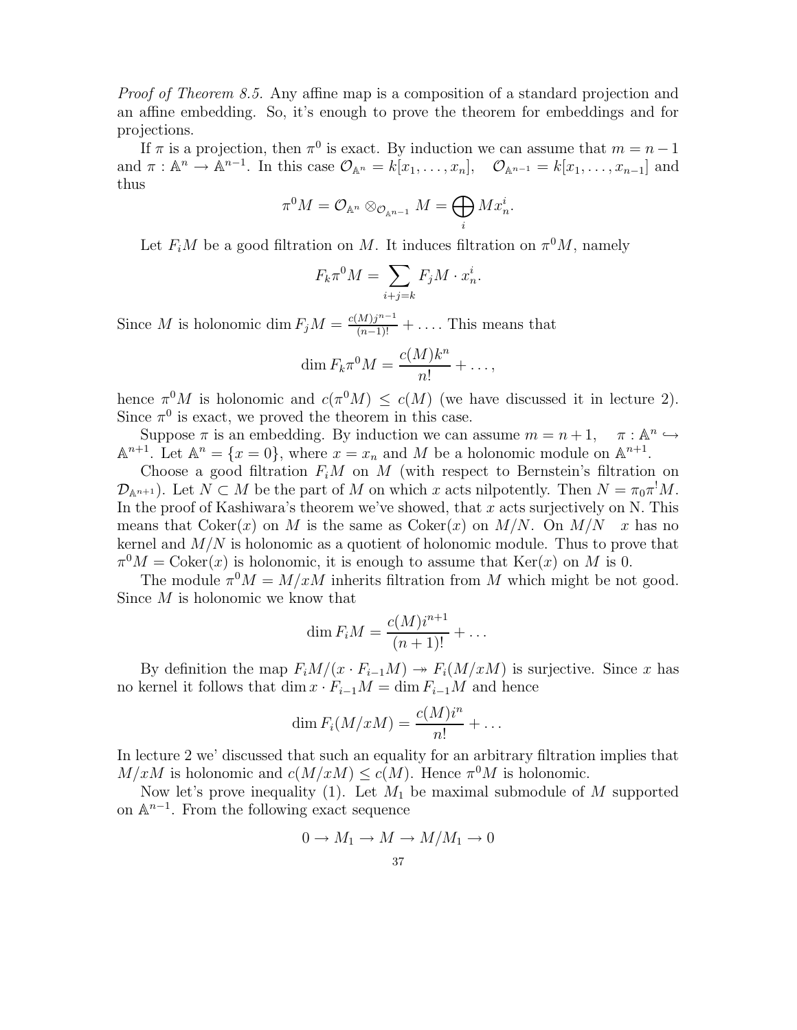*Proof of Theorem 8.5.* Any affine map is a composition of a standard projection and an affine embedding. So, it's enough to prove the theorem for embeddings and for projections.

If $\pi$ is a projection, then $\pi^0$ is exact. By induction we can assume that $m = n-1$ and $\pi : \mathbb{A}^n \to \mathbb{A}^{n-1}$. In this case $\mathcal{O}_{\mathbb{A}^n} = k[x_1, \ldots, x_n], \quad \mathcal{O}_{\mathbb{A}^{n-1}} = k[x_1, \ldots, x_{n-1}]$ and thus

$$\pi^0 M = \mathcal{O}_{\mathbb{A}^n} \otimes_{\mathcal{O}_{\mathbb{A}^{n-1}}} M = \bigoplus_i M x_n^i.$$

Let $F_i M$ be a good filtration on $M$. It induces filtration on $\pi^0 M$, namely

$$F_k \pi^0 M = \sum_{i+j=k} F_j M \cdot x_n^i.$$

Since $M$ is holonomic $\dim F_j M = \frac{c(M) j^{n-1}}{(n-1)!} + \ldots$. This means that

$$\dim F_k \pi^0 M = \frac{c(M) k^n}{n!} + \ldots,$$

hence $\pi^0 M$ is holonomic and $c(\pi^0 M) \leq c(M)$ (we have discussed it in lecture 2). Since $\pi^0$ is exact, we proved the theorem in this case.

Suppose $\pi$ is an embedding. By induction we can assume $m = n+1, \quad \pi : \mathbb{A}^n \hookrightarrow \mathbb{A}^{n+1}$. Let $\mathbb{A}^n = \{x = 0\}$, where $x = x_n$ and $M$ be a holonomic module on $\mathbb{A}^{n+1}$.

Choose a good filtration $F_i M$ on $M$ (with respect to Bernstein's filtration on $\mathcal{D}_{\mathbb{A}^{n+1}}$). Let $N \subset M$ be the part of $M$ on which $x$ acts nilpotently. Then $N = \pi_0 \pi^! M$. In the proof of Kashiwara's theorem we've showed, that $x$ acts surjectively on N. This means that $\mathrm{Coker}(x)$ on $M$ is the same as $\mathrm{Coker}(x)$ on $M/N$. On $M/N \quad x$ has no kernel and $M/N$ is holonomic as a quotient of holonomic module. Thus to prove that $\pi^0 M = \mathrm{Coker}(x)$ is holonomic, it is enough to assume that $\mathrm{Ker}(x)$ on $M$ is 0.

The module $\pi^0 M = M/xM$ inherits filtration from $M$ which might be not good. Since $M$ is holonomic we know that

$$\dim F_i M = \frac{c(M) i^{n+1}}{(n+1)!} + \ldots$$

By definition the map $F_i M/(x \cdot F_{i-1} M) \twoheadrightarrow F_i(M/xM)$ is surjective. Since $x$ has no kernel it follows that $\dim x \cdot F_{i-1} M = \dim F_{i-1} M$ and hence

$$\dim F_i(M/xM) = \frac{c(M) i^n}{n!} + \ldots$$

In lecture 2 we' discussed that such an equality for an arbitrary filtration implies that $M/xM$ is holonomic and $c(M/xM) \leq c(M)$. Hence $\pi^0 M$ is holonomic.

Now let's prove inequality (1). Let $M_1$ be maximal submodule of $M$ supported on $\mathbb{A}^{n-1}$. From the following exact sequence

$$0 \to M_1 \to M \to M/M_1 \to 0$$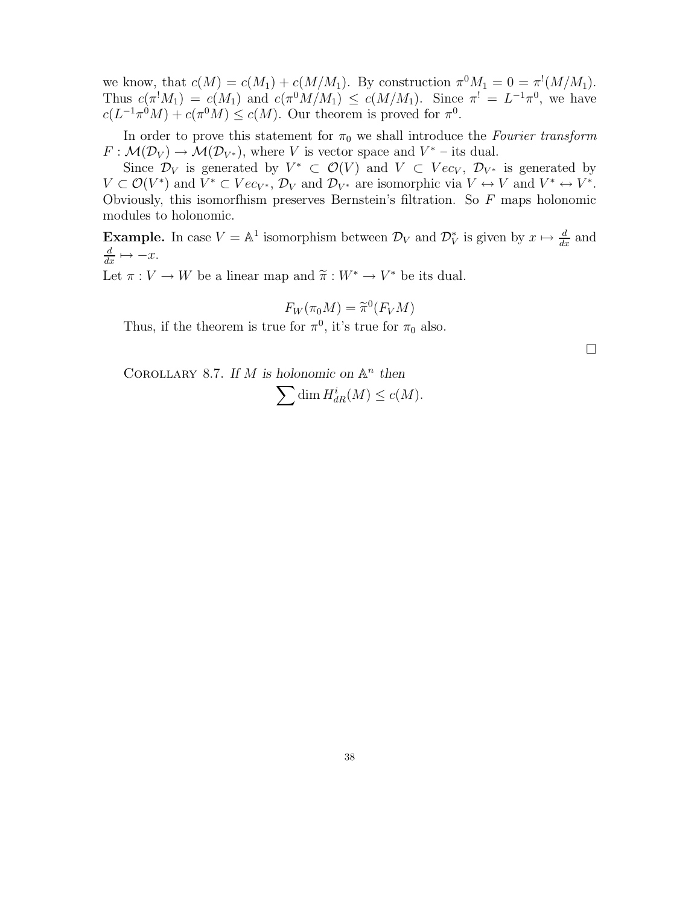we know, that $c(M) = c(M_1) + c(M/M_1)$. By construction $\pi^0 M_1 = 0 = \pi^!(M/M_1)$. Thus $c(\pi^! M_1) = c(M_1)$ and $c(\pi^0 M/M_1) \leq c(M/M_1)$. Since $\pi^! = L^{-1}\pi^0$, we have $c(L^{-1}\pi^0 M) + c(\pi^0 M) \leq c(M)$. Our theorem is proved for $\pi^0$.

In order to prove this statement for $\pi_0$ we shall introduce the *Fourier transform* $F : \mathcal{M}(\mathcal{D}_V) \to \mathcal{M}(\mathcal{D}_{V^*})$, where $V$ is vector space and $V^*$ – its dual.

Since $\mathcal{D}_V$ is generated by $V^* \subset \mathcal{O}(V)$ and $V \subset Vec_V$, $\mathcal{D}_{V^*}$ is generated by $V \subset \mathcal{O}(V^*)$ and $V^* \subset Vec_{V^*}$, $\mathcal{D}_V$ and $\mathcal{D}_{V^*}$ are isomorphic via $V \leftrightarrow V$ and $V^* \leftrightarrow V^*$. Obviously, this isomorfhism preserves Bernstein's filtration. So $F$ maps holonomic modules to holonomic.

**Example.** In case $V = \mathbb{A}^1$ isomorphism between $\mathcal{D}_V$ and $\mathcal{D}_V^*$ is given by $x \mapsto \frac{d}{dx}$ and $\frac{d}{dx} \mapsto -x$.

Let $\pi : V \to W$ be a linear map and $\widetilde{\pi} : W^* \to V^*$ be its dual.

$$F_W(\pi_0 M) = \widetilde{\pi}^0(F_V M)$$

Thus, if the theorem is true for $\pi^0$, it's true for $\pi_0$ also.

□

COROLLARY 8.7. *If $M$ is holonomic on $\mathbb{A}^n$ then*

$$\sum \dim H^i_{dR}(M) \leq c(M).$$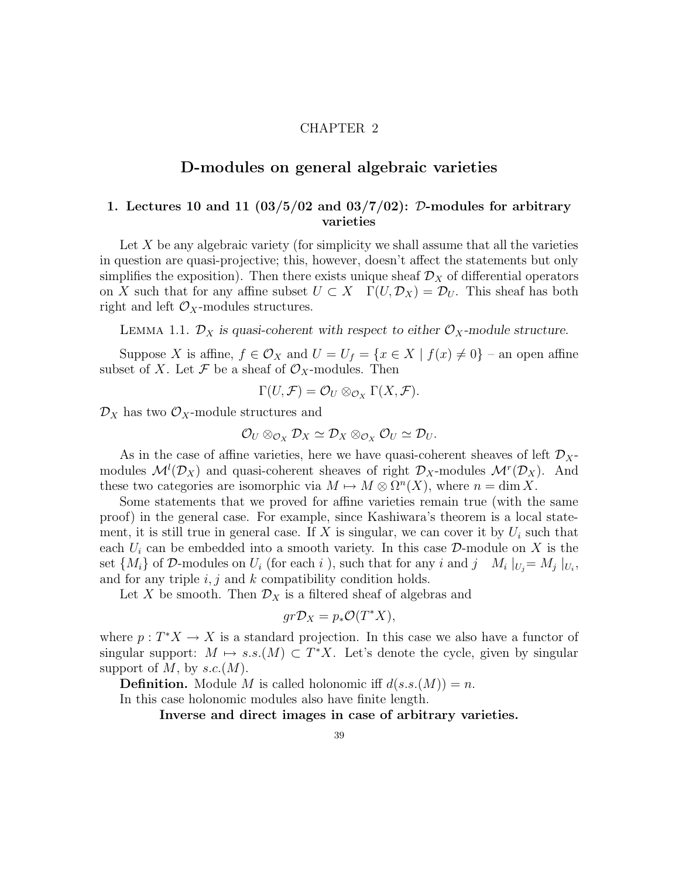CHAPTER 2

# D-modules on general algebraic varieties

## 1. Lectures 10 and 11 (03/5/02 and 03/7/02): $\mathcal{D}$-modules for arbitrary varieties

Let $X$ be any algebraic variety (for simplicity we shall assume that all the varieties in question are quasi-projective; this, however, doesn't affect the statements but only simplifies the exposition). Then there exists unique sheaf $\mathcal{D}_X$ of differential operators on $X$ such that for any affine subset $U \subset X \quad \Gamma(U, \mathcal{D}_X) = \mathcal{D}_U$. This sheaf has both right and left $\mathcal{O}_X$-modules structures.

LEMMA 1.1. *$\mathcal{D}_X$ is quasi-coherent with respect to either $\mathcal{O}_X$-module structure.*

Suppose $X$ is affine, $f \in \mathcal{O}_X$ and $U = U_f = \{x \in X \mid f(x) \neq 0\}$ – an open affine subset of $X$. Let $\mathcal{F}$ be a sheaf of $\mathcal{O}_X$-modules. Then

$$\Gamma(U, \mathcal{F}) = \mathcal{O}_U \otimes_{\mathcal{O}_X} \Gamma(X, \mathcal{F}).$$

$\mathcal{D}_X$ has two $\mathcal{O}_X$-module structures and

$$\mathcal{O}_U \otimes_{\mathcal{O}_X} \mathcal{D}_X \simeq \mathcal{D}_X \otimes_{\mathcal{O}_X} \mathcal{O}_U \simeq \mathcal{D}_U.$$

As in the case of affine varieties, here we have quasi-coherent sheaves of left $\mathcal{D}_X$-modules $\mathcal{M}^l(\mathcal{D}_X)$ and quasi-coherent sheaves of right $\mathcal{D}_X$-modules $\mathcal{M}^r(\mathcal{D}_X)$. And these two categories are isomorphic via $M \mapsto M \otimes \Omega^n(X)$, where $n = \dim X$.

Some statements that we proved for affine varieties remain true (with the same proof) in the general case. For example, since Kashiwara's theorem is a local statement, it is still true in general case. If $X$ is singular, we can cover it by $U_i$ such that each $U_i$ can be embedded into a smooth variety. In this case $\mathcal{D}$-module on $X$ is the set $\{M_i\}$ of $\mathcal{D}$-modules on $U_i$ (for each $i$ ), such that for any $i$ and $j \quad M_i \mid_{U_j} = M_j \mid_{U_i}$, and for any triple $i, j$ and $k$ compatibility condition holds.

Let $X$ be smooth. Then $\mathcal{D}_X$ is a filtered sheaf of algebras and

$$gr\mathcal{D}_X = p_*\mathcal{O}(T^*X),$$

where $p : T^*X \to X$ is a standard projection. In this case we also have a functor of singular support: $M \mapsto s.s.(M) \subset T^*X$. Let's denote the cycle, given by singular support of $M$, by $s.c.(M)$.

**Definition.** Module $M$ is called holonomic iff $d(s.s.(M)) = n$.

In this case holonomic modules also have finite length.

**Inverse and direct images in case of arbitrary varieties.**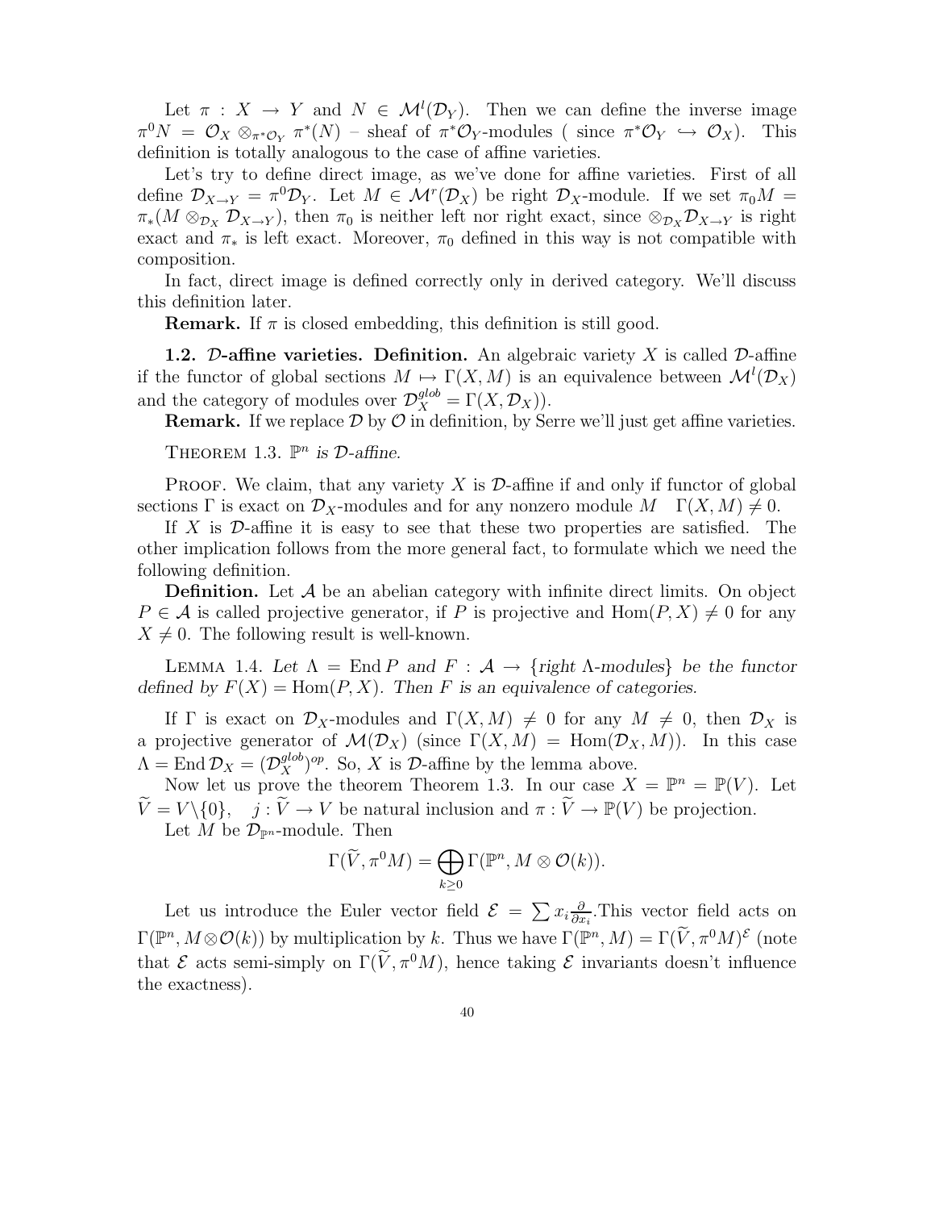Let $\pi : X \to Y$ and $N \in \mathcal{M}^l(\mathcal{D}_Y)$. Then we can define the inverse image $\pi^0 N = \mathcal{O}_X \otimes_{\pi^*\mathcal{O}_Y} \pi^*(N)$ – sheaf of $\pi^*\mathcal{O}_Y$-modules ( since $\pi^*\mathcal{O}_Y \hookrightarrow \mathcal{O}_X$). This definition is totally analogous to the case of affine varieties.

Let's try to define direct image, as we've done for affine varieties. First of all define $\mathcal{D}_{X\to Y} = \pi^0\mathcal{D}_Y$. Let $M \in \mathcal{M}^r(\mathcal{D}_X)$ be right $\mathcal{D}_X$-module. If we set $\pi_0 M = \pi_*(M \otimes_{\mathcal{D}_X} \mathcal{D}_{X\to Y})$, then $\pi_0$ is neither left nor right exact, since $\otimes_{\mathcal{D}_X}\mathcal{D}_{X\to Y}$ is right exact and $\pi_*$ is left exact. Moreover, $\pi_0$ defined in this way is not compatible with composition.

In fact, direct image is defined correctly only in derived category. We'll discuss this definition later.

**Remark.** If $\pi$ is closed embedding, this definition is still good.

**1.2. $\mathcal{D}$-affine varieties. Definition.** An algebraic variety $X$ is called $\mathcal{D}$-affine if the functor of global sections $M \mapsto \Gamma(X, M)$ is an equivalence between $\mathcal{M}^l(\mathcal{D}_X)$ and the category of modules over $\mathcal{D}_X^{glob} = \Gamma(X, \mathcal{D}_X)$).

**Remark.** If we replace $\mathcal{D}$ by $\mathcal{O}$ in definition, by Serre we'll just get affine varieties.

THEOREM 1.3. *$\mathbb{P}^n$ is $\mathcal{D}$-affine.*

PROOF. We claim, that any variety $X$ is $\mathcal{D}$-affine if and only if functor of global sections $\Gamma$ is exact on $\mathcal{D}_X$-modules and for any nonzero module $M \quad \Gamma(X, M) \neq 0$.

If $X$ is $\mathcal{D}$-affine it is easy to see that these two properties are satisfied. The other implication follows from the more general fact, to formulate which we need the following definition.

**Definition.** Let $\mathcal{A}$ be an abelian category with infinite direct limits. On object $P \in \mathcal{A}$ is called projective generator, if $P$ is projective and $\operatorname{Hom}(P, X) \neq 0$ for any $X \neq 0$. The following result is well-known.

LEMMA 1.4. *Let $\Lambda = \operatorname{End} P$ and $F : \mathcal{A} \to \{$right $\Lambda$-modules$\}$ be the functor defined by $F(X) = \operatorname{Hom}(P, X)$. Then $F$ is an equivalence of categories.*

If $\Gamma$ is exact on $\mathcal{D}_X$-modules and $\Gamma(X, M) \neq 0$ for any $M \neq 0$, then $\mathcal{D}_X$ is a projective generator of $\mathcal{M}(\mathcal{D}_X)$ (since $\Gamma(X, M) = \operatorname{Hom}(\mathcal{D}_X, M)$). In this case $\Lambda = \operatorname{End}\mathcal{D}_X = (\mathcal{D}_X^{glob})^{op}$. So, $X$ is $\mathcal{D}$-affine by the lemma above.

Now let us prove the theorem Theorem 1.3. In our case $X = \mathbb{P}^n = \mathbb{P}(V)$. Let $\widetilde{V} = V\backslash\{0\}, \quad j : \widetilde{V} \to V$ be natural inclusion and $\pi : \widetilde{V} \to \mathbb{P}(V)$ be projection.

Let $M$ be $\mathcal{D}_{\mathbb{P}^n}$-module. Then

$$\Gamma(\widetilde{V}, \pi^0 M) = \bigoplus_{k\geq 0} \Gamma(\mathbb{P}^n, M \otimes \mathcal{O}(k)).$$

Let us introduce the Euler vector field $\mathcal{E} = \sum x_i \frac{\partial}{\partial x_i}$.This vector field acts on $\Gamma(\mathbb{P}^n, M\otimes\mathcal{O}(k))$ by multiplication by $k$. Thus we have $\Gamma(\mathbb{P}^n, M) = \Gamma(\widetilde{V}, \pi^0 M)^{\mathcal{E}}$ (note that $\mathcal{E}$ acts semi-simply on $\Gamma(\widetilde{V}, \pi^0 M)$, hence taking $\mathcal{E}$ invariants doesn't influence the exactness).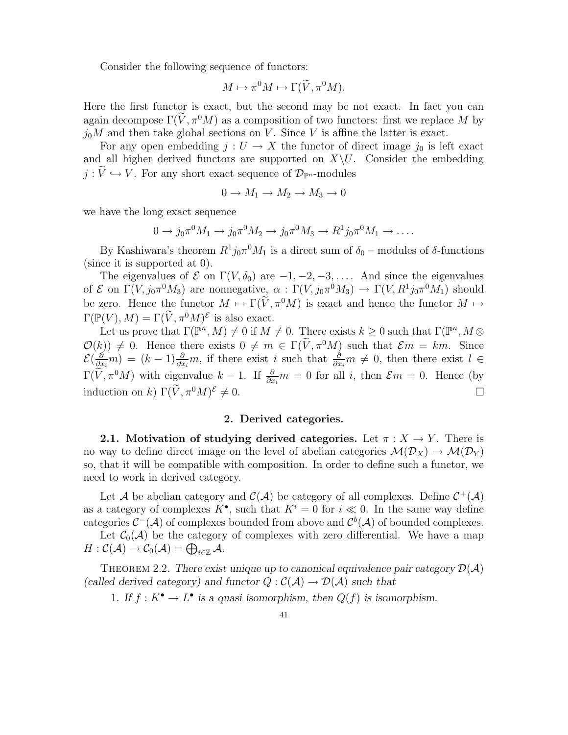Consider the following sequence of functors:

$$M \mapsto \pi^0 M \mapsto \Gamma(\widetilde{V}, \pi^0 M).$$

Here the first functor is exact, but the second may be not exact. In fact you can again decompose $\Gamma(\widetilde{V}, \pi^0 M)$ as a composition of two functors: first we replace $M$ by $j_0 M$ and then take global sections on $V$. Since $V$ is affine the latter is exact.

For any open embedding $j : U \to X$ the functor of direct image $j_0$ is left exact and all higher derived functors are supported on $X \backslash U$. Consider the embedding $j : \widetilde{V} \hookrightarrow V$. For any short exact sequence of $\mathcal{D}_{\mathbb{P}^n}$-modules

$$0 \to M_1 \to M_2 \to M_3 \to 0$$

we have the long exact sequence

$$0 \to j_0 \pi^0 M_1 \to j_0 \pi^0 M_2 \to j_0 \pi^0 M_3 \to R^1 j_0 \pi^0 M_1 \to \dots.$$

By Kashiwara's theorem $R^1 j_0 \pi^0 M_1$ is a direct sum of $\delta_0$ – modules of $\delta$-functions (since it is supported at 0).

The eigenvalues of $\mathcal{E}$ on $\Gamma(V, \delta_0)$ are $-1, -2, -3, \dots$. And since the eigenvalues of $\mathcal{E}$ on $\Gamma(V, j_0 \pi^0 M_3)$ are nonnegative, $\alpha : \Gamma(V, j_0 \pi^0 M_3) \to \Gamma(V, R^1 j_0 \pi^0 M_1)$ should be zero. Hence the functor $M \mapsto \Gamma(\widetilde{V}, \pi^0 M)$ is exact and hence the functor $M \mapsto \Gamma(\mathbb{P}(V), M) = \Gamma(\widetilde{V}, \pi^0 M)^{\mathcal{E}}$ is also exact.

Let us prove that $\Gamma(\mathbb{P}^n, M) \neq 0$ if $M \neq 0$. There exists $k \geq 0$ such that $\Gamma(\mathbb{P}^n, M \otimes \mathcal{O}(k)) \neq 0$. Hence there exists $0 \neq m \in \Gamma(\widetilde{V}, \pi^0 M)$ such that $\mathcal{E} m = km$. Since $\mathcal{E}(\frac{\partial}{\partial x_i} m) = (k-1) \frac{\partial}{\partial x_i} m$, if there exist $i$ such that $\frac{\partial}{\partial x_i} m \neq 0$, then there exist $l \in \Gamma(\widetilde{V}, \pi^0 M)$ with eigenvalue $k-1$. If $\frac{\partial}{\partial x_i} m = 0$ for all $i$, then $\mathcal{E} m = 0$. Hence (by induction on $k$) $\Gamma(\widetilde{V}, \pi^0 M)^{\mathcal{E}} \neq 0$. $\square$

## 2. Derived categories.

**2.1. Motivation of studying derived categories.** Let $\pi : X \to Y$. There is no way to define direct image on the level of abelian categories $\mathcal{M}(\mathcal{D}_X) \to \mathcal{M}(\mathcal{D}_Y)$ so, that it will be compatible with composition. In order to define such a functor, we need to work in derived category.

Let $\mathcal{A}$ be abelian category and $\mathcal{C}(\mathcal{A})$ be category of all complexes. Define $\mathcal{C}^+(\mathcal{A})$ as a category of complexes $K^\bullet$, such that $K^i = 0$ for $i \ll 0$. In the same way define categories $\mathcal{C}^-(\mathcal{A})$ of complexes bounded from above and $\mathcal{C}^b(\mathcal{A})$ of bounded complexes.

Let $\mathcal{C}_0(\mathcal{A})$ be the category of complexes with zero differential. We have a map $H : \mathcal{C}(\mathcal{A}) \to \mathcal{C}_0(\mathcal{A}) = \bigoplus_{i \in \mathbb{Z}} \mathcal{A}$.

THEOREM 2.2. *There exist unique up to canonical equivalence pair category $\mathcal{D}(\mathcal{A})$ (called derived category) and functor $Q : \mathcal{C}(\mathcal{A}) \to \mathcal{D}(\mathcal{A})$ such that*

1. *If $f : K^\bullet \to L^\bullet$ is a quasi isomorphism, then $Q(f)$ is isomorphism.*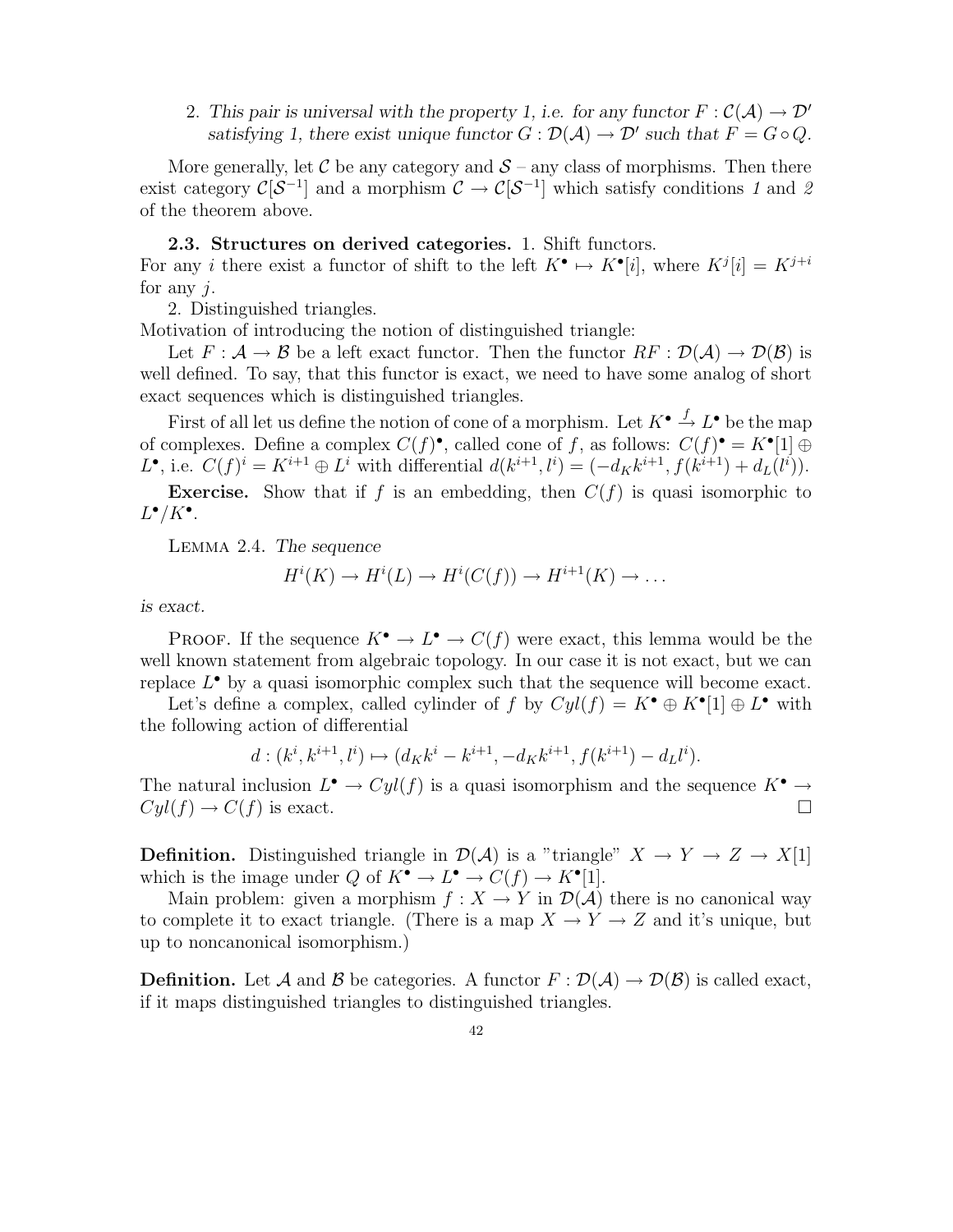2. *This pair is universal with the property 1, i.e. for any functor $F : \mathcal{C}(\mathcal{A}) \to \mathcal{D}'$ satisfying 1, there exist unique functor $G : \mathcal{D}(\mathcal{A}) \to \mathcal{D}'$ such that $F = G \circ Q$.*

More generally, let $\mathcal{C}$ be any category and $\mathcal{S}$ – any class of morphisms. Then there exist category $\mathcal{C}[\mathcal{S}^{-1}]$ and a morphism $\mathcal{C} \to \mathcal{C}[\mathcal{S}^{-1}]$ which satisfy conditions *1* and *2* of the theorem above.

**2.3. Structures on derived categories.** 1. Shift functors.
For any $i$ there exist a functor of shift to the left $K^\bullet \mapsto K^\bullet[i]$, where $K^j[i] = K^{j+i}$ for any $j$.

2. Distinguished triangles.
Motivation of introducing the notion of distinguished triangle:

Let $F : \mathcal{A} \to \mathcal{B}$ be a left exact functor. Then the functor $RF : \mathcal{D}(\mathcal{A}) \to \mathcal{D}(\mathcal{B})$ is well defined. To say, that this functor is exact, we need to have some analog of short exact sequences which is distinguished triangles.

First of all let us define the notion of cone of a morphism. Let $K^\bullet \xrightarrow{f} L^\bullet$ be the map of complexes. Define a complex $C(f)^\bullet$, called cone of $f$, as follows: $C(f)^\bullet = K^\bullet[1] \oplus L^\bullet$, i.e. $C(f)^i = K^{i+1} \oplus L^i$ with differential $d(k^{i+1}, l^i) = (-d_K k^{i+1}, f(k^{i+1}) + d_L(l^i))$.

**Exercise.** Show that if $f$ is an embedding, then $C(f)$ is quasi isomorphic to $L^\bullet / K^\bullet$.

LEMMA 2.4. *The sequence*

$$H^i(K) \to H^i(L) \to H^i(C(f)) \to H^{i+1}(K) \to \dots$$

*is exact.*

PROOF. If the sequence $K^\bullet \to L^\bullet \to C(f)$ were exact, this lemma would be the well known statement from algebraic topology. In our case it is not exact, but we can replace $L^\bullet$ by a quasi isomorphic complex such that the sequence will become exact.

Let's define a complex, called cylinder of $f$ by $Cyl(f) = K^\bullet \oplus K^\bullet[1] \oplus L^\bullet$ with the following action of differential

$$d : (k^i, k^{i+1}, l^i) \mapsto (d_K k^i - k^{i+1}, -d_K k^{i+1}, f(k^{i+1}) - d_L l^i).$$

The natural inclusion $L^\bullet \to Cyl(f)$ is a quasi isomorphism and the sequence $K^\bullet \to Cyl(f) \to C(f)$ is exact. □

**Definition.** Distinguished triangle in $\mathcal{D}(\mathcal{A})$ is a "triangle" $X \to Y \to Z \to X[1]$ which is the image under $Q$ of $K^\bullet \to L^\bullet \to C(f) \to K^\bullet[1]$.

Main problem: given a morphism $f : X \to Y$ in $\mathcal{D}(\mathcal{A})$ there is no canonical way to complete it to exact triangle. (There is a map $X \to Y \to Z$ and it's unique, but up to noncanonical isomorphism.)

**Definition.** Let $\mathcal{A}$ and $\mathcal{B}$ be categories. A functor $F : \mathcal{D}(\mathcal{A}) \to \mathcal{D}(\mathcal{B})$ is called exact, if it maps distinguished triangles to distinguished triangles.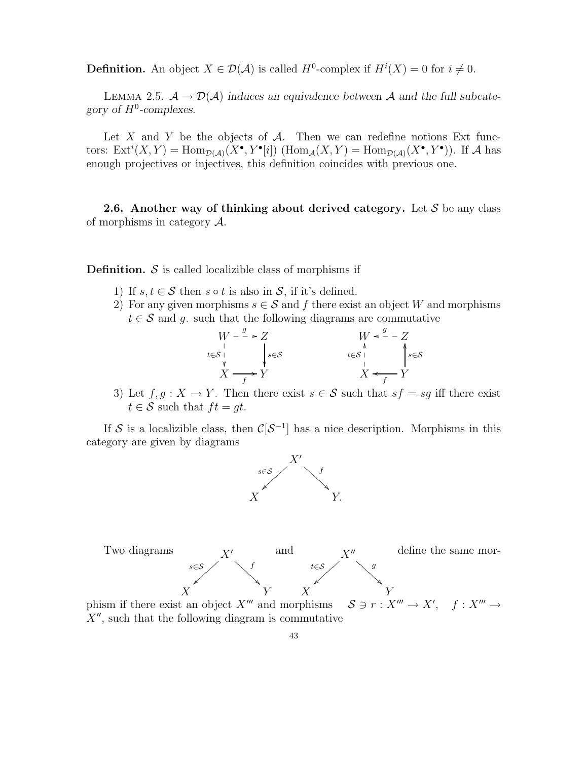**Definition.** An object $X \in \mathcal{D}(\mathcal{A})$ is called $H^0$-complex if $H^i(X) = 0$ for $i \neq 0$.

Lemma 2.5. *$\mathcal{A} \to \mathcal{D}(\mathcal{A})$ induces an equivalence between $\mathcal{A}$ and the full subcategory of $H^0$-complexes.*

Let $X$ and $Y$ be the objects of $\mathcal{A}$. Then we can redefine notions Ext functors: $\mathrm{Ext}^i(X,Y) = \mathrm{Hom}_{\mathcal{D}(\mathcal{A})}(X^\bullet, Y^\bullet[i])$ ($\mathrm{Hom}_{\mathcal{A}}(X,Y) = \mathrm{Hom}_{\mathcal{D}(\mathcal{A})}(X^\bullet, Y^\bullet)$). If $\mathcal{A}$ has enough projectives or injectives, this definition coincides with previous one.

**2.6. Another way of thinking about derived category.** Let $\mathcal{S}$ be any class of morphisms in category $\mathcal{A}$.

**Definition.** $\mathcal{S}$ is called localizible class of morphisms if

1) If $s, t \in \mathcal{S}$ then $s \circ t$ is also in $\mathcal{S}$, if it's defined.
2) For any given morphisms $s \in \mathcal{S}$ and $f$ there exist an object $W$ and morphisms $t \in \mathcal{S}$ and $g$. such that the following diagrams are commutative

$$\begin{array}{ccc} W & \overset{g}{\dashrightarrow} & Z \\ {\scriptstyle t\in\mathcal{S}}\downarrow & & \downarrow{\scriptstyle s\in\mathcal{S}} \\ X & \xrightarrow[f]{} & Y \end{array} \qquad\qquad \begin{array}{ccc} W & \overset{g}{\dashleftarrow} & Z \\ {\scriptstyle t\in\mathcal{S}}\uparrow & & \uparrow{\scriptstyle s\in\mathcal{S}} \\ X & \xleftarrow[f]{} & Y \end{array}$$

3) Let $f, g : X \to Y$. Then there exist $s \in \mathcal{S}$ such that $sf = sg$ iff there exist $t \in \mathcal{S}$ such that $ft = gt$.

If $\mathcal{S}$ is a localizible class, then $\mathcal{C}[\mathcal{S}^{-1}]$ has a nice description. Morphisms in this category are given by diagrams

$$X \xleftarrow{s\in\mathcal{S}} X' \xrightarrow{f} Y.$$

Two diagrams $X \xleftarrow{s\in\mathcal{S}} X' \xrightarrow{f} Y$ and $X \xleftarrow{t\in\mathcal{S}} X'' \xrightarrow{g} Y$ define the same morphism if there exist an object $X'''$ and morphisms $\mathcal{S} \ni r : X''' \to X'$, $f : X''' \to X''$, such that the following diagram is commutative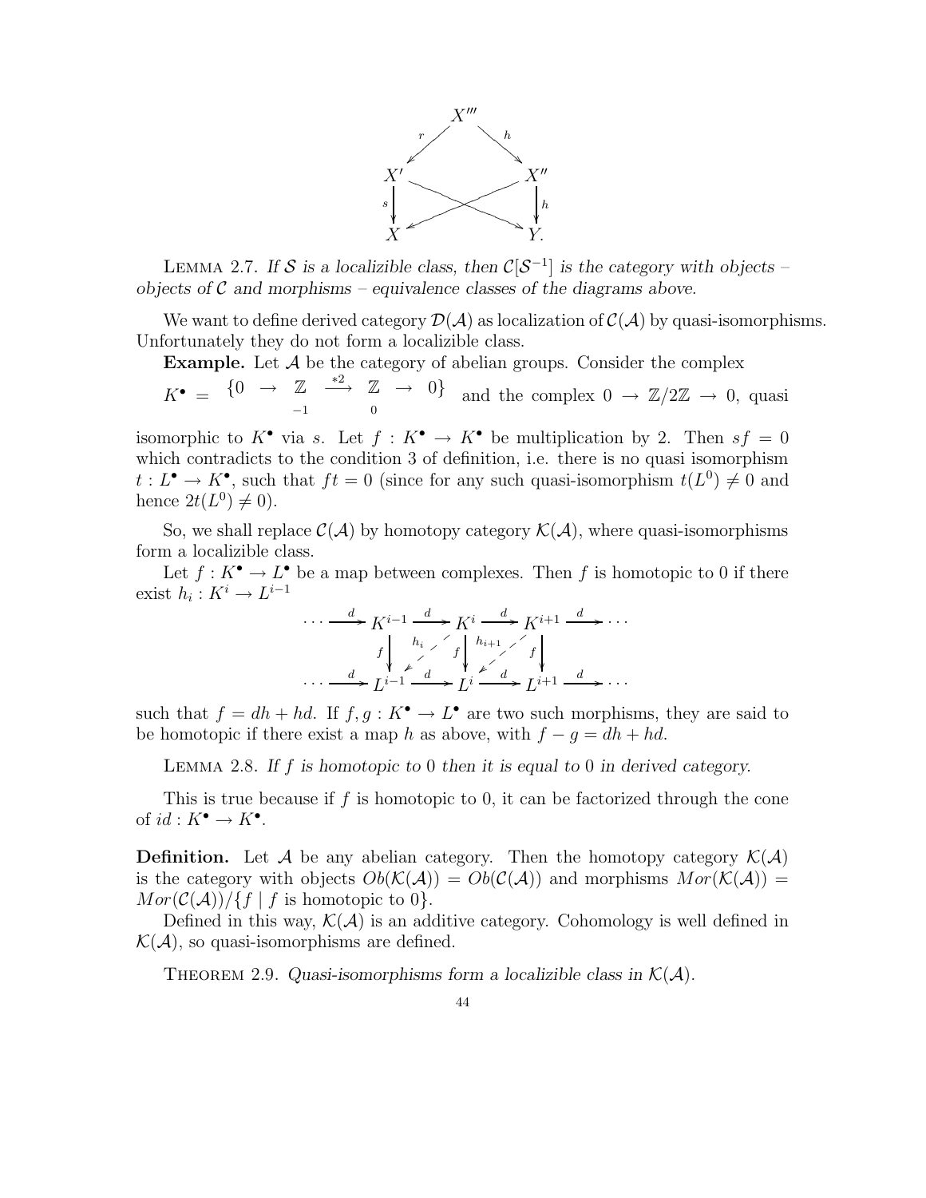$$
\begin{array}{ccccc}
 & & X''' & & \\
 & \swarrow^{r} & & \searrow^{h} & \\
X' & & & & X'' \\
\downarrow^{s} & & \times & & \downarrow^{h} \\
X & & & & Y.
\end{array}
$$

Lemma 2.7. *If $\mathcal{S}$ is a localizible class, then $\mathcal{C}[\mathcal{S}^{-1}]$ is the category with objects – objects of $\mathcal{C}$ and morphisms – equivalence classes of the diagrams above.*

We want to define derived category $\mathcal{D}(\mathcal{A})$ as localization of $\mathcal{C}(\mathcal{A})$ by quasi-isomorphisms. Unfortunately they do not form a localizible class.

**Example.** Let $\mathcal{A}$ be the category of abelian groups. Consider the complex $K^\bullet = \{0 \to \underset{-1}{\mathbb{Z}} \xrightarrow{*2} \underset{0}{\mathbb{Z}} \to 0\}$ and the complex $0 \to \mathbb{Z}/2\mathbb{Z} \to 0$, quasi isomorphic to $K^\bullet$ via $s$. Let $f : K^\bullet \to K^\bullet$ be multiplication by 2. Then $sf = 0$ which contradicts to the condition 3 of definition, i.e. there is no quasi isomorphism $t : L^\bullet \to K^\bullet$, such that $ft = 0$ (since for any such quasi-isomorphism $t(L^0) \neq 0$ and hence $2t(L^0) \neq 0$).

So, we shall replace $\mathcal{C}(\mathcal{A})$ by homotopy category $\mathcal{K}(\mathcal{A})$, where quasi-isomorphisms form a localizible class.

Let $f : K^\bullet \to L^\bullet$ be a map between complexes. Then $f$ is homotopic to 0 if there exist $h_i : K^i \to L^{i-1}$

$$
\begin{array}{ccccccccc}
\cdots & \xrightarrow{d} & K^{i-1} & \xrightarrow{d} & K^i & \xrightarrow{d} & K^{i+1} & \xrightarrow{d} & \cdots \\
 & & \downarrow f & \swarrow h_i & \downarrow f & \swarrow h_{i+1} & \downarrow f & & \\
\cdots & \xrightarrow{d} & L^{i-1} & \xrightarrow{d} & L^i & \xrightarrow{d} & L^{i+1} & \xrightarrow{d} & \cdots
\end{array}
$$

such that $f = dh + hd$. If $f, g : K^\bullet \to L^\bullet$ are two such morphisms, they are said to be homotopic if there exist a map $h$ as above, with $f - g = dh + hd$.

Lemma 2.8. *If $f$ is homotopic to 0 then it is equal to 0 in derived category.*

This is true because if $f$ is homotopic to 0, it can be factorized through the cone of $id : K^\bullet \to K^\bullet$.

**Definition.** Let $\mathcal{A}$ be any abelian category. Then the homotopy category $\mathcal{K}(\mathcal{A})$ is the category with objects $Ob(\mathcal{K}(\mathcal{A})) = Ob(\mathcal{C}(\mathcal{A}))$ and morphisms $Mor(\mathcal{K}(\mathcal{A})) = Mor(\mathcal{C}(\mathcal{A}))/\{f \mid f \text{ is homotopic to } 0\}$.

Defined in this way, $\mathcal{K}(\mathcal{A})$ is an additive category. Cohomology is well defined in $\mathcal{K}(\mathcal{A})$, so quasi-isomorphisms are defined.

Theorem 2.9. *Quasi-isomorphisms form a localizible class in $\mathcal{K}(\mathcal{A})$.*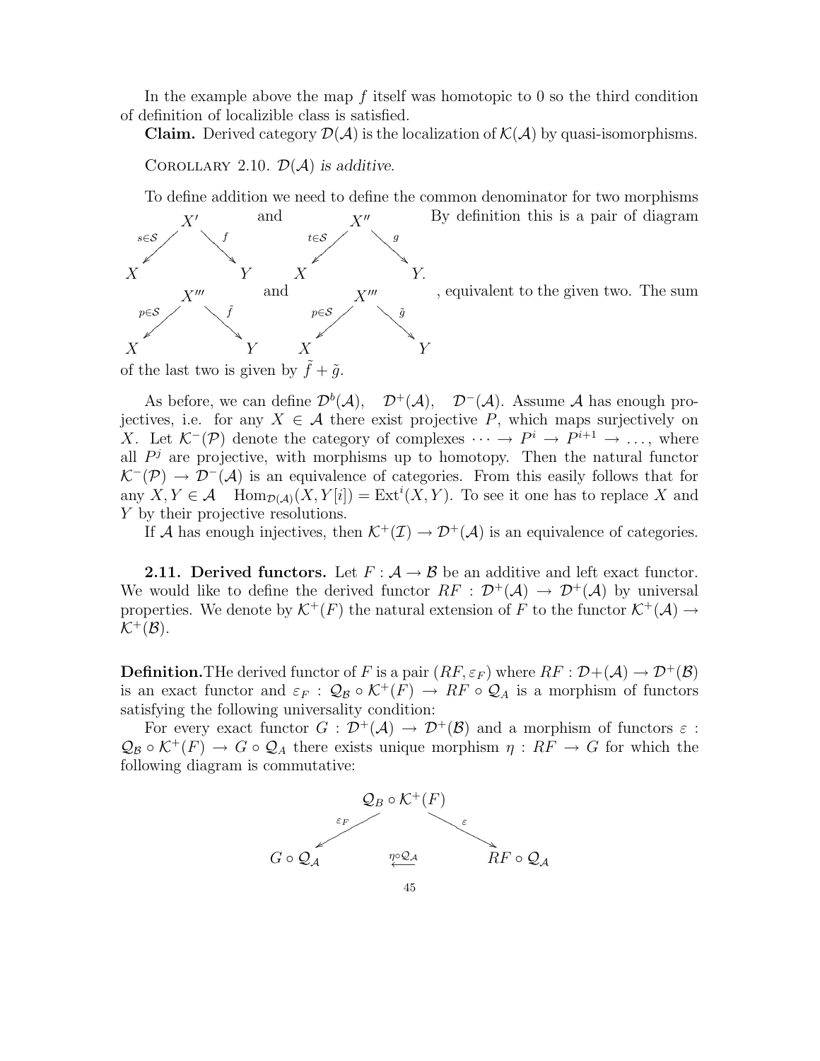In the example above the map $f$ itself was homotopic to 0 so the third condition of definition of localizible class is satisfied.

**Claim.** Derived category $\mathcal{D}(\mathcal{A})$ is the localization of $\mathcal{K}(\mathcal{A})$ by quasi-isomorphisms.

COROLLARY 2.10. *$\mathcal{D}(\mathcal{A})$ is additive.*

To define addition we need to define the common denominator for two morphisms

$$X \xleftarrow{s\in\mathcal{S}} X' \xrightarrow{f} Y \quad \text{and} \quad X \xleftarrow{t\in\mathcal{S}} X'' \xrightarrow{g} Y.$$

By definition this is a pair of diagram

$$X \xleftarrow{p\in\mathcal{S}} X''' \xrightarrow{\tilde{f}} Y \quad \text{and} \quad X \xleftarrow{p\in\mathcal{S}} X''' \xrightarrow{\tilde{g}} Y$$

, equivalent to the given two. The sum of the last two is given by $\tilde{f} + \tilde{g}$.

As before, we can define $\mathcal{D}^b(\mathcal{A})$, $\mathcal{D}^+(\mathcal{A})$, $\mathcal{D}^-(\mathcal{A})$. Assume $\mathcal{A}$ has enough projectives, i.e. for any $X \in \mathcal{A}$ there exist projective $P$, which maps surjectively on $X$. Let $\mathcal{K}^-(\mathcal{P})$ denote the category of complexes $\cdots \to P^i \to P^{i+1} \to \ldots$, where all $P^j$ are projective, with morphisms up to homotopy. Then the natural functor $\mathcal{K}^-(\mathcal{P}) \to \mathcal{D}^-(\mathcal{A})$ is an equivalence of categories. From this easily follows that for any $X, Y \in \mathcal{A}$ $\operatorname{Hom}_{\mathcal{D}(\mathcal{A})}(X, Y[i]) = \operatorname{Ext}^i(X, Y)$. To see it one has to replace $X$ and $Y$ by their projective resolutions.

If $\mathcal{A}$ has enough injectives, then $\mathcal{K}^+(\mathcal{I}) \to \mathcal{D}^+(\mathcal{A})$ is an equivalence of categories.

**2.11. Derived functors.** Let $F : \mathcal{A} \to \mathcal{B}$ be an additive and left exact functor. We would like to define the derived functor $RF : \mathcal{D}^+(\mathcal{A}) \to \mathcal{D}^+(\mathcal{A})$ by universal properties. We denote by $\mathcal{K}^+(F)$ the natural extension of $F$ to the functor $\mathcal{K}^+(\mathcal{A}) \to \mathcal{K}^+(\mathcal{B})$.

**Definition.** THe derived functor of $F$ is a pair $(RF, \varepsilon_F)$ where $RF : \mathcal{D}+(\mathcal{A}) \to \mathcal{D}^+(\mathcal{B})$ is an exact functor and $\varepsilon_F : \mathcal{Q}_\mathcal{B} \circ \mathcal{K}^+(F) \to RF \circ \mathcal{Q}_A$ is a morphism of functors satisfying the following universality condition:

For every exact functor $G : \mathcal{D}^+(\mathcal{A}) \to \mathcal{D}^+(\mathcal{B})$ and a morphism of functors $\varepsilon : \mathcal{Q}_\mathcal{B} \circ \mathcal{K}^+(F) \to G \circ \mathcal{Q}_A$ there exists unique morphism $\eta : RF \to G$ for which the following diagram is commutative:

$$G \circ \mathcal{Q}_\mathcal{A} \xleftarrow{\varepsilon_F} \mathcal{Q}_B \circ \mathcal{K}^+(F) \xrightarrow{\varepsilon} RF \circ \mathcal{Q}_\mathcal{A}, \qquad G \circ \mathcal{Q}_\mathcal{A} \xleftarrow{\eta \circ \mathcal{Q}_\mathcal{A}} RF \circ \mathcal{Q}_\mathcal{A}$$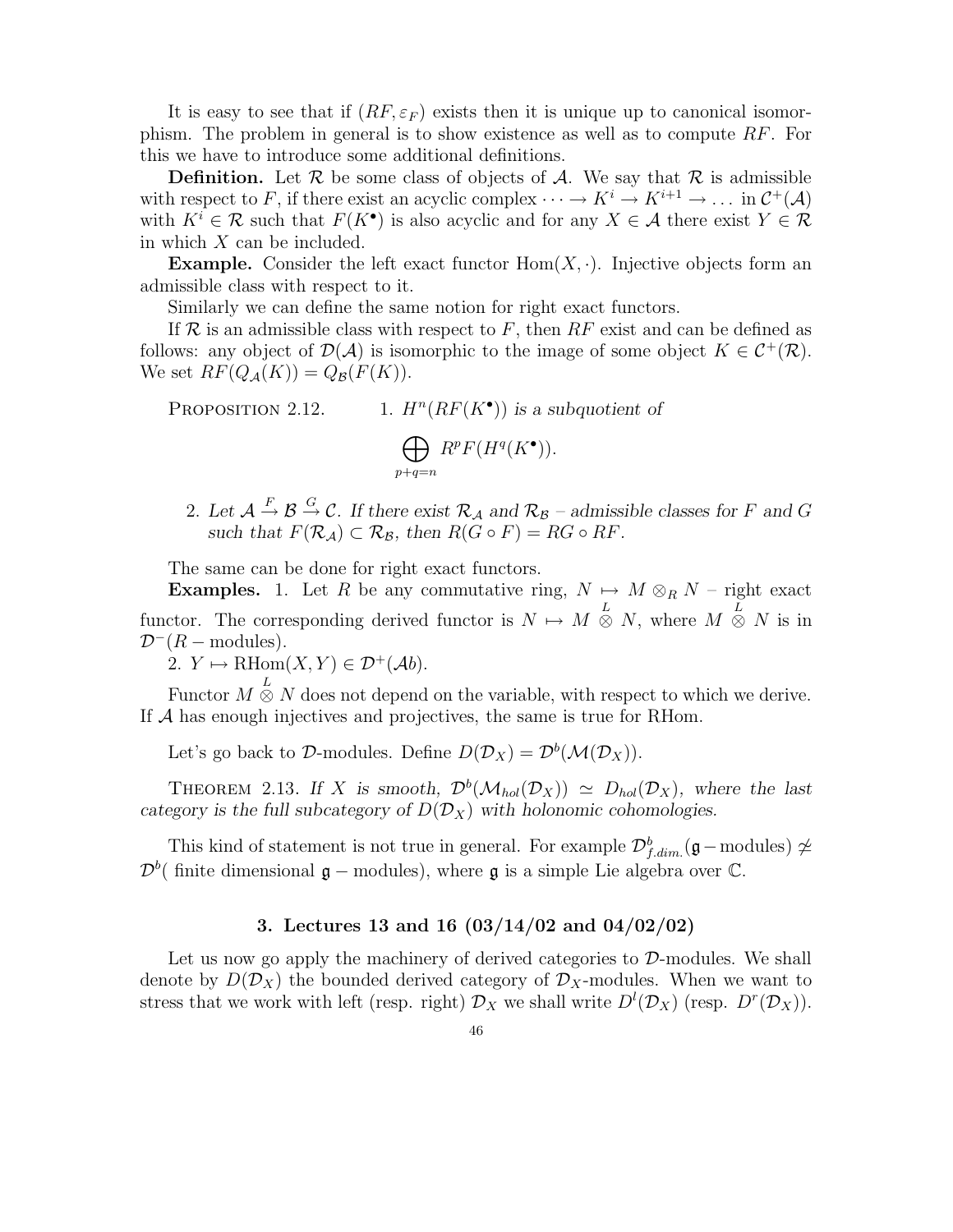It is easy to see that if $(RF, \varepsilon_F)$ exists then it is unique up to canonical isomorphism. The problem in general is to show existence as well as to compute $RF$. For this we have to introduce some additional definitions.

**Definition.** Let $\mathcal{R}$ be some class of objects of $\mathcal{A}$. We say that $\mathcal{R}$ is admissible with respect to $F$, if there exist an acyclic complex $\dots \to K^i \to K^{i+1} \to \dots$ in $\mathcal{C}^+(\mathcal{A})$ with $K^i \in \mathcal{R}$ such that $F(K^\bullet)$ is also acyclic and for any $X \in \mathcal{A}$ there exist $Y \in \mathcal{R}$ in which $X$ can be included.

**Example.** Consider the left exact functor $\mathrm{Hom}(X, \cdot)$. Injective objects form an admissible class with respect to it.

Similarly we can define the same notion for right exact functors.

If $\mathcal{R}$ is an admissible class with respect to $F$, then $RF$ exist and can be defined as follows: any object of $\mathcal{D}(\mathcal{A})$ is isomorphic to the image of some object $K \in \mathcal{C}^+(\mathcal{R})$. We set $RF(Q_{\mathcal{A}}(K)) = Q_{\mathcal{B}}(F(K))$.

Proposition 2.12.

1. *$H^n(RF(K^\bullet))$ is a subquotient of*
$$\bigoplus_{p+q=n} R^pF(H^q(K^\bullet)).$$
2. *Let $\mathcal{A} \xrightarrow{F} \mathcal{B} \xrightarrow{G} \mathcal{C}$. If there exist $\mathcal{R}_{\mathcal{A}}$ and $\mathcal{R}_{\mathcal{B}}$ – admissible classes for $F$ and $G$ such that $F(\mathcal{R}_{\mathcal{A}}) \subset \mathcal{R}_{\mathcal{B}}$, then $R(G \circ F) = RG \circ RF$.*

The same can be done for right exact functors.

**Examples.** 1. Let $R$ be any commutative ring, $N \mapsto M \otimes_R N$ – right exact functor. The corresponding derived functor is $N \mapsto M \overset{L}{\otimes} N$, where $M \overset{L}{\otimes} N$ is in $\mathcal{D}^-(R-\text{modules})$.

2. $Y \mapsto \mathrm{RHom}(X, Y) \in \mathcal{D}^+(\mathcal{A}b)$.

Functor $M \overset{L}{\otimes} N$ does not depend on the variable, with respect to which we derive. If $\mathcal{A}$ has enough injectives and projectives, the same is true for RHom.

Let's go back to $\mathcal{D}$-modules. Define $D(\mathcal{D}_X) = \mathcal{D}^b(\mathcal{M}(\mathcal{D}_X))$.

Theorem 2.13. *If $X$ is smooth, $\mathcal{D}^b(\mathcal{M}_{hol}(\mathcal{D}_X)) \simeq D_{hol}(\mathcal{D}_X)$, where the last category is the full subcategory of $D(\mathcal{D}_X)$ with holonomic cohomologies.*

This kind of statement is not true in general. For example $\mathcal{D}^b_{f.dim.}(\mathfrak{g}-\text{modules}) \not\simeq \mathcal{D}^b(\text{ finite dimensional } \mathfrak{g}-\text{modules})$, where $\mathfrak{g}$ is a simple Lie algebra over $\mathbb{C}$.

## 3. Lectures 13 and 16 (03/14/02 and 04/02/02)

Let us now go apply the machinery of derived categories to $\mathcal{D}$-modules. We shall denote by $D(\mathcal{D}_X)$ the bounded derived category of $\mathcal{D}_X$-modules. When we want to stress that we work with left (resp. right) $\mathcal{D}_X$ we shall write $D^l(\mathcal{D}_X)$ (resp. $D^r(\mathcal{D}_X)$).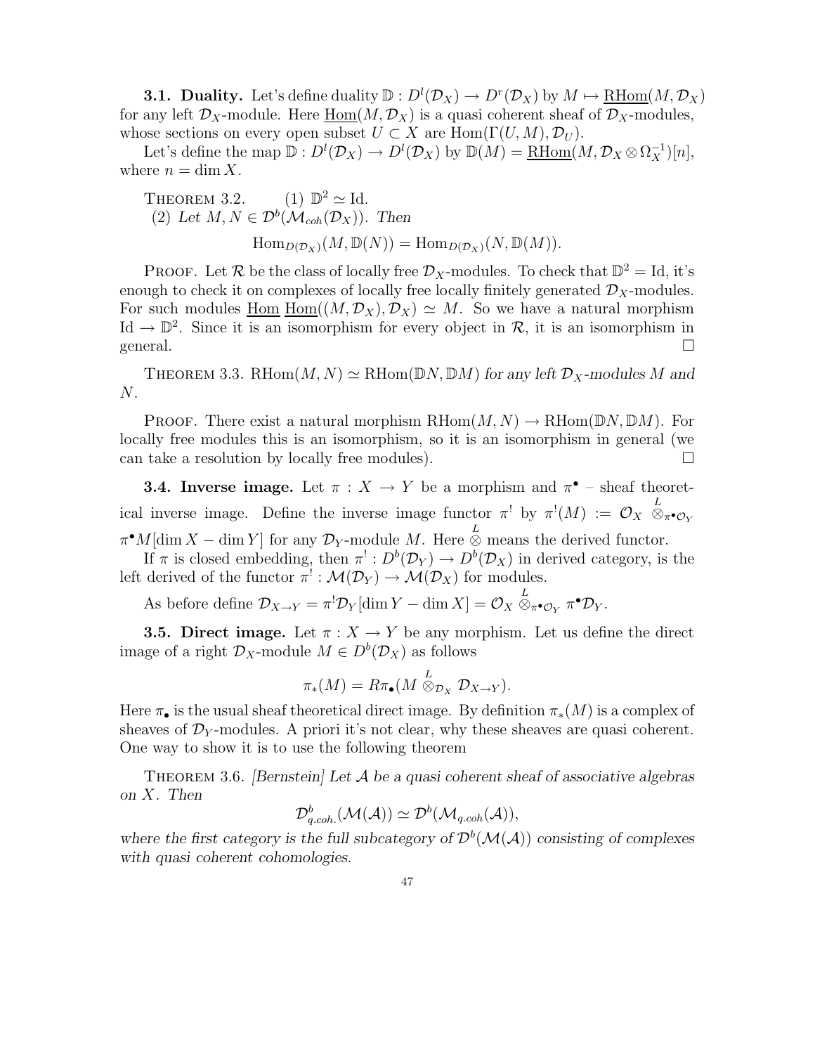**3.1. Duality.** Let's define duality $\mathbb{D} : D^l(\mathcal{D}_X) \to D^r(\mathcal{D}_X)$ by $M \mapsto \underline{\mathrm{RHom}}(M, \mathcal{D}_X)$ for any left $\mathcal{D}_X$-module. Here $\underline{\mathrm{Hom}}(M, \mathcal{D}_X)$ is a quasi coherent sheaf of $\mathcal{D}_X$-modules, whose sections on every open subset $U \subset X$ are $\mathrm{Hom}(\Gamma(U, M), \mathcal{D}_U)$.

Let's define the map $\mathbb{D} : D^l(\mathcal{D}_X) \to D^l(\mathcal{D}_X)$ by $\mathbb{D}(M) = \underline{\mathrm{RHom}}(M, \mathcal{D}_X \otimes \Omega_X^{-1})[n]$, where $n = \dim X$.

Theorem 3.2. (1) $\mathbb{D}^2 \simeq \mathrm{Id}$.
(2) *Let $M, N \in \mathcal{D}^b(\mathcal{M}_{coh}(\mathcal{D}_X))$. Then*

$$\mathrm{Hom}_{D(\mathcal{D}_X)}(M, \mathbb{D}(N)) = \mathrm{Hom}_{D(\mathcal{D}_X)}(N, \mathbb{D}(M)).$$

Proof. Let $\mathcal{R}$ be the class of locally free $\mathcal{D}_X$-modules. To check that $\mathbb{D}^2 = \mathrm{Id}$, it's enough to check it on complexes of locally free locally finitely generated $\mathcal{D}_X$-modules. For such modules $\underline{\mathrm{Hom}}\ \underline{\mathrm{Hom}}((M, \mathcal{D}_X), \mathcal{D}_X) \simeq M$. So we have a natural morphism $\mathrm{Id} \to \mathbb{D}^2$. Since it is an isomorphism for every object in $\mathcal{R}$, it is an isomorphism in general. $\square$

Theorem 3.3. $\mathrm{RHom}(M, N) \simeq \mathrm{RHom}(\mathbb{D}N, \mathbb{D}M)$ *for any left $\mathcal{D}_X$-modules $M$ and $N$.*

Proof. There exist a natural morphism $\mathrm{RHom}(M, N) \to \mathrm{RHom}(\mathbb{D}N, \mathbb{D}M)$. For locally free modules this is an isomorphism, so it is an isomorphism in general (we can take a resolution by locally free modules). $\square$

**3.4. Inverse image.** Let $\pi : X \to Y$ be a morphism and $\pi^\bullet$ – sheaf theoretical inverse image. Define the inverse image functor $\pi^!$ by $\pi^!(M) := \mathcal{O}_X \overset{L}{\otimes}_{\pi^\bullet \mathcal{O}_Y} \pi^\bullet M[\dim X - \dim Y]$ for any $\mathcal{D}_Y$-module $M$. Here $\overset{L}{\otimes}$ means the derived functor.

If $\pi$ is closed embedding, then $\pi^! : D^b(\mathcal{D}_Y) \to D^b(\mathcal{D}_X)$ in derived category, is the left derived of the functor $\pi^! : \mathcal{M}(\mathcal{D}_Y) \to \mathcal{M}(\mathcal{D}_X)$ for modules.

As before define $\mathcal{D}_{X \to Y} = \pi^! \mathcal{D}_Y[\dim Y - \dim X] = \mathcal{O}_X \overset{L}{\otimes}_{\pi^\bullet \mathcal{O}_Y} \pi^\bullet \mathcal{D}_Y$.

**3.5. Direct image.** Let $\pi : X \to Y$ be any morphism. Let us define the direct image of a right $\mathcal{D}_X$-module $M \in D^b(\mathcal{D}_X)$ as follows

$$\pi_*(M) = R\pi_\bullet(M \overset{L}{\otimes}_{\mathcal{D}_X} \mathcal{D}_{X \to Y}).$$

Here $\pi_\bullet$ is the usual sheaf theoretical direct image. By definition $\pi_*(M)$ is a complex of sheaves of $\mathcal{D}_Y$-modules. A priori it's not clear, why these sheaves are quasi coherent. One way to show it is to use the following theorem

Theorem 3.6. *[Bernstein] Let $\mathcal{A}$ be a quasi coherent sheaf of associative algebras on $X$. Then*

$$\mathcal{D}^b_{q.coh.}(\mathcal{M}(\mathcal{A})) \simeq \mathcal{D}^b(\mathcal{M}_{q.coh}(\mathcal{A})),$$

*where the first category is the full subcategory of $\mathcal{D}^b(\mathcal{M}(\mathcal{A}))$ consisting of complexes with quasi coherent cohomologies.*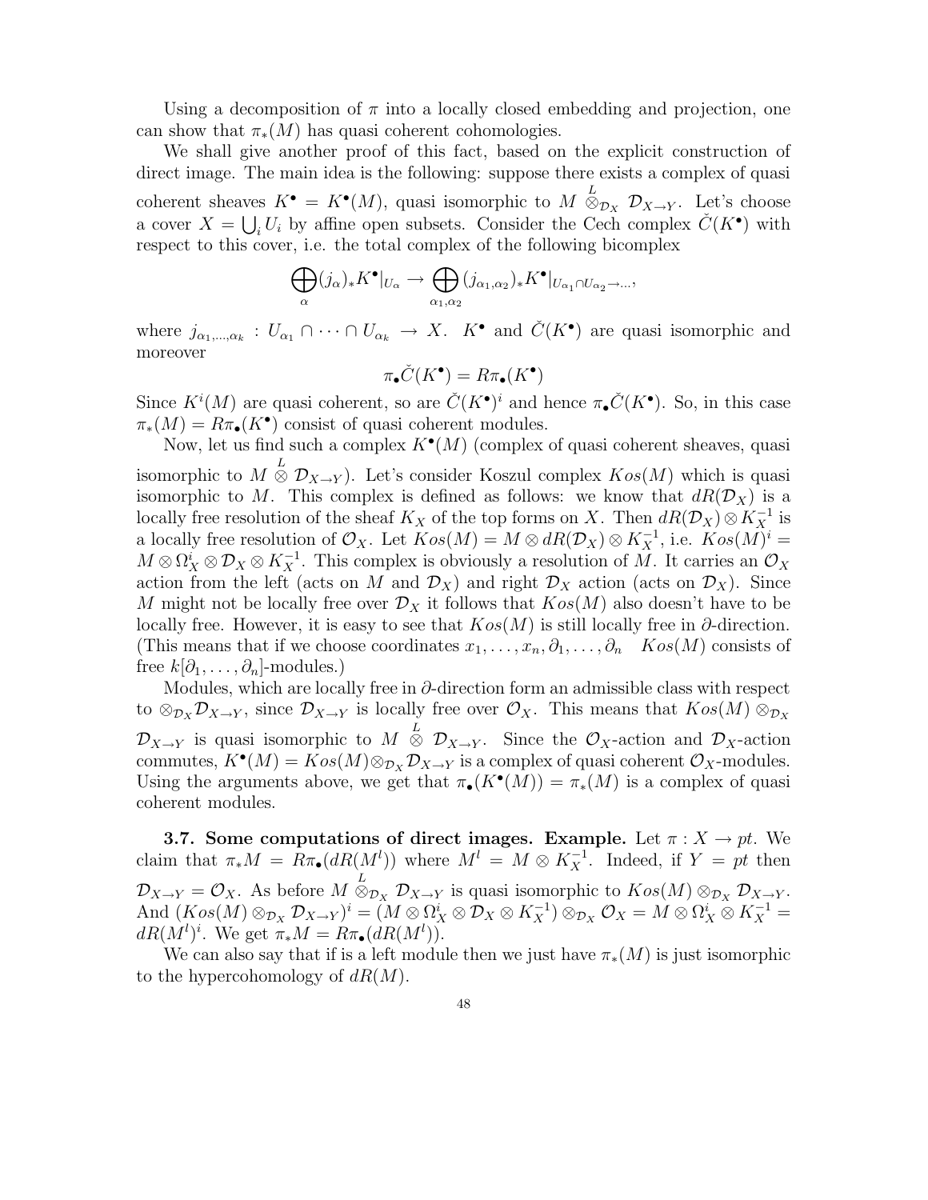Using a decomposition of $\pi$ into a locally closed embedding and projection, one can show that $\pi_*(M)$ has quasi coherent cohomologies.

We shall give another proof of this fact, based on the explicit construction of direct image. The main idea is the following: suppose there exists a complex of quasi coherent sheaves $K^\bullet = K^\bullet(M)$, quasi isomorphic to $M \overset{L}{\otimes}_{\mathcal{D}_X} \mathcal{D}_{X\to Y}$. Let's choose a cover $X = \bigcup_i U_i$ by affine open subsets. Consider the Cech complex $\check{C}(K^\bullet)$ with respect to this cover, i.e. the total complex of the following bicomplex

$$\bigoplus_\alpha (j_\alpha)_* K^\bullet|_{U_\alpha} \to \bigoplus_{\alpha_1,\alpha_2} (j_{\alpha_1,\alpha_2})_* K^\bullet|_{U_{\alpha_1}\cap U_{\alpha_2}\to \dots},$$

where $j_{\alpha_1,\dots,\alpha_k} : U_{\alpha_1} \cap \dots \cap U_{\alpha_k} \to X$. $K^\bullet$ and $\check{C}(K^\bullet)$ are quasi isomorphic and moreover

$$\pi_\bullet \check{C}(K^\bullet) = R\pi_\bullet(K^\bullet)$$

Since $K^i(M)$ are quasi coherent, so are $\check{C}(K^\bullet)^i$ and hence $\pi_\bullet \check{C}(K^\bullet)$. So, in this case $\pi_*(M) = R\pi_\bullet(K^\bullet)$ consist of quasi coherent modules.

Now, let us find such a complex $K^\bullet(M)$ (complex of quasi coherent sheaves, quasi isomorphic to $M \overset{L}{\otimes} \mathcal{D}_{X\to Y}$). Let's consider Koszul complex $Kos(M)$ which is quasi isomorphic to $M$. This complex is defined as follows: we know that $dR(\mathcal{D}_X)$ is a locally free resolution of the sheaf $K_X$ of the top forms on $X$. Then $dR(\mathcal{D}_X) \otimes K_X^{-1}$ is a locally free resolution of $\mathcal{O}_X$. Let $Kos(M) = M \otimes dR(\mathcal{D}_X) \otimes K_X^{-1}$, i.e. $Kos(M)^i = M \otimes \Omega_X^i \otimes \mathcal{D}_X \otimes K_X^{-1}$. This complex is obviously a resolution of $M$. It carries an $\mathcal{O}_X$ action from the left (acts on $M$ and $\mathcal{D}_X$) and right $\mathcal{D}_X$ action (acts on $\mathcal{D}_X$). Since $M$ might not be locally free over $\mathcal{D}_X$ it follows that $Kos(M)$ also doesn't have to be locally free. However, it is easy to see that $Kos(M)$ is still locally free in $\partial$-direction. (This means that if we choose coordinates $x_1, \dots, x_n, \partial_1, \dots, \partial_n$ $Kos(M)$ consists of free $k[\partial_1, \dots, \partial_n]$-modules.)

Modules, which are locally free in $\partial$-direction form an admissible class with respect to $\otimes_{\mathcal{D}_X} \mathcal{D}_{X\to Y}$, since $\mathcal{D}_{X\to Y}$ is locally free over $\mathcal{O}_X$. This means that $Kos(M) \otimes_{\mathcal{D}_X} \mathcal{D}_{X\to Y}$ is quasi isomorphic to $M \overset{L}{\otimes} \mathcal{D}_{X\to Y}$. Since the $\mathcal{O}_X$-action and $\mathcal{D}_X$-action commutes, $K^\bullet(M) = Kos(M) \otimes_{\mathcal{D}_X} \mathcal{D}_{X\to Y}$ is a complex of quasi coherent $\mathcal{O}_X$-modules. Using the arguments above, we get that $\pi_\bullet(K^\bullet(M)) = \pi_*(M)$ is a complex of quasi coherent modules.

**3.7. Some computations of direct images. Example.** Let $\pi : X \to pt$. We claim that $\pi_* M = R\pi_\bullet(dR(M^l))$ where $M^l = M \otimes K_X^{-1}$. Indeed, if $Y = pt$ then $\mathcal{D}_{X\to Y} = \mathcal{O}_X$. As before $M \overset{L}{\otimes}_{\mathcal{D}_X} \mathcal{D}_{X\to Y}$ is quasi isomorphic to $Kos(M) \otimes_{\mathcal{D}_X} \mathcal{D}_{X\to Y}$. And $(Kos(M) \otimes_{\mathcal{D}_X} \mathcal{D}_{X\to Y})^i = (M \otimes \Omega_X^i \otimes \mathcal{D}_X \otimes K_X^{-1}) \otimes_{\mathcal{D}_X} \mathcal{O}_X = M \otimes \Omega_X^i \otimes K_X^{-1} = dR(M^l)^i$. We get $\pi_* M = R\pi_\bullet(dR(M^l))$.

We can also say that if is a left module then we just have $\pi_*(M)$ is just isomorphic to the hypercohomology of $dR(M)$.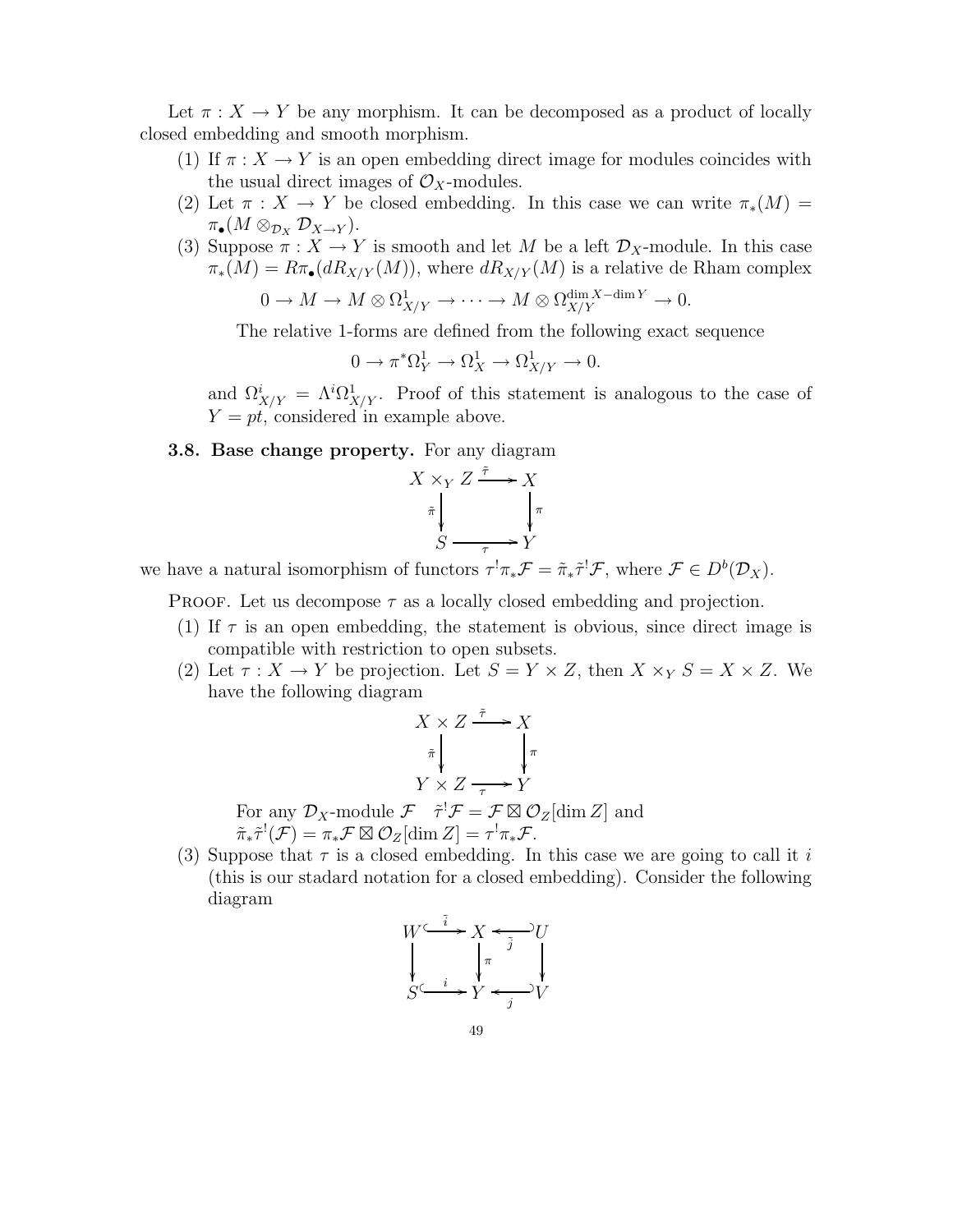Let $\pi : X \to Y$ be any morphism. It can be decomposed as a product of locally closed embedding and smooth morphism.

1. If $\pi : X \to Y$ is an open embedding direct image for modules coincides with the usual direct images of $\mathcal{O}_X$-modules.
2. Let $\pi : X \to Y$ be closed embedding. In this case we can write $\pi_*(M) = \pi_\bullet(M \otimes_{\mathcal{D}_X} \mathcal{D}_{X\to Y})$.
3. Suppose $\pi : X \to Y$ is smooth and let $M$ be a left $\mathcal{D}_X$-module. In this case $\pi_*(M) = R\pi_\bullet(dR_{X/Y}(M))$, where $dR_{X/Y}(M)$ is a relative de Rham complex
$$0 \to M \to M \otimes \Omega^1_{X/Y} \to \cdots \to M \otimes \Omega^{\dim X - \dim Y}_{X/Y} \to 0.$$
The relative 1-forms are defined from the following exact sequence
$$0 \to \pi^*\Omega^1_Y \to \Omega^1_X \to \Omega^1_{X/Y} \to 0.$$
and $\Omega^i_{X/Y} = \Lambda^i \Omega^1_{X/Y}$. Proof of this statement is analogous to the case of $Y = pt$, considered in example above.

**3.8. Base change property.** For any diagram

$$\begin{array}{ccc} X \times_Y Z & \xrightarrow{\tilde{\tau}} & X \\ \downarrow{\scriptstyle \tilde{\pi}} & & \downarrow{\scriptstyle \pi} \\ S & \xrightarrow{\tau} & Y \end{array}$$

we have a natural isomorphism of functors $\tau^! \pi_* \mathcal{F} = \tilde{\pi}_* \tilde{\tau}^! \mathcal{F}$, where $\mathcal{F} \in D^b(\mathcal{D}_X)$.

Proof. Let us decompose $\tau$ as a locally closed embedding and projection.

1. If $\tau$ is an open embedding, the statement is obvious, since direct image is compatible with restriction to open subsets.
2. Let $\tau : X \to Y$ be projection. Let $S = Y \times Z$, then $X \times_Y S = X \times Z$. We have the following diagram
$$\begin{array}{ccc} X \times Z & \xrightarrow{\tilde{\tau}} & X \\ \downarrow{\scriptstyle \tilde{\pi}} & & \downarrow{\scriptstyle \pi} \\ Y \times Z & \xrightarrow{\tau} & Y \end{array}$$
For any $\mathcal{D}_X$-module $\mathcal{F}$ $\quad \tilde{\tau}^! \mathcal{F} = \mathcal{F} \boxtimes \mathcal{O}_Z[\dim Z]$ and
$\tilde{\pi}_* \tilde{\tau}^!(\mathcal{F}) = \pi_* \mathcal{F} \boxtimes \mathcal{O}_Z[\dim Z] = \tau^! \pi_* \mathcal{F}$.
3. Suppose that $\tau$ is a closed embedding. In this case we are going to call it $i$ (this is our stadard notation for a closed embedding). Consider the following diagram
$$\begin{array}{ccccc} W & \xhookrightarrow{\tilde{i}} & X & \xhookleftarrow{\tilde{j}} & U \\ \downarrow & & \downarrow{\scriptstyle \pi} & & \downarrow \\ S & \xhookrightarrow{i} & Y & \xhookleftarrow{j} & V \end{array}$$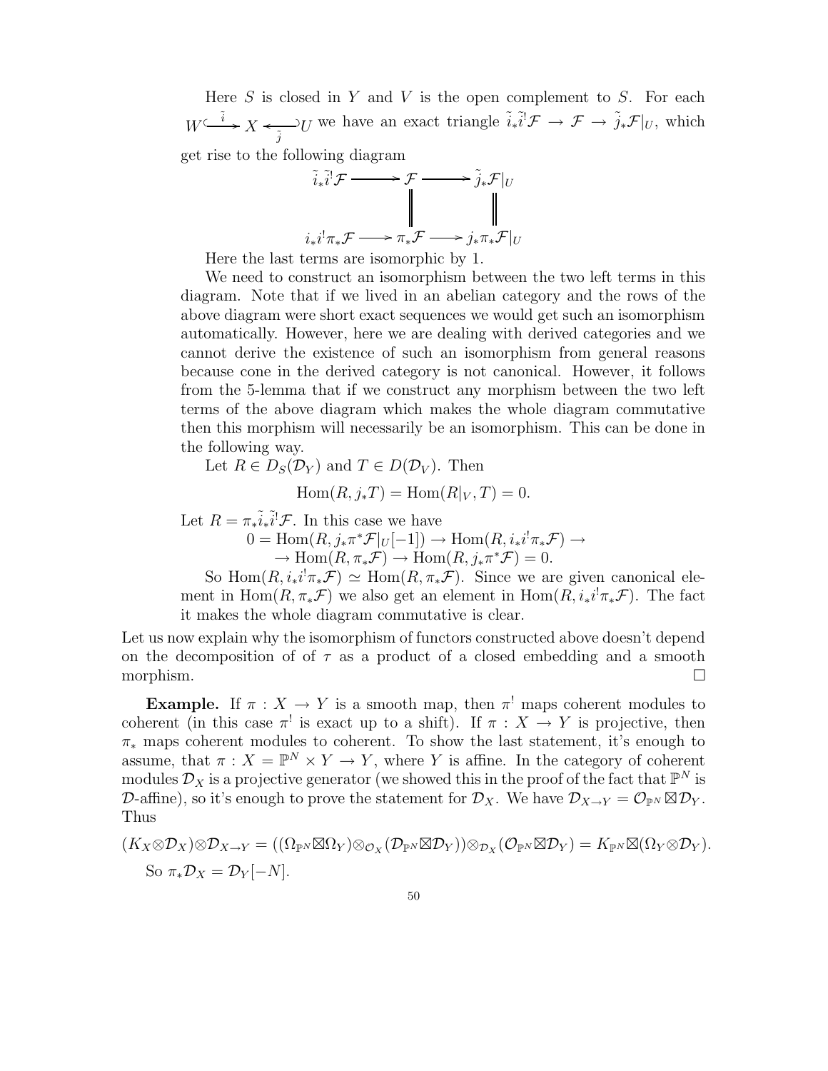Here $S$ is closed in $Y$ and $V$ is the open complement to $S$. For each $W \overset{\tilde{i}}{\hookrightarrow} X \overset{\tilde{j}}{\hookleftarrow} U$ we have an exact triangle $\tilde{i}_*\tilde{i}^!\mathcal{F} \to \mathcal{F} \to \tilde{j}_*\mathcal{F}|_U$, which get rise to the following diagram

$$\begin{array}{ccccc}
\tilde{i}_*\tilde{i}^!\mathcal{F} & \longrightarrow & \mathcal{F} & \longrightarrow & \tilde{j}_*\mathcal{F}|_U \\
 & & \| & & \| \\
i_*i^!\pi_*\mathcal{F} & \longrightarrow & \pi_*\mathcal{F} & \longrightarrow & j_*\pi_*\mathcal{F}|_U
\end{array}$$

Here the last terms are isomorphic by 1.

We need to construct an isomorphism between the two left terms in this diagram. Note that if we lived in an abelian category and the rows of the above diagram were short exact sequences we would get such an isomorphism automatically. However, here we are dealing with derived categories and we cannot derive the existence of such an isomorphism from general reasons because cone in the derived category is not canonical. However, it follows from the 5-lemma that if we construct any morphism between the two left terms of the above diagram which makes the whole diagram commutative then this morphism will necessarily be an isomorphism. This can be done in the following way.

Let $R \in D_S(\mathcal{D}_Y)$ and $T \in D(\mathcal{D}_V)$. Then

$$\mathrm{Hom}(R, j_*T) = \mathrm{Hom}(R|_V, T) = 0.$$

Let $R = \pi_*\tilde{i}_*\tilde{i}^!\mathcal{F}$. In this case we have

$$\begin{aligned}0 = \mathrm{Hom}(R, j_*\pi^*\mathcal{F}|_U[-1]) &\to \mathrm{Hom}(R, i_*i^!\pi_*\mathcal{F}) \to \\ &\to \mathrm{Hom}(R, \pi_*\mathcal{F}) \to \mathrm{Hom}(R, j_*\pi^*\mathcal{F}) = 0.\end{aligned}$$

So $\mathrm{Hom}(R, i_*i^!\pi_*\mathcal{F}) \simeq \mathrm{Hom}(R, \pi_*\mathcal{F})$. Since we are given canonical element in $\mathrm{Hom}(R, \pi_*\mathcal{F})$ we also get an element in $\mathrm{Hom}(R, i_*i^!\pi_*\mathcal{F})$. The fact it makes the whole diagram commutative is clear.

Let us now explain why the isomorphism of functors constructed above doesn't depend on the decomposition of of $\tau$ as a product of a closed embedding and a smooth morphism. $\square$

**Example.** If $\pi : X \to Y$ is a smooth map, then $\pi^!$ maps coherent modules to coherent (in this case $\pi^!$ is exact up to a shift). If $\pi : X \to Y$ is projective, then $\pi_*$ maps coherent modules to coherent. To show the last statement, it's enough to assume, that $\pi : X = \mathbb{P}^N \times Y \to Y$, where $Y$ is affine. In the category of coherent modules $\mathcal{D}_X$ is a projective generator (we showed this in the proof of the fact that $\mathbb{P}^N$ is $\mathcal{D}$-affine), so it's enough to prove the statement for $\mathcal{D}_X$. We have $\mathcal{D}_{X\to Y} = \mathcal{O}_{\mathbb{P}^N} \boxtimes \mathcal{D}_Y$. Thus

$$(K_X \otimes \mathcal{D}_X) \otimes \mathcal{D}_{X\to Y} = ((\Omega_{\mathbb{P}^N} \boxtimes \Omega_Y) \otimes_{\mathcal{O}_X} (\mathcal{D}_{\mathbb{P}^N} \boxtimes \mathcal{D}_Y)) \otimes_{\mathcal{D}_X} (\mathcal{O}_{\mathbb{P}^N} \boxtimes \mathcal{D}_Y) = K_{\mathbb{P}^N} \boxtimes (\Omega_Y \otimes \mathcal{D}_Y).$$

So $\pi_*\mathcal{D}_X = \mathcal{D}_Y[-N]$.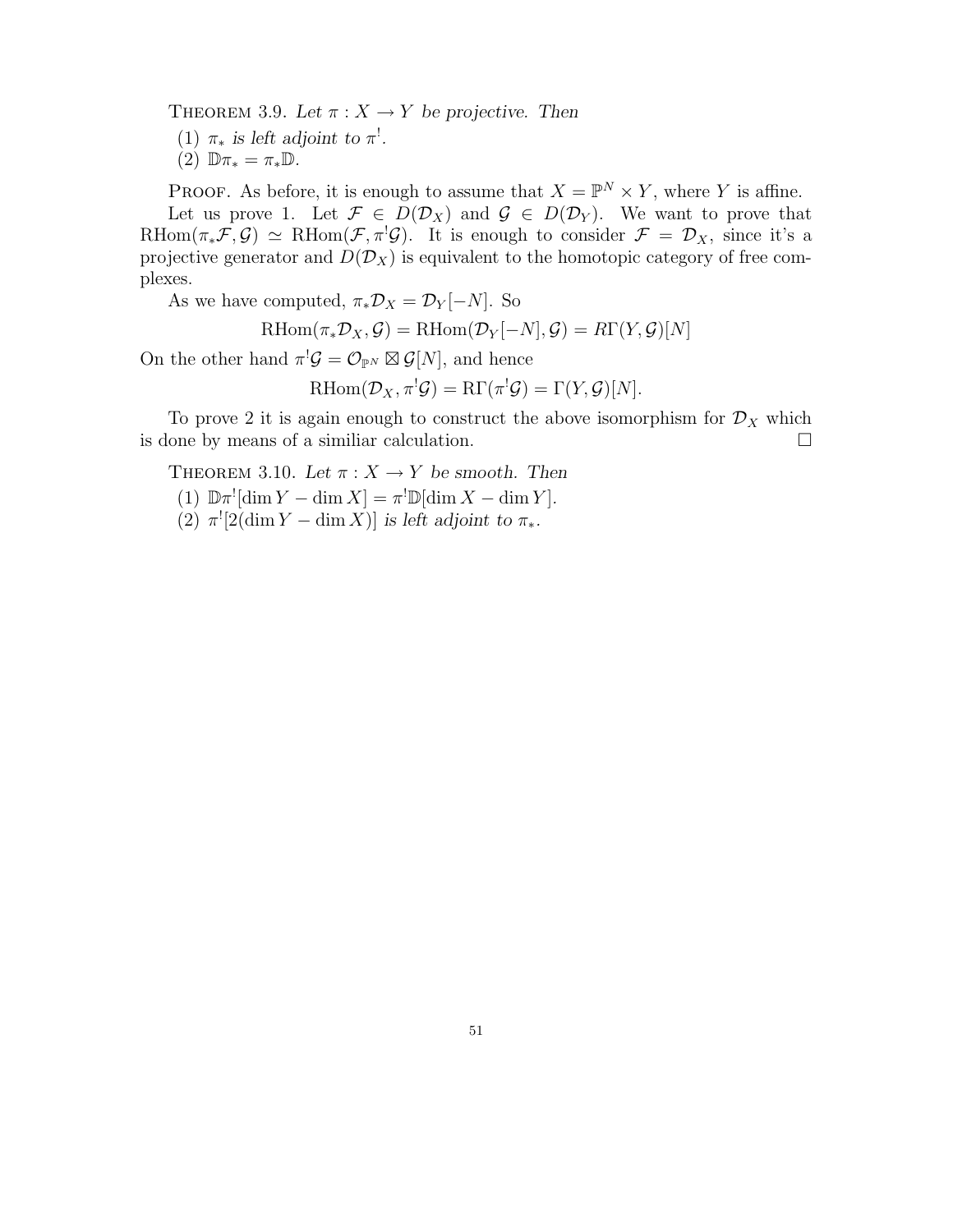THEOREM 3.9. *Let $\pi : X \to Y$ be projective. Then*

(1) *$\pi_*$ is left adjoint to $\pi^!$.*

(2) *$\mathbb{D}\pi_* = \pi_*\mathbb{D}$.*

PROOF. As before, it is enough to assume that $X = \mathbb{P}^N \times Y$, where $Y$ is affine.

Let us prove 1. Let $\mathcal{F} \in D(\mathcal{D}_X)$ and $\mathcal{G} \in D(\mathcal{D}_Y)$. We want to prove that $\mathrm{RHom}(\pi_*\mathcal{F}, \mathcal{G}) \simeq \mathrm{RHom}(\mathcal{F}, \pi^!\mathcal{G})$. It is enough to consider $\mathcal{F} = \mathcal{D}_X$, since it's a projective generator and $D(\mathcal{D}_X)$ is equivalent to the homotopic category of free complexes.

As we have computed, $\pi_*\mathcal{D}_X = \mathcal{D}_Y[-N]$. So

$$\mathrm{RHom}(\pi_*\mathcal{D}_X, \mathcal{G}) = \mathrm{RHom}(\mathcal{D}_Y[-N], \mathcal{G}) = R\Gamma(Y, \mathcal{G})[N]$$

On the other hand $\pi^!\mathcal{G} = \mathcal{O}_{\mathbb{P}^N} \boxtimes \mathcal{G}[N]$, and hence

$$\mathrm{RHom}(\mathcal{D}_X, \pi^!\mathcal{G}) = \mathrm{R}\Gamma(\pi^!\mathcal{G}) = \Gamma(Y, \mathcal{G})[N].$$

To prove 2 it is again enough to construct the above isomorphism for $\mathcal{D}_X$ which is done by means of a similiar calculation. $\square$

THEOREM 3.10. *Let $\pi : X \to Y$ be smooth. Then*

(1) *$\mathbb{D}\pi^![\dim Y - \dim X] = \pi^!\mathbb{D}[\dim X - \dim Y]$.*

(2) *$\pi^![2(\dim Y - \dim X)]$ is left adjoint to $\pi_*$.*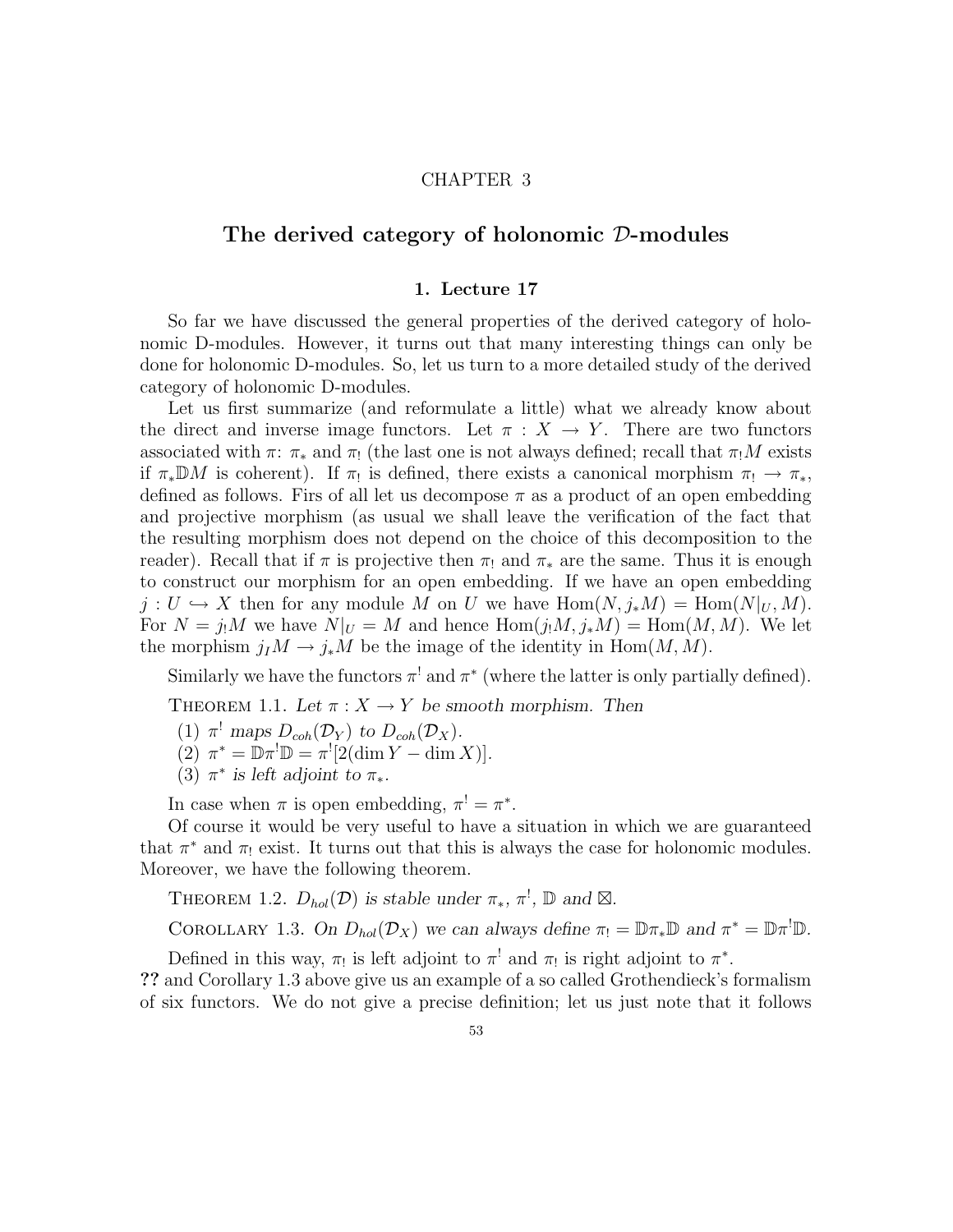# CHAPTER 3

# The derived category of holonomic $\mathcal{D}$-modules

## 1. Lecture 17

So far we have discussed the general properties of the derived category of holonomic D-modules. However, it turns out that many interesting things can only be done for holonomic D-modules. So, let us turn to a more detailed study of the derived category of holonomic D-modules.

Let us first summarize (and reformulate a little) what we already know about the direct and inverse image functors. Let $\pi : X \to Y$. There are two functors associated with $\pi$: $\pi_*$ and $\pi_!$ (the last one is not always defined; recall that $\pi_! M$ exists if $\pi_* \mathbb{D} M$ is coherent). If $\pi_!$ is defined, there exists a canonical morphism $\pi_! \to \pi_*$, defined as follows. Firs of all let us decompose $\pi$ as a product of an open embedding and projective morphism (as usual we shall leave the verification of the fact that the resulting morphism does not depend on the choice of this decomposition to the reader). Recall that if $\pi$ is projective then $\pi_!$ and $\pi_*$ are the same. Thus it is enough to construct our morphism for an open embedding. If we have an open embedding $j : U \hookrightarrow X$ then for any module $M$ on $U$ we have $\mathrm{Hom}(N, j_* M) = \mathrm{Hom}(N|_U, M)$. For $N = j_! M$ we have $N|_U = M$ and hence $\mathrm{Hom}(j_! M, j_* M) = \mathrm{Hom}(M, M)$. We let the morphism $j_I M \to j_* M$ be the image of the identity in $\mathrm{Hom}(M, M)$.

Similarly we have the functors $\pi^!$ and $\pi^*$ (where the latter is only partially defined).

**Theorem 1.1.** *Let $\pi : X \to Y$ be smooth morphism. Then*

1. *$\pi^!$ maps $D_{coh}(\mathcal{D}_Y)$ to $D_{coh}(\mathcal{D}_X)$.*
2. *$\pi^* = \mathbb{D}\pi^!\mathbb{D} = \pi^![2(\dim Y - \dim X)]$.*
3. *$\pi^*$ is left adjoint to $\pi_*$.*

In case when $\pi$ is open embedding, $\pi^! = \pi^*$.

Of course it would be very useful to have a situation in which we are guaranteed that $\pi^*$ and $\pi_!$ exist. It turns out that this is always the case for holonomic modules. Moreover, we have the following theorem.

**Theorem 1.2.** *$D_{hol}(\mathcal{D})$ is stable under $\pi_*$, $\pi^!$, $\mathbb{D}$ and $\boxtimes$.*

**Corollary 1.3.** *On $D_{hol}(\mathcal{D}_X)$ we can always define $\pi_! = \mathbb{D}\pi_*\mathbb{D}$ and $\pi^* = \mathbb{D}\pi^!\mathbb{D}$.*

Defined in this way, $\pi_!$ is left adjoint to $\pi^!$ and $\pi_!$ is right adjoint to $\pi^*$.

**??** and Corollary 1.3 above give us an example of a so called Grothendieck's formalism of six functors. We do not give a precise definition; let us just note that it follows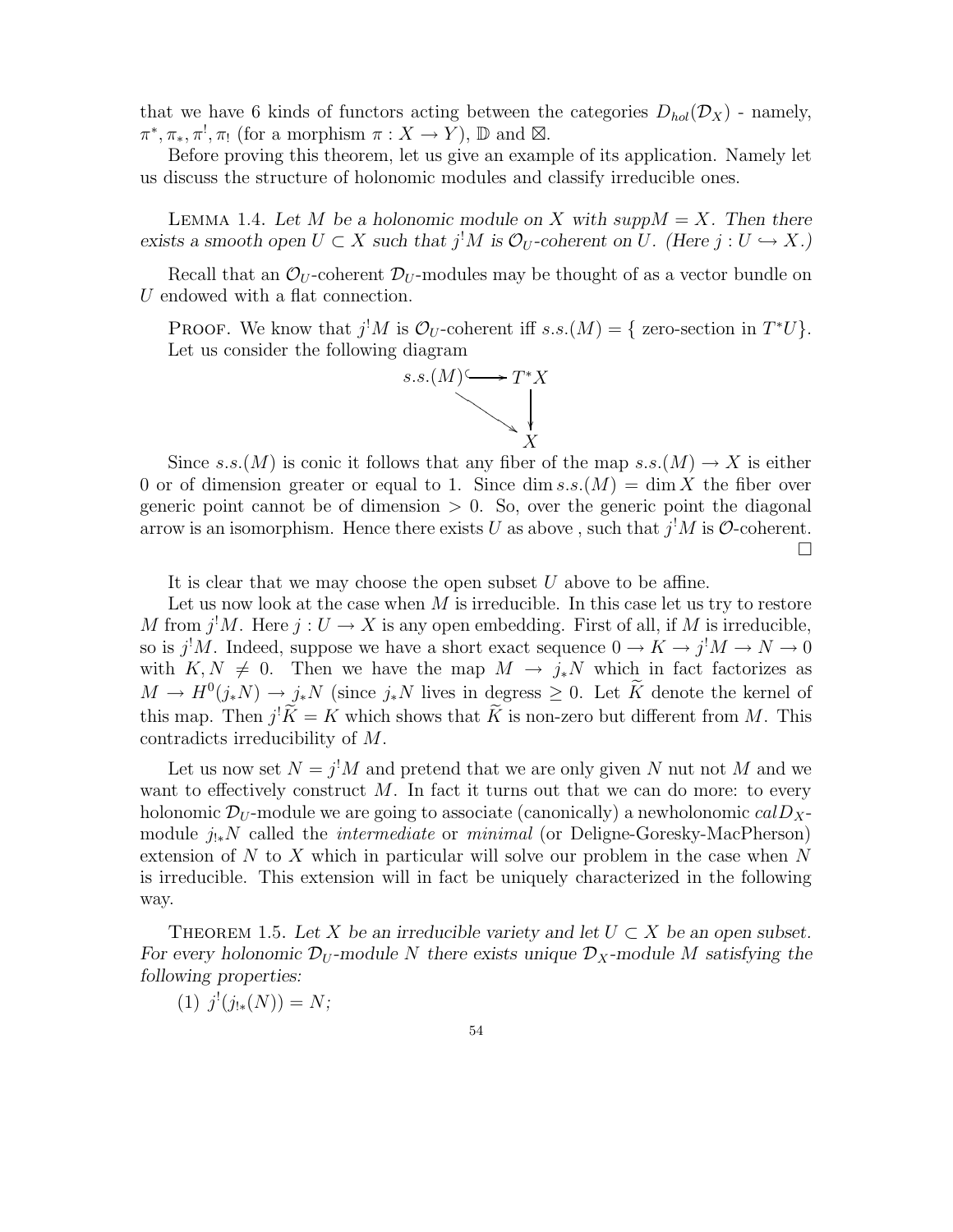that we have 6 kinds of functors acting between the categories $D_{hol}(\mathcal{D}_X)$ - namely, $\pi^*, \pi_*, \pi^!, \pi_!$ (for a morphism $\pi : X \to Y$), $\mathbb{D}$ and $\boxtimes$.

Before proving this theorem, let us give an example of its application. Namely let us discuss the structure of holonomic modules and classify irreducible ones.

Lemma 1.4. *Let $M$ be a holonomic module on $X$ with $suppM = X$. Then there exists a smooth open $U \subset X$ such that $j^!M$ is $\mathcal{O}_U$-coherent on $U$. (Here $j : U \hookrightarrow X$.)*

Recall that an $\mathcal{O}_U$-coherent $\mathcal{D}_U$-modules may be thought of as a vector bundle on $U$ endowed with a flat connection.

Proof. We know that $j^!M$ is $\mathcal{O}_U$-coherent iff $s.s.(M) = \{$ zero-section in $T^*U\}$. Let us consider the following diagram

$$\begin{array}{ccc} s.s.(M) & \hookrightarrow & T^*X \\ & \searrow & \downarrow \\ & & X \end{array}$$

Since $s.s.(M)$ is conic it follows that any fiber of the map $s.s.(M) \to X$ is either 0 or of dimension greater or equal to 1. Since $\dim s.s.(M) = \dim X$ the fiber over generic point cannot be of dimension $> 0$. So, over the generic point the diagonal arrow is an isomorphism. Hence there exists $U$ as above , such that $j^!M$ is $\mathcal{O}$-coherent. $\square$

It is clear that we may choose the open subset $U$ above to be affine.

Let us now look at the case when $M$ is irreducible. In this case let us try to restore $M$ from $j^!M$. Here $j : U \to X$ is any open embedding. First of all, if $M$ is irreducible, so is $j^!M$. Indeed, suppose we have a short exact sequence $0 \to K \to j^!M \to N \to 0$ with $K, N \neq 0$. Then we have the map $M \to j_*N$ which in fact factorizes as $M \to H^0(j_*N) \to j_*N$ (since $j_*N$ lives in degress $\geq 0$. Let $\widetilde{K}$ denote the kernel of this map. Then $j^!\widetilde{K} = K$ which shows that $\widetilde{K}$ is non-zero but different from $M$. This contradicts irreducibility of $M$.

Let us now set $N = j^!M$ and pretend that we are only given $N$ nut not $M$ and we want to effectively construct $M$. In fact it turns out that we can do more: to every holonomic $\mathcal{D}_U$-module we are going to associate (canonically) a newholonomic $calD_X$-module $j_{!*}N$ called the *intermediate* or *minimal* (or Deligne-Goresky-MacPherson) extension of $N$ to $X$ which in particular will solve our problem in the case when $N$ is irreducible. This extension will in fact be uniquely characterized in the following way.

Theorem 1.5. *Let $X$ be an irreducible variety and let $U \subset X$ be an open subset. For every holonomic $\mathcal{D}_U$-module $N$ there exists unique $\mathcal{D}_X$-module $M$ satisfying the following properties:*

(1) $j^!(j_{!*}(N)) = N$;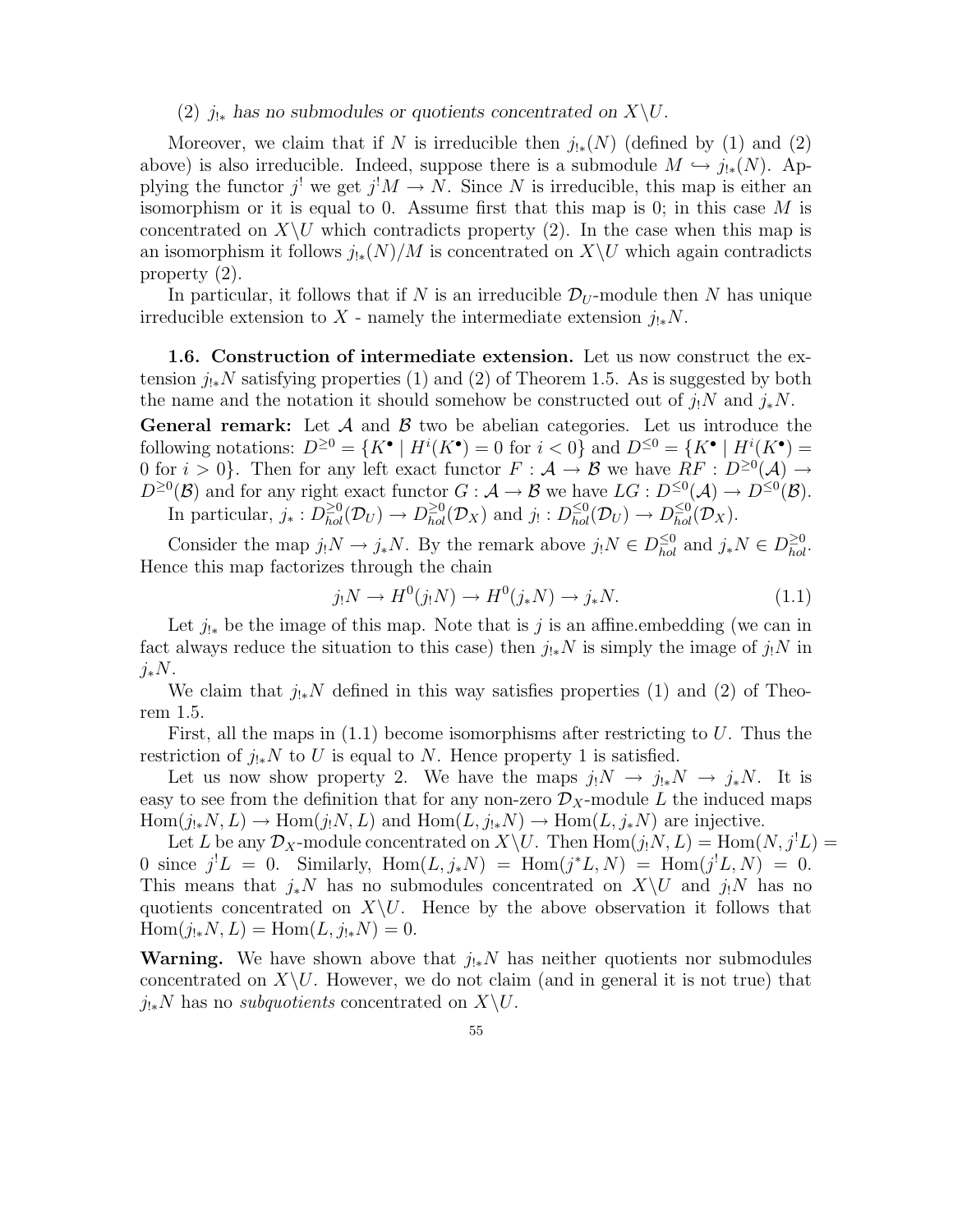(2) *$j_{!*}$ has no submodules or quotients concentrated on $X \backslash U$.*

Moreover, we claim that if $N$ is irreducible then $j_{!*}(N)$ (defined by (1) and (2) above) is also irreducible. Indeed, suppose there is a submodule $M \hookrightarrow j_{!*}(N)$. Applying the functor $j^!$ we get $j^! M \to N$. Since $N$ is irreducible, this map is either an isomorphism or it is equal to 0. Assume first that this map is 0; in this case $M$ is concentrated on $X \backslash U$ which contradicts property (2). In the case when this map is an isomorphism it follows $j_{!*}(N)/M$ is concentrated on $X \backslash U$ which again contradicts property (2).

In particular, it follows that if $N$ is an irreducible $\mathcal{D}_U$-module then $N$ has unique irreducible extension to $X$ - namely the intermediate extension $j_{!*}N$.

**1.6. Construction of intermediate extension.** Let us now construct the extension $j_{!*}N$ satisfying properties (1) and (2) of Theorem 1.5. As is suggested by both the name and the notation it should somehow be constructed out of $j_! N$ and $j_* N$.

**General remark:** Let $\mathcal{A}$ and $\mathcal{B}$ two be abelian categories. Let us introduce the following notations: $D^{\geq 0} = \{K^\bullet \mid H^i(K^\bullet) = 0 \text{ for } i < 0\}$ and $D^{\leq 0} = \{K^\bullet \mid H^i(K^\bullet) = 0 \text{ for } i > 0\}$. Then for any left exact functor $F : \mathcal{A} \to \mathcal{B}$ we have $RF : D^{\geq 0}(\mathcal{A}) \to D^{\geq 0}(\mathcal{B})$ and for any right exact functor $G : \mathcal{A} \to \mathcal{B}$ we have $LG : D^{\leq 0}(\mathcal{A}) \to D^{\leq 0}(\mathcal{B})$.

In particular, $j_* : D^{\geq 0}_{hol}(\mathcal{D}_U) \to D^{\geq 0}_{hol}(\mathcal{D}_X)$ and $j_! : D^{\leq 0}_{hol}(\mathcal{D}_U) \to D^{\leq 0}_{hol}(\mathcal{D}_X)$.

Consider the map $j_! N \to j_* N$. By the remark above $j_! N \in D^{\leq 0}_{hol}$ and $j_* N \in D^{\geq 0}_{hol}$. Hence this map factorizes through the chain

$$j_! N \to H^0(j_! N) \to H^0(j_* N) \to j_* N. \tag{1.1}$$

Let $j_{!*}$ be the image of this map. Note that is $j$ is an affine.embedding (we can in fact always reduce the situation to this case) then $j_{!*}N$ is simply the image of $j_! N$ in $j_* N$.

We claim that $j_{!*}N$ defined in this way satisfies properties (1) and (2) of Theorem 1.5.

First, all the maps in (1.1) become isomorphisms after restricting to $U$. Thus the restriction of $j_{!*}N$ to $U$ is equal to $N$. Hence property 1 is satisfied.

Let us now show property 2. We have the maps $j_! N \to j_{!*} N \to j_* N$. It is easy to see from the definition that for any non-zero $\mathcal{D}_X$-module $L$ the induced maps $\mathrm{Hom}(j_{!*}N, L) \to \mathrm{Hom}(j_! N, L)$ and $\mathrm{Hom}(L, j_{!*}N) \to \mathrm{Hom}(L, j_* N)$ are injective.

Let $L$ be any $\mathcal{D}_X$-module concentrated on $X \backslash U$. Then $\mathrm{Hom}(j_! N, L) = \mathrm{Hom}(N, j^! L) = 0$ since $j^! L = 0$. Similarly, $\mathrm{Hom}(L, j_* N) = \mathrm{Hom}(j^* L, N) = \mathrm{Hom}(j^! L, N) = 0$. This means that $j_* N$ has no submodules concentrated on $X \backslash U$ and $j_! N$ has no quotients concentrated on $X \backslash U$. Hence by the above observation it follows that $\mathrm{Hom}(j_{!*}N, L) = \mathrm{Hom}(L, j_{!*}N) = 0$.

**Warning.** We have shown above that $j_{!*}N$ has neither quotients nor submodules concentrated on $X \backslash U$. However, we do not claim (and in general it is not true) that $j_{!*}N$ has no *subquotients* concentrated on $X \backslash U$.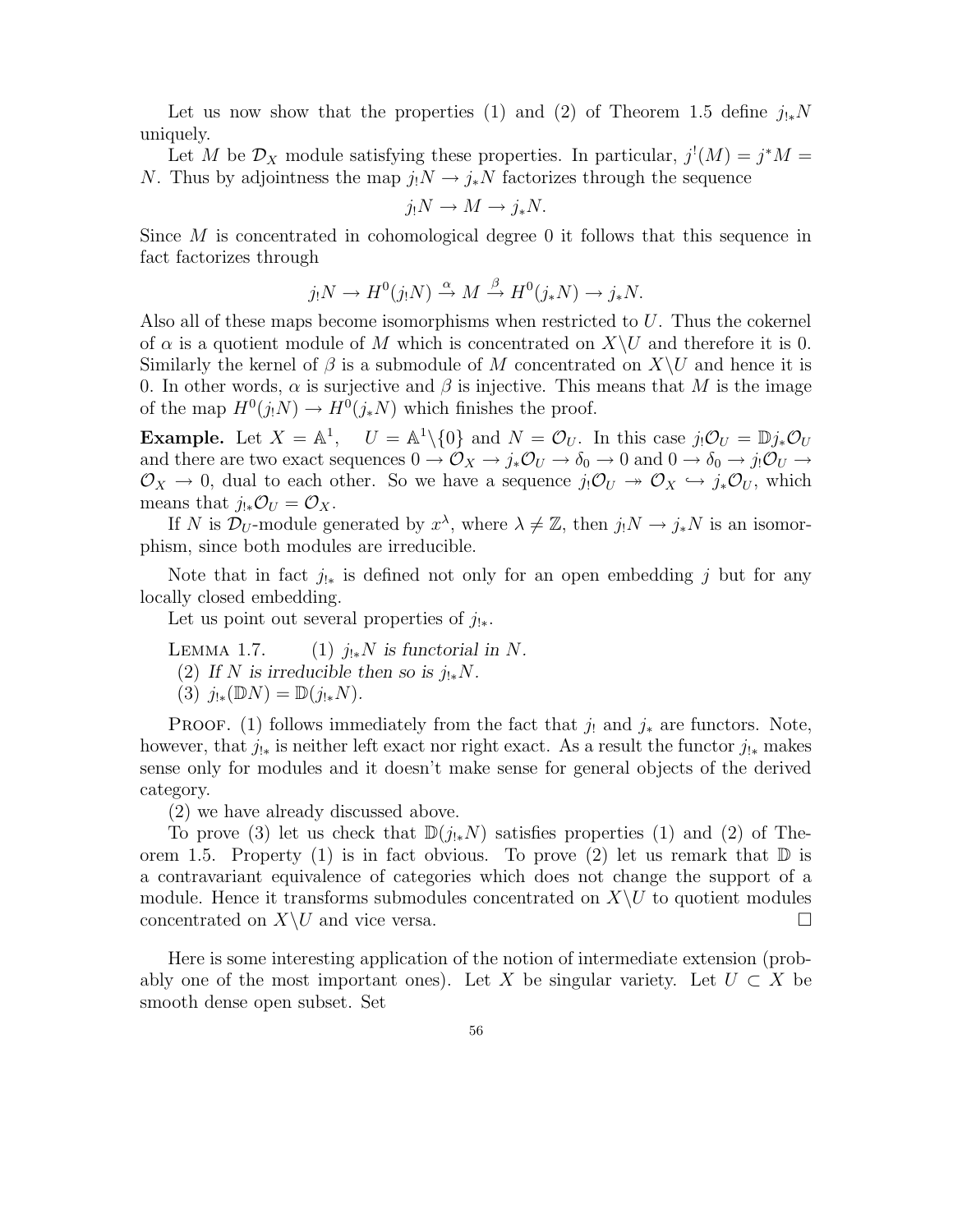Let us now show that the properties (1) and (2) of Theorem 1.5 define $j_{!*}N$ uniquely.

Let $M$ be $\mathcal{D}_X$ module satisfying these properties. In particular, $j^!(M) = j^*M = N$. Thus by adjointness the map $j_!N \to j_*N$ factorizes through the sequence

$$j_!N \to M \to j_*N.$$

Since $M$ is concentrated in cohomological degree 0 it follows that this sequence in fact factorizes through

$$j_!N \to H^0(j_!N) \xrightarrow{\alpha} M \xrightarrow{\beta} H^0(j_*N) \to j_*N.$$

Also all of these maps become isomorphisms when restricted to $U$. Thus the cokernel of $\alpha$ is a quotient module of $M$ which is concentrated on $X \backslash U$ and therefore it is 0. Similarly the kernel of $\beta$ is a submodule of $M$ concentrated on $X \backslash U$ and hence it is 0. In other words, $\alpha$ is surjective and $\beta$ is injective. This means that $M$ is the image of the map $H^0(j_!N) \to H^0(j_*N)$ which finishes the proof.

**Example.** Let $X = \mathbb{A}^1$, $U = \mathbb{A}^1 \backslash \{0\}$ and $N = \mathcal{O}_U$. In this case $j_!\mathcal{O}_U = \mathbb{D}j_*\mathcal{O}_U$ and there are two exact sequences $0 \to \mathcal{O}_X \to j_*\mathcal{O}_U \to \delta_0 \to 0$ and $0 \to \delta_0 \to j_!\mathcal{O}_U \to \mathcal{O}_X \to 0$, dual to each other. So we have a sequence $j_!\mathcal{O}_U \twoheadrightarrow \mathcal{O}_X \hookrightarrow j_*\mathcal{O}_U$, which means that $j_{!*}\mathcal{O}_U = \mathcal{O}_X$.

If $N$ is $\mathcal{D}_U$-module generated by $x^\lambda$, where $\lambda \neq \mathbb{Z}$, then $j_!N \to j_*N$ is an isomorphism, since both modules are irreducible.

Note that in fact $j_{!*}$ is defined not only for an open embedding $j$ but for any locally closed embedding.

Let us point out several properties of $j_{!*}$.

Lemma 1.7. (1) *$j_{!*}N$ is functorial in $N$.*

(2) *If $N$ is irreducible then so is $j_{!*}N$.*

(3) $j_{!*}(\mathbb{D}N) = \mathbb{D}(j_{!*}N)$.

Proof. (1) follows immediately from the fact that $j_!$ and $j_*$ are functors. Note, however, that $j_{!*}$ is neither left exact nor right exact. As a result the functor $j_{!*}$ makes sense only for modules and it doesn't make sense for general objects of the derived category.

(2) we have already discussed above.

To prove (3) let us check that $\mathbb{D}(j_{!*}N)$ satisfies properties (1) and (2) of Theorem 1.5. Property (1) is in fact obvious. To prove (2) let us remark that $\mathbb{D}$ is a contravariant equivalence of categories which does not change the support of a module. Hence it transforms submodules concentrated on $X \backslash U$ to quotient modules concentrated on $X \backslash U$ and vice versa. □

Here is some interesting application of the notion of intermediate extension (probably one of the most important ones). Let $X$ be singular variety. Let $U \subset X$ be smooth dense open subset. Set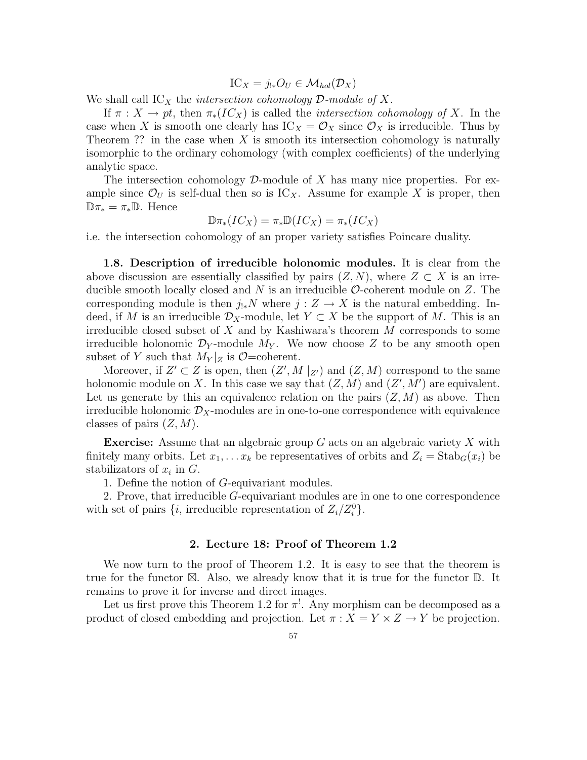$$\mathrm{IC}_X = j_{!*}O_U \in \mathcal{M}_{hol}(\mathcal{D}_X)$$

We shall call $\mathrm{IC}_X$ the *intersection cohomology $\mathcal{D}$-module of $X$*.

If $\pi : X \to pt$, then $\pi_*(IC_X)$ is called the *intersection cohomology of $X$*. In the case when $X$ is smooth one clearly has $\mathrm{IC}_X = \mathcal{O}_X$ since $\mathcal{O}_X$ is irreducible. Thus by Theorem ?? in the case when $X$ is smooth its intersection cohomology is naturally isomorphic to the ordinary cohomology (with complex coefficients) of the underlying analytic space.

The intersection cohomology $\mathcal{D}$-module of $X$ has many nice properties. For example since $\mathcal{O}_U$ is self-dual then so is $\mathrm{IC}_X$. Assume for example $X$ is proper, then $\mathbb{D}\pi_* = \pi_*\mathbb{D}$. Hence

$$\mathbb{D}\pi_*(IC_X) = \pi_*\mathbb{D}(IC_X) = \pi_*(IC_X)$$

i.e. the intersection cohomology of an proper variety satisfies Poincare duality.

**1.8. Description of irreducible holonomic modules.** It is clear from the above discussion are essentially classified by pairs $(Z, N)$, where $Z \subset X$ is an irreducible smooth locally closed and $N$ is an irreducible $\mathcal{O}$-coherent module on $Z$. The corresponding module is then $j_{!*}N$ where $j : Z \to X$ is the natural embedding. Indeed, if $M$ is an irreducible $\mathcal{D}_X$-module, let $Y \subset X$ be the support of $M$. This is an irreducible closed subset of $X$ and by Kashiwara's theorem $M$ corresponds to some irreducible holonomic $\mathcal{D}_Y$-module $M_Y$. We now choose $Z$ to be any smooth open subset of $Y$ such that $M_Y|_Z$ is $\mathcal{O}$=coherent.

Moreover, if $Z' \subset Z$ is open, then $(Z', M\mid_{Z'})$ and $(Z, M)$ correspond to the same holonomic module on $X$. In this case we say that $(Z, M)$ and $(Z', M')$ are equivalent. Let us generate by this an equivalence relation on the pairs $(Z, M)$ as above. Then irreducible holonomic $\mathcal{D}_X$-modules are in one-to-one correspondence with equivalence classes of pairs $(Z, M)$.

**Exercise:** Assume that an algebraic group $G$ acts on an algebraic variety $X$ with finitely many orbits. Let $x_1, \ldots x_k$ be representatives of orbits and $Z_i = \mathrm{Stab}_G(x_i)$ be stabilizators of $x_i$ in $G$.

1. Define the notion of $G$-equivariant modules.
2. Prove, that irreducible $G$-equivariant modules are in one to one correspondence with set of pairs $\{i,$ irreducible representation of $Z_i/Z_i^0\}$.

## 2. Lecture 18: Proof of Theorem 1.2

We now turn to the proof of Theorem 1.2. It is easy to see that the theorem is true for the functor $\boxtimes$. Also, we already know that it is true for the functor $\mathbb{D}$. It remains to prove it for inverse and direct images.

Let us first prove this Theorem 1.2 for $\pi^!$. Any morphism can be decomposed as a product of closed embedding and projection. Let $\pi : X = Y \times Z \to Y$ be projection.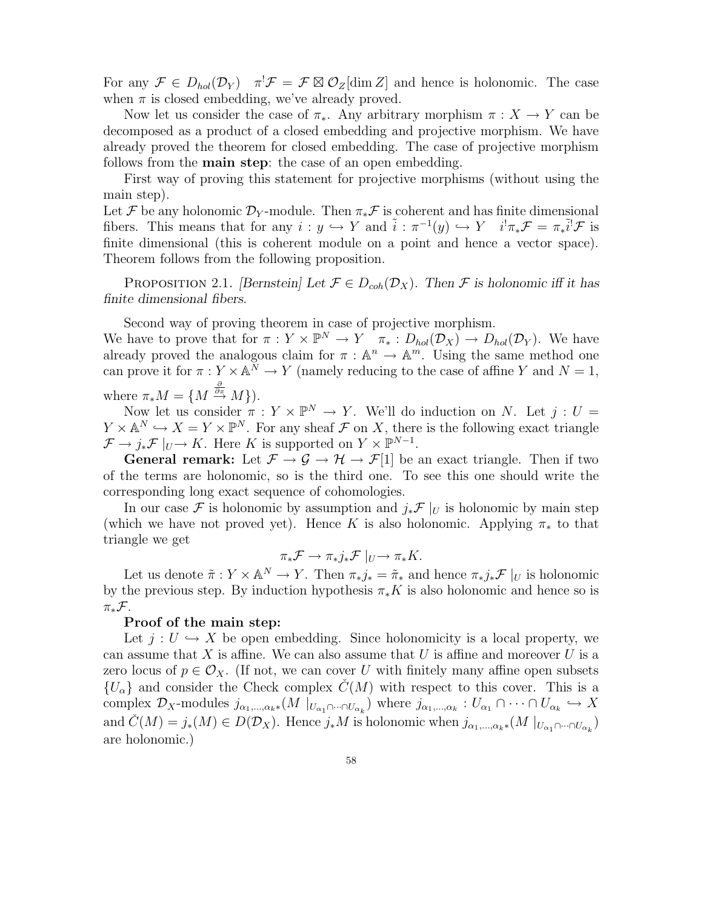For any $\mathcal{F} \in D_{hol}(\mathcal{D}_Y)$ $\quad \pi^!\mathcal{F} = \mathcal{F} \boxtimes \mathcal{O}_Z[\dim Z]$ and hence is holonomic. The case when $\pi$ is closed embedding, we've already proved.

Now let us consider the case of $\pi_*$. Any arbitrary morphism $\pi : X \to Y$ can be decomposed as a product of a closed embedding and projective morphism. We have already proved the theorem for closed embedding. The case of projective morphism follows from the **main step**: the case of an open embedding.

First way of proving this statement for projective morphisms (without using the main step).

Let $\mathcal{F}$ be any holonomic $\mathcal{D}_Y$-module. Then $\pi_*\mathcal{F}$ is coherent and has finite dimensional fibers. This means that for any $i : y \hookrightarrow Y$ and $\tilde{i} : \pi^{-1}(y) \hookrightarrow Y$ $\quad i^!\pi_*\mathcal{F} = \pi_*\tilde{i}^!\mathcal{F}$ is finite dimensional (this is coherent module on a point and hence a vector space). Theorem follows from the following proposition.

Proposition 2.1. *[Bernstein] Let $\mathcal{F} \in D_{coh}(\mathcal{D}_X)$. Then $\mathcal{F}$ is holonomic iff it has finite dimensional fibers.*

Second way of proving theorem in case of projective morphism.

We have to prove that for $\pi : Y \times \mathbb{P}^N \to Y$ $\quad \pi_* : D_{hol}(\mathcal{D}_X) \to D_{hol}(\mathcal{D}_Y)$. We have already proved the analogous claim for $\pi : \mathbb{A}^n \to \mathbb{A}^m$. Using the same method one can prove it for $\pi : Y \times \mathbb{A}^N \to Y$ (namely reducing to the case of affine $Y$ and $N = 1$, where $\pi_* M = \{M \stackrel{\frac{\partial}{\partial x}}{\to} M\}$).

Now let us consider $\pi : Y \times \mathbb{P}^N \to Y$. We'll do induction on $N$. Let $j : U = Y \times \mathbb{A}^N \hookrightarrow X = Y \times \mathbb{P}^N$. For any sheaf $\mathcal{F}$ on $X$, there is the following exact triangle $\mathcal{F} \to j_*\mathcal{F}\mid_U \to K$. Here $K$ is supported on $Y \times \mathbb{P}^{N-1}$.

**General remark:** Let $\mathcal{F} \to \mathcal{G} \to \mathcal{H} \to \mathcal{F}[1]$ be an exact triangle. Then if two of the terms are holonomic, so is the third one. To see this one should write the corresponding long exact sequence of cohomologies.

In our case $\mathcal{F}$ is holonomic by assumption and $j_*\mathcal{F}\mid_U$ is holonomic by main step (which we have not proved yet). Hence $K$ is also holonomic. Applying $\pi_*$ to that triangle we get

$$\pi_*\mathcal{F} \to \pi_* j_*\mathcal{F}\mid_U \to \pi_* K.$$

Let us denote $\tilde{\pi} : Y \times \mathbb{A}^N \to Y$. Then $\pi_* j_* = \tilde{\pi}_*$ and hence $\pi_* j_*\mathcal{F}\mid_U$ is holonomic by the previous step. By induction hypothesis $\pi_* K$ is also holonomic and hence so is $\pi_*\mathcal{F}$.

**Proof of the main step:**

Let $j : U \hookrightarrow X$ be open embedding. Since holonomicity is a local property, we can assume that $X$ is affine. We can also assume that $U$ is affine and moreover $U$ is a zero locus of $p \in \mathcal{O}_X$. (If not, we can cover $U$ with finitely many affine open subsets $\{U_\alpha\}$ and consider the Check complex $\check{C}(M)$ with respect to this cover. This is a complex $\mathcal{D}_X$-modules $j_{\alpha_1,\ldots,\alpha_k *}(M\mid_{U_{\alpha_1}\cap\cdots\cap U_{\alpha_k}})$ where $j_{\alpha_1,\ldots,\alpha_k} : U_{\alpha_1} \cap \cdots \cap U_{\alpha_k} \hookrightarrow X$ and $\check{C}(M) = j_*(M) \in D(\mathcal{D}_X)$. Hence $j_* M$ is holonomic when $j_{\alpha_1,\ldots,\alpha_k *}(M\mid_{U_{\alpha_1}\cap\cdots\cap U_{\alpha_k}})$ are holonomic.)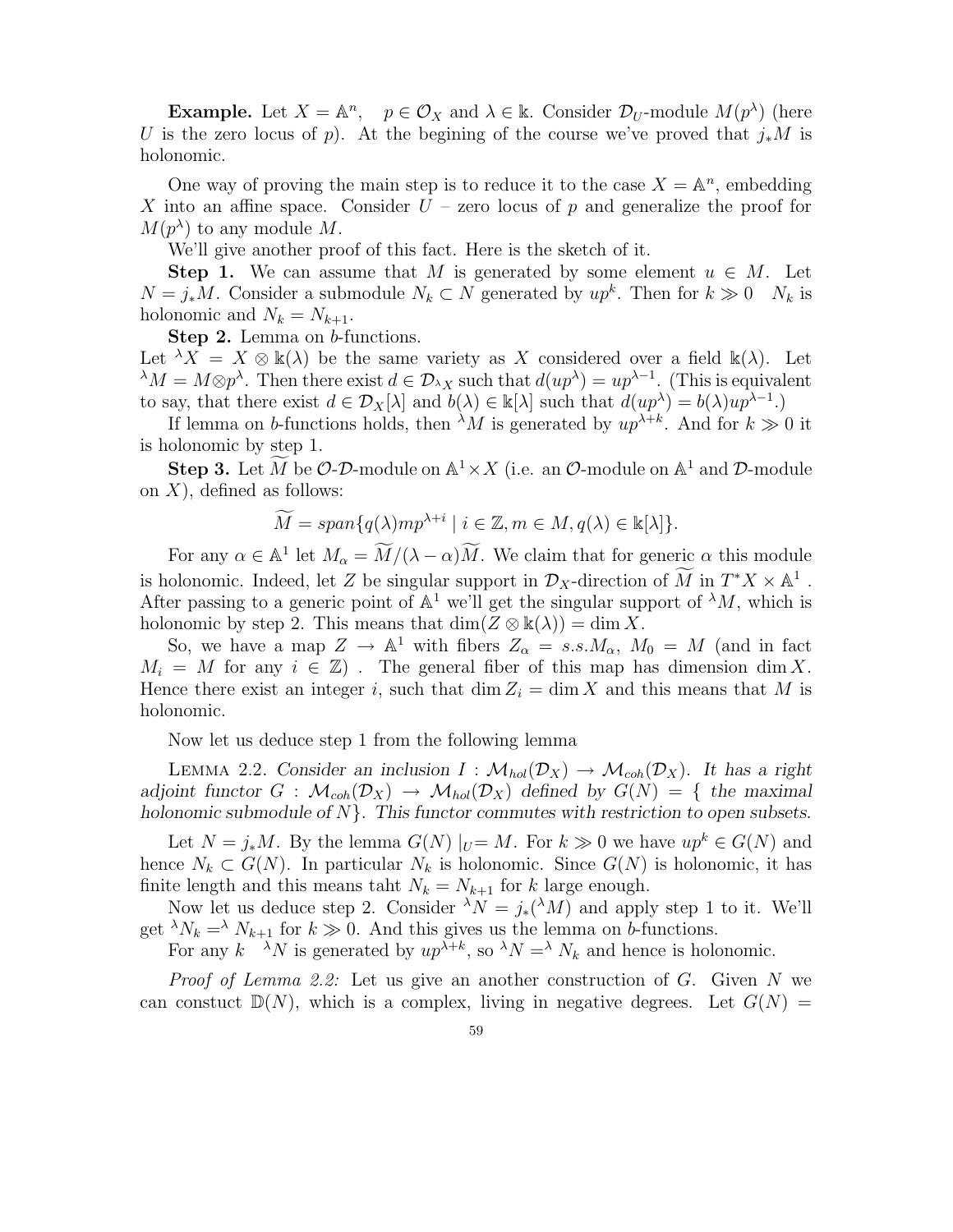**Example.** Let $X = \mathbb{A}^n$, $\quad p \in \mathcal{O}_X$ and $\lambda \in \Bbbk$. Consider $\mathcal{D}_U$-module $M(p^\lambda)$ (here $U$ is the zero locus of $p$). At the begining of the course we've proved that $j_*M$ is holonomic.

One way of proving the main step is to reduce it to the case $X = \mathbb{A}^n$, embedding $X$ into an affine space. Consider $U$ – zero locus of $p$ and generalize the proof for $M(p^\lambda)$ to any module $M$.

We'll give another proof of this fact. Here is the sketch of it.

**Step 1.** We can assume that $M$ is generated by some element $u \in M$. Let $N = j_*M$. Consider a submodule $N_k \subset N$ generated by $up^k$. Then for $k \gg 0 \quad N_k$ is holonomic and $N_k = N_{k+1}$.

**Step 2.** Lemma on $b$-functions.
Let ${}^\lambda X = X \otimes \Bbbk(\lambda)$ be the same variety as $X$ considered over a field $\Bbbk(\lambda)$. Let ${}^\lambda M = M \otimes p^\lambda$. Then there exist $d \in \mathcal{D}_{{}^\lambda X}$ such that $d(up^\lambda) = up^{\lambda-1}$. (This is equivalent to say, that there exist $d \in \mathcal{D}_X[\lambda]$ and $b(\lambda) \in \Bbbk[\lambda]$ such that $d(up^\lambda) = b(\lambda)up^{\lambda-1}$.)

If lemma on $b$-functions holds, then ${}^\lambda M$ is generated by $up^{\lambda+k}$. And for $k \gg 0$ it is holonomic by step 1.

**Step 3.** Let $\widetilde{M}$ be $\mathcal{O}$-$\mathcal{D}$-module on $\mathbb{A}^1 \times X$ (i.e. an $\mathcal{O}$-module on $\mathbb{A}^1$ and $\mathcal{D}$-module on $X$), defined as follows:

$$\widetilde{M} = span\{q(\lambda)mp^{\lambda+i} \mid i \in \mathbb{Z}, m \in M, q(\lambda) \in \Bbbk[\lambda]\}.$$

For any $\alpha \in \mathbb{A}^1$ let $M_\alpha = \widetilde{M}/(\lambda - \alpha)\widetilde{M}$. We claim that for generic $\alpha$ this module is holonomic. Indeed, let $Z$ be singular support in $\mathcal{D}_X$-direction of $\widetilde{M}$ in $T^*X \times \mathbb{A}^1$. After passing to a generic point of $\mathbb{A}^1$ we'll get the singular support of ${}^\lambda M$, which is holonomic by step 2. This means that $\dim(Z \otimes \Bbbk(\lambda)) = \dim X$.

So, we have a map $Z \to \mathbb{A}^1$ with fibers $Z_\alpha = s.s.M_\alpha$, $M_0 = M$ (and in fact $M_i = M$ for any $i \in \mathbb{Z}$) . The general fiber of this map has dimension $\dim X$. Hence there exist an integer $i$, such that $\dim Z_i = \dim X$ and this means that $M$ is holonomic.

Now let us deduce step 1 from the following lemma

Lemma 2.2. *Consider an inclusion $I : \mathcal{M}_{hol}(\mathcal{D}_X) \to \mathcal{M}_{coh}(\mathcal{D}_X)$. It has a right adjoint functor $G : \mathcal{M}_{coh}(\mathcal{D}_X) \to \mathcal{M}_{hol}(\mathcal{D}_X)$ defined by $G(N) = \{$ the maximal holonomic submodule of $N\}$. This functor commutes with restriction to open subsets.*

Let $N = j_*M$. By the lemma $G(N)\mid_U = M$. For $k \gg 0$ we have $up^k \in G(N)$ and hence $N_k \subset G(N)$. In particular $N_k$ is holonomic. Since $G(N)$ is holonomic, it has finite length and this means taht $N_k = N_{k+1}$ for $k$ large enough.

Now let us deduce step 2. Consider ${}^\lambda N = j_*({}^\lambda M)$ and apply step 1 to it. We'll get ${}^\lambda N_k = {}^\lambda N_{k+1}$ for $k \gg 0$. And this gives us the lemma on $b$-functions.

For any $k \quad {}^\lambda N$ is generated by $up^{\lambda+k}$, so ${}^\lambda N = {}^\lambda N_k$ and hence is holonomic.

*Proof of Lemma 2.2:* Let us give an another construction of $G$. Given $N$ we can constuct $\mathbb{D}(N)$, which is a complex, living in negative degrees. Let $G(N) =$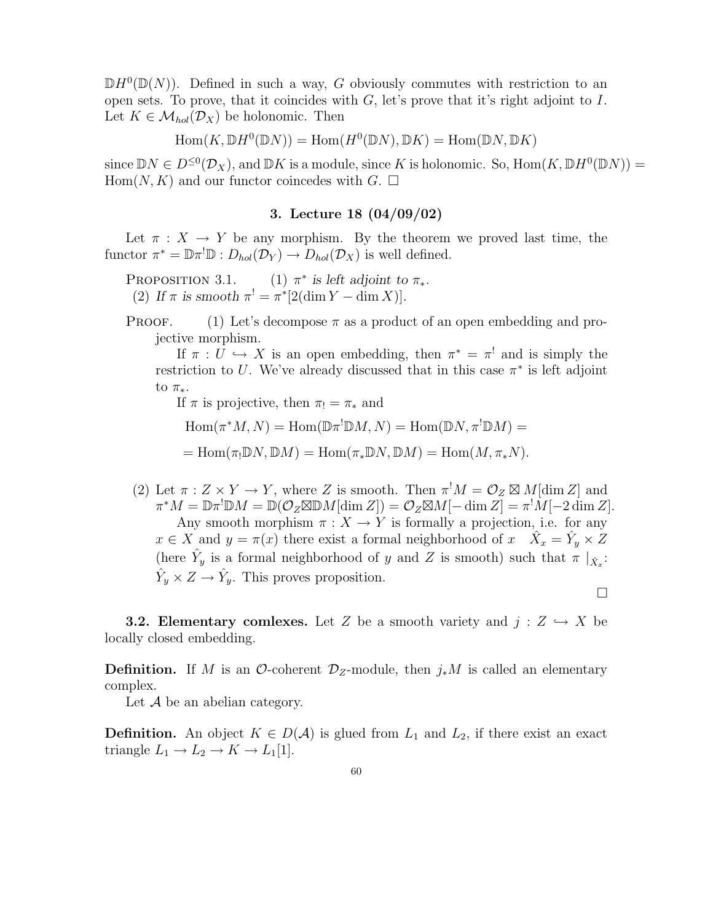$\mathbb{D}H^0(\mathbb{D}(N))$. Defined in such a way, $G$ obviously commutes with restriction to an open sets. To prove, that it coincides with $G$, let's prove that it's right adjoint to $I$. Let $K \in \mathcal{M}_{hol}(\mathcal{D}_X)$ be holonomic. Then

$$\mathrm{Hom}(K, \mathbb{D}H^0(\mathbb{D}N)) = \mathrm{Hom}(H^0(\mathbb{D}N), \mathbb{D}K) = \mathrm{Hom}(\mathbb{D}N, \mathbb{D}K)$$

since $\mathbb{D}N \in D^{\leq 0}(\mathcal{D}_X)$, and $\mathbb{D}K$ is a module, since $K$ is holonomic. So, $\mathrm{Hom}(K, \mathbb{D}H^0(\mathbb{D}N)) = \mathrm{Hom}(N, K)$ and our functor coincedes with $G$. $\square$

## 3. Lecture 18 (04/09/02)

Let $\pi : X \to Y$ be any morphism. By the theorem we proved last time, the functor $\pi^* = \mathbb{D}\pi^!\mathbb{D} : D_{hol}(\mathcal{D}_Y) \to D_{hol}(\mathcal{D}_X)$ is well defined.

**Proposition 3.1.** (1) *$\pi^*$ is left adjoint to $\pi_*$.*
(2) *If $\pi$ is smooth $\pi^! = \pi^*[2(\dim Y - \dim X)]$.*

**Proof.** (1) Let's decompose $\pi$ as a product of an open embedding and projective morphism.

If $\pi : U \hookrightarrow X$ is an open embedding, then $\pi^* = \pi^!$ and is simply the restriction to $U$. We've already discussed that in this case $\pi^*$ is left adjoint to $\pi_*$.

If $\pi$ is projective, then $\pi_! = \pi_*$ and

$$\mathrm{Hom}(\pi^*M, N) = \mathrm{Hom}(\mathbb{D}\pi^!\mathbb{D}M, N) = \mathrm{Hom}(\mathbb{D}N, \pi^!\mathbb{D}M) =$$

$$= \mathrm{Hom}(\pi_!\mathbb{D}N, \mathbb{D}M) = \mathrm{Hom}(\pi_*\mathbb{D}N, \mathbb{D}M) = \mathrm{Hom}(M, \pi_*N).$$

(2) Let $\pi : Z \times Y \to Y$, where $Z$ is smooth. Then $\pi^!M = \mathcal{O}_Z \boxtimes M[\dim Z]$ and $\pi^*M = \mathbb{D}\pi^!\mathbb{D}M = \mathbb{D}(\mathcal{O}_Z \boxtimes \mathbb{D}M[\dim Z]) = \mathcal{O}_Z \boxtimes M[-\dim Z] = \pi^!M[-2\dim Z]$.

Any smooth morphism $\pi : X \to Y$ is formally a projection, i.e. for any $x \in X$ and $y = \pi(x)$ there exist a formal neighborhood of $x$ $\hat{X}_x = \hat{Y}_y \times Z$ (here $\hat{Y}_y$ is a formal neighborhood of $y$ and $Z$ is smooth) such that $\pi\mid_{\hat{X}_x}$: $\hat{Y}_y \times Z \to \hat{Y}_y$. This proves proposition. $\square$

**3.2. Elementary comlexes.** Let $Z$ be a smooth variety and $j : Z \hookrightarrow X$ be locally closed embedding.

**Definition.** If $M$ is an $\mathcal{O}$-coherent $\mathcal{D}_Z$-module, then $j_*M$ is called an elementary complex.

Let $\mathcal{A}$ be an abelian category.

**Definition.** An object $K \in D(\mathcal{A})$ is glued from $L_1$ and $L_2$, if there exist an exact triangle $L_1 \to L_2 \to K \to L_1[1]$.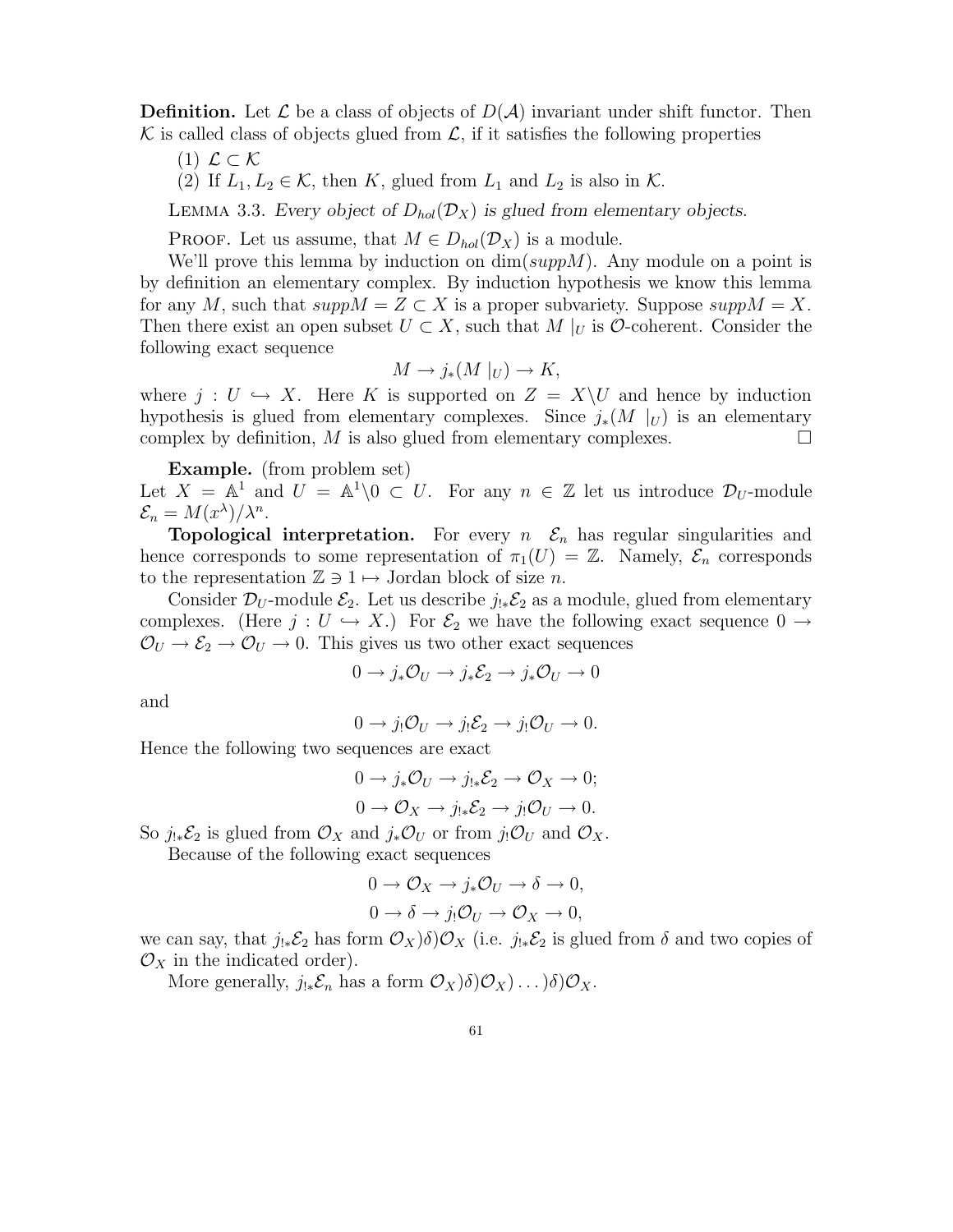**Definition.** Let $\mathcal{L}$ be a class of objects of $D(\mathcal{A})$ invariant under shift functor. Then $\mathcal{K}$ is called class of objects glued from $\mathcal{L}$, if it satisfies the following properties

(1) $\mathcal{L} \subset \mathcal{K}$

(2) If $L_1, L_2 \in \mathcal{K}$, then $K$, glued from $L_1$ and $L_2$ is also in $\mathcal{K}$.

Lemma 3.3. *Every object of $D_{hol}(\mathcal{D}_X)$ is glued from elementary objects.*

Proof. Let us assume, that $M \in D_{hol}(\mathcal{D}_X)$ is a module.

We'll prove this lemma by induction on $\dim(suppM)$. Any module on a point is by definition an elementary complex. By induction hypothesis we know this lemma for any $M$, such that $suppM = Z \subset X$ is a proper subvariety. Suppose $suppM = X$. Then there exist an open subset $U \subset X$, such that $M\mid_U$ is $\mathcal{O}$-coherent. Consider the following exact sequence

$$M \to j_*(M\mid_U) \to K,$$

where $j : U \hookrightarrow X$. Here $K$ is supported on $Z = X\backslash U$ and hence by induction hypothesis is glued from elementary complexes. Since $j_*(M\mid_U)$ is an elementary complex by definition, $M$ is also glued from elementary complexes. □

**Example.** (from problem set)
Let $X = \mathbb{A}^1$ and $U = \mathbb{A}^1\backslash 0 \subset U$. For any $n \in \mathbb{Z}$ let us introduce $\mathcal{D}_U$-module $\mathcal{E}_n = M(x^\lambda)/\lambda^n$.

**Topological interpretation.** For every $n$ $\mathcal{E}_n$ has regular singularities and hence corresponds to some representation of $\pi_1(U) = \mathbb{Z}$. Namely, $\mathcal{E}_n$ corresponds to the representation $\mathbb{Z} \ni 1 \mapsto$ Jordan block of size $n$.

Consider $\mathcal{D}_U$-module $\mathcal{E}_2$. Let us describe $j_{!*}\mathcal{E}_2$ as a module, glued from elementary complexes. (Here $j : U \hookrightarrow X$.) For $\mathcal{E}_2$ we have the following exact sequence $0 \to \mathcal{O}_U \to \mathcal{E}_2 \to \mathcal{O}_U \to 0$. This gives us two other exact sequences

$$0 \to j_*\mathcal{O}_U \to j_*\mathcal{E}_2 \to j_*\mathcal{O}_U \to 0$$

and

$$0 \to j_!\mathcal{O}_U \to j_!\mathcal{E}_2 \to j_!\mathcal{O}_U \to 0.$$

Hence the following two sequences are exact

$$0 \to j_*\mathcal{O}_U \to j_{!*}\mathcal{E}_2 \to \mathcal{O}_X \to 0;$$

$$0 \to \mathcal{O}_X \to j_{!*}\mathcal{E}_2 \to j_!\mathcal{O}_U \to 0.$$

So $j_{!*}\mathcal{E}_2$ is glued from $\mathcal{O}_X$ and $j_*\mathcal{O}_U$ or from $j_!\mathcal{O}_U$ and $\mathcal{O}_X$.

Because of the following exact sequences

$$0 \to \mathcal{O}_X \to j_*\mathcal{O}_U \to \delta \to 0,$$

$$0 \to \delta \to j_!\mathcal{O}_U \to \mathcal{O}_X \to 0,$$

we can say, that $j_{!*}\mathcal{E}_2$ has form $\mathcal{O}_X)\delta)\mathcal{O}_X$ (i.e. $j_{!*}\mathcal{E}_2$ is glued from $\delta$ and two copies of $\mathcal{O}_X$ in the indicated order).

More generally, $j_{!*}\mathcal{E}_n$ has a form $\mathcal{O}_X)\delta)\mathcal{O}_X)\dots)\delta)\mathcal{O}_X$.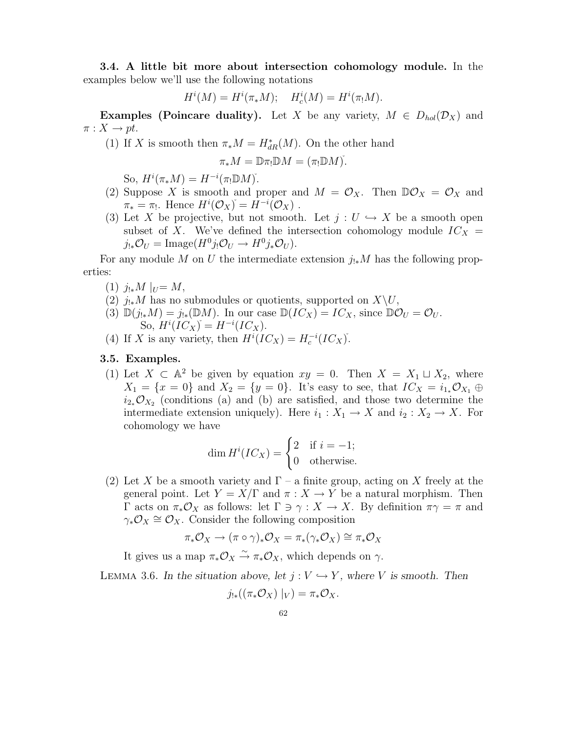**3.4. A little bit more about intersection cohomology module.** In the examples below we'll use the following notations

$$H^i(M) = H^i(\pi_* M); \quad H^i_c(M) = H^i(\pi_! M).$$

**Examples (Poincare duality).** Let $X$ be any variety, $M \in D_{hol}(\mathcal{D}_X)$ and $\pi : X \to pt$.

1. If $X$ is smooth then $\pi_* M = H^*_{dR}(M)$. On the other hand
$$\pi_* M = \mathbb{D}\pi_! \mathbb{D} M = (\pi_! \mathbb{D} M)\check{}.$$
So, $H^i(\pi_* M) = H^{-i}(\pi_! \mathbb{D} M)\check{}$.
2. Suppose $X$ is smooth and proper and $M = \mathcal{O}_X$. Then $\mathbb{D}\mathcal{O}_X = \mathcal{O}_X$ and $\pi_* = \pi_!$. Hence $H^i(\mathcal{O}_X)\check{} = H^{-i}(\mathcal{O}_X)$ .
3. Let $X$ be projective, but not smooth. Let $j : U \hookrightarrow X$ be a smooth open subset of $X$. We've defined the intersection cohomology module $IC_X = j_{!*}\mathcal{O}_U = \mathrm{Image}(H^0 j_! \mathcal{O}_U \to H^0 j_* \mathcal{O}_U)$.

For any module $M$ on $U$ the intermediate extension $j_{!*}M$ has the following properties:

1. $j_{!*}M \mid_U = M$,
2. $j_{!*}M$ has no submodules or quotients, supported on $X \backslash U$,
3. $\mathbb{D}(j_{!*}M) = j_{!*}(\mathbb{D}M)$. In our case $\mathbb{D}(IC_X) = IC_X$, since $\mathbb{D}\mathcal{O}_U = \mathcal{O}_U$.
   So, $H^i(IC_X)\check{} = H^{-i}(IC_X)$.
4. If $X$ is any variety, then $H^i(IC_X) = H^{-i}_c(IC_X)\check{}$.

**3.5. Examples.**

1. Let $X \subset \mathbb{A}^2$ be given by equation $xy = 0$. Then $X = X_1 \sqcup X_2$, where $X_1 = \{x = 0\}$ and $X_2 = \{y = 0\}$. It's easy to see, that $IC_X = i_{1_*}\mathcal{O}_{X_1} \oplus i_{2_*}\mathcal{O}_{X_2}$ (conditions (a) and (b) are satisfied, and those two determine the intermediate extension uniquely). Here $i_1 : X_1 \to X$ and $i_2 : X_2 \to X$. For cohomology we have
$$\dim H^i(IC_X) = \begin{cases} 2 & \text{if } i = -1; \\ 0 & \text{otherwise.} \end{cases}$$
2. Let $X$ be a smooth variety and $\Gamma$ – a finite group, acting on $X$ freely at the general point. Let $Y = X/\Gamma$ and $\pi : X \to Y$ be a natural morphism. Then $\Gamma$ acts on $\pi_*\mathcal{O}_X$ as follows: let $\Gamma \ni \gamma : X \to X$. By definition $\pi\gamma = \pi$ and $\gamma_*\mathcal{O}_X \cong \mathcal{O}_X$. Consider the following composition
$$\pi_*\mathcal{O}_X \to (\pi \circ \gamma)_*\mathcal{O}_X = \pi_*(\gamma_*\mathcal{O}_X) \cong \pi_*\mathcal{O}_X$$
It gives us a map $\pi_*\mathcal{O}_X \xrightarrow{\sim} \pi_*\mathcal{O}_X$, which depends on $\gamma$.

LEMMA 3.6. *In the situation above, let $j : V \hookrightarrow Y$, where $V$ is smooth. Then*

$$j_{!*}((\pi_*\mathcal{O}_X) \mid_V) = \pi_*\mathcal{O}_X.$$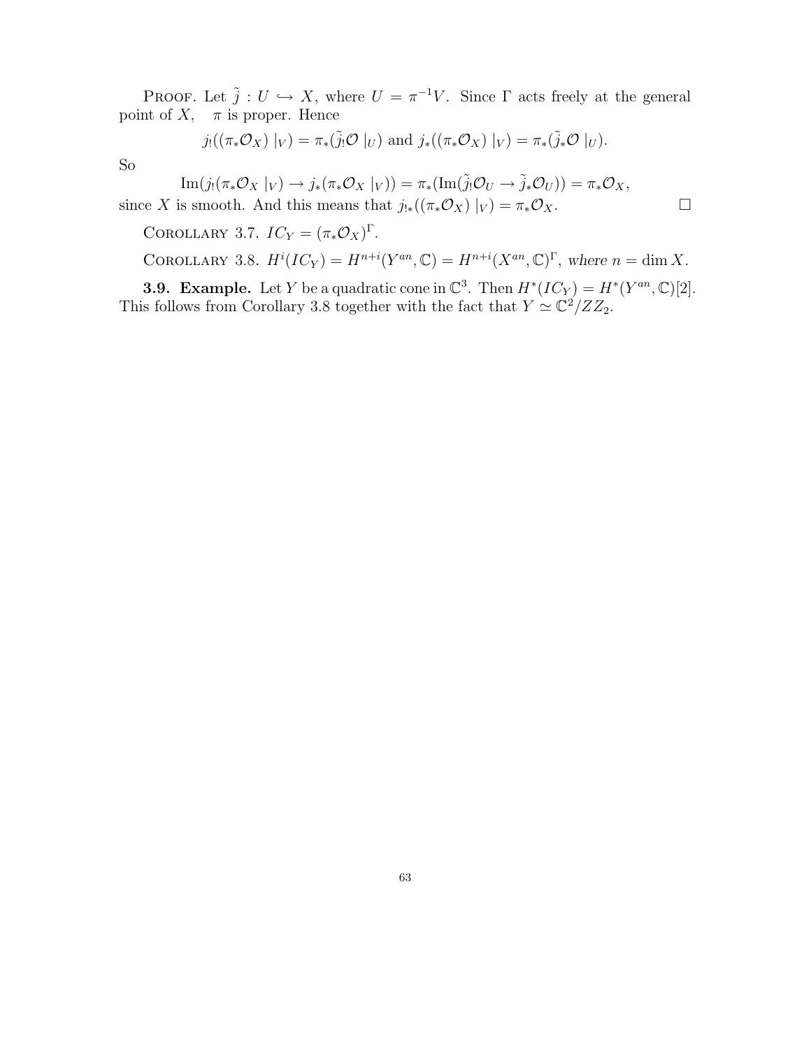Proof. Let $\tilde{j} : U \hookrightarrow X$, where $U = \pi^{-1}V$. Since $\Gamma$ acts freely at the general point of $X$, $\pi$ is proper. Hence

$$j_!((\pi_*\mathcal{O}_X) \mid_V) = \pi_*(\tilde{j}_!\mathcal{O} \mid_U) \text{ and } j_*((\pi_*\mathcal{O}_X) \mid_V) = \pi_*(\tilde{j}_*\mathcal{O} \mid_U).$$

So

$$\mathrm{Im}(j_!(\pi_*\mathcal{O}_X \mid_V) \to j_*(\pi_*\mathcal{O}_X \mid_V)) = \pi_*(\mathrm{Im}(\tilde{j}_!\mathcal{O}_U \to \tilde{j}_*\mathcal{O}_U)) = \pi_*\mathcal{O}_X,$$

since $X$ is smooth. And this means that $j_{!*}((\pi_*\mathcal{O}_X) \mid_V) = \pi_*\mathcal{O}_X$. □

Corollary 3.7. *$IC_Y = (\pi_*\mathcal{O}_X)^\Gamma$.*

Corollary 3.8. *$H^i(IC_Y) = H^{n+i}(Y^{an}, \mathbb{C}) = H^{n+i}(X^{an}, \mathbb{C})^\Gamma$, where $n = \dim X$.*

**3.9. Example.** Let $Y$ be a quadratic cone in $\mathbb{C}^3$. Then $H^*(IC_Y) = H^*(Y^{an}, \mathbb{C})[2]$. This follows from Corollary 3.8 together with the fact that $Y \simeq \mathbb{C}^2/ZZ_2$.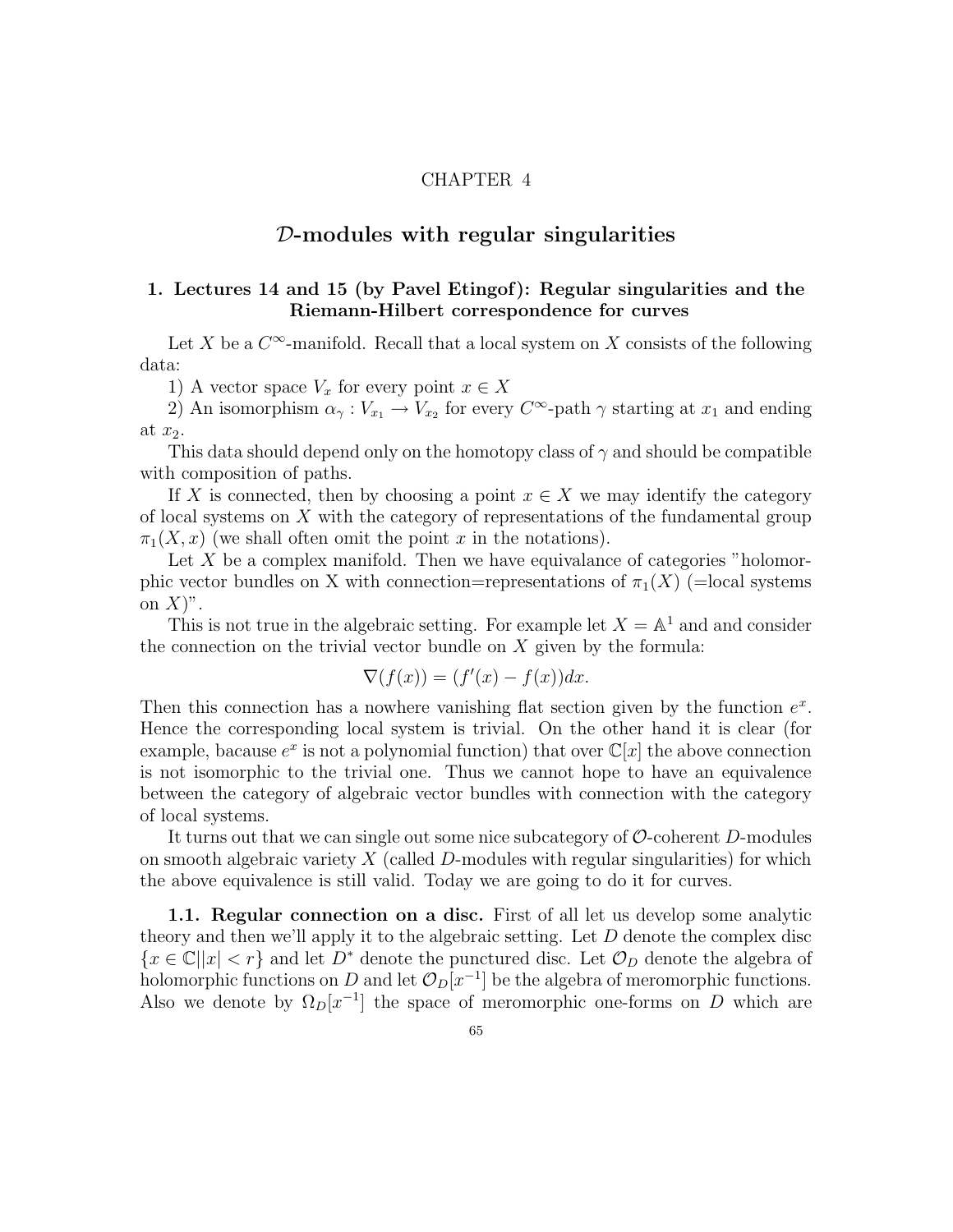CHAPTER 4

# $\mathcal{D}$-modules with regular singularities

## 1. Lectures 14 and 15 (by Pavel Etingof): Regular singularities and the Riemann-Hilbert correspondence for curves

Let $X$ be a $C^\infty$-manifold. Recall that a local system on $X$ consists of the following data:

1) A vector space $V_x$ for every point $x \in X$

2) An isomorphism $\alpha_\gamma : V_{x_1} \to V_{x_2}$ for every $C^\infty$-path $\gamma$ starting at $x_1$ and ending at $x_2$.

This data should depend only on the homotopy class of $\gamma$ and should be compatible with composition of paths.

If $X$ is connected, then by choosing a point $x \in X$ we may identify the category of local systems on $X$ with the category of representations of the fundamental group $\pi_1(X, x)$ (we shall often omit the point $x$ in the notations).

Let $X$ be a complex manifold. Then we have equivalance of categories "holomorphic vector bundles on X with connection=representations of $\pi_1(X)$ (=local systems on $X$)".

This is not true in the algebraic setting. For example let $X = \mathbb{A}^1$ and and consider the connection on the trivial vector bundle on $X$ given by the formula:

$$\nabla(f(x)) = (f'(x) - f(x))dx.$$

Then this connection has a nowhere vanishing flat section given by the function $e^x$. Hence the corresponding local system is trivial. On the other hand it is clear (for example, bacause $e^x$ is not a polynomial function) that over $\mathbb{C}[x]$ the above connection is not isomorphic to the trivial one. Thus we cannot hope to have an equivalence between the category of algebraic vector bundles with connection with the category of local systems.

It turns out that we can single out some nice subcategory of $\mathcal{O}$-coherent $D$-modules on smooth algebraic variety $X$ (called $D$-modules with regular singularities) for which the above equivalence is still valid. Today we are going to do it for curves.

**1.1. Regular connection on a disc.** First of all let us develop some analytic theory and then we'll apply it to the algebraic setting. Let $D$ denote the complex disc $\{x \in \mathbb{C} | |x| < r\}$ and let $D^*$ denote the punctured disc. Let $\mathcal{O}_D$ denote the algebra of holomorphic functions on $D$ and let $\mathcal{O}_D[x^{-1}]$ be the algebra of meromorphic functions. Also we denote by $\Omega_D[x^{-1}]$ the space of meromorphic one-forms on $D$ which are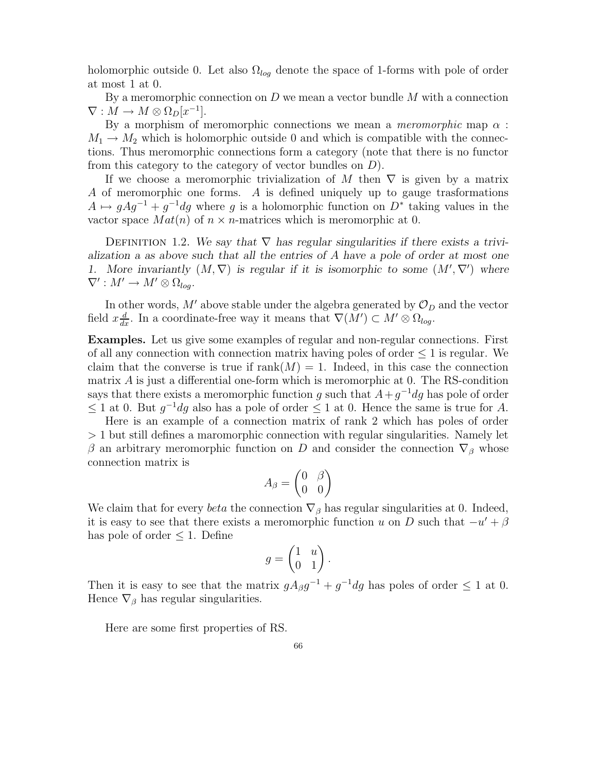holomorphic outside 0. Let also $\Omega_{log}$ denote the space of 1-forms with pole of order at most 1 at 0.

By a meromorphic connection on $D$ we mean a vector bundle $M$ with a connection $\nabla : M \to M \otimes \Omega_D[x^{-1}]$.

By a morphism of meromorphic connections we mean a *meromorphic* map $\alpha : M_1 \to M_2$ which is holomorphic outside 0 and which is compatible with the connections. Thus meromorphic connections form a category (note that there is no functor from this category to the category of vector bundles on $D$).

If we choose a meromorphic trivialization of $M$ then $\nabla$ is given by a matrix $A$ of meromorphic one forms. $A$ is defined uniquely up to gauge trasformations $A \mapsto gAg^{-1} + g^{-1}dg$ where $g$ is a holomorphic function on $D^*$ taking values in the vector space $Mat(n)$ of $n \times n$-matrices which is meromorphic at 0.

Definition 1.2. *We say that $\nabla$ has regular singularities if there exists a trivialization a as above such that all the entries of $A$ have a pole of order at most one 1. More invariantly $(M, \nabla)$ is regular if it is isomorphic to some $(M', \nabla')$ where $\nabla' : M' \to M' \otimes \Omega_{log}$.*

In other words, $M'$ above stable under the algebra generated by $\mathcal{O}_D$ and the vector field $x\frac{d}{dx}$. In a coordinate-free way it means that $\nabla(M') \subset M' \otimes \Omega_{log}$.

**Examples.** Let us give some examples of regular and non-regular connections. First of all any connection with connection matrix having poles of order $\leq 1$ is regular. We claim that the converse is true if $\text{rank}(M) = 1$. Indeed, in this case the connection matrix $A$ is just a differential one-form which is meromorphic at 0. The RS-condition says that there exists a meromorphic function $g$ such that $A + g^{-1}dg$ has pole of order $\leq 1$ at 0. But $g^{-1}dg$ also has a pole of order $\leq 1$ at 0. Hence the same is true for $A$.

Here is an example of a connection matrix of rank 2 which has poles of order $> 1$ but still defines a maromorphic connection with regular singularities. Namely let $\beta$ an arbitrary meromorphic function on $D$ and consider the connection $\nabla_\beta$ whose connection matrix is

$$A_\beta = \begin{pmatrix} 0 & \beta \\ 0 & 0 \end{pmatrix}$$

We claim that for every *beta* the connection $\nabla_\beta$ has regular singularities at 0. Indeed, it is easy to see that there exists a meromorphic function $u$ on $D$ such that $-u' + \beta$ has pole of order $\leq 1$. Define

$$g = \begin{pmatrix} 1 & u \\ 0 & 1 \end{pmatrix}.$$

Then it is easy to see that the matrix $gA_\beta g^{-1} + g^{-1}dg$ has poles of order $\leq 1$ at 0. Hence $\nabla_\beta$ has regular singularities.

Here are some first properties of RS.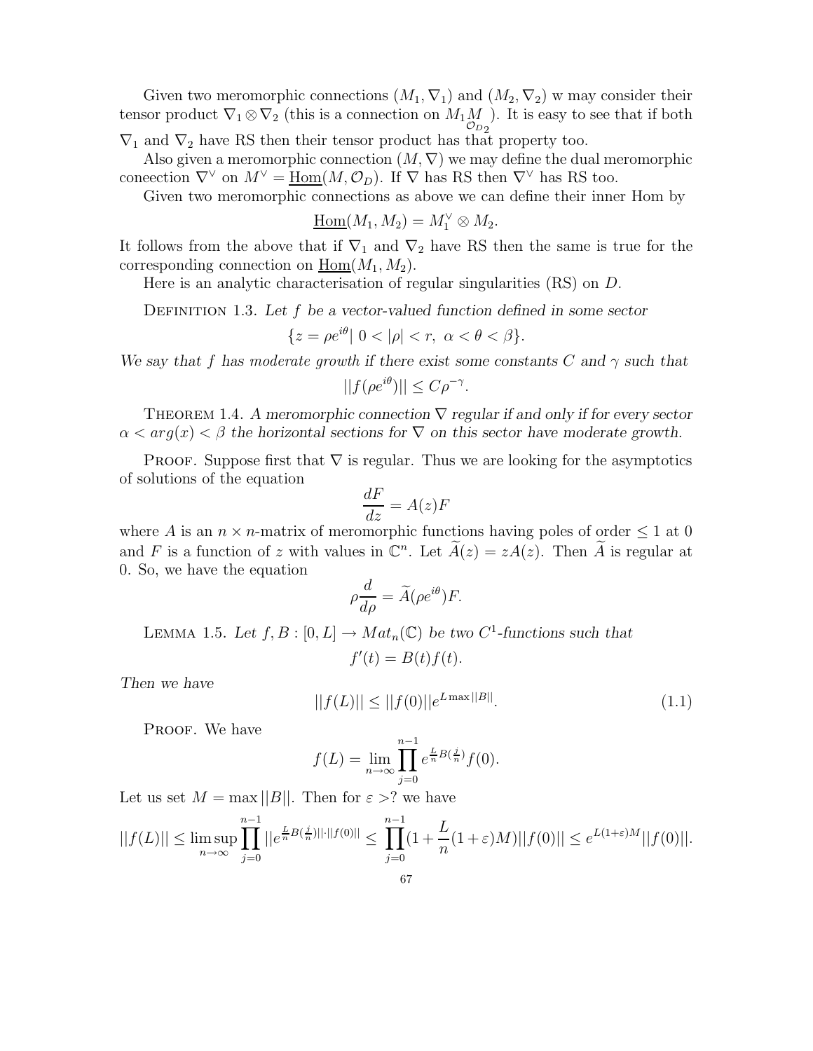Given two meromorphic connections $(M_1, \nabla_1)$ and $(M_2, \nabla_2)$ w may consider their tensor product $\nabla_1 \otimes \nabla_2$ (this is a connection on $M_1 \underset{\mathcal{O}_{D_2}}{M}$ ). It is easy to see that if both $\nabla_1$ and $\nabla_2$ have RS then their tensor product has that property too.

Also given a meromorphic connection $(M, \nabla)$ we may define the dual meromorphic coneection $\nabla^\vee$ on $M^\vee = \underline{\mathrm{Hom}}(M, \mathcal{O}_D)$. If $\nabla$ has RS then $\nabla^\vee$ has RS too.

Given two meromorphic connections as above we can define their inner Hom by

$$\underline{\mathrm{Hom}}(M_1, M_2) = M_1^\vee \otimes M_2.$$

It follows from the above that if $\nabla_1$ and $\nabla_2$ have RS then the same is true for the corresponding connection on $\underline{\mathrm{Hom}}(M_1, M_2)$.

Here is an analytic characterisation of regular singularities (RS) on $D$.

Definition 1.3. *Let $f$ be a vector-valued function defined in some sector*

$$\{z = \rho e^{i\theta} |\ 0 < |\rho| < r,\ \alpha < \theta < \beta\}.$$

*We say that $f$ has moderate growth if there exist some constants $C$ and $\gamma$ such that*

$$||f(\rho e^{i\theta})|| \leq C\rho^{-\gamma}.$$

Theorem 1.4. *A meromorphic connection $\nabla$ regular if and only if for every sector $\alpha < arg(x) < \beta$ the horizontal sections for $\nabla$ on this sector have moderate growth.*

Proof. Suppose first that $\nabla$ is regular. Thus we are looking for the asymptotics of solutions of the equation

$$\frac{dF}{dz} = A(z)F$$

where $A$ is an $n \times n$-matrix of meromorphic functions having poles of order $\leq 1$ at 0 and $F$ is a function of $z$ with values in $\mathbb{C}^n$. Let $\widetilde{A}(z) = zA(z)$. Then $\widetilde{A}$ is regular at 0. So, we have the equation

$$\rho\frac{d}{d\rho} = \widetilde{A}(\rho e^{i\theta})F.$$

Lemma 1.5. *Let $f, B : [0, L] \to Mat_n(\mathbb{C})$ be two $C^1$-functions such that*

$$f'(t) = B(t)f(t).$$

*Then we have*

$$||f(L)|| \leq ||f(0)||e^{L \max ||B||}. \tag{1.1}$$

Proof. We have

$$f(L) = \lim_{n\to\infty} \prod_{j=0}^{n-1} e^{\frac{L}{n}B(\frac{j}{n})} f(0).$$

Let us set $M = \max ||B||$. Then for $\varepsilon >?$ we have

$$||f(L)|| \leq \limsup_{n\to\infty} \prod_{j=0}^{n-1} ||e^{\frac{L}{n}B(\frac{j}{n})||\cdot||f(0)||} \leq \prod_{j=0}^{n-1}(1 + \frac{L}{n}(1+\varepsilon)M)||f(0)|| \leq e^{L(1+\varepsilon)M}||f(0)||.$$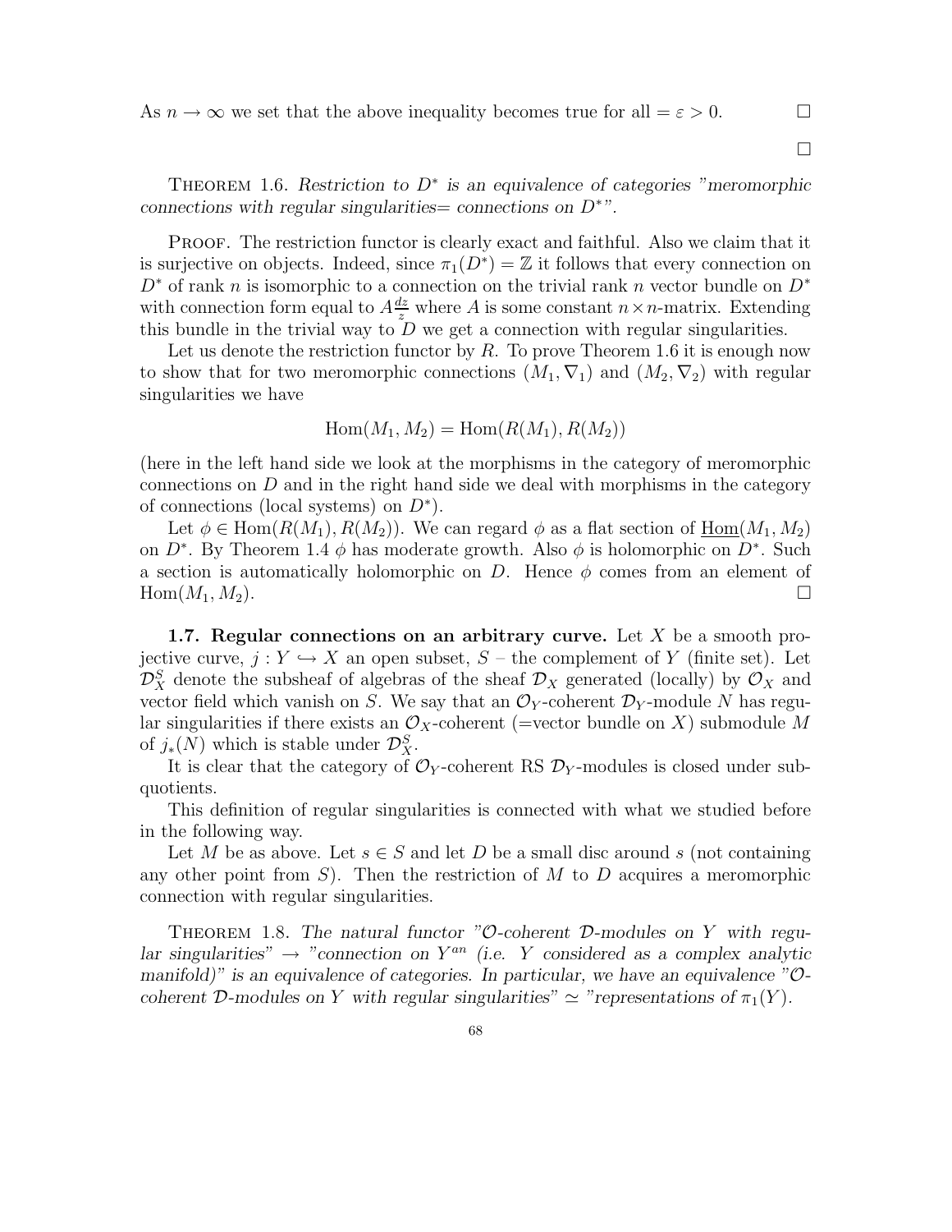As $n \to \infty$ we set that the above inequality becomes true for all $= \varepsilon > 0$. □

□

THEOREM 1.6. *Restriction to $D^*$ is an equivalence of categories "meromorphic connections with regular singularities= connections on $D^*$".*

PROOF. The restriction functor is clearly exact and faithful. Also we claim that it is surjective on objects. Indeed, since $\pi_1(D^*) = \mathbb{Z}$ it follows that every connection on $D^*$ of rank $n$ is isomorphic to a connection on the trivial rank $n$ vector bundle on $D^*$ with connection form equal to $A\frac{dz}{z}$ where $A$ is some constant $n \times n$-matrix. Extending this bundle in the trivial way to $D$ we get a connection with regular singularities.

Let us denote the restriction functor by $R$. To prove Theorem 1.6 it is enough now to show that for two meromorphic connections $(M_1, \nabla_1)$ and $(M_2, \nabla_2)$ with regular singularities we have

$$\mathrm{Hom}(M_1, M_2) = \mathrm{Hom}(R(M_1), R(M_2))$$

(here in the left hand side we look at the morphisms in the category of meromorphic connections on $D$ and in the right hand side we deal with morphisms in the category of connections (local systems) on $D^*$).

Let $\phi \in \mathrm{Hom}(R(M_1), R(M_2))$. We can regard $\phi$ as a flat section of $\underline{\mathrm{Hom}}(M_1, M_2)$ on $D^*$. By Theorem 1.4 $\phi$ has moderate growth. Also $\phi$ is holomorphic on $D^*$. Such a section is automatically holomorphic on $D$. Hence $\phi$ comes from an element of $\mathrm{Hom}(M_1, M_2)$. □

**1.7. Regular connections on an arbitrary curve.** Let $X$ be a smooth projective curve, $j : Y \hookrightarrow X$ an open subset, $S$ – the complement of $Y$ (finite set). Let $\mathcal{D}_X^S$ denote the subsheaf of algebras of the sheaf $\mathcal{D}_X$ generated (locally) by $\mathcal{O}_X$ and vector field which vanish on $S$. We say that an $\mathcal{O}_Y$-coherent $\mathcal{D}_Y$-module $N$ has regular singularities if there exists an $\mathcal{O}_X$-coherent (=vector bundle on $X$) submodule $M$ of $j_*(N)$ which is stable under $\mathcal{D}_X^S$.

It is clear that the category of $\mathcal{O}_Y$-coherent RS $\mathcal{D}_Y$-modules is closed under subquotients.

This definition of regular singularities is connected with what we studied before in the following way.

Let $M$ be as above. Let $s \in S$ and let $D$ be a small disc around $s$ (not containing any other point from $S$). Then the restriction of $M$ to $D$ acquires a meromorphic connection with regular singularities.

THEOREM 1.8. *The natural functor "$\mathcal{O}$-coherent $\mathcal{D}$-modules on $Y$ with regular singularities" $\to$ "connection on $Y^{an}$ (i.e. $Y$ considered as a complex analytic manifold)" is an equivalence of categories. In particular, we have an equivalence "$\mathcal{O}$-coherent $\mathcal{D}$-modules on $Y$ with regular singularities" $\simeq$ "representations of $\pi_1(Y)$.*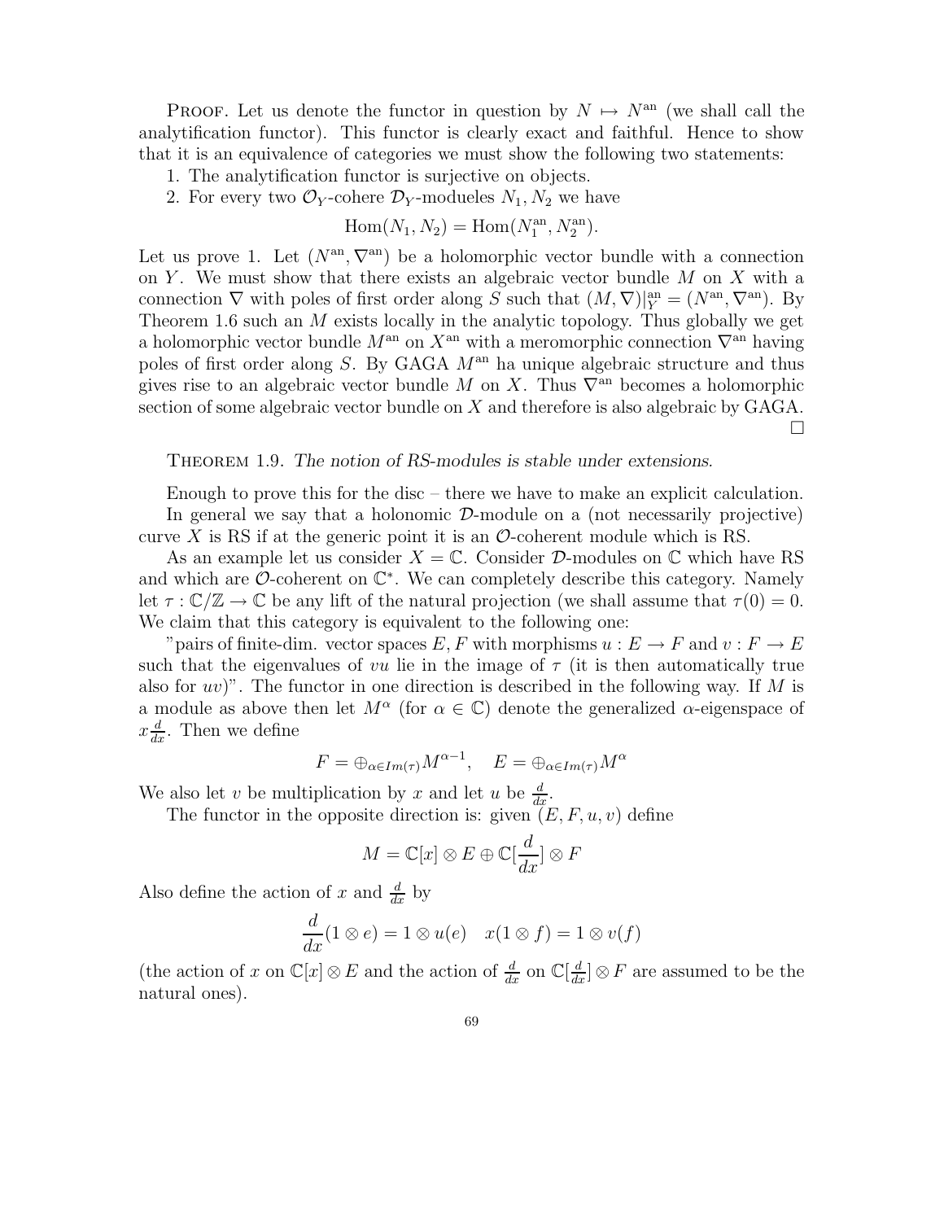PROOF. Let us denote the functor in question by $N \mapsto N^{\mathrm{an}}$ (we shall call the analytification functor). This functor is clearly exact and faithful. Hence to show that it is an equivalence of categories we must show the following two statements:

1. The analytification functor is surjective on objects.
2. For every two $\mathcal{O}_Y$-cohere $\mathcal{D}_Y$-modueles $N_1, N_2$ we have

$$\mathrm{Hom}(N_1, N_2) = \mathrm{Hom}(N_1^{\mathrm{an}}, N_2^{\mathrm{an}}).$$

Let us prove 1. Let $(N^{\mathrm{an}}, \nabla^{\mathrm{an}})$ be a holomorphic vector bundle with a connection on $Y$. We must show that there exists an algebraic vector bundle $M$ on $X$ with a connection $\nabla$ with poles of first order along $S$ such that $(M, \nabla)|_Y^{\mathrm{an}} = (N^{\mathrm{an}}, \nabla^{\mathrm{an}})$. By Theorem 1.6 such an $M$ exists locally in the analytic topology. Thus globally we get a holomorphic vector bundle $M^{\mathrm{an}}$ on $X^{\mathrm{an}}$ with a meromorphic connection $\nabla^{\mathrm{an}}$ having poles of first order along $S$. By GAGA $M^{\mathrm{an}}$ ha unique algebraic structure and thus gives rise to an algebraic vector bundle $M$ on $X$. Thus $\nabla^{\mathrm{an}}$ becomes a holomorphic section of some algebraic vector bundle on $X$ and therefore is also algebraic by GAGA. □

THEOREM 1.9. *The notion of RS-modules is stable under extensions.*

Enough to prove this for the disc – there we have to make an explicit calculation.

In general we say that a holonomic $\mathcal{D}$-module on a (not necessarily projective) curve $X$ is RS if at the generic point it is an $\mathcal{O}$-coherent module which is RS.

As an example let us consider $X = \mathbb{C}$. Consider $\mathcal{D}$-modules on $\mathbb{C}$ which have RS and which are $\mathcal{O}$-coherent on $\mathbb{C}^*$. We can completely describe this category. Namely let $\tau : \mathbb{C}/\mathbb{Z} \to \mathbb{C}$ be any lift of the natural projection (we shall assume that $\tau(0) = 0$. We claim that this category is equivalent to the following one:

"pairs of finite-dim. vector spaces $E, F$ with morphisms $u : E \to F$ and $v : F \to E$ such that the eigenvalues of $vu$ lie in the image of $\tau$ (it is then automatically true also for $uv$)". The functor in one direction is described in the following way. If $M$ is a module as above then let $M^\alpha$ (for $\alpha \in \mathbb{C}$) denote the generalized $\alpha$-eigenspace of $x\frac{d}{dx}$. Then we define

$$F = \oplus_{\alpha \in Im(\tau)} M^{\alpha - 1}, \quad E = \oplus_{\alpha \in Im(\tau)} M^{\alpha}$$

We also let $v$ be multiplication by $x$ and let $u$ be $\frac{d}{dx}$.

The functor in the opposite direction is: given $(E, F, u, v)$ define

$$M = \mathbb{C}[x] \otimes E \oplus \mathbb{C}[\frac{d}{dx}] \otimes F$$

Also define the action of $x$ and $\frac{d}{dx}$ by

$$\frac{d}{dx}(1 \otimes e) = 1 \otimes u(e) \quad x(1 \otimes f) = 1 \otimes v(f)$$

(the action of $x$ on $\mathbb{C}[x] \otimes E$ and the action of $\frac{d}{dx}$ on $\mathbb{C}[\frac{d}{dx}] \otimes F$ are assumed to be the natural ones).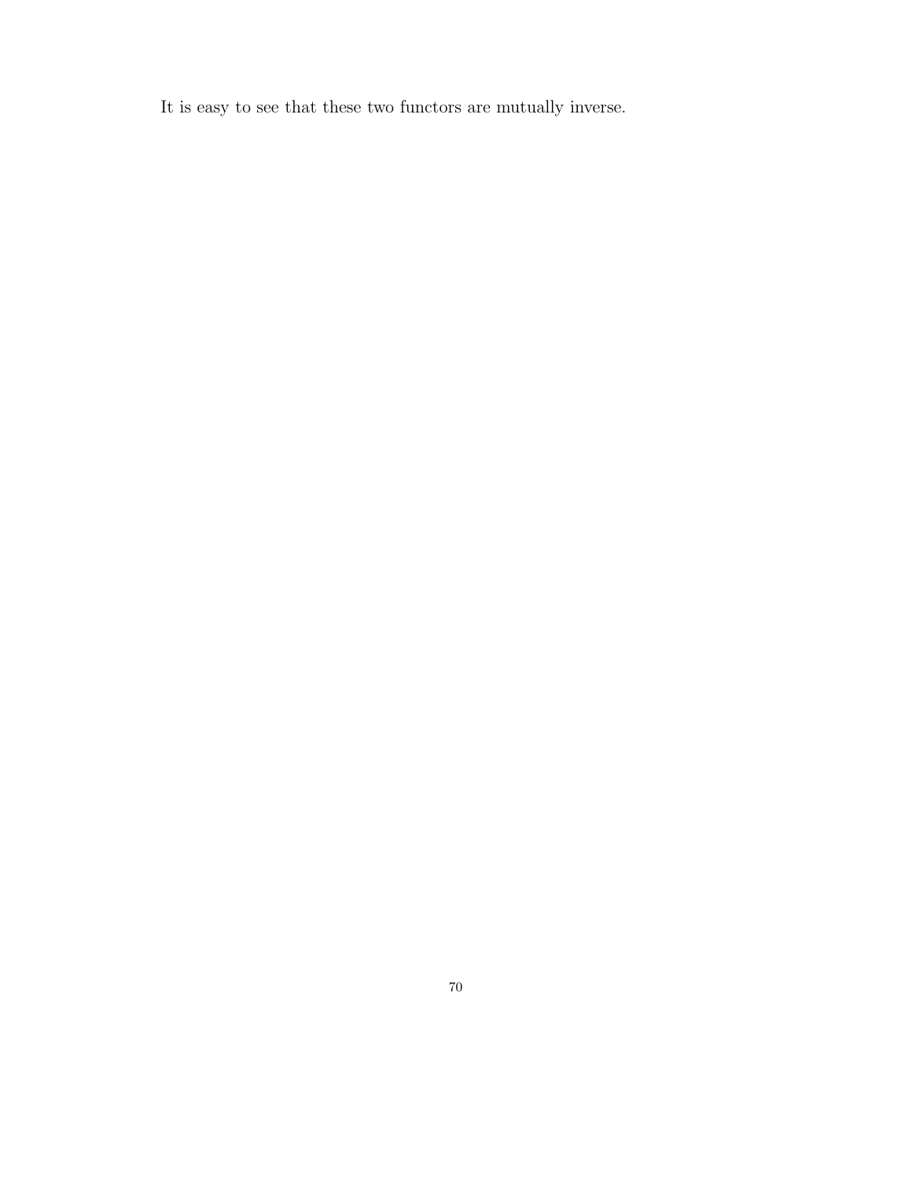It is easy to see that these two functors are mutually inverse.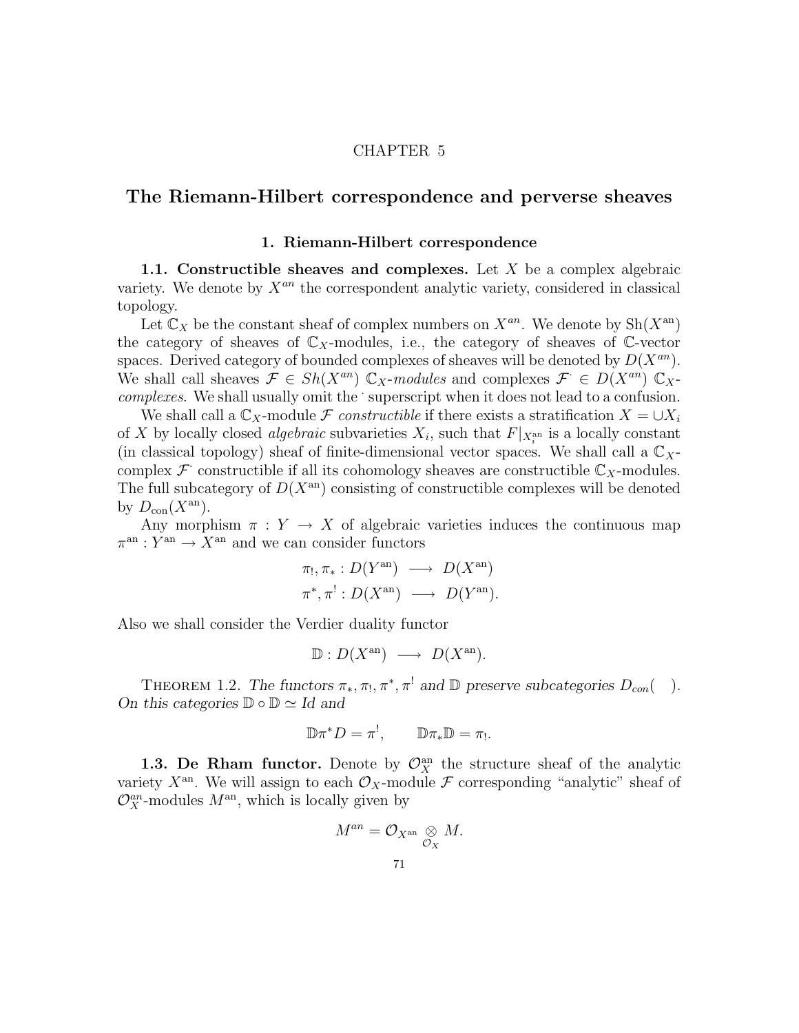CHAPTER 5

# The Riemann-Hilbert correspondence and perverse sheaves

## 1. Riemann-Hilbert correspondence

**1.1. Constructible sheaves and complexes.** Let $X$ be a complex algebraic variety. We denote by $X^{an}$ the correspondent analytic variety, considered in classical topology.

Let $\mathbb{C}_X$ be the constant sheaf of complex numbers on $X^{an}$. We denote by $\mathrm{Sh}(X^{\mathrm{an}})$ the category of sheaves of $\mathbb{C}_X$-modules, i.e., the category of sheaves of $\mathbb{C}$-vector spaces. Derived category of bounded complexes of sheaves will be denoted by $D(X^{an})$. We shall call sheaves $\mathcal{F} \in Sh(X^{an})$ $\mathbb{C}_X$*-modules* and complexes $\mathcal{F}^{\cdot} \in D(X^{an})$ $\mathbb{C}_X$*-complexes*. We shall usually omit the $^{\cdot}$ superscript when it does not lead to a confusion.

We shall call a $\mathbb{C}_X$-module $\mathcal{F}$ *constructible* if there exists a stratification $X = \cup X_i$ of $X$ by locally closed *algebraic* subvarieties $X_i$, such that $F|_{X_i^{\mathrm{an}}}$ is a locally constant (in classical topology) sheaf of finite-dimensional vector spaces. We shall call a $\mathbb{C}_X$-complex $\mathcal{F}^{\cdot}$ constructible if all its cohomology sheaves are constructible $\mathbb{C}_X$-modules. The full subcategory of $D(X^{\mathrm{an}})$ consisting of constructible complexes will be denoted by $D_{\mathrm{con}}(X^{\mathrm{an}})$.

Any morphism $\pi : Y \to X$ of algebraic varieties induces the continuous map $\pi^{\mathrm{an}} : Y^{\mathrm{an}} \to X^{\mathrm{an}}$ and we can consider functors

$$\pi_!, \pi_* : D(Y^{\mathrm{an}}) \longrightarrow D(X^{\mathrm{an}})$$
$$\pi^*, \pi^! : D(X^{\mathrm{an}}) \longrightarrow D(Y^{\mathrm{an}}).$$

Also we shall consider the Verdier duality functor

$$\mathbb{D} : D(X^{\mathrm{an}}) \longrightarrow D(X^{\mathrm{an}}).$$

THEOREM 1.2. *The functors $\pi_*, \pi_!, \pi^*, \pi^!$ and $\mathbb{D}$ preserve subcategories $D_{con}(\quad)$. On this categories $\mathbb{D} \circ \mathbb{D} \simeq Id$ and*

$$\mathbb{D}\pi^* D = \pi^!, \qquad \mathbb{D}\pi_*\mathbb{D} = \pi_!.$$

**1.3. De Rham functor.** Denote by $\mathcal{O}_X^{\mathrm{an}}$ the structure sheaf of the analytic variety $X^{\mathrm{an}}$. We will assign to each $\mathcal{O}_X$-module $\mathcal{F}$ corresponding "analytic" sheaf of $\mathcal{O}_X^{an}$-modules $M^{\mathrm{an}}$, which is locally given by

$$M^{an} = \mathcal{O}_{X^{\mathrm{an}}} \underset{\mathcal{O}_X}{\otimes} M.$$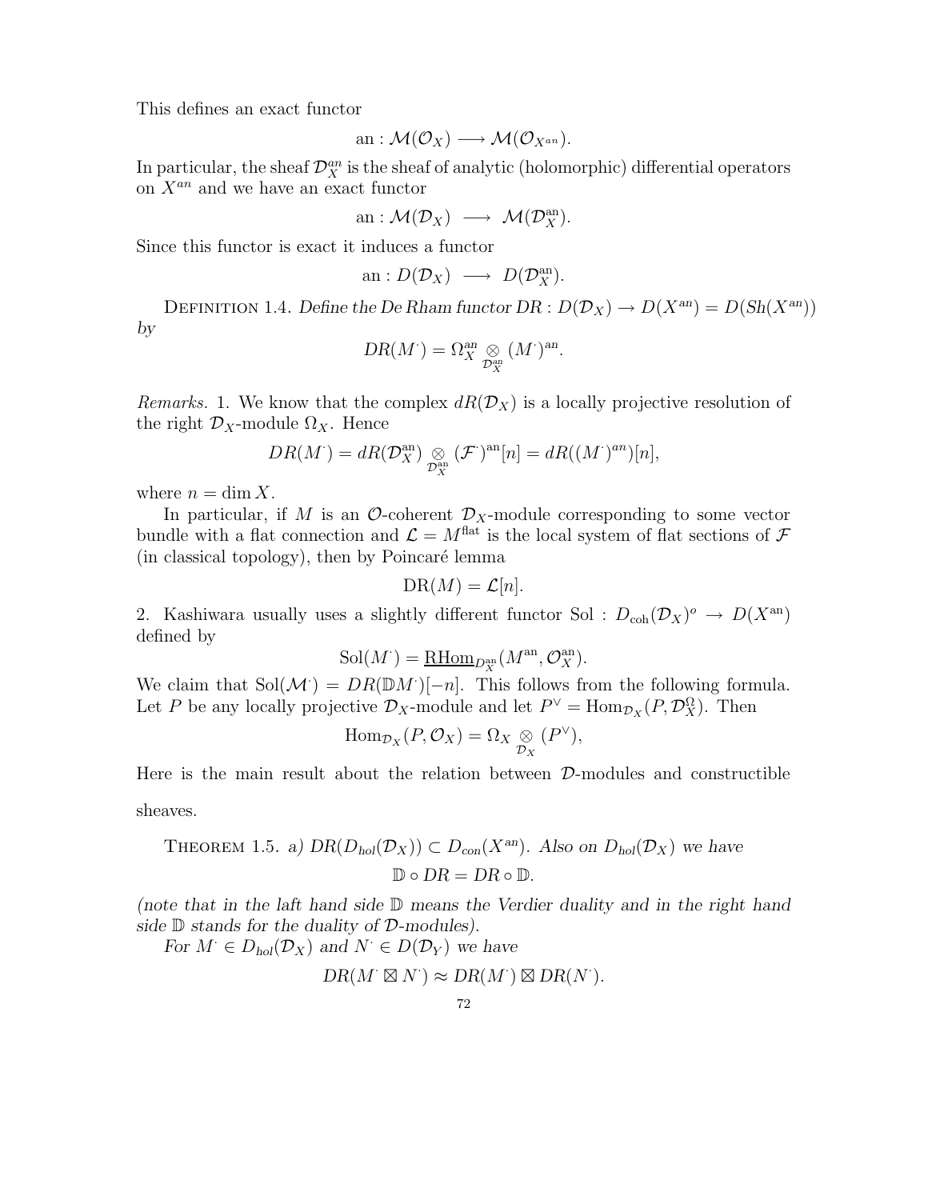This defines an exact functor

$$\text{an} : \mathcal{M}(\mathcal{O}_X) \longrightarrow \mathcal{M}(\mathcal{O}_{X^{an}}).$$

In particular, the sheaf $\mathcal{D}_X^{an}$ is the sheaf of analytic (holomorphic) differential operators on $X^{an}$ and we have an exact functor

$$\text{an} : \mathcal{M}(\mathcal{D}_X) \longrightarrow \mathcal{M}(\mathcal{D}_X^{\text{an}}).$$

Since this functor is exact it induces a functor

$$\text{an} : D(\mathcal{D}_X) \longrightarrow D(\mathcal{D}_X^{\text{an}}).$$

Definition 1.4. *Define the De Rham functor $DR : D(\mathcal{D}_X) \to D(X^{an}) = D(Sh(X^{an}))$ by*

$$DR(M^{\cdot}) = \Omega_X^{an} \underset{\mathcal{D}_X^{\text{an}}}{\otimes} (M^{\cdot})^{an}.$$

*Remarks.* 1. We know that the complex $dR(\mathcal{D}_X)$ is a locally projective resolution of the right $\mathcal{D}_X$-module $\Omega_X$. Hence

$$DR(M^{\cdot}) = dR(\mathcal{D}_X^{\text{an}}) \underset{\mathcal{D}_X^{\text{an}}}{\otimes} (\mathcal{F}^{\cdot})^{\text{an}}[n] = dR((M^{\cdot})^{an})[n],$$

where $n = \dim X$.

In particular, if $M$ is an $\mathcal{O}$-coherent $\mathcal{D}_X$-module corresponding to some vector bundle with a flat connection and $\mathcal{L} = M^{\text{flat}}$ is the local system of flat sections of $\mathcal{F}$ (in classical topology), then by Poincaré lemma

$$\text{DR}(M) = \mathcal{L}[n].$$

2. Kashiwara usually uses a slightly different functor $\text{Sol} : D_{\text{coh}}(\mathcal{D}_X)^o \to D(X^{\text{an}})$ defined by

$$\text{Sol}(M^{\cdot}) = \underline{\text{RHom}}_{D_X^{\text{an}}}(M^{\text{an}}, \mathcal{O}_X^{\text{an}}).$$

We claim that $\text{Sol}(\mathcal{M}^{\cdot}) = DR(\mathbb{D}M^{\cdot})[-n]$. This follows from the following formula. Let $P$ be any locally projective $\mathcal{D}_X$-module and let $P^{\vee} = \text{Hom}_{\mathcal{D}_X}(P, \mathcal{D}_X^{\Omega})$. Then

$$\text{Hom}_{\mathcal{D}_X}(P, \mathcal{O}_X) = \Omega_X \underset{\mathcal{D}_X}{\otimes} (P^{\vee}),$$

Here is the main result about the relation between $\mathcal{D}$-modules and constructible sheaves.

Theorem 1.5. *a) $DR(D_{hol}(\mathcal{D}_X)) \subset D_{con}(X^{an})$. Also on $D_{hol}(\mathcal{D}_X)$ we have*

$$\mathbb{D} \circ DR = DR \circ \mathbb{D}.$$

*(note that in the laft hand side $\mathbb{D}$ means the Verdier duality and in the right hand side $\mathbb{D}$ stands for the duality of $\mathcal{D}$-modules).*

*For $M^{\cdot} \in D_{hol}(\mathcal{D}_X)$ and $N^{\cdot} \in D(\mathcal{D}_Y)$ we have*

$$DR(M^{\cdot} \boxtimes N^{\cdot}) \approx DR(M^{\cdot}) \boxtimes DR(N^{\cdot}).$$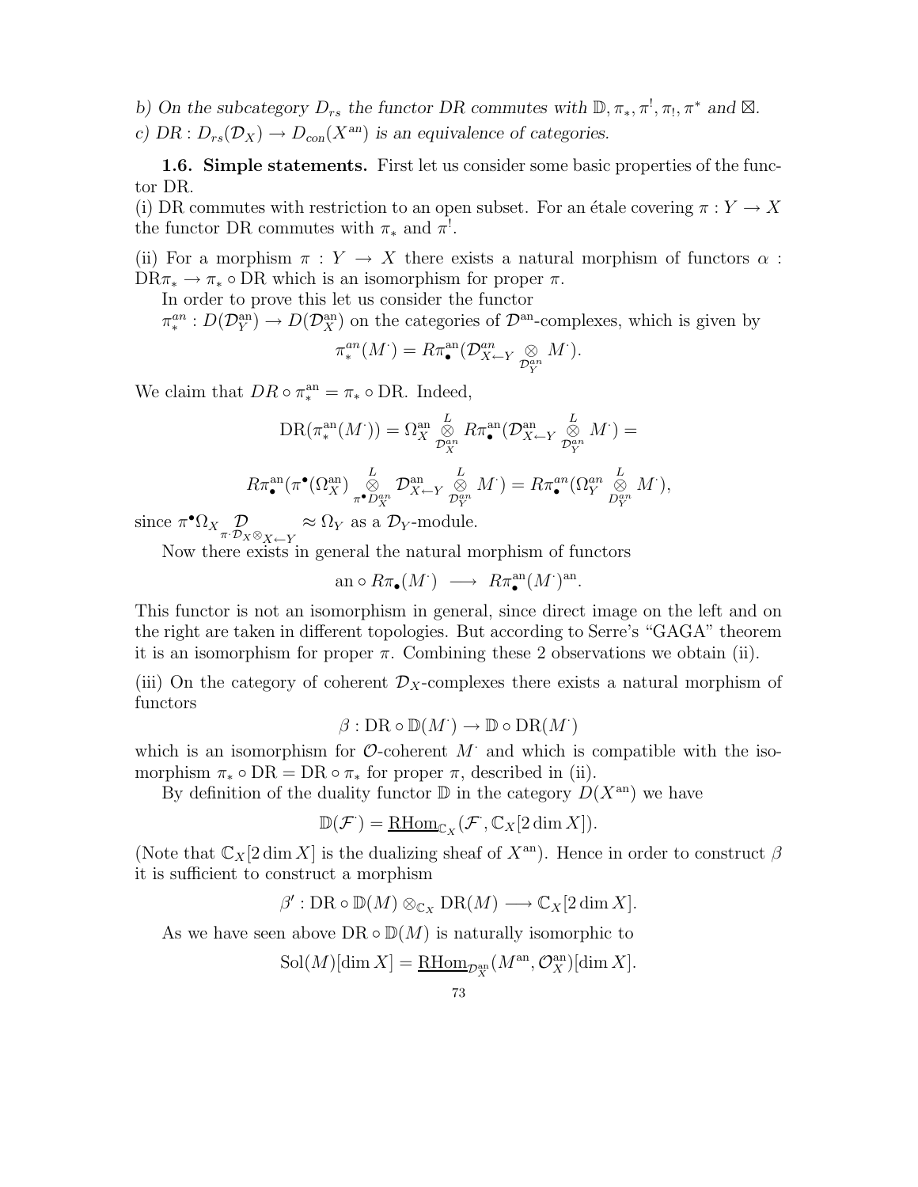*b) On the subcategory $D_{rs}$ the functor DR commutes with $\mathbb{D}, \pi_*, \pi^!, \pi_!, \pi^*$ and $\boxtimes$.*

*c) $DR : D_{rs}(\mathcal{D}_X) \to D_{con}(X^{an})$ is an equivalence of categories.*

**1.6. Simple statements.** First let us consider some basic properties of the functor DR.

(i) DR commutes with restriction to an open subset. For an étale covering $\pi : Y \to X$ the functor DR commutes with $\pi_*$ and $\pi^!$.

(ii) For a morphism $\pi : Y \to X$ there exists a natural morphism of functors $\alpha : \mathrm{DR}\pi_* \to \pi_* \circ \mathrm{DR}$ which is an isomorphism for proper $\pi$.

In order to prove this let us consider the functor

$\pi_*^{an} : D(\mathcal{D}_Y^{\mathrm{an}}) \to D(\mathcal{D}_X^{\mathrm{an}})$ on the categories of $\mathcal{D}^{\mathrm{an}}$-complexes, which is given by

$$\pi_*^{an}(M^{\cdot}) = R\pi_\bullet^{\mathrm{an}}(\mathcal{D}_{X\leftarrow Y}^{an} \underset{\mathcal{D}_Y^{an}}{\otimes} M^{\cdot}).$$

We claim that $DR \circ \pi_*^{\mathrm{an}} = \pi_* \circ \mathrm{DR}$. Indeed,

$$\mathrm{DR}(\pi_*^{\mathrm{an}}(M^{\cdot})) = \Omega_X^{\mathrm{an}} \overset{L}{\underset{\mathcal{D}_X^{an}}{\otimes}} R\pi_\bullet^{\mathrm{an}}(\mathcal{D}_{X\leftarrow Y}^{\mathrm{an}} \overset{L}{\underset{\mathcal{D}_Y^{an}}{\otimes}} M^{\cdot}) =$$

$$R\pi_\bullet^{\mathrm{an}}(\pi^\bullet(\Omega_X^{\mathrm{an}}) \overset{L}{\underset{\pi^\bullet D_X^{an}}{\otimes}} \mathcal{D}_{X\leftarrow Y}^{\mathrm{an}} \overset{L}{\underset{\mathcal{D}_Y^{an}}{\otimes}} M^{\cdot}) = R\pi_\bullet^{an}(\Omega_Y^{an} \overset{L}{\underset{D_Y^{an}}{\otimes}} M^{\cdot}),$$

since $\pi^\bullet \Omega_X \underset{\pi^\cdot \mathcal{D}_X \otimes_{X\leftarrow Y}}{\mathcal{D}} \approx \Omega_Y$ as a $\mathcal{D}_Y$-module.

Now there exists in general the natural morphism of functors

$$\mathrm{an} \circ R\pi_\bullet(M^{\cdot}) \longrightarrow R\pi_\bullet^{\mathrm{an}}(M^{\cdot})^{\mathrm{an}}.$$

This functor is not an isomorphism in general, since direct image on the left and on the right are taken in different topologies. But according to Serre's "GAGA" theorem it is an isomorphism for proper $\pi$. Combining these 2 observations we obtain (ii).

(iii) On the category of coherent $\mathcal{D}_X$-complexes there exists a natural morphism of functors

$$\beta : \mathrm{DR} \circ \mathbb{D}(M^{\cdot}) \to \mathbb{D} \circ \mathrm{DR}(M^{\cdot})$$

which is an isomorphism for $\mathcal{O}$-coherent $M^{\cdot}$ and which is compatible with the isomorphism $\pi_* \circ \mathrm{DR} = \mathrm{DR} \circ \pi_*$ for proper $\pi$, described in (ii).

By definition of the duality functor $\mathbb{D}$ in the category $D(X^{\mathrm{an}})$ we have

$$\mathbb{D}(\mathcal{F}^{\cdot}) = \underline{\mathrm{RHom}}_{\mathbb{C}_X}(\mathcal{F}^{\cdot}, \mathbb{C}_X[2\dim X]).$$

(Note that $\mathbb{C}_X[2\dim X]$ is the dualizing sheaf of $X^{\mathrm{an}}$). Hence in order to construct $\beta$ it is sufficient to construct a morphism

$$\beta' : \mathrm{DR} \circ \mathbb{D}(M) \otimes_{\mathbb{C}_X} \mathrm{DR}(M) \longrightarrow \mathbb{C}_X[2\dim X].$$

As we have seen above $\mathrm{DR} \circ \mathbb{D}(M)$ is naturally isomorphic to

$$\mathrm{Sol}(M)[\dim X] = \underline{\mathrm{RHom}}_{\mathcal{D}_X^{\mathrm{an}}}(M^{\mathrm{an}}, \mathcal{O}_X^{\mathrm{an}})[\dim X].$$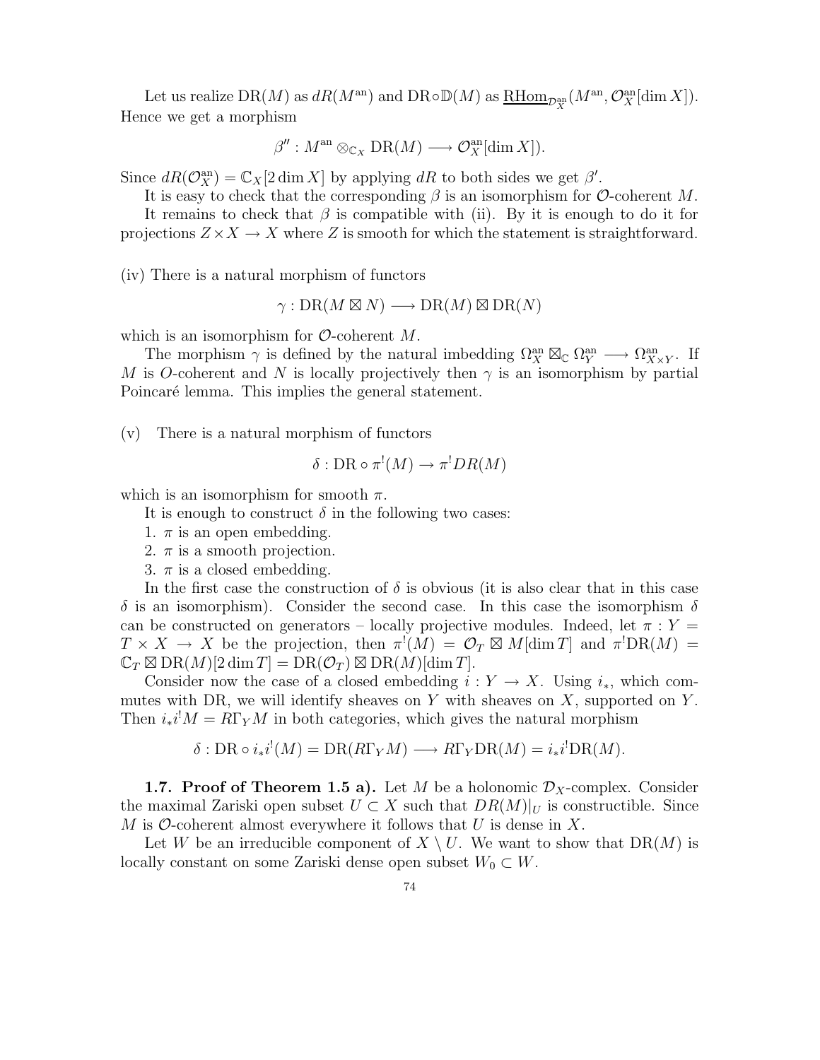Let us realize $\mathrm{DR}(M)$ as $dR(M^{\mathrm{an}})$ and $\mathrm{DR}\circ\mathbb{D}(M)$ as $\underline{\mathrm{RHom}}_{\mathcal{D}_X^{\mathrm{an}}}(M^{\mathrm{an}}, \mathcal{O}_X^{\mathrm{an}}[\dim X])$. Hence we get a morphism

$$\beta'' : M^{\mathrm{an}} \otimes_{\mathbb{C}_X} \mathrm{DR}(M) \longrightarrow \mathcal{O}_X^{\mathrm{an}}[\dim X]).$$

Since $dR(\mathcal{O}_X^{\mathrm{an}}) = \mathbb{C}_X[2\dim X]$ by applying $dR$ to both sides we get $\beta'$.

It is easy to check that the corresponding $\beta$ is an isomorphism for $\mathcal{O}$-coherent $M$.

It remains to check that $\beta$ is compatible with (ii). By it is enough to do it for projections $Z \times X \to X$ where $Z$ is smooth for which the statement is straightforward.

(iv) There is a natural morphism of functors

$$\gamma : \mathrm{DR}(M \boxtimes N) \longrightarrow \mathrm{DR}(M) \boxtimes \mathrm{DR}(N)$$

which is an isomorphism for $\mathcal{O}$-coherent $M$.

The morphism $\gamma$ is defined by the natural imbedding $\Omega_X^{\mathrm{an}} \boxtimes_{\mathbb{C}} \Omega_Y^{\mathrm{an}} \longrightarrow \Omega_{X\times Y}^{\mathrm{an}}$. If $M$ is $O$-coherent and $N$ is locally projectively then $\gamma$ is an isomorphism by partial Poincaré lemma. This implies the general statement.

(v) There is a natural morphism of functors

$$\delta : \mathrm{DR} \circ \pi^!(M) \to \pi^! DR(M)$$

which is an isomorphism for smooth $\pi$.

It is enough to construct $\delta$ in the following two cases:

1. $\pi$ is an open embedding.
2. $\pi$ is a smooth projection.
3. $\pi$ is a closed embedding.

In the first case the construction of $\delta$ is obvious (it is also clear that in this case $\delta$ is an isomorphism). Consider the second case. In this case the isomorphism $\delta$ can be constructed on generators – locally projective modules. Indeed, let $\pi : Y = T \times X \to X$ be the projection, then $\pi^!(M) = \mathcal{O}_T \boxtimes M[\dim T]$ and $\pi^!\mathrm{DR}(M) = \mathbb{C}_T \boxtimes \mathrm{DR}(M)[2\dim T] = \mathrm{DR}(\mathcal{O}_T) \boxtimes \mathrm{DR}(M)[\dim T]$.

Consider now the case of a closed embedding $i : Y \to X$. Using $i_*$, which commutes with DR, we will identify sheaves on $Y$ with sheaves on $X$, supported on $Y$. Then $i_* i^! M = R\Gamma_Y M$ in both categories, which gives the natural morphism

$$\delta : \mathrm{DR} \circ i_* i^!(M) = \mathrm{DR}(R\Gamma_Y M) \longrightarrow R\Gamma_Y \mathrm{DR}(M) = i_* i^! \mathrm{DR}(M).$$

**1.7. Proof of Theorem 1.5 a).** Let $M$ be a holonomic $\mathcal{D}_X$-complex. Consider the maximal Zariski open subset $U \subset X$ such that $DR(M)|_U$ is constructible. Since $M$ is $\mathcal{O}$-coherent almost everywhere it follows that $U$ is dense in $X$.

Let $W$ be an irreducible component of $X \setminus U$. We want to show that $\mathrm{DR}(M)$ is locally constant on some Zariski dense open subset $W_0 \subset W$.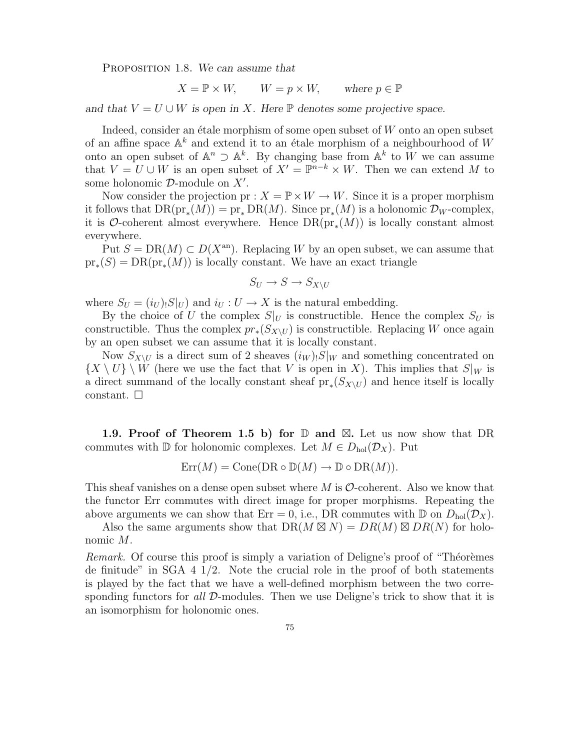Proposition 1.8. *We can assume that*

$$X = \mathbb{P} \times W, \qquad W = p \times W, \qquad \text{where } p \in \mathbb{P}$$

*and that $V = U \cup W$ is open in $X$. Here $\mathbb{P}$ denotes some projective space.*

Indeed, consider an étale morphism of some open subset of $W$ onto an open subset of an affine space $\mathbb{A}^k$ and extend it to an étale morphism of a neighbourhood of $W$ onto an open subset of $\mathbb{A}^n \supset \mathbb{A}^k$. By changing base from $\mathbb{A}^k$ to $W$ we can assume that $V = U \cup W$ is an open subset of $X' = \mathbb{P}^{n-k} \times W$. Then we can extend $M$ to some holonomic $\mathcal{D}$-module on $X'$.

Now consider the projection $\mathrm{pr} : X = \mathbb{P} \times W \to W$. Since it is a proper morphism it follows that $\mathrm{DR}(\mathrm{pr}_*(M)) = \mathrm{pr}_* \mathrm{DR}(M)$. Since $\mathrm{pr}_*(M)$ is a holonomic $\mathcal{D}_W$-complex, it is $\mathcal{O}$-coherent almost everywhere. Hence $\mathrm{DR}(\mathrm{pr}_*(M))$ is locally constant almost everywhere.

Put $S = \mathrm{DR}(M) \subset D(X^{\mathrm{an}})$. Replacing $W$ by an open subset, we can assume that $\mathrm{pr}_*(S) = \mathrm{DR}(\mathrm{pr}_*(M))$ is locally constant. We have an exact triangle

$$S_U \to S \to S_{X \setminus U}$$

where $S_U = (i_U)_! S|_U)$ and $i_U : U \to X$ is the natural embedding.

By the choice of $U$ the complex $S|_U$ is constructible. Hence the complex $S_U$ is constructible. Thus the complex $pr_*(S_{X \setminus U})$ is constructible. Replacing $W$ once again by an open subset we can assume that it is locally constant.

Now $S_{X \setminus U}$ is a direct sum of 2 sheaves $(i_W)_! S|_W$ and something concentrated on $\{X \setminus U\} \setminus W$ (here we use the fact that $V$ is open in $X$). This implies that $S|_W$ is a direct summand of the locally constant sheaf $\mathrm{pr}_*(S_{X \setminus U})$ and hence itself is locally constant. $\square$

**1.9. Proof of Theorem 1.5 b) for $\mathbb{D}$ and $\boxtimes$.** Let us now show that DR commutes with $\mathbb{D}$ for holonomic complexes. Let $M \in D_{\mathrm{hol}}(\mathcal{D}_X)$. Put

$$\mathrm{Err}(M) = \mathrm{Cone}(\mathrm{DR} \circ \mathbb{D}(M) \to \mathbb{D} \circ \mathrm{DR}(M)).$$

This sheaf vanishes on a dense open subset where $M$ is $\mathcal{O}$-coherent. Also we know that the functor Err commutes with direct image for proper morphisms. Repeating the above arguments we can show that $\mathrm{Err} = 0$, i.e., DR commutes with $\mathbb{D}$ on $D_{\mathrm{hol}}(\mathcal{D}_X)$.

Also the same arguments show that $\mathrm{DR}(M \boxtimes N) = DR(M) \boxtimes DR(N)$ for holonomic $M$.

*Remark.* Of course this proof is simply a variation of Deligne's proof of "Théorèmes de finitude" in SGA 4 1/2. Note the crucial role in the proof of both statements is played by the fact that we have a well-defined morphism between the two corresponding functors for *all* $\mathcal{D}$-modules. Then we use Deligne's trick to show that it is an isomorphism for holonomic ones.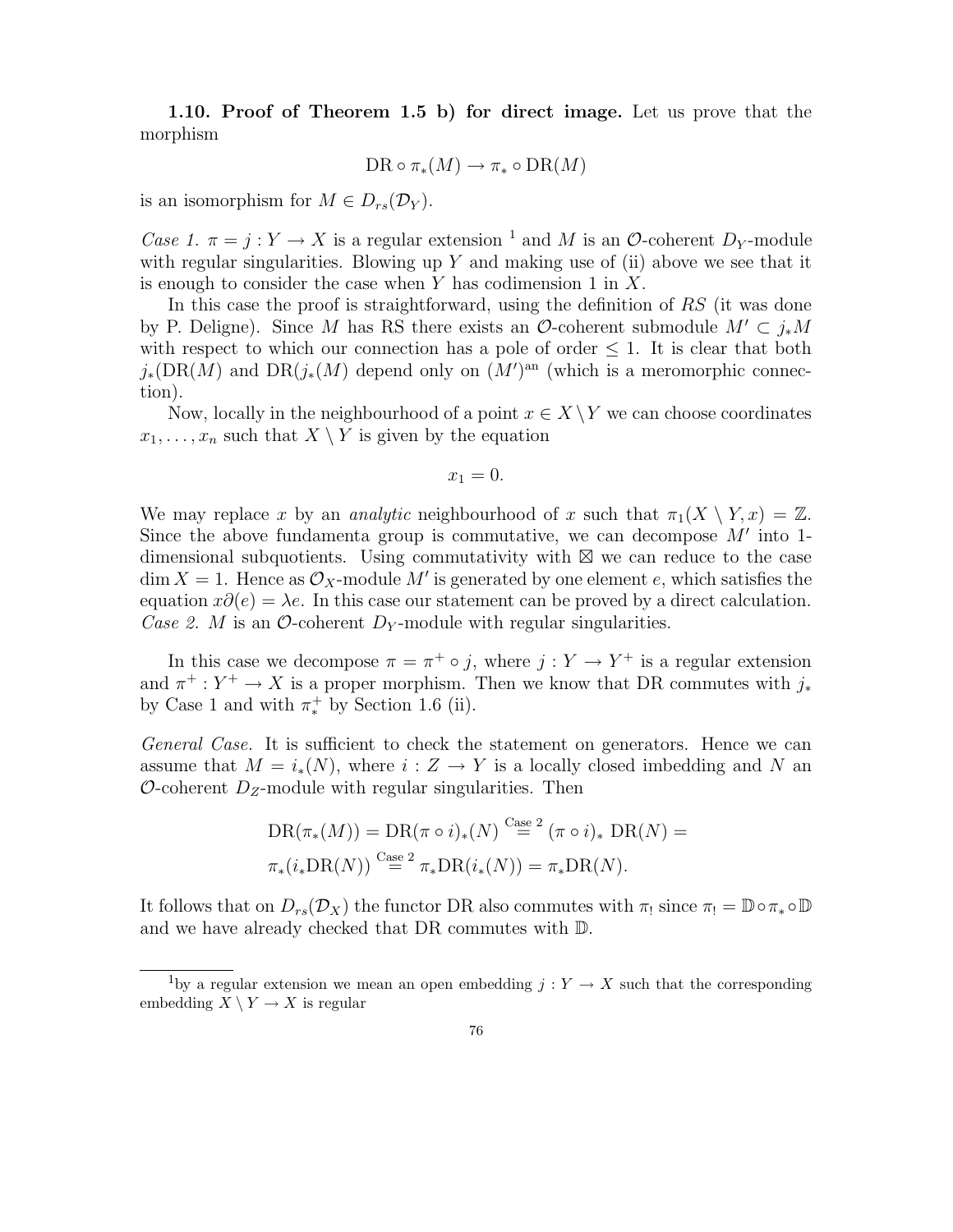**1.10. Proof of Theorem 1.5 b) for direct image.** Let us prove that the morphism

$$\mathrm{DR} \circ \pi_*(M) \to \pi_* \circ \mathrm{DR}(M)$$

is an isomorphism for $M \in D_{rs}(\mathcal{D}_Y)$.

*Case 1.* $\pi = j : Y \to X$ is a regular extension [1] and $M$ is an $\mathcal{O}$-coherent $D_Y$-module with regular singularities. Blowing up $Y$ and making use of (ii) above we see that it is enough to consider the case when $Y$ has codimension 1 in $X$.

In this case the proof is straightforward, using the definition of $RS$ (it was done by P. Deligne). Since $M$ has RS there exists an $\mathcal{O}$-coherent submodule $M' \subset j_*M$ with respect to which our connection has a pole of order $\leq 1$. It is clear that both $j_*(\mathrm{DR}(M)$ and $\mathrm{DR}(j_*(M)$ depend only on $(M')^{\mathrm{an}}$ (which is a meromorphic connection).

Now, locally in the neighbourhood of a point $x \in X \setminus Y$ we can choose coordinates $x_1, \ldots, x_n$ such that $X \setminus Y$ is given by the equation

$$x_1 = 0.$$

We may replace $x$ by an *analytic* neighbourhood of $x$ such that $\pi_1(X \setminus Y, x) = \mathbb{Z}$. Since the above fundamenta group is commutative, we can decompose $M'$ into 1-dimensional subquotients. Using commutativity with $\boxtimes$ we can reduce to the case $\dim X = 1$. Hence as $\mathcal{O}_X$-module $M'$ is generated by one element $e$, which satisfies the equation $x\partial(e) = \lambda e$. In this case our statement can be proved by a direct calculation.

*Case 2.* $M$ is an $\mathcal{O}$-coherent $D_Y$-module with regular singularities.

In this case we decompose $\pi = \pi^+ \circ j$, where $j : Y \to Y^+$ is a regular extension and $\pi^+ : Y^+ \to X$ is a proper morphism. Then we know that DR commutes with $j_*$ by Case 1 and with $\pi^+_*$ by Section 1.6 (ii).

*General Case.* It is sufficient to check the statement on generators. Hence we can assume that $M = i_*(N)$, where $i : Z \to Y$ is a locally closed imbedding and $N$ an $\mathcal{O}$-coherent $D_Z$-module with regular singularities. Then

$$\mathrm{DR}(\pi_*(M)) = \mathrm{DR}(\pi \circ i)_*(N) \overset{\text{Case 2}}{=} (\pi \circ i)_* \,\mathrm{DR}(N) =$$
$$\pi_*(i_*\mathrm{DR}(N)) \overset{\text{Case 2}}{=} \pi_*\mathrm{DR}(i_*(N)) = \pi_*\mathrm{DR}(N).$$

It follows that on $D_{rs}(\mathcal{D}_X)$ the functor DR also commutes with $\pi_!$ since $\pi_! = \mathbb{D} \circ \pi_* \circ \mathbb{D}$ and we have already checked that DR commutes with $\mathbb{D}$.

[1] by a regular extension we mean an open embedding $j : Y \to X$ such that the corresponding embedding $X \setminus Y \to X$ is regular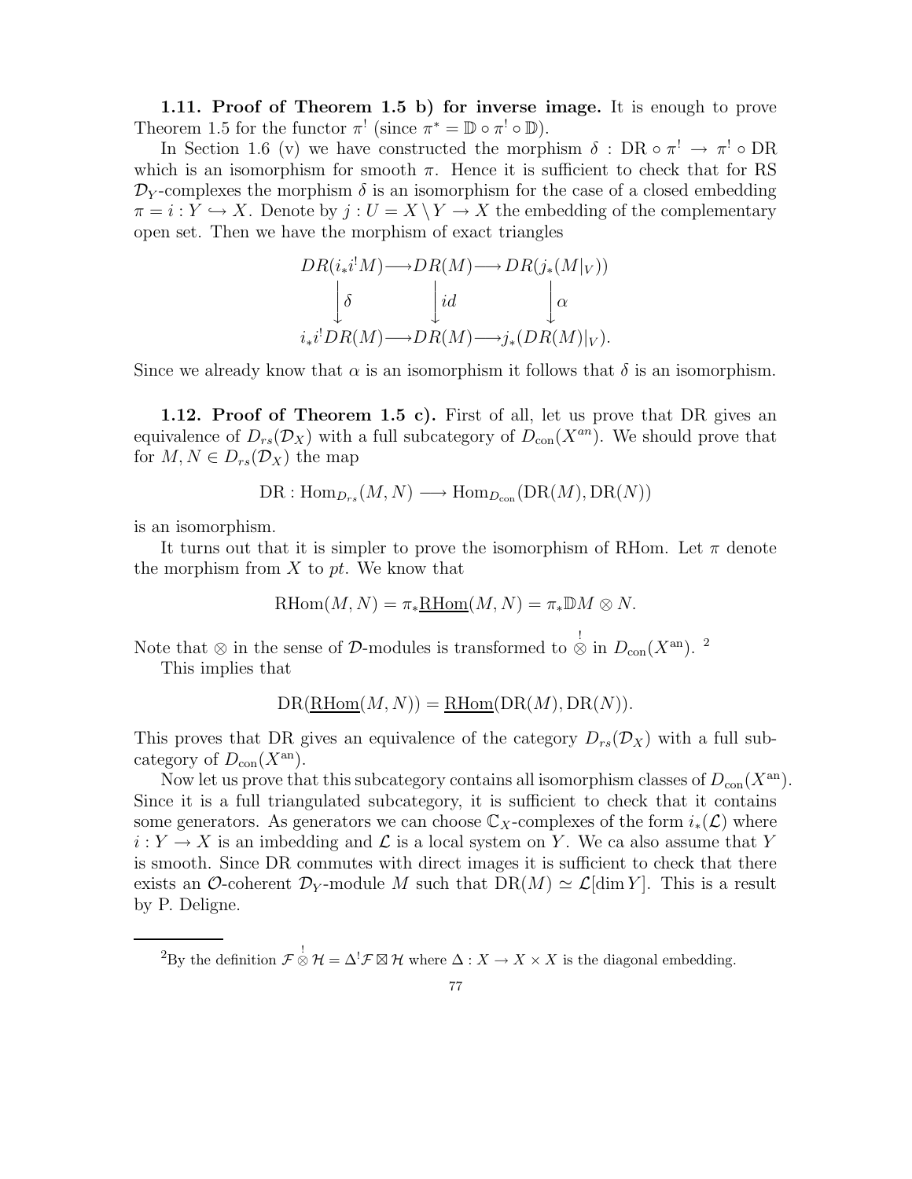**1.11. Proof of Theorem 1.5 b) for inverse image.** It is enough to prove Theorem 1.5 for the functor $\pi^!$ (since $\pi^* = \mathbb{D} \circ \pi^! \circ \mathbb{D}$).

In Section 1.6 (v) we have constructed the morphism $\delta : \mathrm{DR} \circ \pi^! \to \pi^! \circ \mathrm{DR}$ which is an isomorphism for smooth $\pi$. Hence it is sufficient to check that for RS $\mathcal{D}_Y$-complexes the morphism $\delta$ is an isomorphism for the case of a closed embedding $\pi = i : Y \hookrightarrow X$. Denote by $j : U = X \setminus Y \to X$ the embedding of the complementary open set. Then we have the morphism of exact triangles

$$\begin{array}{ccccc} DR(i_* i^! M) & \longrightarrow & DR(M) & \longrightarrow & DR(j_*(M|_V)) \\ \big\downarrow \delta & & \big\downarrow id & & \big\downarrow \alpha \\ i_* i^! DR(M) & \longrightarrow & DR(M) & \longrightarrow & j_*(DR(M)|_V). \end{array}$$

Since we already know that $\alpha$ is an isomorphism it follows that $\delta$ is an isomorphism.

**1.12. Proof of Theorem 1.5 c).** First of all, let us prove that DR gives an equivalence of $D_{rs}(\mathcal{D}_X)$ with a full subcategory of $D_{\mathrm{con}}(X^{an})$. We should prove that for $M, N \in D_{rs}(\mathcal{D}_X)$ the map

$$\mathrm{DR} : \mathrm{Hom}_{D_{rs}}(M, N) \longrightarrow \mathrm{Hom}_{D_{\mathrm{con}}}(\mathrm{DR}(M), \mathrm{DR}(N))$$

is an isomorphism.

It turns out that it is simpler to prove the isomorphism of RHom. Let $\pi$ denote the morphism from $X$ to $pt$. We know that

$$\mathrm{RHom}(M, N) = \pi_* \underline{\mathrm{RHom}}(M, N) = \pi_* \mathbb{D}M \otimes N.$$

Note that $\otimes$ in the sense of $\mathcal{D}$-modules is transformed to $\overset{!}{\otimes}$ in $D_{\mathrm{con}}(X^{\mathrm{an}})$. [2]

This implies that

$$\mathrm{DR}(\underline{\mathrm{RHom}}(M, N)) = \underline{\mathrm{RHom}}(\mathrm{DR}(M), \mathrm{DR}(N)).$$

This proves that DR gives an equivalence of the category $D_{rs}(\mathcal{D}_X)$ with a full subcategory of $D_{\mathrm{con}}(X^{\mathrm{an}})$.

Now let us prove that this subcategory contains all isomorphism classes of $D_{\mathrm{con}}(X^{\mathrm{an}})$. Since it is a full triangulated subcategory, it is sufficient to check that it contains some generators. As generators we can choose $\mathbb{C}_X$-complexes of the form $i_*(\mathcal{L})$ where $i : Y \to X$ is an imbedding and $\mathcal{L}$ is a local system on $Y$. We ca also assume that $Y$ is smooth. Since DR commutes with direct images it is sufficient to check that there exists an $\mathcal{O}$-coherent $\mathcal{D}_Y$-module $M$ such that $\mathrm{DR}(M) \simeq \mathcal{L}[\dim Y]$. This is a result by P. Deligne.

---

[2] By the definition $\mathcal{F} \overset{!}{\otimes} \mathcal{H} = \Delta^! \mathcal{F} \boxtimes \mathcal{H}$ where $\Delta : X \to X \times X$ is the diagonal embedding.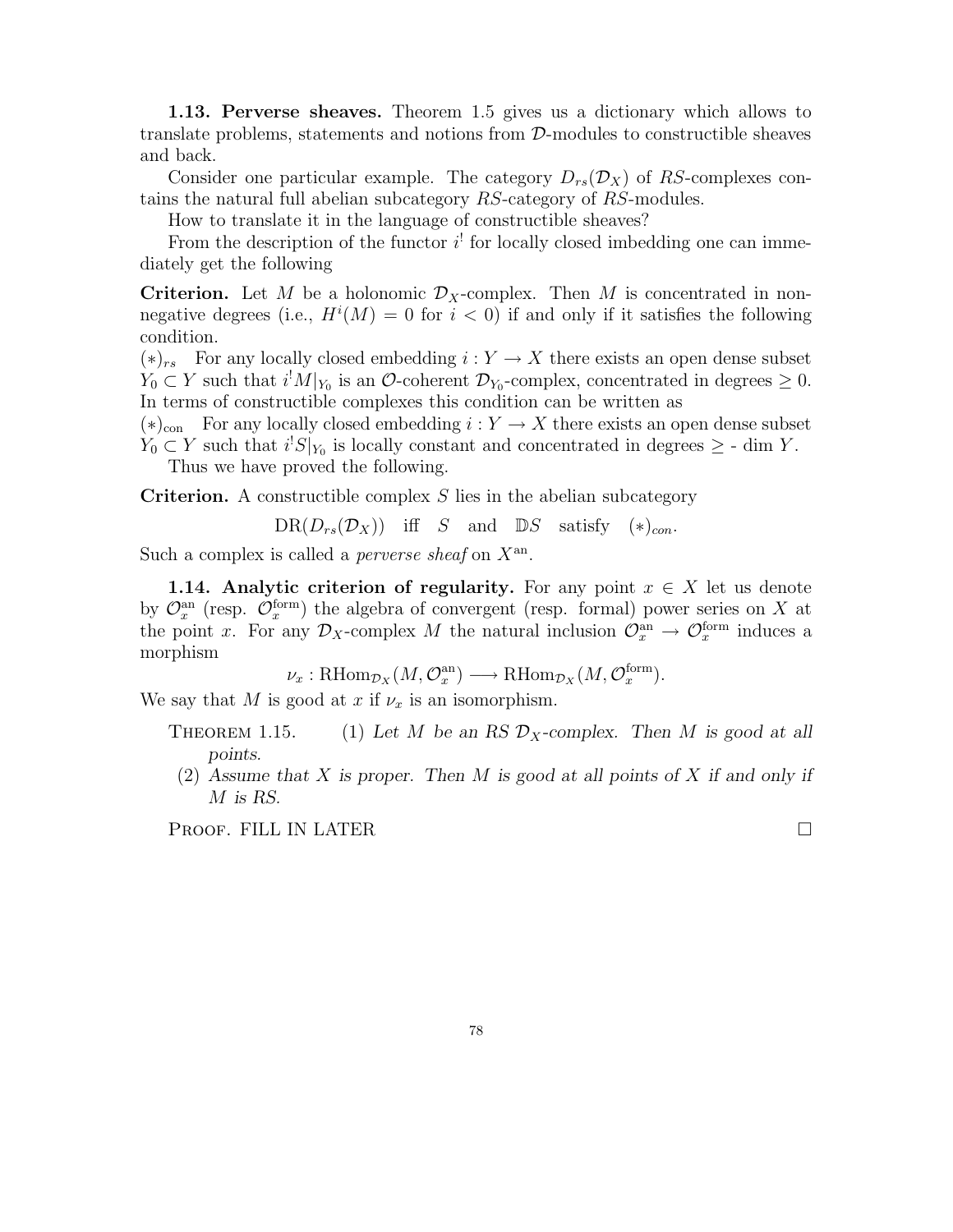**1.13. Perverse sheaves.** Theorem 1.5 gives us a dictionary which allows to translate problems, statements and notions from $\mathcal{D}$-modules to constructible sheaves and back.

Consider one particular example. The category $D_{rs}(\mathcal{D}_X)$ of $RS$-complexes contains the natural full abelian subcategory $RS$-category of $RS$-modules.

How to translate it in the language of constructible sheaves?

From the description of the functor $i^!$ for locally closed imbedding one can immediately get the following

**Criterion.** Let $M$ be a holonomic $\mathcal{D}_X$-complex. Then $M$ is concentrated in nonnegative degrees (i.e., $H^i(M) = 0$ for $i < 0$) if and only if it satisfies the following condition.

$(*)_{rs}$ For any locally closed embedding $i : Y \to X$ there exists an open dense subset $Y_0 \subset Y$ such that $i^! M|_{Y_0}$ is an $\mathcal{O}$-coherent $\mathcal{D}_{Y_0}$-complex, concentrated in degrees $\geq 0$. In terms of constructible complexes this condition can be written as

$(*)_{\text{con}}$ For any locally closed embedding $i : Y \to X$ there exists an open dense subset $Y_0 \subset Y$ such that $i^! S|_{Y_0}$ is locally constant and concentrated in degrees $\geq$ - $\dim Y$.

Thus we have proved the following.

**Criterion.** A constructible complex $S$ lies in the abelian subcategory

$$\mathrm{DR}(D_{rs}(\mathcal{D}_X)) \quad \text{iff} \quad S \quad \text{and} \quad \mathbb{D}S \quad \text{satisfy} \quad (*)_{con}.$$

Such a complex is called a *perverse sheaf* on $X^{\text{an}}$.

**1.14. Analytic criterion of regularity.** For any point $x \in X$ let us denote by $\mathcal{O}_x^{\text{an}}$ (resp. $\mathcal{O}_x^{\text{form}}$) the algebra of convergent (resp. formal) power series on $X$ at the point $x$. For any $\mathcal{D}_X$-complex $M$ the natural inclusion $\mathcal{O}_x^{\text{an}} \to \mathcal{O}_x^{\text{form}}$ induces a morphism

$$\nu_x : \mathrm{RHom}_{\mathcal{D}_X}(M, \mathcal{O}_x^{\text{an}}) \longrightarrow \mathrm{RHom}_{\mathcal{D}_X}(M, \mathcal{O}_x^{\text{form}}).$$

We say that $M$ is good at $x$ if $\nu_x$ is an isomorphism.

THEOREM 1.15. (1) *Let $M$ be an RS $\mathcal{D}_X$-complex. Then $M$ is good at all points.*

(2) *Assume that $X$ is proper. Then $M$ is good at all points of $X$ if and only if $M$ is RS.*

PROOF. FILL IN LATER ☐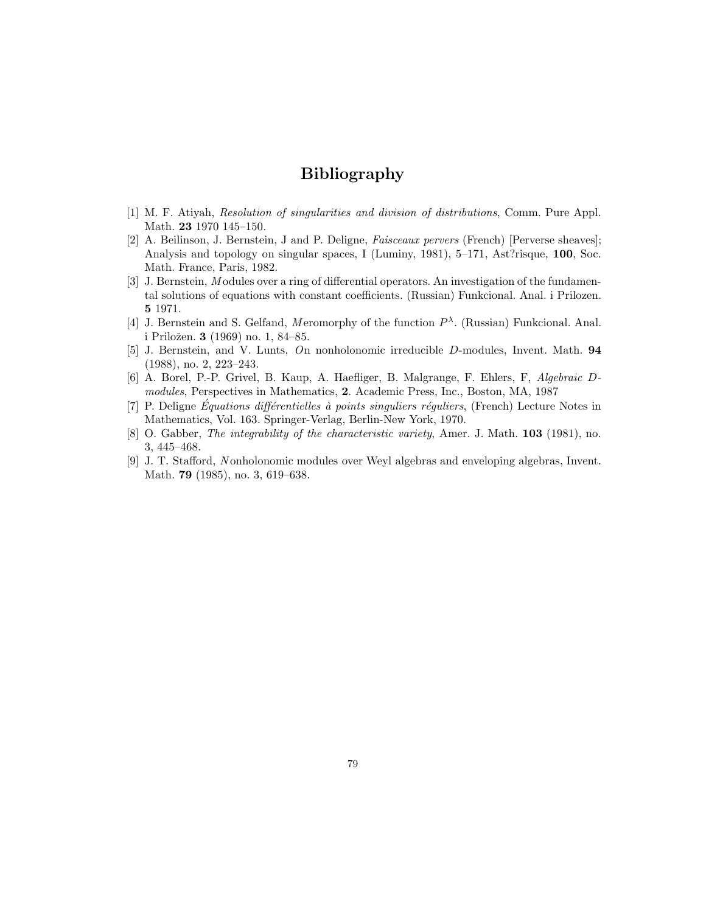# Bibliography

[1] M. F. Atiyah, *Resolution of singularities and division of distributions*, Comm. Pure Appl. Math. **23** 1970 145–150.

[2] A. Beilinson, J. Bernstein, J and P. Deligne, *Faisceaux pervers* (French) [Perverse sheaves]; Analysis and topology on singular spaces, I (Luminy, 1981), 5–171, Ast?risque, **100**, Soc. Math. France, Paris, 1982.

[3] J. Bernstein, *M*odules over a ring of differential operators. An investigation of the fundamental solutions of equations with constant coefficients. (Russian) Funkcional. Anal. i Prilozen. **5** 1971.

[4] J. Bernstein and S. Gelfand, *M*eromorphy of the function $P^{\lambda}$. (Russian) Funkcional. Anal. i Priložen. **3** (1969) no. 1, 84–85.

[5] J. Bernstein, and V. Lunts, *O*n nonholonomic irreducible *D*-modules, Invent. Math. **94** (1988), no. 2, 223–243.

[6] A. Borel, P.-P. Grivel, B. Kaup, A. Haefliger, B. Malgrange, F. Ehlers, F, *Algebraic D-modules*, Perspectives in Mathematics, **2**. Academic Press, Inc., Boston, MA, 1987

[7] P. Deligne *Équations différentielles à points singuliers réguliers*, (French) Lecture Notes in Mathematics, Vol. 163. Springer-Verlag, Berlin-New York, 1970.

[8] O. Gabber, *The integrability of the characteristic variety*, Amer. J. Math. **103** (1981), no. 3, 445–468.

[9] J. T. Stafford, *N*onholonomic modules over Weyl algebras and enveloping algebras, Invent. Math. **79** (1985), no. 3, 619–638.